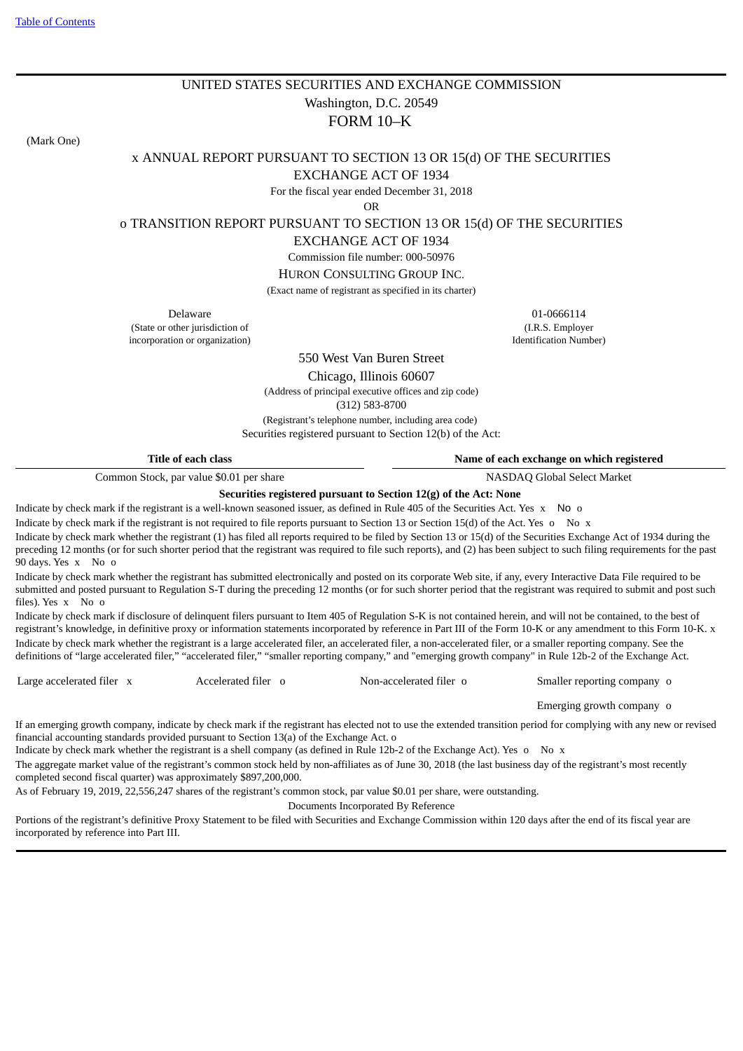[Table of Contents]

UNITED STATES SECURITIES AND EXCHANGE COMMISSION

Washington, D.C. 20549

# FORM 10–K

(Mark One)

x ANNUAL REPORT PURSUANT TO SECTION 13 OR 15(d) OF THE SECURITIES EXCHANGE ACT OF 1934

For the fiscal year ended December 31, 2018

OR

o TRANSITION REPORT PURSUANT TO SECTION 13 OR 15(d) OF THE SECURITIES EXCHANGE ACT OF 1934

Commission file number: 000-50976

HURON CONSULTING GROUP INC.

(Exact name of registrant as specified in its charter)

| Delaware | 01-0666114 |
|---|---|
| (State or other jurisdiction of incorporation or organization) | (I.R.S. Employer Identification Number) |

550 West Van Buren Street

Chicago, Illinois 60607

(Address of principal executive offices and zip code)

(312) 583-8700

(Registrant's telephone number, including area code)

Securities registered pursuant to Section 12(b) of the Act:

| Title of each class | Name of each exchange on which registered |
|---|---|
| Common Stock, par value $0.01 per share | NASDAQ Global Select Market |

**Securities registered pursuant to Section 12(g) of the Act: None**

Indicate by check mark if the registrant is a well-known seasoned issuer, as defined in Rule 405 of the Securities Act. Yes x No o

Indicate by check mark if the registrant is not required to file reports pursuant to Section 13 or Section 15(d) of the Act. Yes o No x

Indicate by check mark whether the registrant (1) has filed all reports required to be filed by Section 13 or 15(d) of the Securities Exchange Act of 1934 during the preceding 12 months (or for such shorter period that the registrant was required to file such reports), and (2) has been subject to such filing requirements for the past 90 days. Yes x No o

Indicate by check mark whether the registrant has submitted electronically and posted on its corporate Web site, if any, every Interactive Data File required to be submitted and posted pursuant to Regulation S-T during the preceding 12 months (or for such shorter period that the registrant was required to submit and post such files). Yes x No o

Indicate by check mark if disclosure of delinquent filers pursuant to Item 405 of Regulation S-K is not contained herein, and will not be contained, to the best of registrant's knowledge, in definitive proxy or information statements incorporated by reference in Part III of the Form 10-K or any amendment to this Form 10-K. x

Indicate by check mark whether the registrant is a large accelerated filer, an accelerated filer, a non-accelerated filer, or a smaller reporting company. See the definitions of "large accelerated filer," "accelerated filer," "smaller reporting company," and "emerging growth company" in Rule 12b-2 of the Exchange Act.

| Large accelerated filer x | Accelerated filer o | Non-accelerated filer o | Smaller reporting company o |
|---|---|---|---|
| | | | Emerging growth company o |

If an emerging growth company, indicate by check mark if the registrant has elected not to use the extended transition period for complying with any new or revised financial accounting standards provided pursuant to Section 13(a) of the Exchange Act. o

Indicate by check mark whether the registrant is a shell company (as defined in Rule 12b-2 of the Exchange Act). Yes o No x

The aggregate market value of the registrant's common stock held by non-affiliates as of June 30, 2018 (the last business day of the registrant's most recently completed second fiscal quarter) was approximately $897,200,000.

As of February 19, 2019, 22,556,247 shares of the registrant's common stock, par value $0.01 per share, were outstanding.

Documents Incorporated By Reference

Portions of the registrant's definitive Proxy Statement to be filed with Securities and Exchange Commission within 120 days after the end of its fiscal year are incorporated by reference into Part III.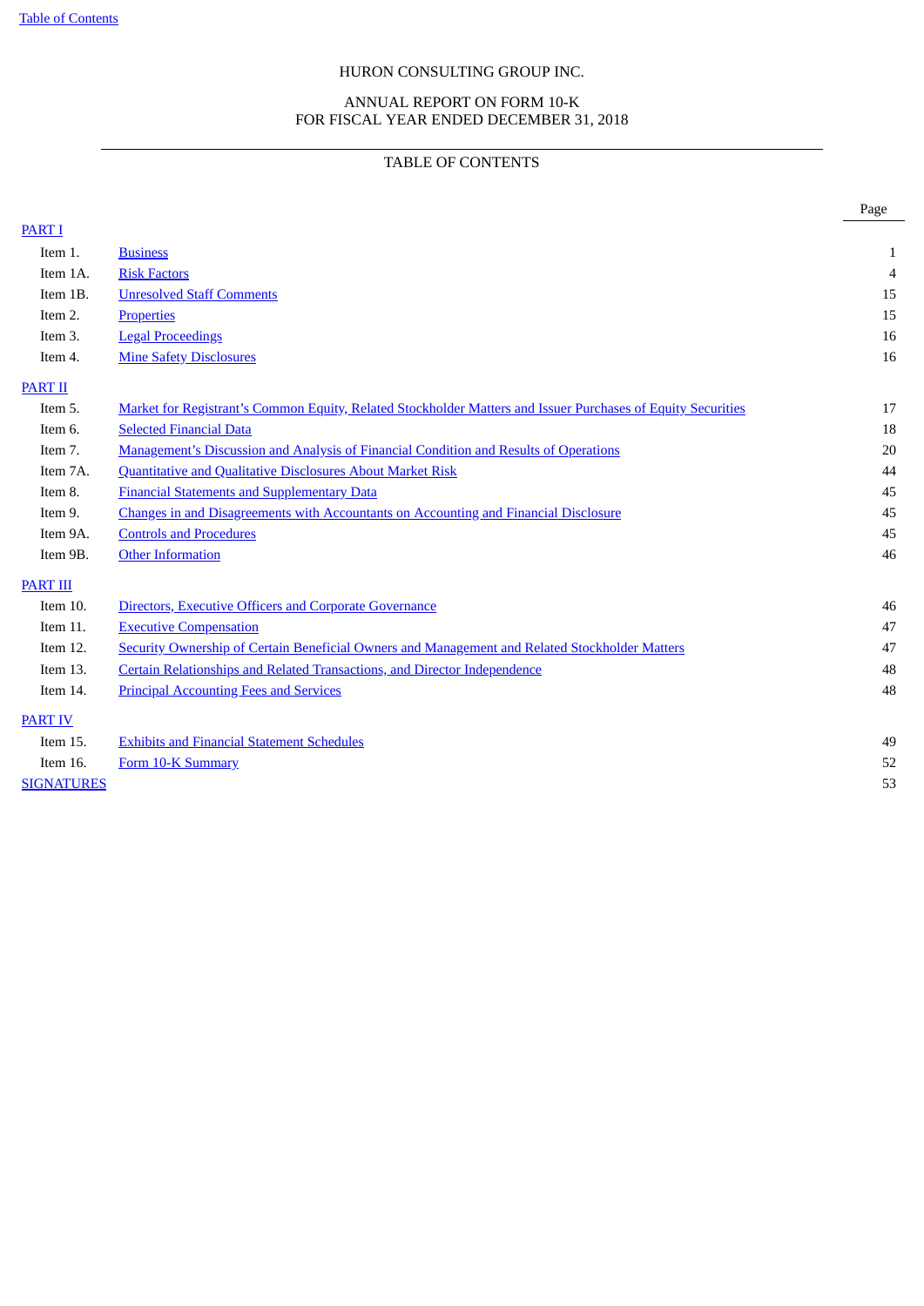HURON CONSULTING GROUP INC.

ANNUAL REPORT ON FORM 10-K
FOR FISCAL YEAR ENDED DECEMBER 31, 2018

TABLE OF CONTENTS

| | | Page |
|---|---|---|
| PART I | | |
| Item 1. | Business | 1 |
| Item 1A. | Risk Factors | 4 |
| Item 1B. | Unresolved Staff Comments | 15 |
| Item 2. | Properties | 15 |
| Item 3. | Legal Proceedings | 16 |
| Item 4. | Mine Safety Disclosures | 16 |
| PART II | | |
| Item 5. | Market for Registrant's Common Equity, Related Stockholder Matters and Issuer Purchases of Equity Securities | 17 |
| Item 6. | Selected Financial Data | 18 |
| Item 7. | Management's Discussion and Analysis of Financial Condition and Results of Operations | 20 |
| Item 7A. | Quantitative and Qualitative Disclosures About Market Risk | 44 |
| Item 8. | Financial Statements and Supplementary Data | 45 |
| Item 9. | Changes in and Disagreements with Accountants on Accounting and Financial Disclosure | 45 |
| Item 9A. | Controls and Procedures | 45 |
| Item 9B. | Other Information | 46 |
| PART III | | |
| Item 10. | Directors, Executive Officers and Corporate Governance | 46 |
| Item 11. | Executive Compensation | 47 |
| Item 12. | Security Ownership of Certain Beneficial Owners and Management and Related Stockholder Matters | 47 |
| Item 13. | Certain Relationships and Related Transactions, and Director Independence | 48 |
| Item 14. | Principal Accounting Fees and Services | 48 |
| PART IV | | |
| Item 15. | Exhibits and Financial Statement Schedules | 49 |
| Item 16. | Form 10-K Summary | 52 |
| SIGNATURES | | 53 |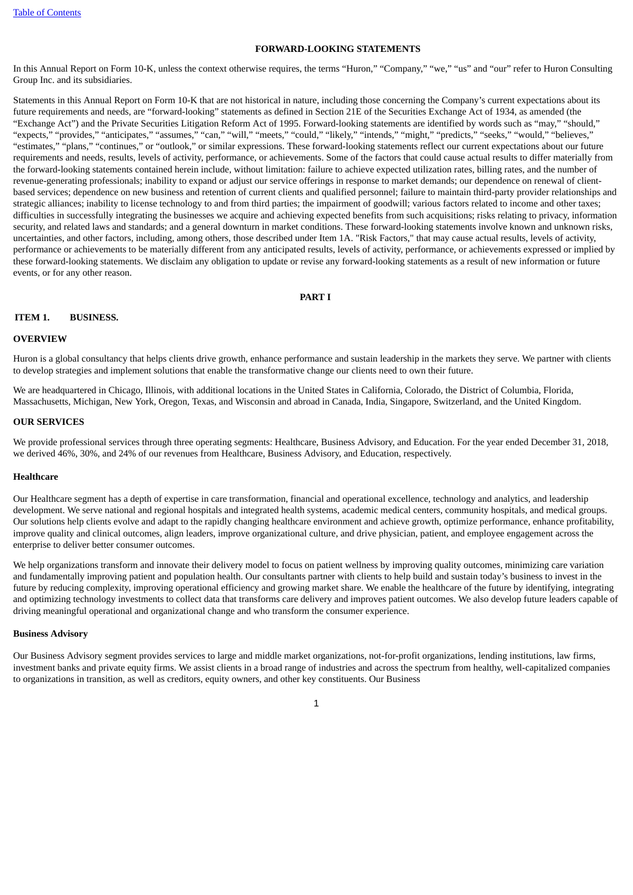## FORWARD-LOOKING STATEMENTS

In this Annual Report on Form 10-K, unless the context otherwise requires, the terms "Huron," "Company," "we," "us" and "our" refer to Huron Consulting Group Inc. and its subsidiaries.

Statements in this Annual Report on Form 10-K that are not historical in nature, including those concerning the Company's current expectations about its future requirements and needs, are "forward-looking" statements as defined in Section 21E of the Securities Exchange Act of 1934, as amended (the "Exchange Act") and the Private Securities Litigation Reform Act of 1995. Forward-looking statements are identified by words such as "may," "should," "expects," "provides," "anticipates," "assumes," "can," "will," "meets," "could," "likely," "intends," "might," "predicts," "seeks," "would," "believes," "estimates," "plans," "continues," or "outlook," or similar expressions. These forward-looking statements reflect our current expectations about our future requirements and needs, results, levels of activity, performance, or achievements. Some of the factors that could cause actual results to differ materially from the forward-looking statements contained herein include, without limitation: failure to achieve expected utilization rates, billing rates, and the number of revenue-generating professionals; inability to expand or adjust our service offerings in response to market demands; our dependence on renewal of client-based services; dependence on new business and retention of current clients and qualified personnel; failure to maintain third-party provider relationships and strategic alliances; inability to license technology to and from third parties; the impairment of goodwill; various factors related to income and other taxes; difficulties in successfully integrating the businesses we acquire and achieving expected benefits from such acquisitions; risks relating to privacy, information security, and related laws and standards; and a general downturn in market conditions. These forward-looking statements involve known and unknown risks, uncertainties, and other factors, including, among others, those described under Item 1A. "Risk Factors," that may cause actual results, levels of activity, performance or achievements to be materially different from any anticipated results, levels of activity, performance, or achievements expressed or implied by these forward-looking statements. We disclaim any obligation to update or revise any forward-looking statements as a result of new information or future events, or for any other reason.

# PART I

## ITEM 1. BUSINESS.

### OVERVIEW

Huron is a global consultancy that helps clients drive growth, enhance performance and sustain leadership in the markets they serve. We partner with clients to develop strategies and implement solutions that enable the transformative change our clients need to own their future.

We are headquartered in Chicago, Illinois, with additional locations in the United States in California, Colorado, the District of Columbia, Florida, Massachusetts, Michigan, New York, Oregon, Texas, and Wisconsin and abroad in Canada, India, Singapore, Switzerland, and the United Kingdom.

### OUR SERVICES

We provide professional services through three operating segments: Healthcare, Business Advisory, and Education. For the year ended December 31, 2018, we derived 46%, 30%, and 24% of our revenues from Healthcare, Business Advisory, and Education, respectively.

#### Healthcare

Our Healthcare segment has a depth of expertise in care transformation, financial and operational excellence, technology and analytics, and leadership development. We serve national and regional hospitals and integrated health systems, academic medical centers, community hospitals, and medical groups. Our solutions help clients evolve and adapt to the rapidly changing healthcare environment and achieve growth, optimize performance, enhance profitability, improve quality and clinical outcomes, align leaders, improve organizational culture, and drive physician, patient, and employee engagement across the enterprise to deliver better consumer outcomes.

We help organizations transform and innovate their delivery model to focus on patient wellness by improving quality outcomes, minimizing care variation and fundamentally improving patient and population health. Our consultants partner with clients to help build and sustain today's business to invest in the future by reducing complexity, improving operational efficiency and growing market share. We enable the healthcare of the future by identifying, integrating and optimizing technology investments to collect data that transforms care delivery and improves patient outcomes. We also develop future leaders capable of driving meaningful operational and organizational change and who transform the consumer experience.

#### Business Advisory

Our Business Advisory segment provides services to large and middle market organizations, not-for-profit organizations, lending institutions, law firms, investment banks and private equity firms. We assist clients in a broad range of industries and across the spectrum from healthy, well-capitalized companies to organizations in transition, as well as creditors, equity owners, and other key constituents. Our Business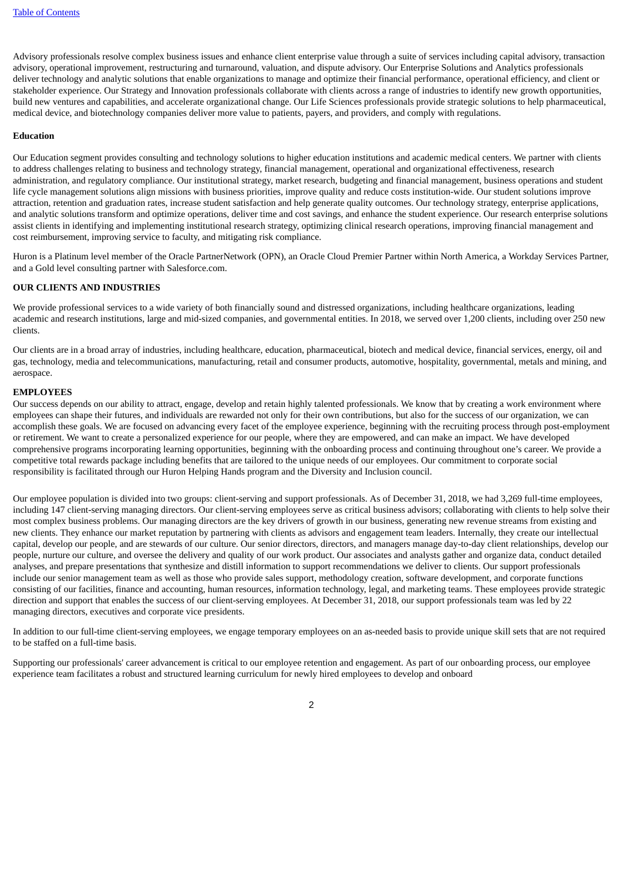Advisory professionals resolve complex business issues and enhance client enterprise value through a suite of services including capital advisory, transaction advisory, operational improvement, restructuring and turnaround, valuation, and dispute advisory. Our Enterprise Solutions and Analytics professionals deliver technology and analytic solutions that enable organizations to manage and optimize their financial performance, operational efficiency, and client or stakeholder experience. Our Strategy and Innovation professionals collaborate with clients across a range of industries to identify new growth opportunities, build new ventures and capabilities, and accelerate organizational change. Our Life Sciences professionals provide strategic solutions to help pharmaceutical, medical device, and biotechnology companies deliver more value to patients, payers, and providers, and comply with regulations.

**Education**

Our Education segment provides consulting and technology solutions to higher education institutions and academic medical centers. We partner with clients to address challenges relating to business and technology strategy, financial management, operational and organizational effectiveness, research administration, and regulatory compliance. Our institutional strategy, market research, budgeting and financial management, business operations and student life cycle management solutions align missions with business priorities, improve quality and reduce costs institution-wide. Our student solutions improve attraction, retention and graduation rates, increase student satisfaction and help generate quality outcomes. Our technology strategy, enterprise applications, and analytic solutions transform and optimize operations, deliver time and cost savings, and enhance the student experience. Our research enterprise solutions assist clients in identifying and implementing institutional research strategy, optimizing clinical research operations, improving financial management and cost reimbursement, improving service to faculty, and mitigating risk compliance.

Huron is a Platinum level member of the Oracle PartnerNetwork (OPN), an Oracle Cloud Premier Partner within North America, a Workday Services Partner, and a Gold level consulting partner with Salesforce.com.

## OUR CLIENTS AND INDUSTRIES

We provide professional services to a wide variety of both financially sound and distressed organizations, including healthcare organizations, leading academic and research institutions, large and mid-sized companies, and governmental entities. In 2018, we served over 1,200 clients, including over 250 new clients.

Our clients are in a broad array of industries, including healthcare, education, pharmaceutical, biotech and medical device, financial services, energy, oil and gas, technology, media and telecommunications, manufacturing, retail and consumer products, automotive, hospitality, governmental, metals and mining, and aerospace.

## EMPLOYEES

Our success depends on our ability to attract, engage, develop and retain highly talented professionals. We know that by creating a work environment where employees can shape their futures, and individuals are rewarded not only for their own contributions, but also for the success of our organization, we can accomplish these goals. We are focused on advancing every facet of the employee experience, beginning with the recruiting process through post-employment or retirement. We want to create a personalized experience for our people, where they are empowered, and can make an impact. We have developed comprehensive programs incorporating learning opportunities, beginning with the onboarding process and continuing throughout one's career. We provide a competitive total rewards package including benefits that are tailored to the unique needs of our employees. Our commitment to corporate social responsibility is facilitated through our Huron Helping Hands program and the Diversity and Inclusion council.

Our employee population is divided into two groups: client-serving and support professionals. As of December 31, 2018, we had 3,269 full-time employees, including 147 client-serving managing directors. Our client-serving employees serve as critical business advisors; collaborating with clients to help solve their most complex business problems. Our managing directors are the key drivers of growth in our business, generating new revenue streams from existing and new clients. They enhance our market reputation by partnering with clients as advisors and engagement team leaders. Internally, they create our intellectual capital, develop our people, and are stewards of our culture. Our senior directors, directors, and managers manage day-to-day client relationships, develop our people, nurture our culture, and oversee the delivery and quality of our work product. Our associates and analysts gather and organize data, conduct detailed analyses, and prepare presentations that synthesize and distill information to support recommendations we deliver to clients. Our support professionals include our senior management team as well as those who provide sales support, methodology creation, software development, and corporate functions consisting of our facilities, finance and accounting, human resources, information technology, legal, and marketing teams. These employees provide strategic direction and support that enables the success of our client-serving employees. At December 31, 2018, our support professionals team was led by 22 managing directors, executives and corporate vice presidents.

In addition to our full-time client-serving employees, we engage temporary employees on an as-needed basis to provide unique skill sets that are not required to be staffed on a full-time basis.

Supporting our professionals' career advancement is critical to our employee retention and engagement. As part of our onboarding process, our employee experience team facilitates a robust and structured learning curriculum for newly hired employees to develop and onboard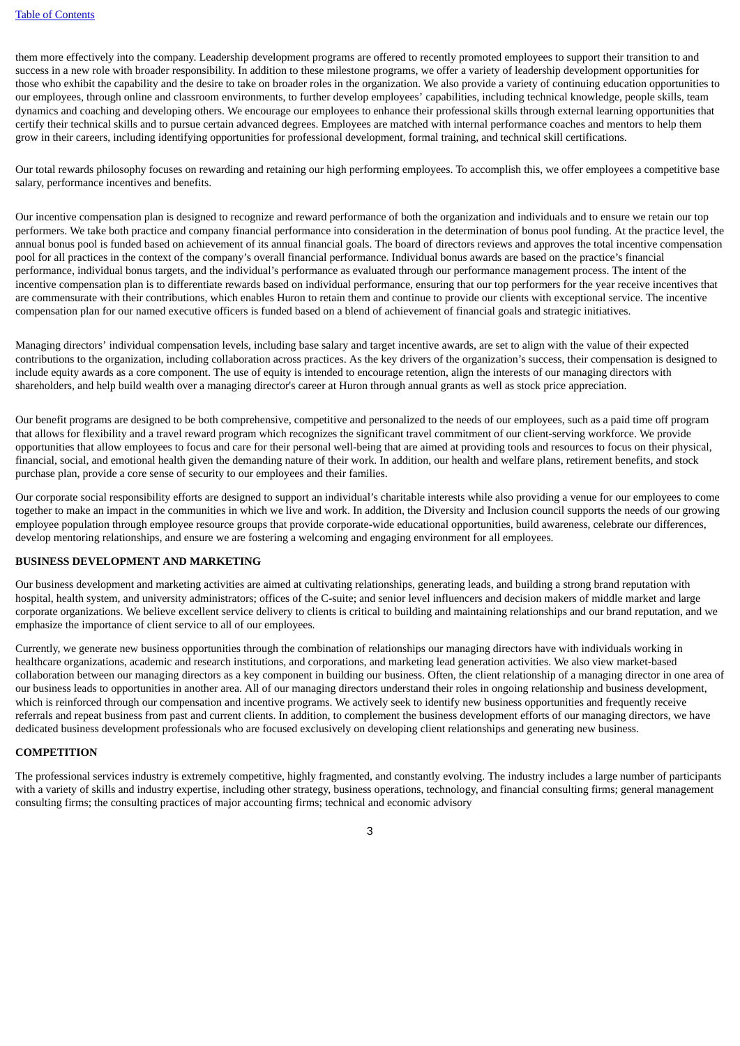them more effectively into the company. Leadership development programs are offered to recently promoted employees to support their transition to and success in a new role with broader responsibility. In addition to these milestone programs, we offer a variety of leadership development opportunities for those who exhibit the capability and the desire to take on broader roles in the organization. We also provide a variety of continuing education opportunities to our employees, through online and classroom environments, to further develop employees' capabilities, including technical knowledge, people skills, team dynamics and coaching and developing others. We encourage our employees to enhance their professional skills through external learning opportunities that certify their technical skills and to pursue certain advanced degrees. Employees are matched with internal performance coaches and mentors to help them grow in their careers, including identifying opportunities for professional development, formal training, and technical skill certifications.

Our total rewards philosophy focuses on rewarding and retaining our high performing employees. To accomplish this, we offer employees a competitive base salary, performance incentives and benefits.

Our incentive compensation plan is designed to recognize and reward performance of both the organization and individuals and to ensure we retain our top performers. We take both practice and company financial performance into consideration in the determination of bonus pool funding. At the practice level, the annual bonus pool is funded based on achievement of its annual financial goals. The board of directors reviews and approves the total incentive compensation pool for all practices in the context of the company's overall financial performance. Individual bonus awards are based on the practice's financial performance, individual bonus targets, and the individual's performance as evaluated through our performance management process. The intent of the incentive compensation plan is to differentiate rewards based on individual performance, ensuring that our top performers for the year receive incentives that are commensurate with their contributions, which enables Huron to retain them and continue to provide our clients with exceptional service. The incentive compensation plan for our named executive officers is funded based on a blend of achievement of financial goals and strategic initiatives.

Managing directors' individual compensation levels, including base salary and target incentive awards, are set to align with the value of their expected contributions to the organization, including collaboration across practices. As the key drivers of the organization's success, their compensation is designed to include equity awards as a core component. The use of equity is intended to encourage retention, align the interests of our managing directors with shareholders, and help build wealth over a managing director's career at Huron through annual grants as well as stock price appreciation.

Our benefit programs are designed to be both comprehensive, competitive and personalized to the needs of our employees, such as a paid time off program that allows for flexibility and a travel reward program which recognizes the significant travel commitment of our client-serving workforce. We provide opportunities that allow employees to focus and care for their personal well-being that are aimed at providing tools and resources to focus on their physical, financial, social, and emotional health given the demanding nature of their work. In addition, our health and welfare plans, retirement benefits, and stock purchase plan, provide a core sense of security to our employees and their families.

Our corporate social responsibility efforts are designed to support an individual's charitable interests while also providing a venue for our employees to come together to make an impact in the communities in which we live and work. In addition, the Diversity and Inclusion council supports the needs of our growing employee population through employee resource groups that provide corporate-wide educational opportunities, build awareness, celebrate our differences, develop mentoring relationships, and ensure we are fostering a welcoming and engaging environment for all employees.

**BUSINESS DEVELOPMENT AND MARKETING**

Our business development and marketing activities are aimed at cultivating relationships, generating leads, and building a strong brand reputation with hospital, health system, and university administrators; offices of the C-suite; and senior level influencers and decision makers of middle market and large corporate organizations. We believe excellent service delivery to clients is critical to building and maintaining relationships and our brand reputation, and we emphasize the importance of client service to all of our employees.

Currently, we generate new business opportunities through the combination of relationships our managing directors have with individuals working in healthcare organizations, academic and research institutions, and corporations, and marketing lead generation activities. We also view market-based collaboration between our managing directors as a key component in building our business. Often, the client relationship of a managing director in one area of our business leads to opportunities in another area. All of our managing directors understand their roles in ongoing relationship and business development, which is reinforced through our compensation and incentive programs. We actively seek to identify new business opportunities and frequently receive referrals and repeat business from past and current clients. In addition, to complement the business development efforts of our managing directors, we have dedicated business development professionals who are focused exclusively on developing client relationships and generating new business.

**COMPETITION**

The professional services industry is extremely competitive, highly fragmented, and constantly evolving. The industry includes a large number of participants with a variety of skills and industry expertise, including other strategy, business operations, technology, and financial consulting firms; general management consulting firms; the consulting practices of major accounting firms; technical and economic advisory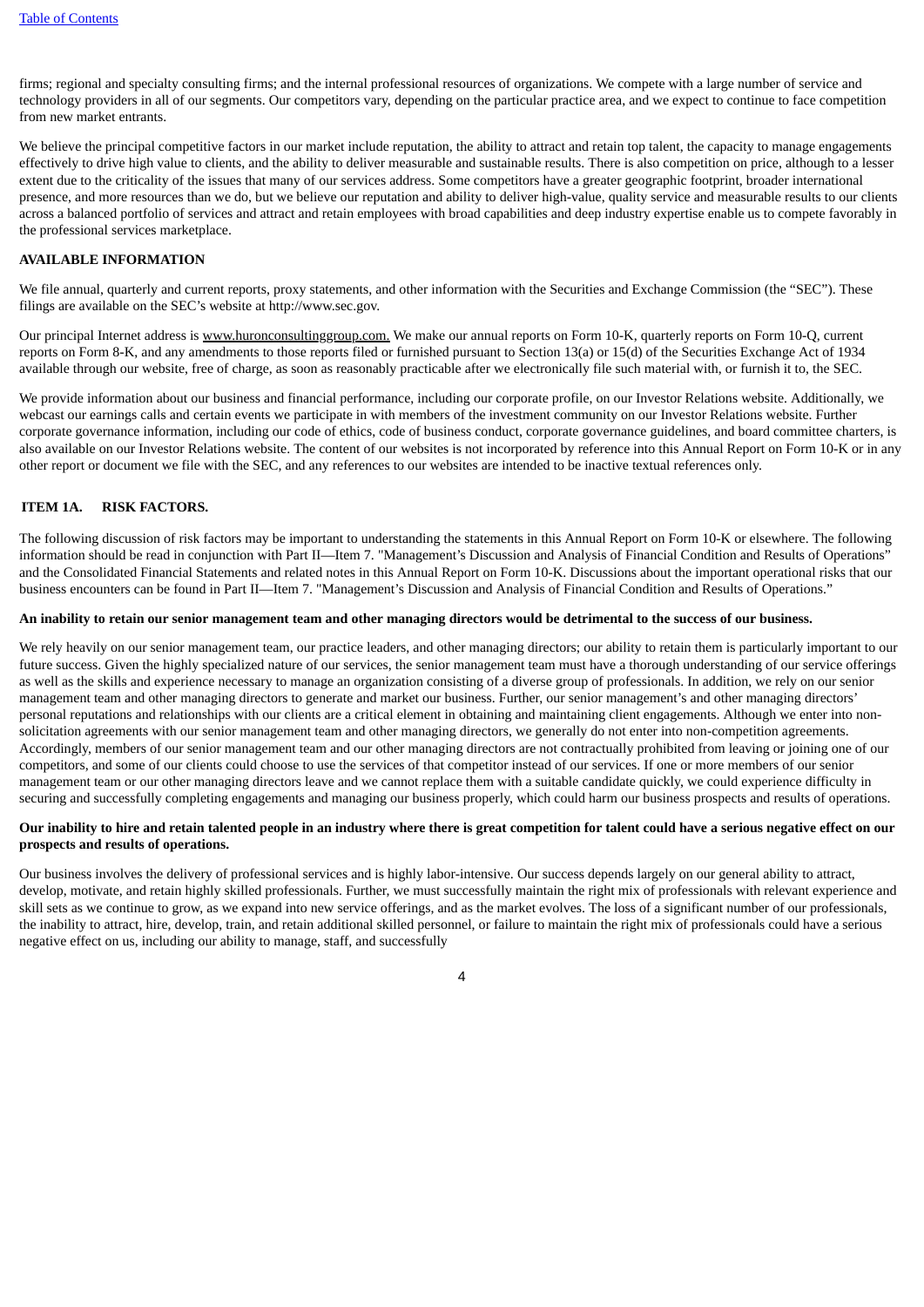firms; regional and specialty consulting firms; and the internal professional resources of organizations. We compete with a large number of service and technology providers in all of our segments. Our competitors vary, depending on the particular practice area, and we expect to continue to face competition from new market entrants.

We believe the principal competitive factors in our market include reputation, the ability to attract and retain top talent, the capacity to manage engagements effectively to drive high value to clients, and the ability to deliver measurable and sustainable results. There is also competition on price, although to a lesser extent due to the criticality of the issues that many of our services address. Some competitors have a greater geographic footprint, broader international presence, and more resources than we do, but we believe our reputation and ability to deliver high-value, quality service and measurable results to our clients across a balanced portfolio of services and attract and retain employees with broad capabilities and deep industry expertise enable us to compete favorably in the professional services marketplace.

**AVAILABLE INFORMATION**

We file annual, quarterly and current reports, proxy statements, and other information with the Securities and Exchange Commission (the "SEC"). These filings are available on the SEC's website at http://www.sec.gov.

Our principal Internet address is www.huronconsultinggroup.com. We make our annual reports on Form 10-K, quarterly reports on Form 10-Q, current reports on Form 8-K, and any amendments to those reports filed or furnished pursuant to Section 13(a) or 15(d) of the Securities Exchange Act of 1934 available through our website, free of charge, as soon as reasonably practicable after we electronically file such material with, or furnish it to, the SEC.

We provide information about our business and financial performance, including our corporate profile, on our Investor Relations website. Additionally, we webcast our earnings calls and certain events we participate in with members of the investment community on our Investor Relations website. Further corporate governance information, including our code of ethics, code of business conduct, corporate governance guidelines, and board committee charters, is also available on our Investor Relations website. The content of our websites is not incorporated by reference into this Annual Report on Form 10-K or in any other report or document we file with the SEC, and any references to our websites are intended to be inactive textual references only.

## ITEM 1A. RISK FACTORS.

The following discussion of risk factors may be important to understanding the statements in this Annual Report on Form 10-K or elsewhere. The following information should be read in conjunction with Part II—Item 7. "Management's Discussion and Analysis of Financial Condition and Results of Operations" and the Consolidated Financial Statements and related notes in this Annual Report on Form 10-K. Discussions about the important operational risks that our business encounters can be found in Part II—Item 7. "Management's Discussion and Analysis of Financial Condition and Results of Operations."

**An inability to retain our senior management team and other managing directors would be detrimental to the success of our business.**

We rely heavily on our senior management team, our practice leaders, and other managing directors; our ability to retain them is particularly important to our future success. Given the highly specialized nature of our services, the senior management team must have a thorough understanding of our service offerings as well as the skills and experience necessary to manage an organization consisting of a diverse group of professionals. In addition, we rely on our senior management team and other managing directors to generate and market our business. Further, our senior management's and other managing directors' personal reputations and relationships with our clients are a critical element in obtaining and maintaining client engagements. Although we enter into non-solicitation agreements with our senior management team and other managing directors, we generally do not enter into non-competition agreements. Accordingly, members of our senior management team and our other managing directors are not contractually prohibited from leaving or joining one of our competitors, and some of our clients could choose to use the services of that competitor instead of our services. If one or more members of our senior management team or our other managing directors leave and we cannot replace them with a suitable candidate quickly, we could experience difficulty in securing and successfully completing engagements and managing our business properly, which could harm our business prospects and results of operations.

**Our inability to hire and retain talented people in an industry where there is great competition for talent could have a serious negative effect on our prospects and results of operations.**

Our business involves the delivery of professional services and is highly labor-intensive. Our success depends largely on our general ability to attract, develop, motivate, and retain highly skilled professionals. Further, we must successfully maintain the right mix of professionals with relevant experience and skill sets as we continue to grow, as we expand into new service offerings, and as the market evolves. The loss of a significant number of our professionals, the inability to attract, hire, develop, train, and retain additional skilled personnel, or failure to maintain the right mix of professionals could have a serious negative effect on us, including our ability to manage, staff, and successfully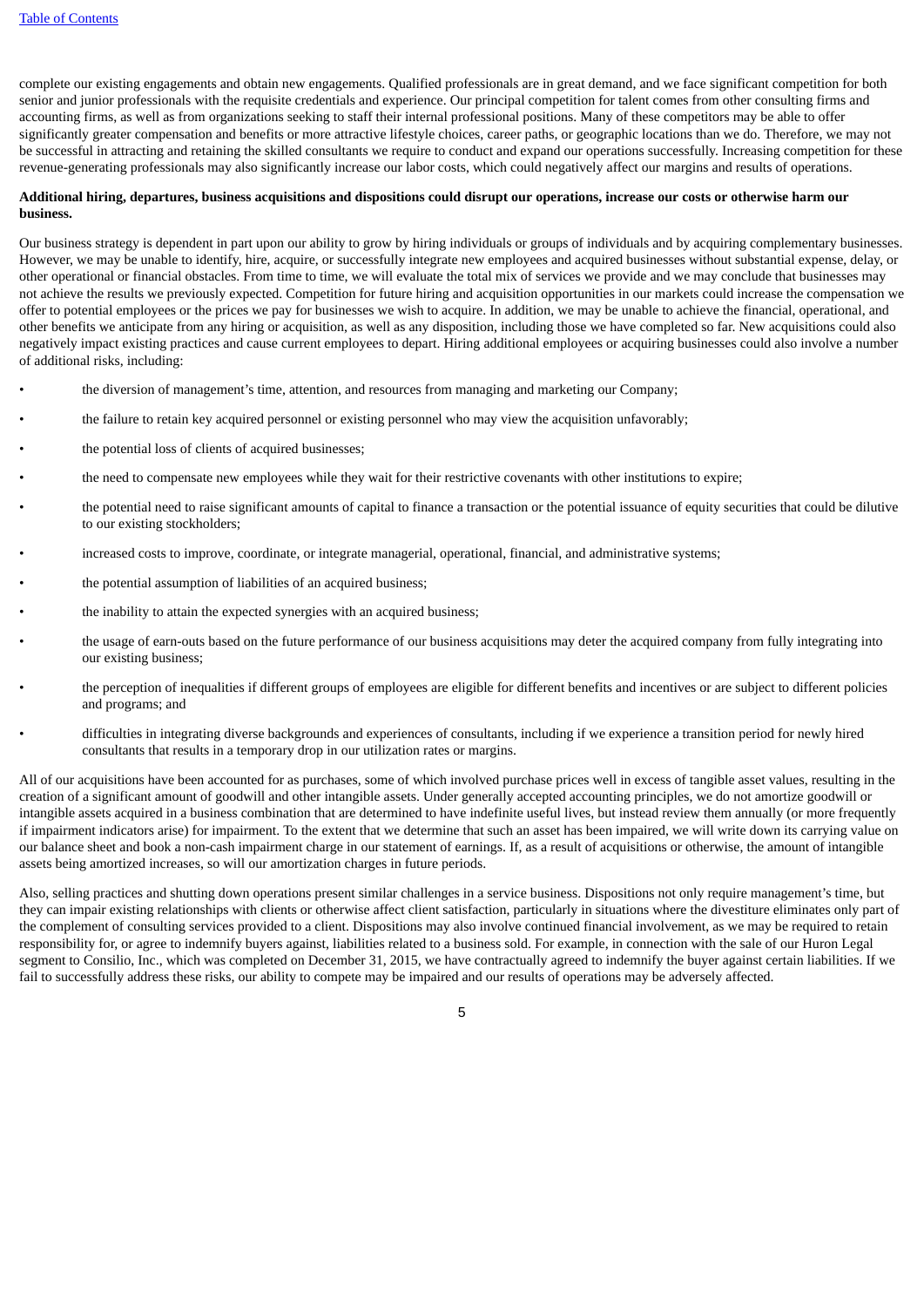complete our existing engagements and obtain new engagements. Qualified professionals are in great demand, and we face significant competition for both senior and junior professionals with the requisite credentials and experience. Our principal competition for talent comes from other consulting firms and accounting firms, as well as from organizations seeking to staff their internal professional positions. Many of these competitors may be able to offer significantly greater compensation and benefits or more attractive lifestyle choices, career paths, or geographic locations than we do. Therefore, we may not be successful in attracting and retaining the skilled consultants we require to conduct and expand our operations successfully. Increasing competition for these revenue-generating professionals may also significantly increase our labor costs, which could negatively affect our margins and results of operations.

**Additional hiring, departures, business acquisitions and dispositions could disrupt our operations, increase our costs or otherwise harm our business.**

Our business strategy is dependent in part upon our ability to grow by hiring individuals or groups of individuals and by acquiring complementary businesses. However, we may be unable to identify, hire, acquire, or successfully integrate new employees and acquired businesses without substantial expense, delay, or other operational or financial obstacles. From time to time, we will evaluate the total mix of services we provide and we may conclude that businesses may not achieve the results we previously expected. Competition for future hiring and acquisition opportunities in our markets could increase the compensation we offer to potential employees or the prices we pay for businesses we wish to acquire. In addition, we may be unable to achieve the financial, operational, and other benefits we anticipate from any hiring or acquisition, as well as any disposition, including those we have completed so far. New acquisitions could also negatively impact existing practices and cause current employees to depart. Hiring additional employees or acquiring businesses could also involve a number of additional risks, including:

- the diversion of management's time, attention, and resources from managing and marketing our Company;
- the failure to retain key acquired personnel or existing personnel who may view the acquisition unfavorably;
- the potential loss of clients of acquired businesses;
- the need to compensate new employees while they wait for their restrictive covenants with other institutions to expire;
- the potential need to raise significant amounts of capital to finance a transaction or the potential issuance of equity securities that could be dilutive to our existing stockholders;
- increased costs to improve, coordinate, or integrate managerial, operational, financial, and administrative systems;
- the potential assumption of liabilities of an acquired business;
- the inability to attain the expected synergies with an acquired business;
- the usage of earn-outs based on the future performance of our business acquisitions may deter the acquired company from fully integrating into our existing business;
- the perception of inequalities if different groups of employees are eligible for different benefits and incentives or are subject to different policies and programs; and
- difficulties in integrating diverse backgrounds and experiences of consultants, including if we experience a transition period for newly hired consultants that results in a temporary drop in our utilization rates or margins.

All of our acquisitions have been accounted for as purchases, some of which involved purchase prices well in excess of tangible asset values, resulting in the creation of a significant amount of goodwill and other intangible assets. Under generally accepted accounting principles, we do not amortize goodwill or intangible assets acquired in a business combination that are determined to have indefinite useful lives, but instead review them annually (or more frequently if impairment indicators arise) for impairment. To the extent that we determine that such an asset has been impaired, we will write down its carrying value on our balance sheet and book a non-cash impairment charge in our statement of earnings. If, as a result of acquisitions or otherwise, the amount of intangible assets being amortized increases, so will our amortization charges in future periods.

Also, selling practices and shutting down operations present similar challenges in a service business. Dispositions not only require management's time, but they can impair existing relationships with clients or otherwise affect client satisfaction, particularly in situations where the divestiture eliminates only part of the complement of consulting services provided to a client. Dispositions may also involve continued financial involvement, as we may be required to retain responsibility for, or agree to indemnify buyers against, liabilities related to a business sold. For example, in connection with the sale of our Huron Legal segment to Consilio, Inc., which was completed on December 31, 2015, we have contractually agreed to indemnify the buyer against certain liabilities. If we fail to successfully address these risks, our ability to compete may be impaired and our results of operations may be adversely affected.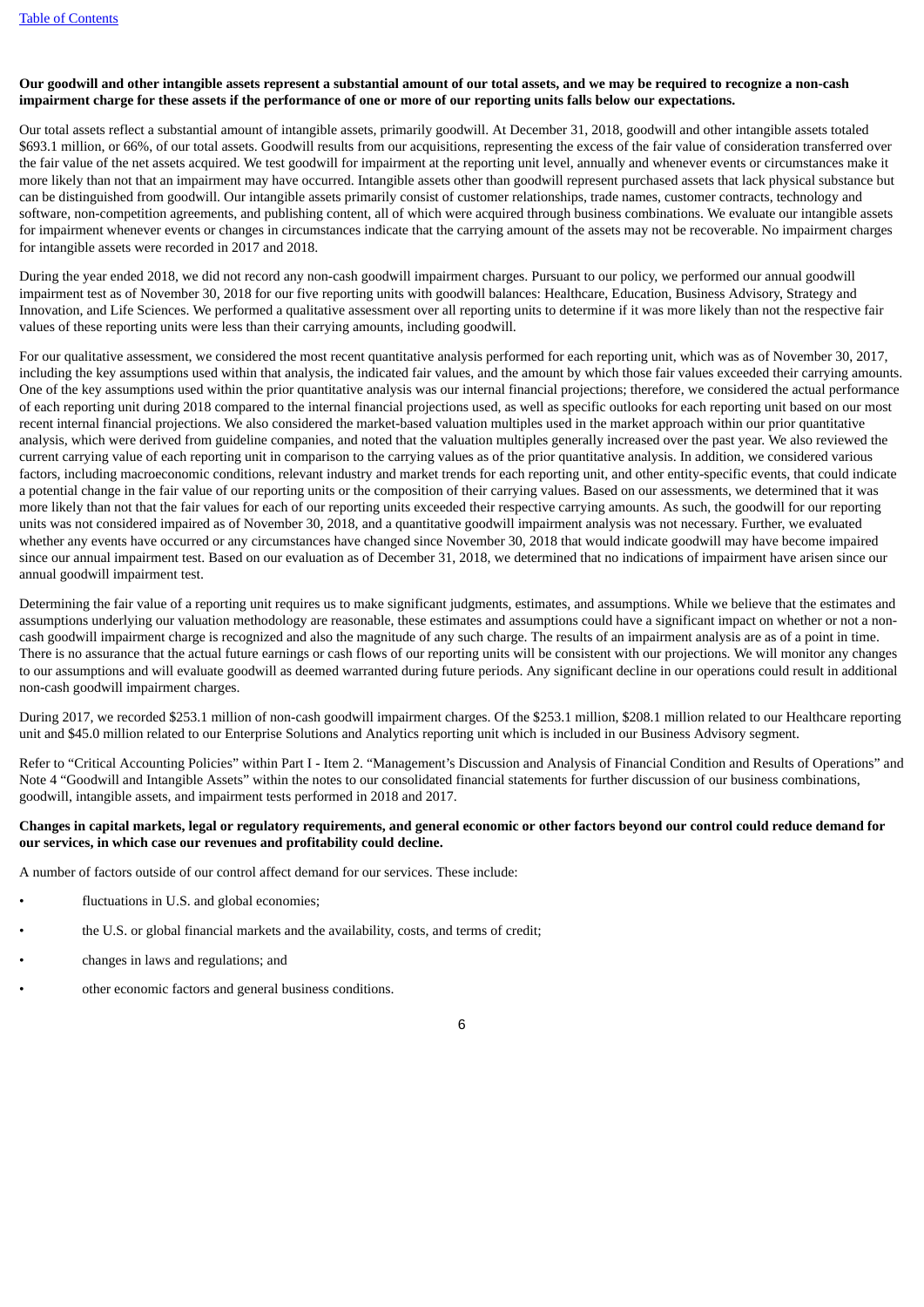**Our goodwill and other intangible assets represent a substantial amount of our total assets, and we may be required to recognize a non-cash impairment charge for these assets if the performance of one or more of our reporting units falls below our expectations.**

Our total assets reflect a substantial amount of intangible assets, primarily goodwill. At December 31, 2018, goodwill and other intangible assets totaled $693.1 million, or 66%, of our total assets. Goodwill results from our acquisitions, representing the excess of the fair value of consideration transferred over the fair value of the net assets acquired. We test goodwill for impairment at the reporting unit level, annually and whenever events or circumstances make it more likely than not that an impairment may have occurred. Intangible assets other than goodwill represent purchased assets that lack physical substance but can be distinguished from goodwill. Our intangible assets primarily consist of customer relationships, trade names, customer contracts, technology and software, non-competition agreements, and publishing content, all of which were acquired through business combinations. We evaluate our intangible assets for impairment whenever events or changes in circumstances indicate that the carrying amount of the assets may not be recoverable. No impairment charges for intangible assets were recorded in 2017 and 2018.

During the year ended 2018, we did not record any non-cash goodwill impairment charges. Pursuant to our policy, we performed our annual goodwill impairment test as of November 30, 2018 for our five reporting units with goodwill balances: Healthcare, Education, Business Advisory, Strategy and Innovation, and Life Sciences. We performed a qualitative assessment over all reporting units to determine if it was more likely than not the respective fair values of these reporting units were less than their carrying amounts, including goodwill.

For our qualitative assessment, we considered the most recent quantitative analysis performed for each reporting unit, which was as of November 30, 2017, including the key assumptions used within that analysis, the indicated fair values, and the amount by which those fair values exceeded their carrying amounts. One of the key assumptions used within the prior quantitative analysis was our internal financial projections; therefore, we considered the actual performance of each reporting unit during 2018 compared to the internal financial projections used, as well as specific outlooks for each reporting unit based on our most recent internal financial projections. We also considered the market-based valuation multiples used in the market approach within our prior quantitative analysis, which were derived from guideline companies, and noted that the valuation multiples generally increased over the past year. We also reviewed the current carrying value of each reporting unit in comparison to the carrying values as of the prior quantitative analysis. In addition, we considered various factors, including macroeconomic conditions, relevant industry and market trends for each reporting unit, and other entity-specific events, that could indicate a potential change in the fair value of our reporting units or the composition of their carrying values. Based on our assessments, we determined that it was more likely than not that the fair values for each of our reporting units exceeded their respective carrying amounts. As such, the goodwill for our reporting units was not considered impaired as of November 30, 2018, and a quantitative goodwill impairment analysis was not necessary. Further, we evaluated whether any events have occurred or any circumstances have changed since November 30, 2018 that would indicate goodwill may have become impaired since our annual impairment test. Based on our evaluation as of December 31, 2018, we determined that no indications of impairment have arisen since our annual goodwill impairment test.

Determining the fair value of a reporting unit requires us to make significant judgments, estimates, and assumptions. While we believe that the estimates and assumptions underlying our valuation methodology are reasonable, these estimates and assumptions could have a significant impact on whether or not a non-cash goodwill impairment charge is recognized and also the magnitude of any such charge. The results of an impairment analysis are as of a point in time. There is no assurance that the actual future earnings or cash flows of our reporting units will be consistent with our projections. We will monitor any changes to our assumptions and will evaluate goodwill as deemed warranted during future periods. Any significant decline in our operations could result in additional non-cash goodwill impairment charges.

During 2017, we recorded $253.1 million of non-cash goodwill impairment charges. Of the $253.1 million, $208.1 million related to our Healthcare reporting unit and $45.0 million related to our Enterprise Solutions and Analytics reporting unit which is included in our Business Advisory segment.

Refer to "Critical Accounting Policies" within Part I - Item 2. "Management's Discussion and Analysis of Financial Condition and Results of Operations" and Note 4 "Goodwill and Intangible Assets" within the notes to our consolidated financial statements for further discussion of our business combinations, goodwill, intangible assets, and impairment tests performed in 2018 and 2017.

**Changes in capital markets, legal or regulatory requirements, and general economic or other factors beyond our control could reduce demand for our services, in which case our revenues and profitability could decline.**

A number of factors outside of our control affect demand for our services. These include:

- fluctuations in U.S. and global economies;
- the U.S. or global financial markets and the availability, costs, and terms of credit;
- changes in laws and regulations; and
- other economic factors and general business conditions.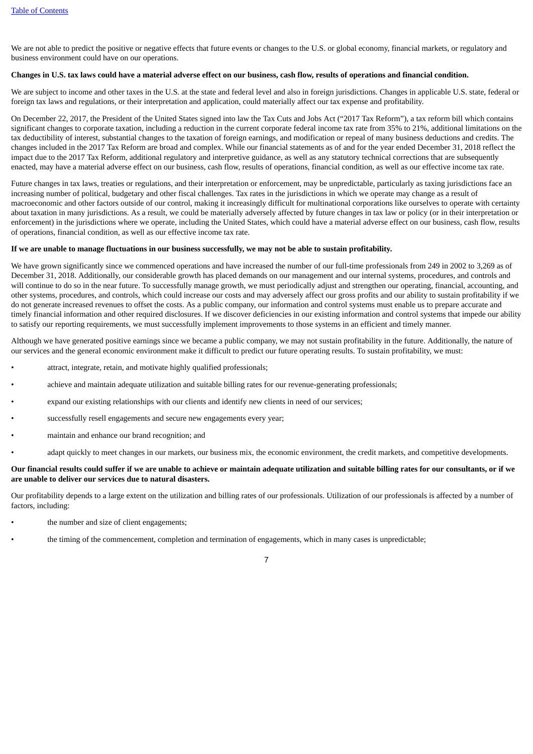We are not able to predict the positive or negative effects that future events or changes to the U.S. or global economy, financial markets, or regulatory and business environment could have on our operations.

**Changes in U.S. tax laws could have a material adverse effect on our business, cash flow, results of operations and financial condition.**

We are subject to income and other taxes in the U.S. at the state and federal level and also in foreign jurisdictions. Changes in applicable U.S. state, federal or foreign tax laws and regulations, or their interpretation and application, could materially affect our tax expense and profitability.

On December 22, 2017, the President of the United States signed into law the Tax Cuts and Jobs Act ("2017 Tax Reform"), a tax reform bill which contains significant changes to corporate taxation, including a reduction in the current corporate federal income tax rate from 35% to 21%, additional limitations on the tax deductibility of interest, substantial changes to the taxation of foreign earnings, and modification or repeal of many business deductions and credits. The changes included in the 2017 Tax Reform are broad and complex. While our financial statements as of and for the year ended December 31, 2018 reflect the impact due to the 2017 Tax Reform, additional regulatory and interpretive guidance, as well as any statutory technical corrections that are subsequently enacted, may have a material adverse effect on our business, cash flow, results of operations, financial condition, as well as our effective income tax rate.

Future changes in tax laws, treaties or regulations, and their interpretation or enforcement, may be unpredictable, particularly as taxing jurisdictions face an increasing number of political, budgetary and other fiscal challenges. Tax rates in the jurisdictions in which we operate may change as a result of macroeconomic and other factors outside of our control, making it increasingly difficult for multinational corporations like ourselves to operate with certainty about taxation in many jurisdictions. As a result, we could be materially adversely affected by future changes in tax law or policy (or in their interpretation or enforcement) in the jurisdictions where we operate, including the United States, which could have a material adverse effect on our business, cash flow, results of operations, financial condition, as well as our effective income tax rate.

**If we are unable to manage fluctuations in our business successfully, we may not be able to sustain profitability.**

We have grown significantly since we commenced operations and have increased the number of our full-time professionals from 249 in 2002 to 3,269 as of December 31, 2018. Additionally, our considerable growth has placed demands on our management and our internal systems, procedures, and controls and will continue to do so in the near future. To successfully manage growth, we must periodically adjust and strengthen our operating, financial, accounting, and other systems, procedures, and controls, which could increase our costs and may adversely affect our gross profits and our ability to sustain profitability if we do not generate increased revenues to offset the costs. As a public company, our information and control systems must enable us to prepare accurate and timely financial information and other required disclosures. If we discover deficiencies in our existing information and control systems that impede our ability to satisfy our reporting requirements, we must successfully implement improvements to those systems in an efficient and timely manner.

Although we have generated positive earnings since we became a public company, we may not sustain profitability in the future. Additionally, the nature of our services and the general economic environment make it difficult to predict our future operating results. To sustain profitability, we must:

- attract, integrate, retain, and motivate highly qualified professionals;
- achieve and maintain adequate utilization and suitable billing rates for our revenue-generating professionals;
- expand our existing relationships with our clients and identify new clients in need of our services;
- successfully resell engagements and secure new engagements every year;
- maintain and enhance our brand recognition; and
- adapt quickly to meet changes in our markets, our business mix, the economic environment, the credit markets, and competitive developments.

**Our financial results could suffer if we are unable to achieve or maintain adequate utilization and suitable billing rates for our consultants, or if we are unable to deliver our services due to natural disasters.**

Our profitability depends to a large extent on the utilization and billing rates of our professionals. Utilization of our professionals is affected by a number of factors, including:

- the number and size of client engagements;
- the timing of the commencement, completion and termination of engagements, which in many cases is unpredictable;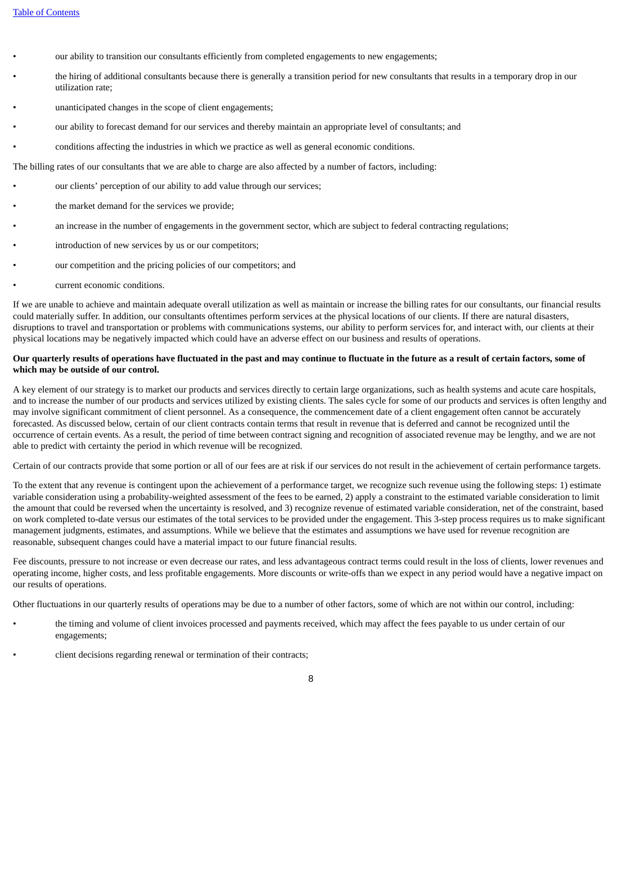- our ability to transition our consultants efficiently from completed engagements to new engagements;
- the hiring of additional consultants because there is generally a transition period for new consultants that results in a temporary drop in our utilization rate;
- unanticipated changes in the scope of client engagements;
- our ability to forecast demand for our services and thereby maintain an appropriate level of consultants; and
- conditions affecting the industries in which we practice as well as general economic conditions.

The billing rates of our consultants that we are able to charge are also affected by a number of factors, including:

- our clients' perception of our ability to add value through our services;
- the market demand for the services we provide;
- an increase in the number of engagements in the government sector, which are subject to federal contracting regulations;
- introduction of new services by us or our competitors;
- our competition and the pricing policies of our competitors; and
- current economic conditions.

If we are unable to achieve and maintain adequate overall utilization as well as maintain or increase the billing rates for our consultants, our financial results could materially suffer. In addition, our consultants oftentimes perform services at the physical locations of our clients. If there are natural disasters, disruptions to travel and transportation or problems with communications systems, our ability to perform services for, and interact with, our clients at their physical locations may be negatively impacted which could have an adverse effect on our business and results of operations.

**Our quarterly results of operations have fluctuated in the past and may continue to fluctuate in the future as a result of certain factors, some of which may be outside of our control.**

A key element of our strategy is to market our products and services directly to certain large organizations, such as health systems and acute care hospitals, and to increase the number of our products and services utilized by existing clients. The sales cycle for some of our products and services is often lengthy and may involve significant commitment of client personnel. As a consequence, the commencement date of a client engagement often cannot be accurately forecasted. As discussed below, certain of our client contracts contain terms that result in revenue that is deferred and cannot be recognized until the occurrence of certain events. As a result, the period of time between contract signing and recognition of associated revenue may be lengthy, and we are not able to predict with certainty the period in which revenue will be recognized.

Certain of our contracts provide that some portion or all of our fees are at risk if our services do not result in the achievement of certain performance targets.

To the extent that any revenue is contingent upon the achievement of a performance target, we recognize such revenue using the following steps: 1) estimate variable consideration using a probability-weighted assessment of the fees to be earned, 2) apply a constraint to the estimated variable consideration to limit the amount that could be reversed when the uncertainty is resolved, and 3) recognize revenue of estimated variable consideration, net of the constraint, based on work completed to-date versus our estimates of the total services to be provided under the engagement. This 3-step process requires us to make significant management judgments, estimates, and assumptions. While we believe that the estimates and assumptions we have used for revenue recognition are reasonable, subsequent changes could have a material impact to our future financial results.

Fee discounts, pressure to not increase or even decrease our rates, and less advantageous contract terms could result in the loss of clients, lower revenues and operating income, higher costs, and less profitable engagements. More discounts or write-offs than we expect in any period would have a negative impact on our results of operations.

Other fluctuations in our quarterly results of operations may be due to a number of other factors, some of which are not within our control, including:

- the timing and volume of client invoices processed and payments received, which may affect the fees payable to us under certain of our engagements;
- client decisions regarding renewal or termination of their contracts;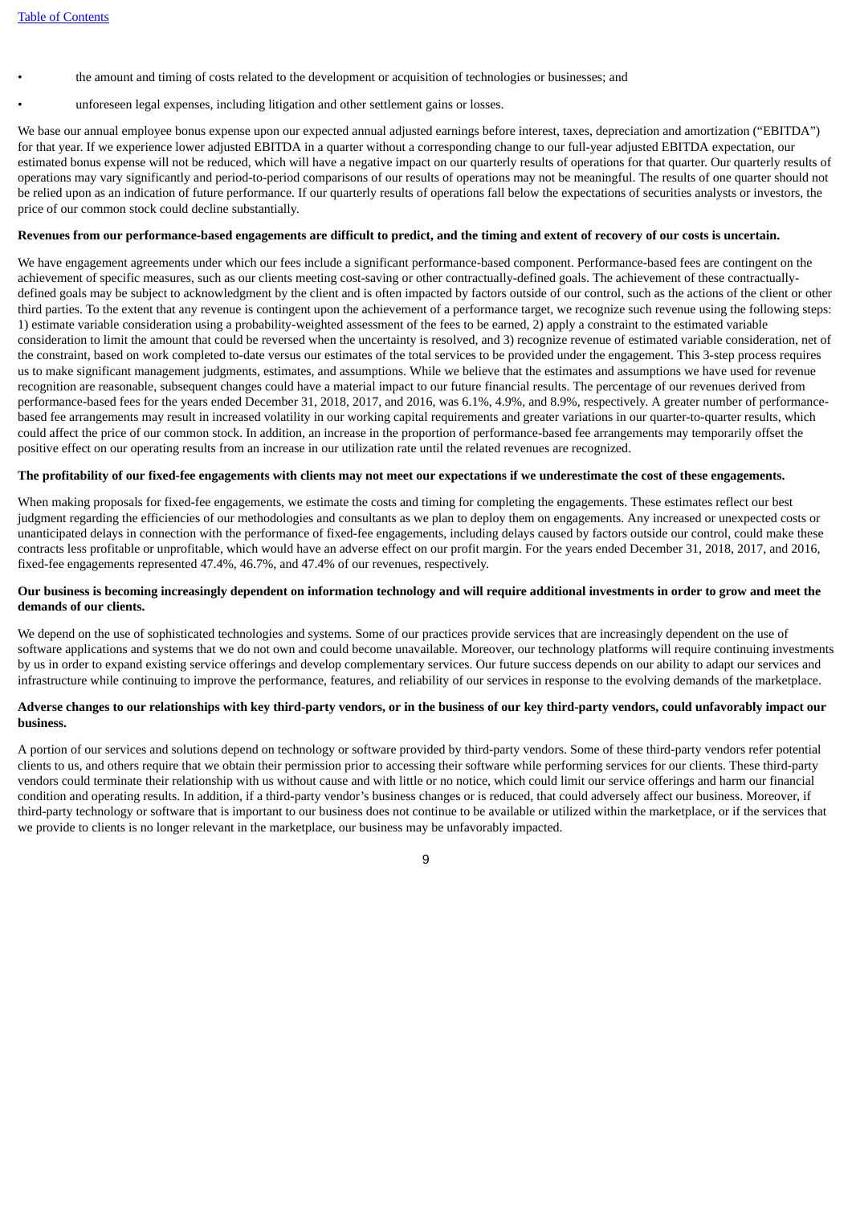- the amount and timing of costs related to the development or acquisition of technologies or businesses; and
- unforeseen legal expenses, including litigation and other settlement gains or losses.

We base our annual employee bonus expense upon our expected annual adjusted earnings before interest, taxes, depreciation and amortization ("EBITDA") for that year. If we experience lower adjusted EBITDA in a quarter without a corresponding change to our full-year adjusted EBITDA expectation, our estimated bonus expense will not be reduced, which will have a negative impact on our quarterly results of operations for that quarter. Our quarterly results of operations may vary significantly and period-to-period comparisons of our results of operations may not be meaningful. The results of one quarter should not be relied upon as an indication of future performance. If our quarterly results of operations fall below the expectations of securities analysts or investors, the price of our common stock could decline substantially.

**Revenues from our performance-based engagements are difficult to predict, and the timing and extent of recovery of our costs is uncertain.**

We have engagement agreements under which our fees include a significant performance-based component. Performance-based fees are contingent on the achievement of specific measures, such as our clients meeting cost-saving or other contractually-defined goals. The achievement of these contractually-defined goals may be subject to acknowledgment by the client and is often impacted by factors outside of our control, such as the actions of the client or other third parties. To the extent that any revenue is contingent upon the achievement of a performance target, we recognize such revenue using the following steps: 1) estimate variable consideration using a probability-weighted assessment of the fees to be earned, 2) apply a constraint to the estimated variable consideration to limit the amount that could be reversed when the uncertainty is resolved, and 3) recognize revenue of estimated variable consideration, net of the constraint, based on work completed to-date versus our estimates of the total services to be provided under the engagement. This 3-step process requires us to make significant management judgments, estimates, and assumptions. While we believe that the estimates and assumptions we have used for revenue recognition are reasonable, subsequent changes could have a material impact to our future financial results. The percentage of our revenues derived from performance-based fees for the years ended December 31, 2018, 2017, and 2016, was 6.1%, 4.9%, and 8.9%, respectively. A greater number of performance-based fee arrangements may result in increased volatility in our working capital requirements and greater variations in our quarter-to-quarter results, which could affect the price of our common stock. In addition, an increase in the proportion of performance-based fee arrangements may temporarily offset the positive effect on our operating results from an increase in our utilization rate until the related revenues are recognized.

**The profitability of our fixed-fee engagements with clients may not meet our expectations if we underestimate the cost of these engagements.**

When making proposals for fixed-fee engagements, we estimate the costs and timing for completing the engagements. These estimates reflect our best judgment regarding the efficiencies of our methodologies and consultants as we plan to deploy them on engagements. Any increased or unexpected costs or unanticipated delays in connection with the performance of fixed-fee engagements, including delays caused by factors outside our control, could make these contracts less profitable or unprofitable, which would have an adverse effect on our profit margin. For the years ended December 31, 2018, 2017, and 2016, fixed-fee engagements represented 47.4%, 46.7%, and 47.4% of our revenues, respectively.

**Our business is becoming increasingly dependent on information technology and will require additional investments in order to grow and meet the demands of our clients.**

We depend on the use of sophisticated technologies and systems. Some of our practices provide services that are increasingly dependent on the use of software applications and systems that we do not own and could become unavailable. Moreover, our technology platforms will require continuing investments by us in order to expand existing service offerings and develop complementary services. Our future success depends on our ability to adapt our services and infrastructure while continuing to improve the performance, features, and reliability of our services in response to the evolving demands of the marketplace.

**Adverse changes to our relationships with key third-party vendors, or in the business of our key third-party vendors, could unfavorably impact our business.**

A portion of our services and solutions depend on technology or software provided by third-party vendors. Some of these third-party vendors refer potential clients to us, and others require that we obtain their permission prior to accessing their software while performing services for our clients. These third-party vendors could terminate their relationship with us without cause and with little or no notice, which could limit our service offerings and harm our financial condition and operating results. In addition, if a third-party vendor's business changes or is reduced, that could adversely affect our business. Moreover, if third-party technology or software that is important to our business does not continue to be available or utilized within the marketplace, or if the services that we provide to clients is no longer relevant in the marketplace, our business may be unfavorably impacted.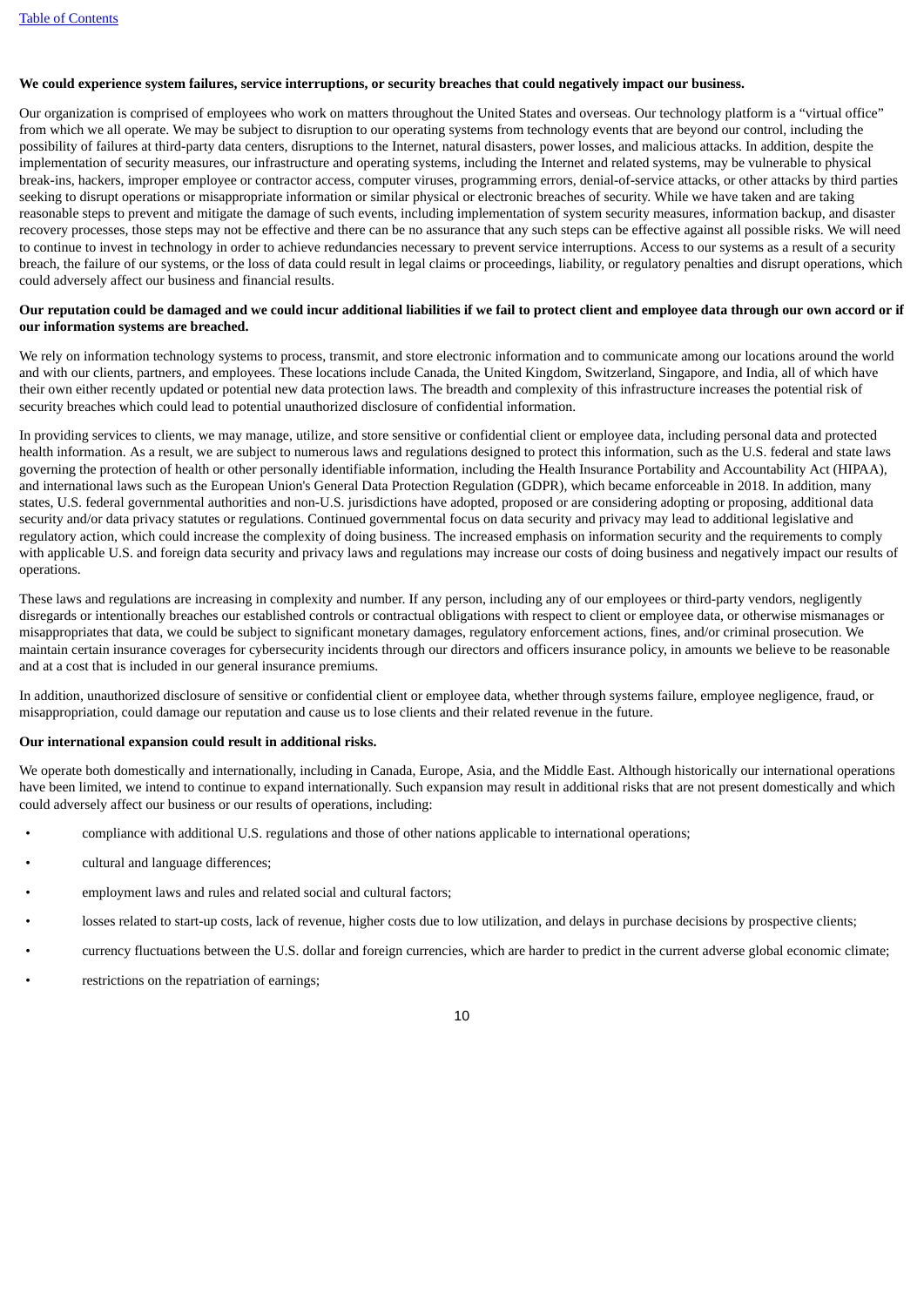**We could experience system failures, service interruptions, or security breaches that could negatively impact our business.**

Our organization is comprised of employees who work on matters throughout the United States and overseas. Our technology platform is a "virtual office" from which we all operate. We may be subject to disruption to our operating systems from technology events that are beyond our control, including the possibility of failures at third-party data centers, disruptions to the Internet, natural disasters, power losses, and malicious attacks. In addition, despite the implementation of security measures, our infrastructure and operating systems, including the Internet and related systems, may be vulnerable to physical break-ins, hackers, improper employee or contractor access, computer viruses, programming errors, denial-of-service attacks, or other attacks by third parties seeking to disrupt operations or misappropriate information or similar physical or electronic breaches of security. While we have taken and are taking reasonable steps to prevent and mitigate the damage of such events, including implementation of system security measures, information backup, and disaster recovery processes, those steps may not be effective and there can be no assurance that any such steps can be effective against all possible risks. We will need to continue to invest in technology in order to achieve redundancies necessary to prevent service interruptions. Access to our systems as a result of a security breach, the failure of our systems, or the loss of data could result in legal claims or proceedings, liability, or regulatory penalties and disrupt operations, which could adversely affect our business and financial results.

**Our reputation could be damaged and we could incur additional liabilities if we fail to protect client and employee data through our own accord or if our information systems are breached.**

We rely on information technology systems to process, transmit, and store electronic information and to communicate among our locations around the world and with our clients, partners, and employees. These locations include Canada, the United Kingdom, Switzerland, Singapore, and India, all of which have their own either recently updated or potential new data protection laws. The breadth and complexity of this infrastructure increases the potential risk of security breaches which could lead to potential unauthorized disclosure of confidential information.

In providing services to clients, we may manage, utilize, and store sensitive or confidential client or employee data, including personal data and protected health information. As a result, we are subject to numerous laws and regulations designed to protect this information, such as the U.S. federal and state laws governing the protection of health or other personally identifiable information, including the Health Insurance Portability and Accountability Act (HIPAA), and international laws such as the European Union's General Data Protection Regulation (GDPR), which became enforceable in 2018. In addition, many states, U.S. federal governmental authorities and non-U.S. jurisdictions have adopted, proposed or are considering adopting or proposing, additional data security and/or data privacy statutes or regulations. Continued governmental focus on data security and privacy may lead to additional legislative and regulatory action, which could increase the complexity of doing business. The increased emphasis on information security and the requirements to comply with applicable U.S. and foreign data security and privacy laws and regulations may increase our costs of doing business and negatively impact our results of operations.

These laws and regulations are increasing in complexity and number. If any person, including any of our employees or third-party vendors, negligently disregards or intentionally breaches our established controls or contractual obligations with respect to client or employee data, or otherwise mismanages or misappropriates that data, we could be subject to significant monetary damages, regulatory enforcement actions, fines, and/or criminal prosecution. We maintain certain insurance coverages for cybersecurity incidents through our directors and officers insurance policy, in amounts we believe to be reasonable and at a cost that is included in our general insurance premiums.

In addition, unauthorized disclosure of sensitive or confidential client or employee data, whether through systems failure, employee negligence, fraud, or misappropriation, could damage our reputation and cause us to lose clients and their related revenue in the future.

**Our international expansion could result in additional risks.**

We operate both domestically and internationally, including in Canada, Europe, Asia, and the Middle East. Although historically our international operations have been limited, we intend to continue to expand internationally. Such expansion may result in additional risks that are not present domestically and which could adversely affect our business or our results of operations, including:

- compliance with additional U.S. regulations and those of other nations applicable to international operations;
- cultural and language differences;
- employment laws and rules and related social and cultural factors;
- losses related to start-up costs, lack of revenue, higher costs due to low utilization, and delays in purchase decisions by prospective clients;
- currency fluctuations between the U.S. dollar and foreign currencies, which are harder to predict in the current adverse global economic climate;
- restrictions on the repatriation of earnings;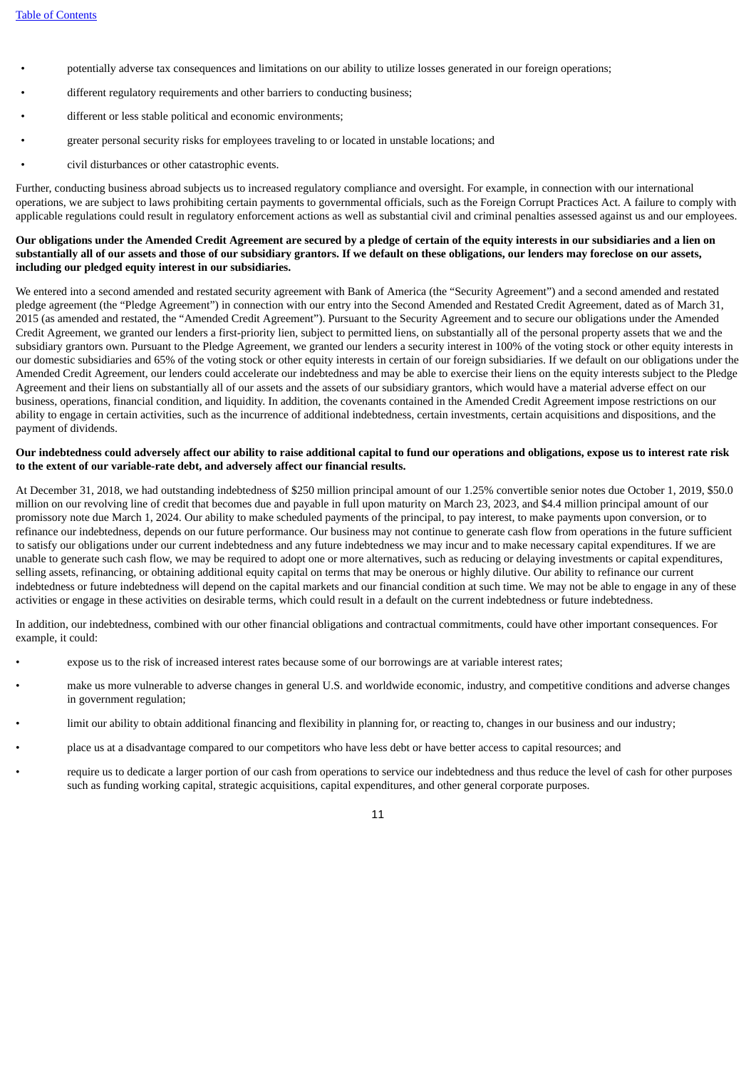- potentially adverse tax consequences and limitations on our ability to utilize losses generated in our foreign operations;
- different regulatory requirements and other barriers to conducting business;
- different or less stable political and economic environments;
- greater personal security risks for employees traveling to or located in unstable locations; and
- civil disturbances or other catastrophic events.

Further, conducting business abroad subjects us to increased regulatory compliance and oversight. For example, in connection with our international operations, we are subject to laws prohibiting certain payments to governmental officials, such as the Foreign Corrupt Practices Act. A failure to comply with applicable regulations could result in regulatory enforcement actions as well as substantial civil and criminal penalties assessed against us and our employees.

**Our obligations under the Amended Credit Agreement are secured by a pledge of certain of the equity interests in our subsidiaries and a lien on substantially all of our assets and those of our subsidiary grantors. If we default on these obligations, our lenders may foreclose on our assets, including our pledged equity interest in our subsidiaries.**

We entered into a second amended and restated security agreement with Bank of America (the "Security Agreement") and a second amended and restated pledge agreement (the "Pledge Agreement") in connection with our entry into the Second Amended and Restated Credit Agreement, dated as of March 31, 2015 (as amended and restated, the "Amended Credit Agreement"). Pursuant to the Security Agreement and to secure our obligations under the Amended Credit Agreement, we granted our lenders a first-priority lien, subject to permitted liens, on substantially all of the personal property assets that we and the subsidiary grantors own. Pursuant to the Pledge Agreement, we granted our lenders a security interest in 100% of the voting stock or other equity interests in our domestic subsidiaries and 65% of the voting stock or other equity interests in certain of our foreign subsidiaries. If we default on our obligations under the Amended Credit Agreement, our lenders could accelerate our indebtedness and may be able to exercise their liens on the equity interests subject to the Pledge Agreement and their liens on substantially all of our assets and the assets of our subsidiary grantors, which would have a material adverse effect on our business, operations, financial condition, and liquidity. In addition, the covenants contained in the Amended Credit Agreement impose restrictions on our ability to engage in certain activities, such as the incurrence of additional indebtedness, certain investments, certain acquisitions and dispositions, and the payment of dividends.

**Our indebtedness could adversely affect our ability to raise additional capital to fund our operations and obligations, expose us to interest rate risk to the extent of our variable-rate debt, and adversely affect our financial results.**

At December 31, 2018, we had outstanding indebtedness of $250 million principal amount of our 1.25% convertible senior notes due October 1, 2019, $50.0 million on our revolving line of credit that becomes due and payable in full upon maturity on March 23, 2023, and $4.4 million principal amount of our promissory note due March 1, 2024. Our ability to make scheduled payments of the principal, to pay interest, to make payments upon conversion, or to refinance our indebtedness, depends on our future performance. Our business may not continue to generate cash flow from operations in the future sufficient to satisfy our obligations under our current indebtedness and any future indebtedness we may incur and to make necessary capital expenditures. If we are unable to generate such cash flow, we may be required to adopt one or more alternatives, such as reducing or delaying investments or capital expenditures, selling assets, refinancing, or obtaining additional equity capital on terms that may be onerous or highly dilutive. Our ability to refinance our current indebtedness or future indebtedness will depend on the capital markets and our financial condition at such time. We may not be able to engage in any of these activities or engage in these activities on desirable terms, which could result in a default on the current indebtedness or future indebtedness.

In addition, our indebtedness, combined with our other financial obligations and contractual commitments, could have other important consequences. For example, it could:

- expose us to the risk of increased interest rates because some of our borrowings are at variable interest rates;
- make us more vulnerable to adverse changes in general U.S. and worldwide economic, industry, and competitive conditions and adverse changes in government regulation;
- limit our ability to obtain additional financing and flexibility in planning for, or reacting to, changes in our business and our industry;
- place us at a disadvantage compared to our competitors who have less debt or have better access to capital resources; and
- require us to dedicate a larger portion of our cash from operations to service our indebtedness and thus reduce the level of cash for other purposes such as funding working capital, strategic acquisitions, capital expenditures, and other general corporate purposes.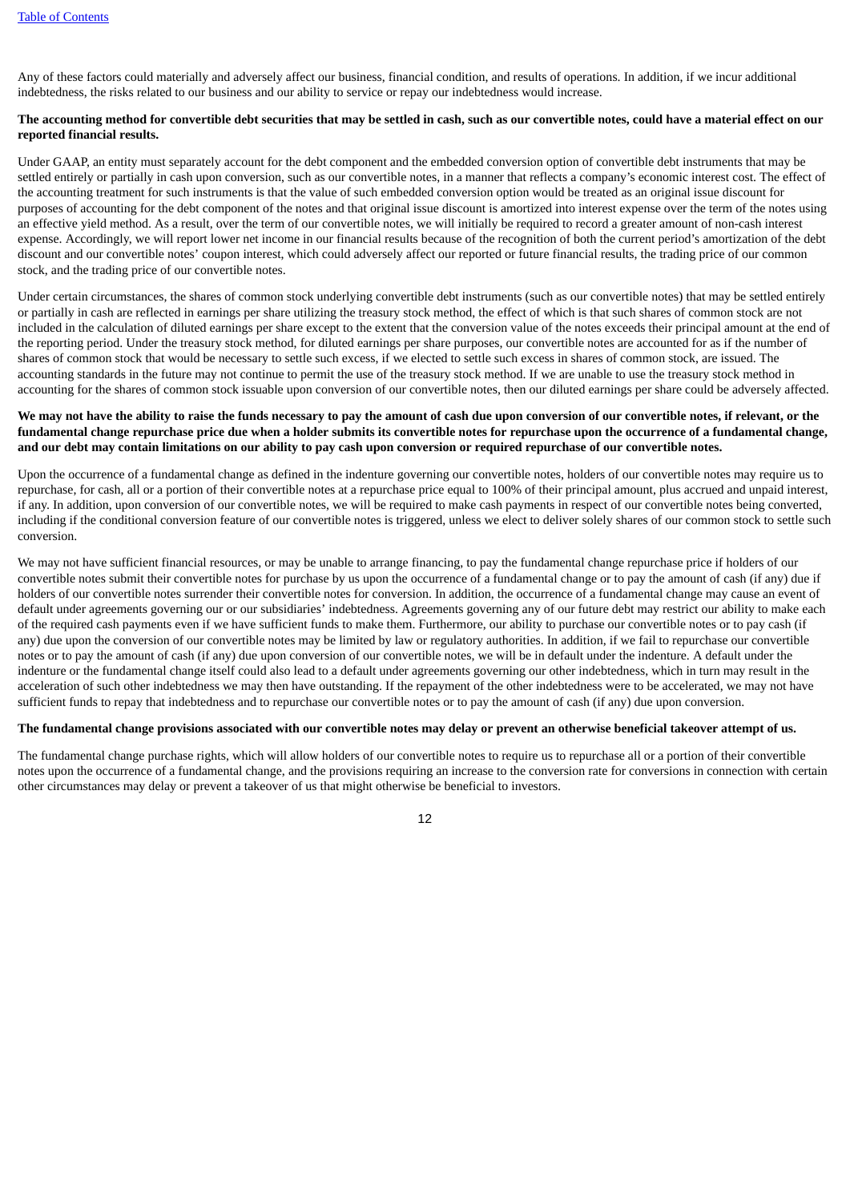Any of these factors could materially and adversely affect our business, financial condition, and results of operations. In addition, if we incur additional indebtedness, the risks related to our business and our ability to service or repay our indebtedness would increase.

**The accounting method for convertible debt securities that may be settled in cash, such as our convertible notes, could have a material effect on our reported financial results.**

Under GAAP, an entity must separately account for the debt component and the embedded conversion option of convertible debt instruments that may be settled entirely or partially in cash upon conversion, such as our convertible notes, in a manner that reflects a company's economic interest cost. The effect of the accounting treatment for such instruments is that the value of such embedded conversion option would be treated as an original issue discount for purposes of accounting for the debt component of the notes and that original issue discount is amortized into interest expense over the term of the notes using an effective yield method. As a result, over the term of our convertible notes, we will initially be required to record a greater amount of non-cash interest expense. Accordingly, we will report lower net income in our financial results because of the recognition of both the current period's amortization of the debt discount and our convertible notes' coupon interest, which could adversely affect our reported or future financial results, the trading price of our common stock, and the trading price of our convertible notes.

Under certain circumstances, the shares of common stock underlying convertible debt instruments (such as our convertible notes) that may be settled entirely or partially in cash are reflected in earnings per share utilizing the treasury stock method, the effect of which is that such shares of common stock are not included in the calculation of diluted earnings per share except to the extent that the conversion value of the notes exceeds their principal amount at the end of the reporting period. Under the treasury stock method, for diluted earnings per share purposes, our convertible notes are accounted for as if the number of shares of common stock that would be necessary to settle such excess, if we elected to settle such excess in shares of common stock, are issued. The accounting standards in the future may not continue to permit the use of the treasury stock method. If we are unable to use the treasury stock method in accounting for the shares of common stock issuable upon conversion of our convertible notes, then our diluted earnings per share could be adversely affected.

**We may not have the ability to raise the funds necessary to pay the amount of cash due upon conversion of our convertible notes, if relevant, or the fundamental change repurchase price due when a holder submits its convertible notes for repurchase upon the occurrence of a fundamental change, and our debt may contain limitations on our ability to pay cash upon conversion or required repurchase of our convertible notes.**

Upon the occurrence of a fundamental change as defined in the indenture governing our convertible notes, holders of our convertible notes may require us to repurchase, for cash, all or a portion of their convertible notes at a repurchase price equal to 100% of their principal amount, plus accrued and unpaid interest, if any. In addition, upon conversion of our convertible notes, we will be required to make cash payments in respect of our convertible notes being converted, including if the conditional conversion feature of our convertible notes is triggered, unless we elect to deliver solely shares of our common stock to settle such conversion.

We may not have sufficient financial resources, or may be unable to arrange financing, to pay the fundamental change repurchase price if holders of our convertible notes submit their convertible notes for purchase by us upon the occurrence of a fundamental change or to pay the amount of cash (if any) due if holders of our convertible notes surrender their convertible notes for conversion. In addition, the occurrence of a fundamental change may cause an event of default under agreements governing our or our subsidiaries' indebtedness. Agreements governing any of our future debt may restrict our ability to make each of the required cash payments even if we have sufficient funds to make them. Furthermore, our ability to purchase our convertible notes or to pay cash (if any) due upon the conversion of our convertible notes may be limited by law or regulatory authorities. In addition, if we fail to repurchase our convertible notes or to pay the amount of cash (if any) due upon conversion of our convertible notes, we will be in default under the indenture. A default under the indenture or the fundamental change itself could also lead to a default under agreements governing our other indebtedness, which in turn may result in the acceleration of such other indebtedness we may then have outstanding. If the repayment of the other indebtedness were to be accelerated, we may not have sufficient funds to repay that indebtedness and to repurchase our convertible notes or to pay the amount of cash (if any) due upon conversion.

**The fundamental change provisions associated with our convertible notes may delay or prevent an otherwise beneficial takeover attempt of us.**

The fundamental change purchase rights, which will allow holders of our convertible notes to require us to repurchase all or a portion of their convertible notes upon the occurrence of a fundamental change, and the provisions requiring an increase to the conversion rate for conversions in connection with certain other circumstances may delay or prevent a takeover of us that might otherwise be beneficial to investors.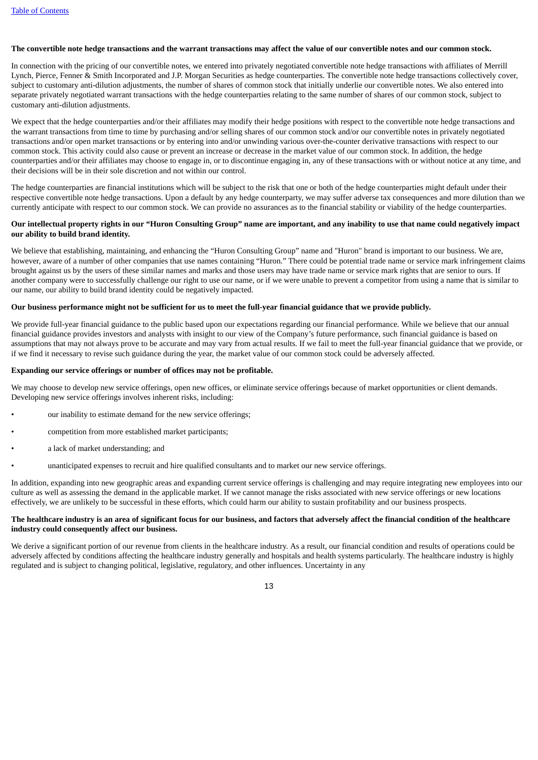**The convertible note hedge transactions and the warrant transactions may affect the value of our convertible notes and our common stock.**

In connection with the pricing of our convertible notes, we entered into privately negotiated convertible note hedge transactions with affiliates of Merrill Lynch, Pierce, Fenner & Smith Incorporated and J.P. Morgan Securities as hedge counterparties. The convertible note hedge transactions collectively cover, subject to customary anti-dilution adjustments, the number of shares of common stock that initially underlie our convertible notes. We also entered into separate privately negotiated warrant transactions with the hedge counterparties relating to the same number of shares of our common stock, subject to customary anti-dilution adjustments.

We expect that the hedge counterparties and/or their affiliates may modify their hedge positions with respect to the convertible note hedge transactions and the warrant transactions from time to time by purchasing and/or selling shares of our common stock and/or our convertible notes in privately negotiated transactions and/or open market transactions or by entering into and/or unwinding various over-the-counter derivative transactions with respect to our common stock. This activity could also cause or prevent an increase or decrease in the market value of our common stock. In addition, the hedge counterparties and/or their affiliates may choose to engage in, or to discontinue engaging in, any of these transactions with or without notice at any time, and their decisions will be in their sole discretion and not within our control.

The hedge counterparties are financial institutions which will be subject to the risk that one or both of the hedge counterparties might default under their respective convertible note hedge transactions. Upon a default by any hedge counterparty, we may suffer adverse tax consequences and more dilution than we currently anticipate with respect to our common stock. We can provide no assurances as to the financial stability or viability of the hedge counterparties.

**Our intellectual property rights in our "Huron Consulting Group" name are important, and any inability to use that name could negatively impact our ability to build brand identity.**

We believe that establishing, maintaining, and enhancing the "Huron Consulting Group" name and "Huron" brand is important to our business. We are, however, aware of a number of other companies that use names containing "Huron." There could be potential trade name or service mark infringement claims brought against us by the users of these similar names and marks and those users may have trade name or service mark rights that are senior to ours. If another company were to successfully challenge our right to use our name, or if we were unable to prevent a competitor from using a name that is similar to our name, our ability to build brand identity could be negatively impacted.

**Our business performance might not be sufficient for us to meet the full-year financial guidance that we provide publicly.**

We provide full-year financial guidance to the public based upon our expectations regarding our financial performance. While we believe that our annual financial guidance provides investors and analysts with insight to our view of the Company's future performance, such financial guidance is based on assumptions that may not always prove to be accurate and may vary from actual results. If we fail to meet the full-year financial guidance that we provide, or if we find it necessary to revise such guidance during the year, the market value of our common stock could be adversely affected.

**Expanding our service offerings or number of offices may not be profitable.**

We may choose to develop new service offerings, open new offices, or eliminate service offerings because of market opportunities or client demands. Developing new service offerings involves inherent risks, including:

- our inability to estimate demand for the new service offerings;
- competition from more established market participants;
- a lack of market understanding; and
- unanticipated expenses to recruit and hire qualified consultants and to market our new service offerings.

In addition, expanding into new geographic areas and expanding current service offerings is challenging and may require integrating new employees into our culture as well as assessing the demand in the applicable market. If we cannot manage the risks associated with new service offerings or new locations effectively, we are unlikely to be successful in these efforts, which could harm our ability to sustain profitability and our business prospects.

**The healthcare industry is an area of significant focus for our business, and factors that adversely affect the financial condition of the healthcare industry could consequently affect our business.**

We derive a significant portion of our revenue from clients in the healthcare industry. As a result, our financial condition and results of operations could be adversely affected by conditions affecting the healthcare industry generally and hospitals and health systems particularly. The healthcare industry is highly regulated and is subject to changing political, legislative, regulatory, and other influences. Uncertainty in any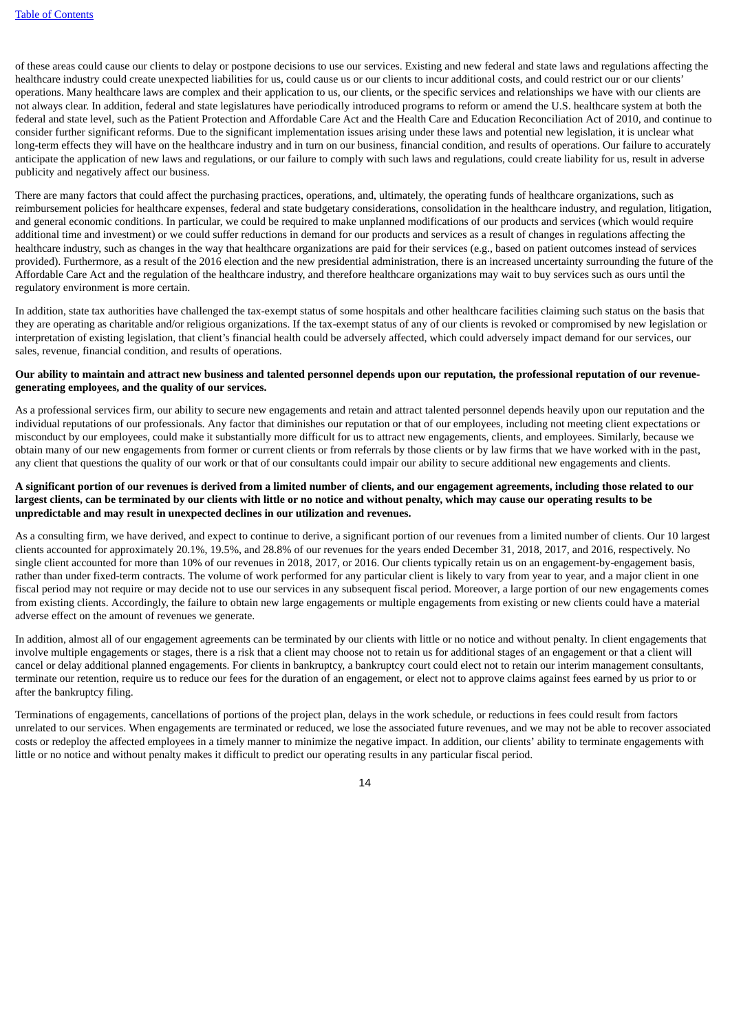of these areas could cause our clients to delay or postpone decisions to use our services. Existing and new federal and state laws and regulations affecting the healthcare industry could create unexpected liabilities for us, could cause us or our clients to incur additional costs, and could restrict our or our clients' operations. Many healthcare laws are complex and their application to us, our clients, or the specific services and relationships we have with our clients are not always clear. In addition, federal and state legislatures have periodically introduced programs to reform or amend the U.S. healthcare system at both the federal and state level, such as the Patient Protection and Affordable Care Act and the Health Care and Education Reconciliation Act of 2010, and continue to consider further significant reforms. Due to the significant implementation issues arising under these laws and potential new legislation, it is unclear what long-term effects they will have on the healthcare industry and in turn on our business, financial condition, and results of operations. Our failure to accurately anticipate the application of new laws and regulations, or our failure to comply with such laws and regulations, could create liability for us, result in adverse publicity and negatively affect our business.

There are many factors that could affect the purchasing practices, operations, and, ultimately, the operating funds of healthcare organizations, such as reimbursement policies for healthcare expenses, federal and state budgetary considerations, consolidation in the healthcare industry, and regulation, litigation, and general economic conditions. In particular, we could be required to make unplanned modifications of our products and services (which would require additional time and investment) or we could suffer reductions in demand for our products and services as a result of changes in regulations affecting the healthcare industry, such as changes in the way that healthcare organizations are paid for their services (e.g., based on patient outcomes instead of services provided). Furthermore, as a result of the 2016 election and the new presidential administration, there is an increased uncertainty surrounding the future of the Affordable Care Act and the regulation of the healthcare industry, and therefore healthcare organizations may wait to buy services such as ours until the regulatory environment is more certain.

In addition, state tax authorities have challenged the tax-exempt status of some hospitals and other healthcare facilities claiming such status on the basis that they are operating as charitable and/or religious organizations. If the tax-exempt status of any of our clients is revoked or compromised by new legislation or interpretation of existing legislation, that client's financial health could be adversely affected, which could adversely impact demand for our services, our sales, revenue, financial condition, and results of operations.

**Our ability to maintain and attract new business and talented personnel depends upon our reputation, the professional reputation of our revenue-generating employees, and the quality of our services.**

As a professional services firm, our ability to secure new engagements and retain and attract talented personnel depends heavily upon our reputation and the individual reputations of our professionals. Any factor that diminishes our reputation or that of our employees, including not meeting client expectations or misconduct by our employees, could make it substantially more difficult for us to attract new engagements, clients, and employees. Similarly, because we obtain many of our new engagements from former or current clients or from referrals by those clients or by law firms that we have worked with in the past, any client that questions the quality of our work or that of our consultants could impair our ability to secure additional new engagements and clients.

**A significant portion of our revenues is derived from a limited number of clients, and our engagement agreements, including those related to our largest clients, can be terminated by our clients with little or no notice and without penalty, which may cause our operating results to be unpredictable and may result in unexpected declines in our utilization and revenues.**

As a consulting firm, we have derived, and expect to continue to derive, a significant portion of our revenues from a limited number of clients. Our 10 largest clients accounted for approximately 20.1%, 19.5%, and 28.8% of our revenues for the years ended December 31, 2018, 2017, and 2016, respectively. No single client accounted for more than 10% of our revenues in 2018, 2017, or 2016. Our clients typically retain us on an engagement-by-engagement basis, rather than under fixed-term contracts. The volume of work performed for any particular client is likely to vary from year to year, and a major client in one fiscal period may not require or may decide not to use our services in any subsequent fiscal period. Moreover, a large portion of our new engagements comes from existing clients. Accordingly, the failure to obtain new large engagements or multiple engagements from existing or new clients could have a material adverse effect on the amount of revenues we generate.

In addition, almost all of our engagement agreements can be terminated by our clients with little or no notice and without penalty. In client engagements that involve multiple engagements or stages, there is a risk that a client may choose not to retain us for additional stages of an engagement or that a client will cancel or delay additional planned engagements. For clients in bankruptcy, a bankruptcy court could elect not to retain our interim management consultants, terminate our retention, require us to reduce our fees for the duration of an engagement, or elect not to approve claims against fees earned by us prior to or after the bankruptcy filing.

Terminations of engagements, cancellations of portions of the project plan, delays in the work schedule, or reductions in fees could result from factors unrelated to our services. When engagements are terminated or reduced, we lose the associated future revenues, and we may not be able to recover associated costs or redeploy the affected employees in a timely manner to minimize the negative impact. In addition, our clients' ability to terminate engagements with little or no notice and without penalty makes it difficult to predict our operating results in any particular fiscal period.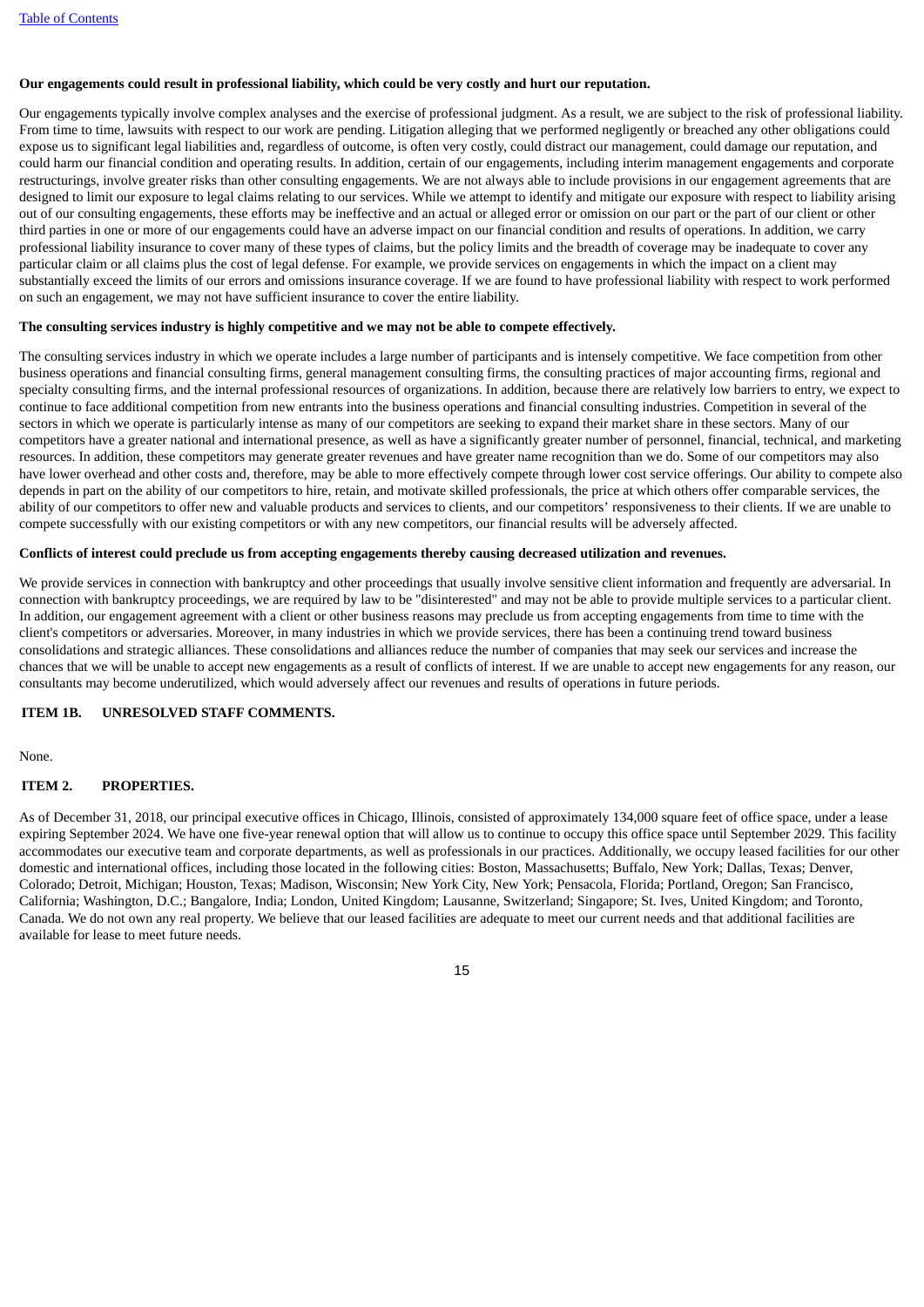**Our engagements could result in professional liability, which could be very costly and hurt our reputation.**

Our engagements typically involve complex analyses and the exercise of professional judgment. As a result, we are subject to the risk of professional liability. From time to time, lawsuits with respect to our work are pending. Litigation alleging that we performed negligently or breached any other obligations could expose us to significant legal liabilities and, regardless of outcome, is often very costly, could distract our management, could damage our reputation, and could harm our financial condition and operating results. In addition, certain of our engagements, including interim management engagements and corporate restructurings, involve greater risks than other consulting engagements. We are not always able to include provisions in our engagement agreements that are designed to limit our exposure to legal claims relating to our services. While we attempt to identify and mitigate our exposure with respect to liability arising out of our consulting engagements, these efforts may be ineffective and an actual or alleged error or omission on our part or the part of our client or other third parties in one or more of our engagements could have an adverse impact on our financial condition and results of operations. In addition, we carry professional liability insurance to cover many of these types of claims, but the policy limits and the breadth of coverage may be inadequate to cover any particular claim or all claims plus the cost of legal defense. For example, we provide services on engagements in which the impact on a client may substantially exceed the limits of our errors and omissions insurance coverage. If we are found to have professional liability with respect to work performed on such an engagement, we may not have sufficient insurance to cover the entire liability.

**The consulting services industry is highly competitive and we may not be able to compete effectively.**

The consulting services industry in which we operate includes a large number of participants and is intensely competitive. We face competition from other business operations and financial consulting firms, general management consulting firms, the consulting practices of major accounting firms, regional and specialty consulting firms, and the internal professional resources of organizations. In addition, because there are relatively low barriers to entry, we expect to continue to face additional competition from new entrants into the business operations and financial consulting industries. Competition in several of the sectors in which we operate is particularly intense as many of our competitors are seeking to expand their market share in these sectors. Many of our competitors have a greater national and international presence, as well as have a significantly greater number of personnel, financial, technical, and marketing resources. In addition, these competitors may generate greater revenues and have greater name recognition than we do. Some of our competitors may also have lower overhead and other costs and, therefore, may be able to more effectively compete through lower cost service offerings. Our ability to compete also depends in part on the ability of our competitors to hire, retain, and motivate skilled professionals, the price at which others offer comparable services, the ability of our competitors to offer new and valuable products and services to clients, and our competitors' responsiveness to their clients. If we are unable to compete successfully with our existing competitors or with any new competitors, our financial results will be adversely affected.

**Conflicts of interest could preclude us from accepting engagements thereby causing decreased utilization and revenues.**

We provide services in connection with bankruptcy and other proceedings that usually involve sensitive client information and frequently are adversarial. In connection with bankruptcy proceedings, we are required by law to be "disinterested" and may not be able to provide multiple services to a particular client. In addition, our engagement agreement with a client or other business reasons may preclude us from accepting engagements from time to time with the client's competitors or adversaries. Moreover, in many industries in which we provide services, there has been a continuing trend toward business consolidations and strategic alliances. These consolidations and alliances reduce the number of companies that may seek our services and increase the chances that we will be unable to accept new engagements as a result of conflicts of interest. If we are unable to accept new engagements for any reason, our consultants may become underutilized, which would adversely affect our revenues and results of operations in future periods.

## ITEM 1B. UNRESOLVED STAFF COMMENTS.

None.

## ITEM 2. PROPERTIES.

As of December 31, 2018, our principal executive offices in Chicago, Illinois, consisted of approximately 134,000 square feet of office space, under a lease expiring September 2024. We have one five-year renewal option that will allow us to continue to occupy this office space until September 2029. This facility accommodates our executive team and corporate departments, as well as professionals in our practices. Additionally, we occupy leased facilities for our other domestic and international offices, including those located in the following cities: Boston, Massachusetts; Buffalo, New York; Dallas, Texas; Denver, Colorado; Detroit, Michigan; Houston, Texas; Madison, Wisconsin; New York City, New York; Pensacola, Florida; Portland, Oregon; San Francisco, California; Washington, D.C.; Bangalore, India; London, United Kingdom; Lausanne, Switzerland; Singapore; St. Ives, United Kingdom; and Toronto, Canada. We do not own any real property. We believe that our leased facilities are adequate to meet our current needs and that additional facilities are available for lease to meet future needs.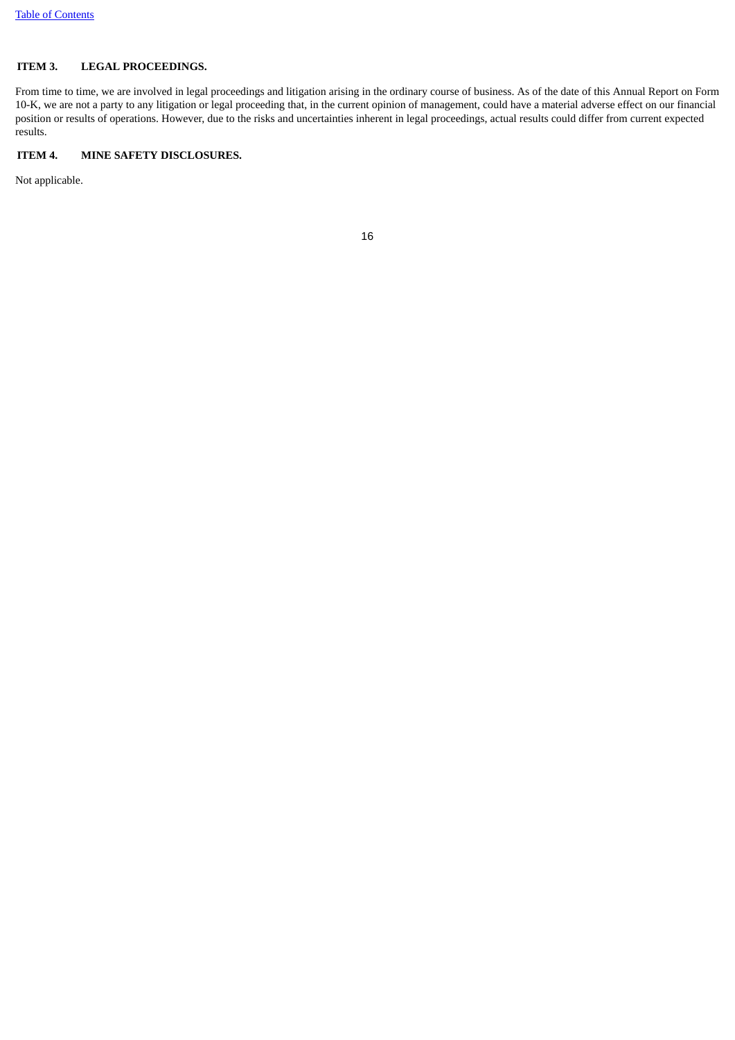## ITEM 3. LEGAL PROCEEDINGS.

From time to time, we are involved in legal proceedings and litigation arising in the ordinary course of business. As of the date of this Annual Report on Form 10-K, we are not a party to any litigation or legal proceeding that, in the current opinion of management, could have a material adverse effect on our financial position or results of operations. However, due to the risks and uncertainties inherent in legal proceedings, actual results could differ from current expected results.

## ITEM 4. MINE SAFETY DISCLOSURES.

Not applicable.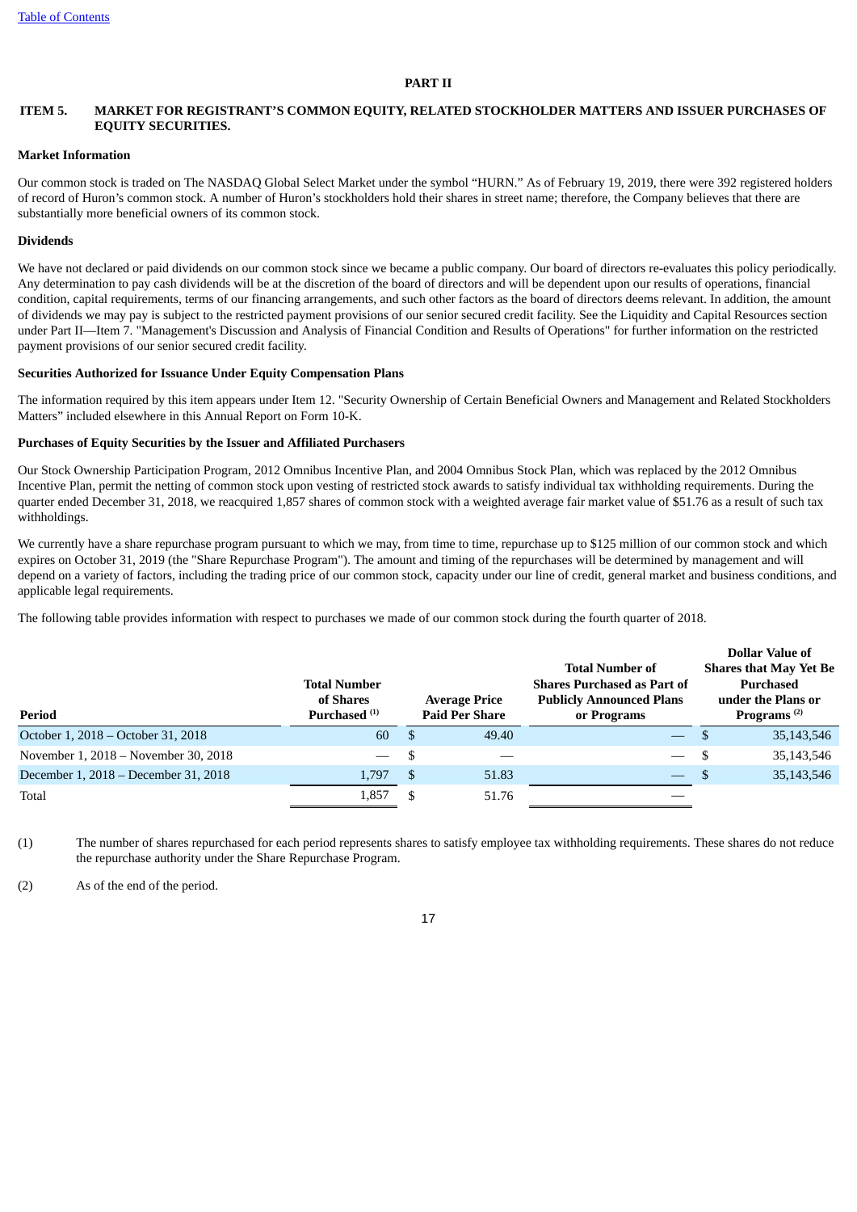# PART II

## ITEM 5. MARKET FOR REGISTRANT'S COMMON EQUITY, RELATED STOCKHOLDER MATTERS AND ISSUER PURCHASES OF EQUITY SECURITIES.

### Market Information

Our common stock is traded on The NASDAQ Global Select Market under the symbol "HURN." As of February 19, 2019, there were 392 registered holders of record of Huron's common stock. A number of Huron's stockholders hold their shares in street name; therefore, the Company believes that there are substantially more beneficial owners of its common stock.

### Dividends

We have not declared or paid dividends on our common stock since we became a public company. Our board of directors re-evaluates this policy periodically. Any determination to pay cash dividends will be at the discretion of the board of directors and will be dependent upon our results of operations, financial condition, capital requirements, terms of our financing arrangements, and such other factors as the board of directors deems relevant. In addition, the amount of dividends we may pay is subject to the restricted payment provisions of our senior secured credit facility. See the Liquidity and Capital Resources section under Part II—Item 7. "Management's Discussion and Analysis of Financial Condition and Results of Operations" for further information on the restricted payment provisions of our senior secured credit facility.

### Securities Authorized for Issuance Under Equity Compensation Plans

The information required by this item appears under Item 12. "Security Ownership of Certain Beneficial Owners and Management and Related Stockholders Matters" included elsewhere in this Annual Report on Form 10-K.

### Purchases of Equity Securities by the Issuer and Affiliated Purchasers

Our Stock Ownership Participation Program, 2012 Omnibus Incentive Plan, and 2004 Omnibus Stock Plan, which was replaced by the 2012 Omnibus Incentive Plan, permit the netting of common stock upon vesting of restricted stock awards to satisfy individual tax withholding requirements. During the quarter ended December 31, 2018, we reacquired 1,857 shares of common stock with a weighted average fair market value of $51.76 as a result of such tax withholdings.

We currently have a share repurchase program pursuant to which we may, from time to time, repurchase up to $125 million of our common stock and which expires on October 31, 2019 (the "Share Repurchase Program"). The amount and timing of the repurchases will be determined by management and will depend on a variety of factors, including the trading price of our common stock, capacity under our line of credit, general market and business conditions, and applicable legal requirements.

The following table provides information with respect to purchases we made of our common stock during the fourth quarter of 2018.

| Period | Total Number of Shares Purchased (1) | Average Price Paid Per Share | Total Number of Shares Purchased as Part of Publicly Announced Plans or Programs | Dollar Value of Shares that May Yet Be Purchased under the Plans or Programs (2) |
|---|---|---|---|---|
| October 1, 2018 – October 31, 2018 | 60 | $ 49.40 | — | $ 35,143,546 |
| November 1, 2018 – November 30, 2018 | — | $ — | — | $ 35,143,546 |
| December 1, 2018 – December 31, 2018 | 1,797 | $ 51.83 | — | $ 35,143,546 |
| Total | 1,857 | $ 51.76 | — | |

(1) The number of shares repurchased for each period represents shares to satisfy employee tax withholding requirements. These shares do not reduce the repurchase authority under the Share Repurchase Program.

(2) As of the end of the period.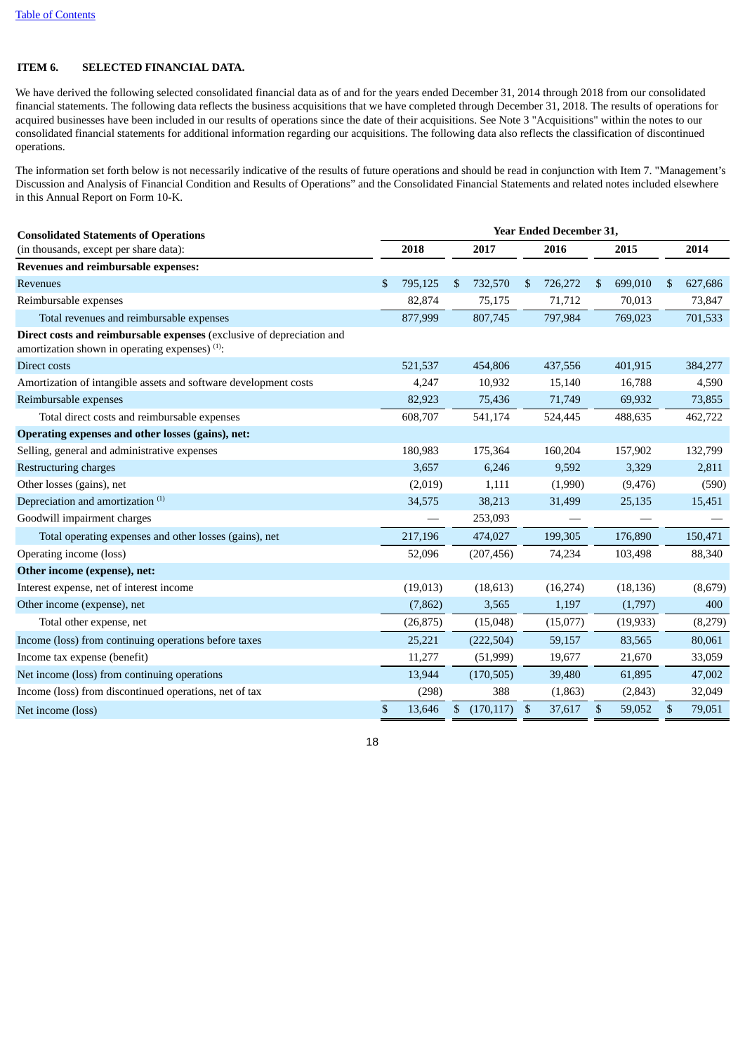[Table of Contents]

### ITEM 6. SELECTED FINANCIAL DATA.

We have derived the following selected consolidated financial data as of and for the years ended December 31, 2014 through 2018 from our consolidated financial statements. The following data reflects the business acquisitions that we have completed through December 31, 2018. The results of operations for acquired businesses have been included in our results of operations since the date of their acquisitions. See Note 3 "Acquisitions" within the notes to our consolidated financial statements for additional information regarding our acquisitions. The following data also reflects the classification of discontinued operations.

The information set forth below is not necessarily indicative of the results of future operations and should be read in conjunction with Item 7. "Management's Discussion and Analysis of Financial Condition and Results of Operations" and the Consolidated Financial Statements and related notes included elsewhere in this Annual Report on Form 10-K.

| **Consolidated Statements of Operations** | Year Ended December 31, | | | | |
|---|---|---|---|---|---|
| (in thousands, except per share data): | 2018 | 2017 | 2016 | 2015 | 2014 |
| **Revenues and reimbursable expenses:** | | | | | |
| Revenues | $ 795,125 | $ 732,570 | $ 726,272 | $ 699,010 | $ 627,686 |
| Reimbursable expenses | 82,874 | 75,175 | 71,712 | 70,013 | 73,847 |
| Total revenues and reimbursable expenses | 877,999 | 807,745 | 797,984 | 769,023 | 701,533 |
| **Direct costs and reimbursable expenses** (exclusive of depreciation and amortization shown in operating expenses) [(1)]: | | | | | |
| Direct costs | 521,537 | 454,806 | 437,556 | 401,915 | 384,277 |
| Amortization of intangible assets and software development costs | 4,247 | 10,932 | 15,140 | 16,788 | 4,590 |
| Reimbursable expenses | 82,923 | 75,436 | 71,749 | 69,932 | 73,855 |
| Total direct costs and reimbursable expenses | 608,707 | 541,174 | 524,445 | 488,635 | 462,722 |
| **Operating expenses and other losses (gains), net:** | | | | | |
| Selling, general and administrative expenses | 180,983 | 175,364 | 160,204 | 157,902 | 132,799 |
| Restructuring charges | 3,657 | 6,246 | 9,592 | 3,329 | 2,811 |
| Other losses (gains), net | (2,019) | 1,111 | (1,990) | (9,476) | (590) |
| Depreciation and amortization [(1)] | 34,575 | 38,213 | 31,499 | 25,135 | 15,451 |
| Goodwill impairment charges | — | 253,093 | — | — | — |
| Total operating expenses and other losses (gains), net | 217,196 | 474,027 | 199,305 | 176,890 | 150,471 |
| Operating income (loss) | 52,096 | (207,456) | 74,234 | 103,498 | 88,340 |
| **Other income (expense), net:** | | | | | |
| Interest expense, net of interest income | (19,013) | (18,613) | (16,274) | (18,136) | (8,679) |
| Other income (expense), net | (7,862) | 3,565 | 1,197 | (1,797) | 400 |
| Total other expense, net | (26,875) | (15,048) | (15,077) | (19,933) | (8,279) |
| Income (loss) from continuing operations before taxes | 25,221 | (222,504) | 59,157 | 83,565 | 80,061 |
| Income tax expense (benefit) | 11,277 | (51,999) | 19,677 | 21,670 | 33,059 |
| Net income (loss) from continuing operations | 13,944 | (170,505) | 39,480 | 61,895 | 47,002 |
| Income (loss) from discontinued operations, net of tax | (298) | 388 | (1,863) | (2,843) | 32,049 |
| Net income (loss) | $ 13,646 | $ (170,117) | $ 37,617 | $ 59,052 | $ 79,051 |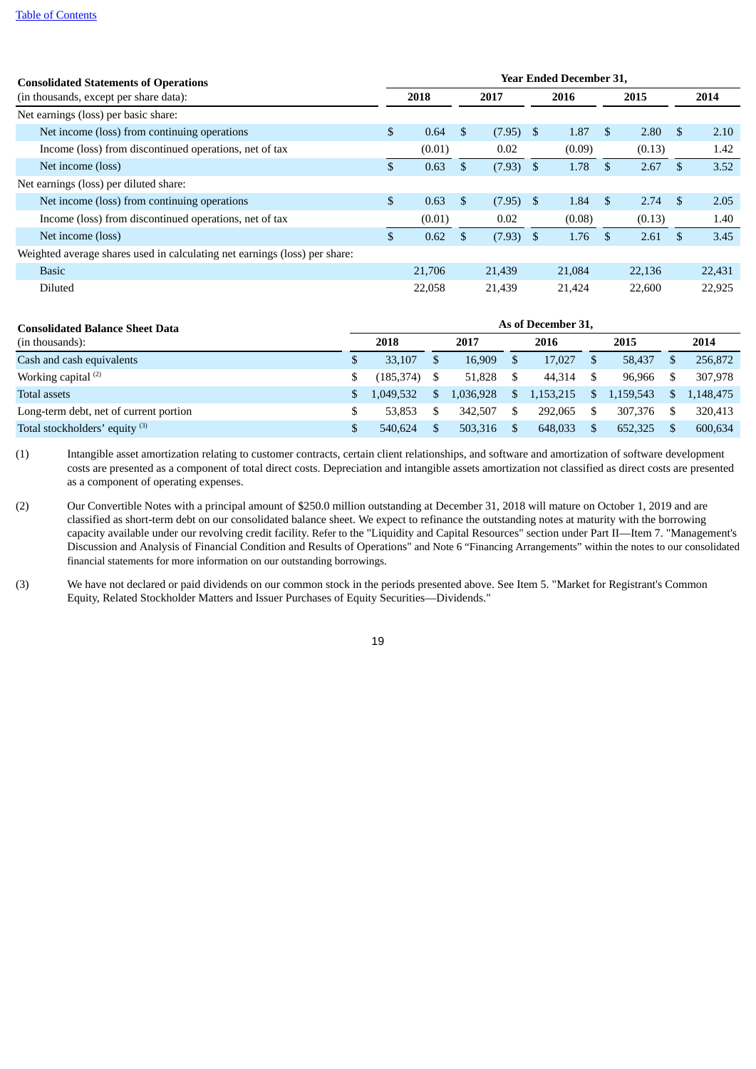| **Consolidated Statements of Operations** (in thousands, except per share data): | Year Ended December 31, | | | | |
|---|---|---|---|---|---|
| | 2018 | 2017 | 2016 | 2015 | 2014 |
| Net earnings (loss) per basic share: | | | | | |
| Net income (loss) from continuing operations | $ 0.64 | $ (7.95) | $ 1.87 | $ 2.80 | $ 2.10 |
| Income (loss) from discontinued operations, net of tax | (0.01) | 0.02 | (0.09) | (0.13) | 1.42 |
| Net income (loss) | $ 0.63 | $ (7.93) | $ 1.78 | $ 2.67 | $ 3.52 |
| Net earnings (loss) per diluted share: | | | | | |
| Net income (loss) from continuing operations | $ 0.63 | $ (7.95) | $ 1.84 | $ 2.74 | $ 2.05 |
| Income (loss) from discontinued operations, net of tax | (0.01) | 0.02 | (0.08) | (0.13) | 1.40 |
| Net income (loss) | $ 0.62 | $ (7.93) | $ 1.76 | $ 2.61 | $ 3.45 |
| Weighted average shares used in calculating net earnings (loss) per share: | | | | | |
| Basic | 21,706 | 21,439 | 21,084 | 22,136 | 22,431 |
| Diluted | 22,058 | 21,439 | 21,424 | 22,600 | 22,925 |

| **Consolidated Balance Sheet Data** (in thousands): | As of December 31, | | | | |
|---|---|---|---|---|---|
| | 2018 | 2017 | 2016 | 2015 | 2014 |
| Cash and cash equivalents | $ 33,107 | $ 16,909 | $ 17,027 | $ 58,437 | $ 256,872 |
| Working capital [(2)] | $ (185,374) | $ 51,828 | $ 44,314 | $ 96,966 | $ 307,978 |
| Total assets | $ 1,049,532 | $ 1,036,928 | $ 1,153,215 | $ 1,159,543 | $ 1,148,475 |
| Long-term debt, net of current portion | $ 53,853 | $ 342,507 | $ 292,065 | $ 307,376 | $ 320,413 |
| Total stockholders' equity [(3)] | $ 540,624 | $ 503,316 | $ 648,033 | $ 652,325 | $ 600,634 |

(1) Intangible asset amortization relating to customer contracts, certain client relationships, and software and amortization of software development costs are presented as a component of total direct costs. Depreciation and intangible assets amortization not classified as direct costs are presented as a component of operating expenses.

(2) Our Convertible Notes with a principal amount of $250.0 million outstanding at December 31, 2018 will mature on October 1, 2019 and are classified as short-term debt on our consolidated balance sheet. We expect to refinance the outstanding notes at maturity with the borrowing capacity available under our revolving credit facility. Refer to the "Liquidity and Capital Resources" section under Part II—Item 7. "Management's Discussion and Analysis of Financial Condition and Results of Operations" and Note 6 "Financing Arrangements" within the notes to our consolidated financial statements for more information on our outstanding borrowings.

(3) We have not declared or paid dividends on our common stock in the periods presented above. See Item 5. "Market for Registrant's Common Equity, Related Stockholder Matters and Issuer Purchases of Equity Securities—Dividends."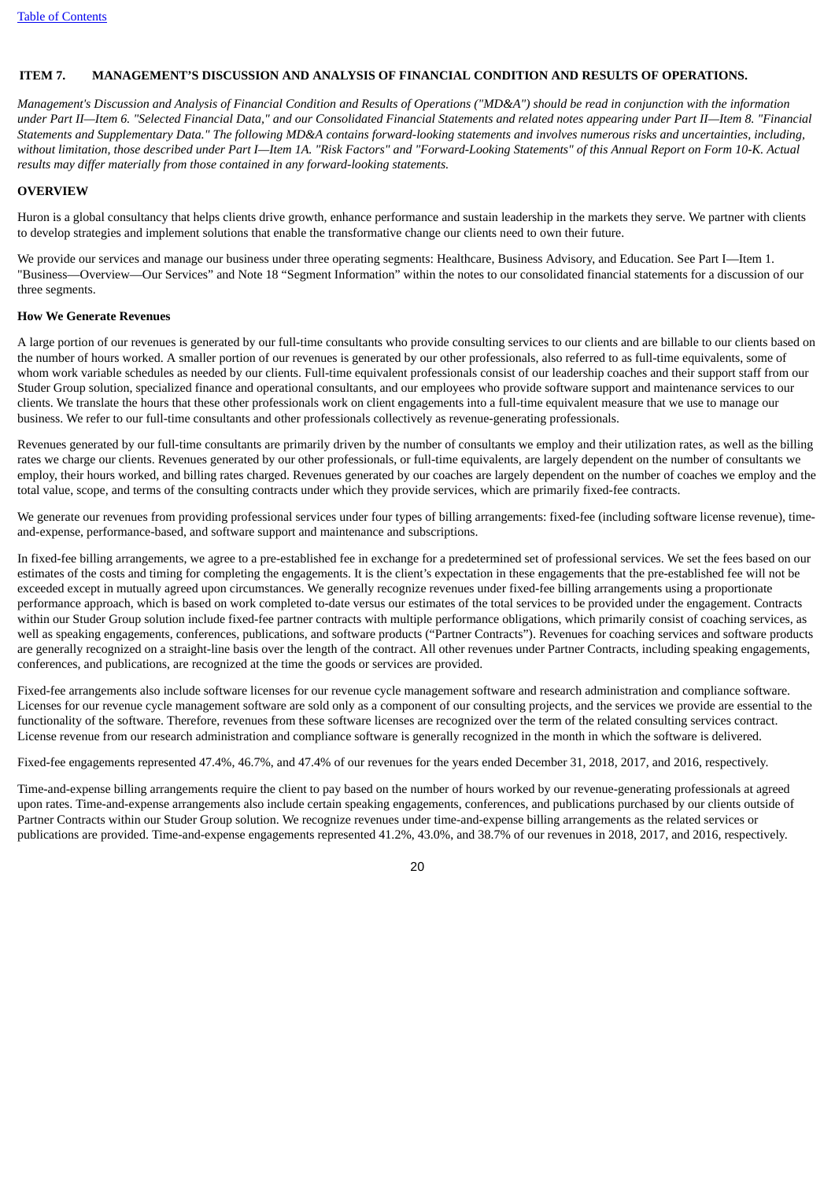## ITEM 7. MANAGEMENT'S DISCUSSION AND ANALYSIS OF FINANCIAL CONDITION AND RESULTS OF OPERATIONS.

*Management's Discussion and Analysis of Financial Condition and Results of Operations ("MD&A") should be read in conjunction with the information under Part II—Item 6. "Selected Financial Data," and our Consolidated Financial Statements and related notes appearing under Part II—Item 8. "Financial Statements and Supplementary Data." The following MD&A contains forward-looking statements and involves numerous risks and uncertainties, including, without limitation, those described under Part I—Item 1A. "Risk Factors" and "Forward-Looking Statements" of this Annual Report on Form 10-K. Actual results may differ materially from those contained in any forward-looking statements.*

### OVERVIEW

Huron is a global consultancy that helps clients drive growth, enhance performance and sustain leadership in the markets they serve. We partner with clients to develop strategies and implement solutions that enable the transformative change our clients need to own their future.

We provide our services and manage our business under three operating segments: Healthcare, Business Advisory, and Education. See Part I—Item 1. "Business—Overview—Our Services" and Note 18 "Segment Information" within the notes to our consolidated financial statements for a discussion of our three segments.

#### How We Generate Revenues

A large portion of our revenues is generated by our full-time consultants who provide consulting services to our clients and are billable to our clients based on the number of hours worked. A smaller portion of our revenues is generated by our other professionals, also referred to as full-time equivalents, some of whom work variable schedules as needed by our clients. Full-time equivalent professionals consist of our leadership coaches and their support staff from our Studer Group solution, specialized finance and operational consultants, and our employees who provide software support and maintenance services to our clients. We translate the hours that these other professionals work on client engagements into a full-time equivalent measure that we use to manage our business. We refer to our full-time consultants and other professionals collectively as revenue-generating professionals.

Revenues generated by our full-time consultants are primarily driven by the number of consultants we employ and their utilization rates, as well as the billing rates we charge our clients. Revenues generated by our other professionals, or full-time equivalents, are largely dependent on the number of consultants we employ, their hours worked, and billing rates charged. Revenues generated by our coaches are largely dependent on the number of coaches we employ and the total value, scope, and terms of the consulting contracts under which they provide services, which are primarily fixed-fee contracts.

We generate our revenues from providing professional services under four types of billing arrangements: fixed-fee (including software license revenue), time-and-expense, performance-based, and software support and maintenance and subscriptions.

In fixed-fee billing arrangements, we agree to a pre-established fee in exchange for a predetermined set of professional services. We set the fees based on our estimates of the costs and timing for completing the engagements. It is the client's expectation in these engagements that the pre-established fee will not be exceeded except in mutually agreed upon circumstances. We generally recognize revenues under fixed-fee billing arrangements using a proportionate performance approach, which is based on work completed to-date versus our estimates of the total services to be provided under the engagement. Contracts within our Studer Group solution include fixed-fee partner contracts with multiple performance obligations, which primarily consist of coaching services, as well as speaking engagements, conferences, publications, and software products ("Partner Contracts"). Revenues for coaching services and software products are generally recognized on a straight-line basis over the length of the contract. All other revenues under Partner Contracts, including speaking engagements, conferences, and publications, are recognized at the time the goods or services are provided.

Fixed-fee arrangements also include software licenses for our revenue cycle management software and research administration and compliance software. Licenses for our revenue cycle management software are sold only as a component of our consulting projects, and the services we provide are essential to the functionality of the software. Therefore, revenues from these software licenses are recognized over the term of the related consulting services contract. License revenue from our research administration and compliance software is generally recognized in the month in which the software is delivered.

Fixed-fee engagements represented 47.4%, 46.7%, and 47.4% of our revenues for the years ended December 31, 2018, 2017, and 2016, respectively.

Time-and-expense billing arrangements require the client to pay based on the number of hours worked by our revenue-generating professionals at agreed upon rates. Time-and-expense arrangements also include certain speaking engagements, conferences, and publications purchased by our clients outside of Partner Contracts within our Studer Group solution. We recognize revenues under time-and-expense billing arrangements as the related services or publications are provided. Time-and-expense engagements represented 41.2%, 43.0%, and 38.7% of our revenues in 2018, 2017, and 2016, respectively.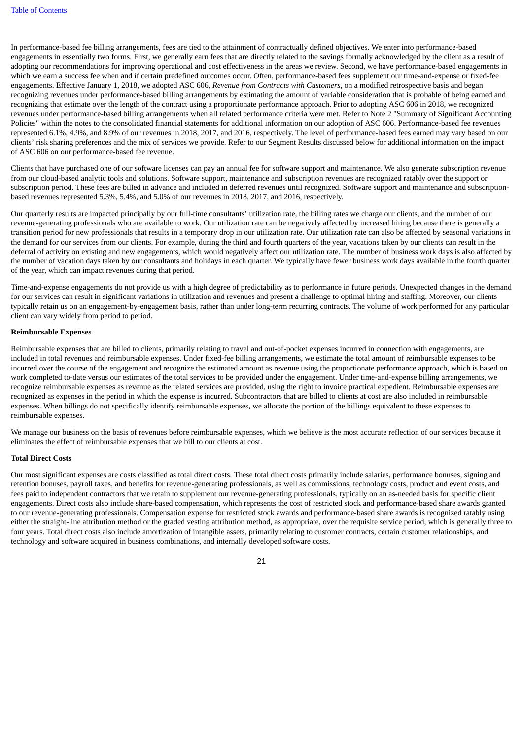In performance-based fee billing arrangements, fees are tied to the attainment of contractually defined objectives. We enter into performance-based engagements in essentially two forms. First, we generally earn fees that are directly related to the savings formally acknowledged by the client as a result of adopting our recommendations for improving operational and cost effectiveness in the areas we review. Second, we have performance-based engagements in which we earn a success fee when and if certain predefined outcomes occur. Often, performance-based fees supplement our time-and-expense or fixed-fee engagements. Effective January 1, 2018, we adopted ASC 606, *Revenue from Contracts with Customers,* on a modified retrospective basis and began recognizing revenues under performance-based billing arrangements by estimating the amount of variable consideration that is probable of being earned and recognizing that estimate over the length of the contract using a proportionate performance approach. Prior to adopting ASC 606 in 2018, we recognized revenues under performance-based billing arrangements when all related performance criteria were met. Refer to Note 2 "Summary of Significant Accounting Policies" within the notes to the consolidated financial statements for additional information on our adoption of ASC 606. Performance-based fee revenues represented 6.1%, 4.9%, and 8.9% of our revenues in 2018, 2017, and 2016, respectively. The level of performance-based fees earned may vary based on our clients' risk sharing preferences and the mix of services we provide. Refer to our Segment Results discussed below for additional information on the impact of ASC 606 on our performance-based fee revenue.

Clients that have purchased one of our software licenses can pay an annual fee for software support and maintenance. We also generate subscription revenue from our cloud-based analytic tools and solutions. Software support, maintenance and subscription revenues are recognized ratably over the support or subscription period. These fees are billed in advance and included in deferred revenues until recognized. Software support and maintenance and subscription-based revenues represented 5.3%, 5.4%, and 5.0% of our revenues in 2018, 2017, and 2016, respectively.

Our quarterly results are impacted principally by our full-time consultants' utilization rate, the billing rates we charge our clients, and the number of our revenue-generating professionals who are available to work. Our utilization rate can be negatively affected by increased hiring because there is generally a transition period for new professionals that results in a temporary drop in our utilization rate. Our utilization rate can also be affected by seasonal variations in the demand for our services from our clients. For example, during the third and fourth quarters of the year, vacations taken by our clients can result in the deferral of activity on existing and new engagements, which would negatively affect our utilization rate. The number of business work days is also affected by the number of vacation days taken by our consultants and holidays in each quarter. We typically have fewer business work days available in the fourth quarter of the year, which can impact revenues during that period.

Time-and-expense engagements do not provide us with a high degree of predictability as to performance in future periods. Unexpected changes in the demand for our services can result in significant variations in utilization and revenues and present a challenge to optimal hiring and staffing. Moreover, our clients typically retain us on an engagement-by-engagement basis, rather than under long-term recurring contracts. The volume of work performed for any particular client can vary widely from period to period.

**Reimbursable Expenses**

Reimbursable expenses that are billed to clients, primarily relating to travel and out-of-pocket expenses incurred in connection with engagements, are included in total revenues and reimbursable expenses. Under fixed-fee billing arrangements, we estimate the total amount of reimbursable expenses to be incurred over the course of the engagement and recognize the estimated amount as revenue using the proportionate performance approach, which is based on work completed to-date versus our estimates of the total services to be provided under the engagement. Under time-and-expense billing arrangements, we recognize reimbursable expenses as revenue as the related services are provided, using the right to invoice practical expedient. Reimbursable expenses are recognized as expenses in the period in which the expense is incurred. Subcontractors that are billed to clients at cost are also included in reimbursable expenses. When billings do not specifically identify reimbursable expenses, we allocate the portion of the billings equivalent to these expenses to reimbursable expenses.

We manage our business on the basis of revenues before reimbursable expenses, which we believe is the most accurate reflection of our services because it eliminates the effect of reimbursable expenses that we bill to our clients at cost.

**Total Direct Costs**

Our most significant expenses are costs classified as total direct costs. These total direct costs primarily include salaries, performance bonuses, signing and retention bonuses, payroll taxes, and benefits for revenue-generating professionals, as well as commissions, technology costs, product and event costs, and fees paid to independent contractors that we retain to supplement our revenue-generating professionals, typically on an as-needed basis for specific client engagements. Direct costs also include share-based compensation, which represents the cost of restricted stock and performance-based share awards granted to our revenue-generating professionals. Compensation expense for restricted stock awards and performance-based share awards is recognized ratably using either the straight-line attribution method or the graded vesting attribution method, as appropriate, over the requisite service period, which is generally three to four years. Total direct costs also include amortization of intangible assets, primarily relating to customer contracts, certain customer relationships, and technology and software acquired in business combinations, and internally developed software costs.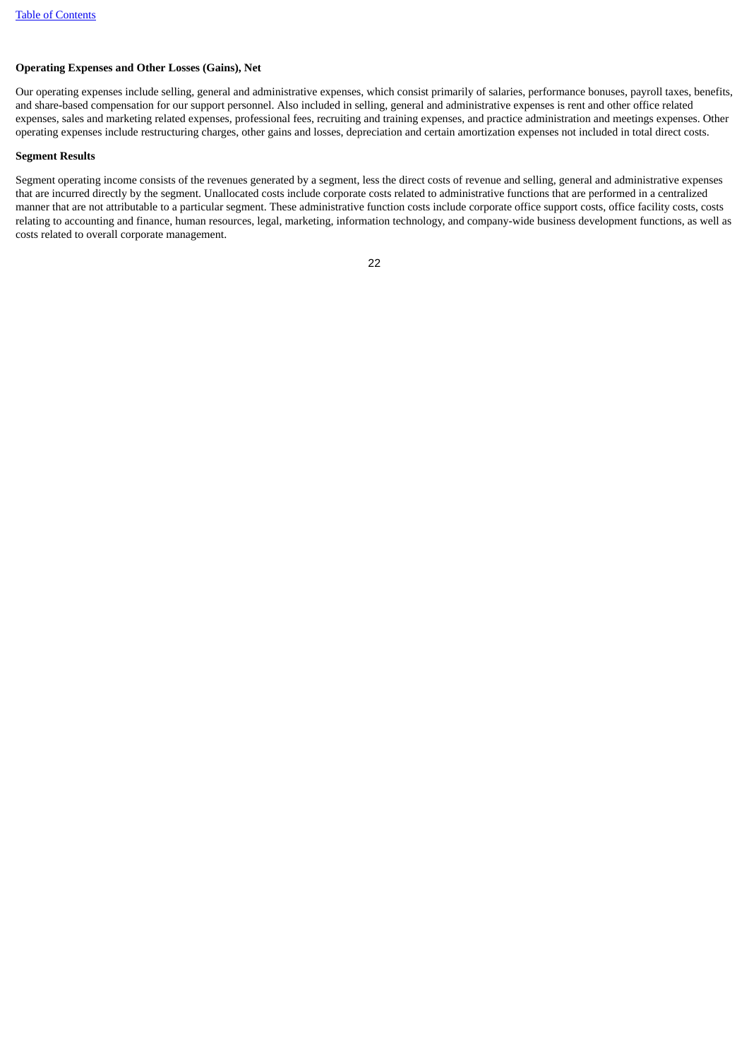**Operating Expenses and Other Losses (Gains), Net**

Our operating expenses include selling, general and administrative expenses, which consist primarily of salaries, performance bonuses, payroll taxes, benefits, and share-based compensation for our support personnel. Also included in selling, general and administrative expenses is rent and other office related expenses, sales and marketing related expenses, professional fees, recruiting and training expenses, and practice administration and meetings expenses. Other operating expenses include restructuring charges, other gains and losses, depreciation and certain amortization expenses not included in total direct costs.

**Segment Results**

Segment operating income consists of the revenues generated by a segment, less the direct costs of revenue and selling, general and administrative expenses that are incurred directly by the segment. Unallocated costs include corporate costs related to administrative functions that are performed in a centralized manner that are not attributable to a particular segment. These administrative function costs include corporate office support costs, office facility costs, costs relating to accounting and finance, human resources, legal, marketing, information technology, and company-wide business development functions, as well as costs related to overall corporate management.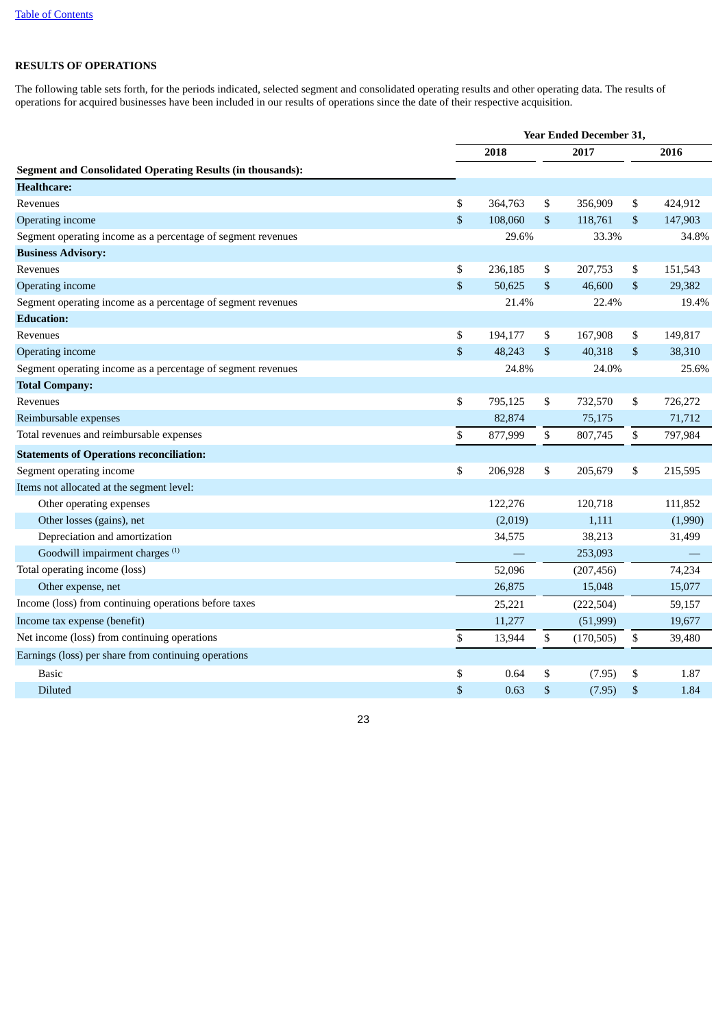## RESULTS OF OPERATIONS

The following table sets forth, for the periods indicated, selected segment and consolidated operating results and other operating data. The results of operations for acquired businesses have been included in our results of operations since the date of their respective acquisition.

| | Year Ended December 31, | | |
|---|---|---|---|
| | 2018 | 2017 | 2016 |
| **Segment and Consolidated Operating Results (in thousands):** | | | |
| **Healthcare:** | | | |
| Revenues | $ 364,763 | $ 356,909 | $ 424,912 |
| Operating income | $ 108,060 | $ 118,761 | $ 147,903 |
| Segment operating income as a percentage of segment revenues | 29.6% | 33.3% | 34.8% |
| **Business Advisory:** | | | |
| Revenues | $ 236,185 | $ 207,753 | $ 151,543 |
| Operating income | $ 50,625 | $ 46,600 | $ 29,382 |
| Segment operating income as a percentage of segment revenues | 21.4% | 22.4% | 19.4% |
| **Education:** | | | |
| Revenues | $ 194,177 | $ 167,908 | $ 149,817 |
| Operating income | $ 48,243 | $ 40,318 | $ 38,310 |
| Segment operating income as a percentage of segment revenues | 24.8% | 24.0% | 25.6% |
| **Total Company:** | | | |
| Revenues | $ 795,125 | $ 732,570 | $ 726,272 |
| Reimbursable expenses | 82,874 | 75,175 | 71,712 |
| Total revenues and reimbursable expenses | $ 877,999 | $ 807,745 | $ 797,984 |
| **Statements of Operations reconciliation:** | | | |
| Segment operating income | $ 206,928 | $ 205,679 | $ 215,595 |
| Items not allocated at the segment level: | | | |
| Other operating expenses | 122,276 | 120,718 | 111,852 |
| Other losses (gains), net | (2,019) | 1,111 | (1,990) |
| Depreciation and amortization | 34,575 | 38,213 | 31,499 |
| Goodwill impairment charges [(1)] | — | 253,093 | — |
| Total operating income (loss) | 52,096 | (207,456) | 74,234 |
| Other expense, net | 26,875 | 15,048 | 15,077 |
| Income (loss) from continuing operations before taxes | 25,221 | (222,504) | 59,157 |
| Income tax expense (benefit) | 11,277 | (51,999) | 19,677 |
| Net income (loss) from continuing operations | $ 13,944 | $ (170,505) | $ 39,480 |
| Earnings (loss) per share from continuing operations | | | |
| Basic | $ 0.64 | $ (7.95) | $ 1.87 |
| Diluted | $ 0.63 | $ (7.95) | $ 1.84 |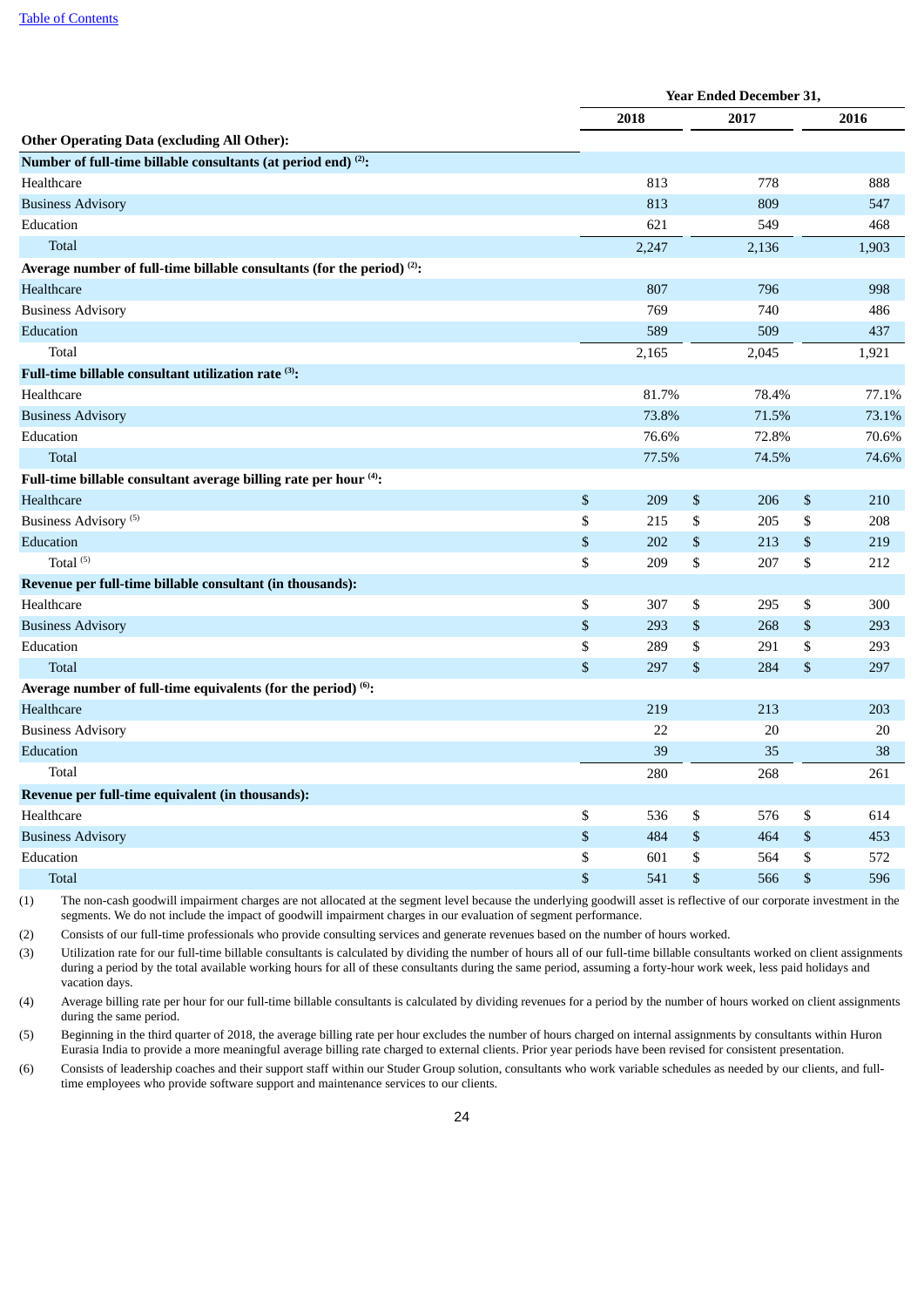| | Year Ended December 31, | | |
|---|---|---|---|
| | 2018 | 2017 | 2016 |
| **Other Operating Data (excluding All Other):** | | | |
| **Number of full-time billable consultants (at period end) [(2)]:** | | | |
| Healthcare | 813 | 778 | 888 |
| Business Advisory | 813 | 809 | 547 |
| Education | 621 | 549 | 468 |
| Total | 2,247 | 2,136 | 1,903 |
| **Average number of full-time billable consultants (for the period) [(2)]:** | | | |
| Healthcare | 807 | 796 | 998 |
| Business Advisory | 769 | 740 | 486 |
| Education | 589 | 509 | 437 |
| Total | 2,165 | 2,045 | 1,921 |
| **Full-time billable consultant utilization rate [(3)]:** | | | |
| Healthcare | 81.7% | 78.4% | 77.1% |
| Business Advisory | 73.8% | 71.5% | 73.1% |
| Education | 76.6% | 72.8% | 70.6% |
| Total | 77.5% | 74.5% | 74.6% |
| **Full-time billable consultant average billing rate per hour [(4)]:** | | | |
| Healthcare | $ 209 | $ 206 | $ 210 |
| Business Advisory [(5)] | $ 215 | $ 205 | $ 208 |
| Education | $ 202 | $ 213 | $ 219 |
| Total [(5)] | $ 209 | $ 207 | $ 212 |
| **Revenue per full-time billable consultant (in thousands):** | | | |
| Healthcare | $ 307 | $ 295 | $ 300 |
| Business Advisory | $ 293 | $ 268 | $ 293 |
| Education | $ 289 | $ 291 | $ 293 |
| Total | $ 297 | $ 284 | $ 297 |
| **Average number of full-time equivalents (for the period) [(6)]:** | | | |
| Healthcare | 219 | 213 | 203 |
| Business Advisory | 22 | 20 | 20 |
| Education | 39 | 35 | 38 |
| Total | 280 | 268 | 261 |
| **Revenue per full-time equivalent (in thousands):** | | | |
| Healthcare | $ 536 | $ 576 | $ 614 |
| Business Advisory | $ 484 | $ 464 | $ 453 |
| Education | $ 601 | $ 564 | $ 572 |
| Total | $ 541 | $ 566 | $ 596 |

(1) The non-cash goodwill impairment charges are not allocated at the segment level because the underlying goodwill asset is reflective of our corporate investment in the segments. We do not include the impact of goodwill impairment charges in our evaluation of segment performance.

(2) Consists of our full-time professionals who provide consulting services and generate revenues based on the number of hours worked.

(3) Utilization rate for our full-time billable consultants is calculated by dividing the number of hours all of our full-time billable consultants worked on client assignments during a period by the total available working hours for all of these consultants during the same period, assuming a forty-hour work week, less paid holidays and vacation days.

(4) Average billing rate per hour for our full-time billable consultants is calculated by dividing revenues for a period by the number of hours worked on client assignments during the same period.

(5) Beginning in the third quarter of 2018, the average billing rate per hour excludes the number of hours charged on internal assignments by consultants within Huron Eurasia India to provide a more meaningful average billing rate charged to external clients. Prior year periods have been revised for consistent presentation.

(6) Consists of leadership coaches and their support staff within our Studer Group solution, consultants who work variable schedules as needed by our clients, and full-time employees who provide software support and maintenance services to our clients.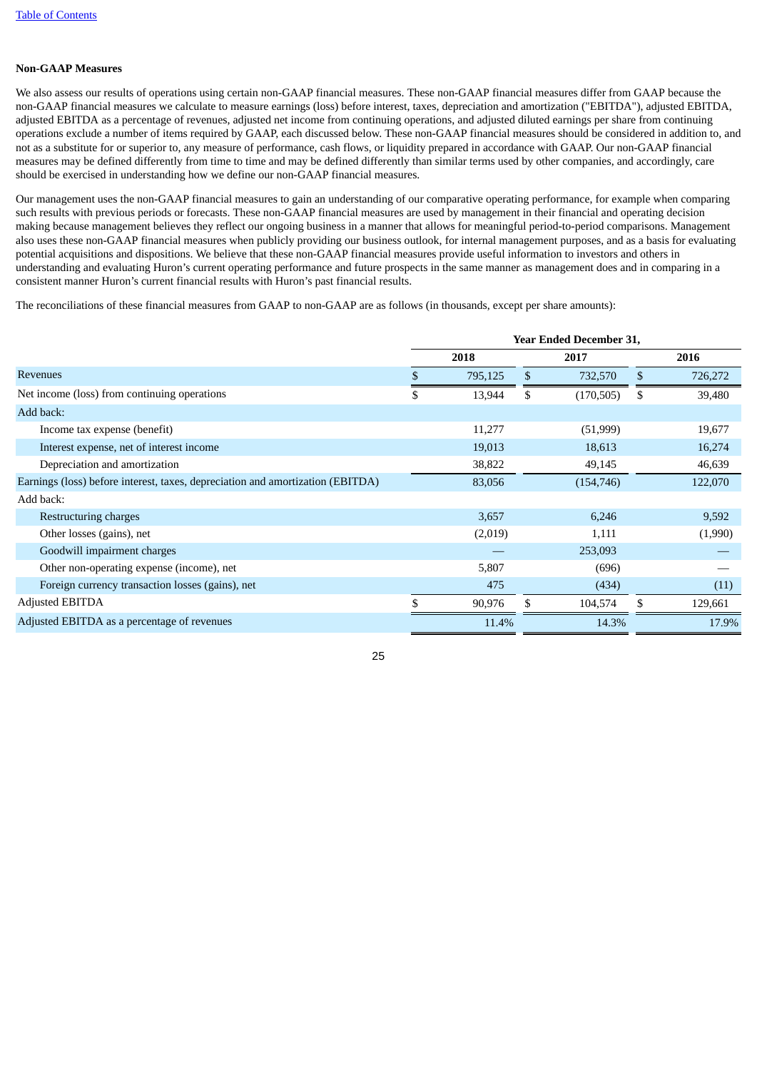**Non-GAAP Measures**

We also assess our results of operations using certain non-GAAP financial measures. These non-GAAP financial measures differ from GAAP because the non-GAAP financial measures we calculate to measure earnings (loss) before interest, taxes, depreciation and amortization ("EBITDA"), adjusted EBITDA, adjusted EBITDA as a percentage of revenues, adjusted net income from continuing operations, and adjusted diluted earnings per share from continuing operations exclude a number of items required by GAAP, each discussed below. These non-GAAP financial measures should be considered in addition to, and not as a substitute for or superior to, any measure of performance, cash flows, or liquidity prepared in accordance with GAAP. Our non-GAAP financial measures may be defined differently from time to time and may be defined differently than similar terms used by other companies, and accordingly, care should be exercised in understanding how we define our non-GAAP financial measures.

Our management uses the non-GAAP financial measures to gain an understanding of our comparative operating performance, for example when comparing such results with previous periods or forecasts. These non-GAAP financial measures are used by management in their financial and operating decision making because management believes they reflect our ongoing business in a manner that allows for meaningful period-to-period comparisons. Management also uses these non-GAAP financial measures when publicly providing our business outlook, for internal management purposes, and as a basis for evaluating potential acquisitions and dispositions. We believe that these non-GAAP financial measures provide useful information to investors and others in understanding and evaluating Huron's current operating performance and future prospects in the same manner as management does and in comparing in a consistent manner Huron's current financial results with Huron's past financial results.

The reconciliations of these financial measures from GAAP to non-GAAP are as follows (in thousands, except per share amounts):

| | Year Ended December 31, | | |
|---|---|---|---|
| | 2018 | 2017 | 2016 |
| Revenues | $ 795,125 | $ 732,570 | $ 726,272 |
| Net income (loss) from continuing operations | $ 13,944 | $ (170,505) | $ 39,480 |
| Add back: | | | |
| Income tax expense (benefit) | 11,277 | (51,999) | 19,677 |
| Interest expense, net of interest income | 19,013 | 18,613 | 16,274 |
| Depreciation and amortization | 38,822 | 49,145 | 46,639 |
| Earnings (loss) before interest, taxes, depreciation and amortization (EBITDA) | 83,056 | (154,746) | 122,070 |
| Add back: | | | |
| Restructuring charges | 3,657 | 6,246 | 9,592 |
| Other losses (gains), net | (2,019) | 1,111 | (1,990) |
| Goodwill impairment charges | — | 253,093 | — |
| Other non-operating expense (income), net | 5,807 | (696) | — |
| Foreign currency transaction losses (gains), net | 475 | (434) | (11) |
| Adjusted EBITDA | $ 90,976 | $ 104,574 | $ 129,661 |
| Adjusted EBITDA as a percentage of revenues | 11.4% | 14.3% | 17.9% |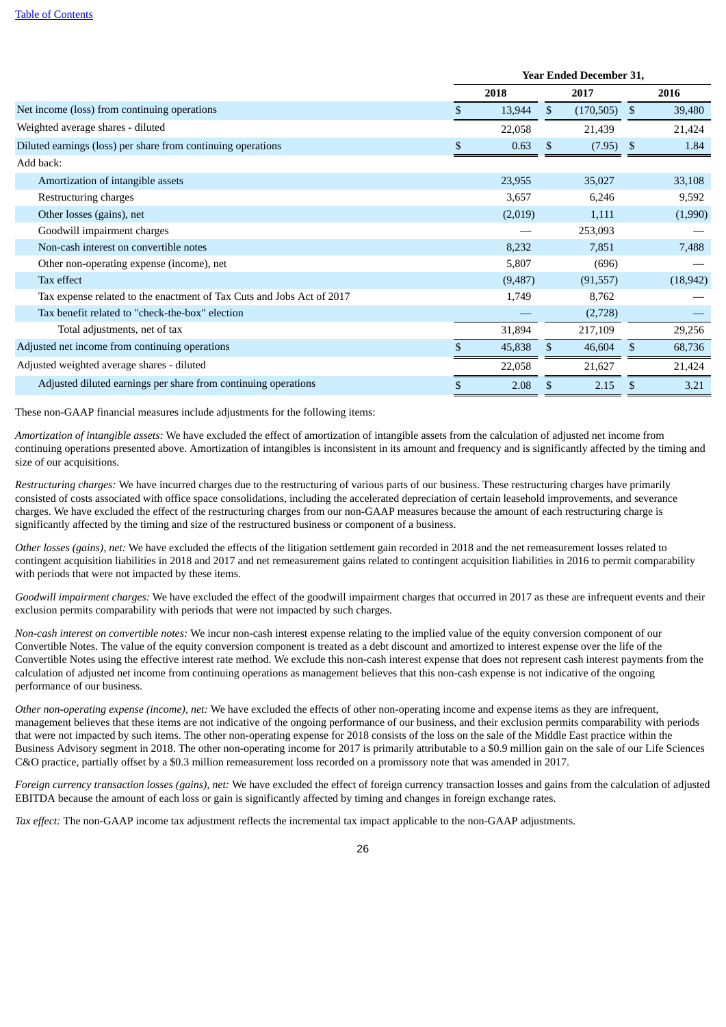| | Year Ended December 31, | | |
|---|---|---|---|
| | 2018 | 2017 | 2016 |
| Net income (loss) from continuing operations | $ 13,944 | $ (170,505) | $ 39,480 |
| Weighted average shares - diluted | 22,058 | 21,439 | 21,424 |
| Diluted earnings (loss) per share from continuing operations | $ 0.63 | $ (7.95) | $ 1.84 |
| Add back: | | | |
| Amortization of intangible assets | 23,955 | 35,027 | 33,108 |
| Restructuring charges | 3,657 | 6,246 | 9,592 |
| Other losses (gains), net | (2,019) | 1,111 | (1,990) |
| Goodwill impairment charges | — | 253,093 | — |
| Non-cash interest on convertible notes | 8,232 | 7,851 | 7,488 |
| Other non-operating expense (income), net | 5,807 | (696) | — |
| Tax effect | (9,487) | (91,557) | (18,942) |
| Tax expense related to the enactment of Tax Cuts and Jobs Act of 2017 | 1,749 | 8,762 | — |
| Tax benefit related to "check-the-box" election | — | (2,728) | — |
| Total adjustments, net of tax | 31,894 | 217,109 | 29,256 |
| Adjusted net income from continuing operations | $ 45,838 | $ 46,604 | $ 68,736 |
| Adjusted weighted average shares - diluted | 22,058 | 21,627 | 21,424 |
| Adjusted diluted earnings per share from continuing operations | $ 2.08 | $ 2.15 | $ 3.21 |

These non-GAAP financial measures include adjustments for the following items:

*Amortization of intangible assets:* We have excluded the effect of amortization of intangible assets from the calculation of adjusted net income from continuing operations presented above. Amortization of intangibles is inconsistent in its amount and frequency and is significantly affected by the timing and size of our acquisitions.

*Restructuring charges:* We have incurred charges due to the restructuring of various parts of our business. These restructuring charges have primarily consisted of costs associated with office space consolidations, including the accelerated depreciation of certain leasehold improvements, and severance charges. We have excluded the effect of the restructuring charges from our non-GAAP measures because the amount of each restructuring charge is significantly affected by the timing and size of the restructured business or component of a business.

*Other losses (gains), net:* We have excluded the effects of the litigation settlement gain recorded in 2018 and the net remeasurement losses related to contingent acquisition liabilities in 2018 and 2017 and net remeasurement gains related to contingent acquisition liabilities in 2016 to permit comparability with periods that were not impacted by these items.

*Goodwill impairment charges:* We have excluded the effect of the goodwill impairment charges that occurred in 2017 as these are infrequent events and their exclusion permits comparability with periods that were not impacted by such charges.

*Non-cash interest on convertible notes:* We incur non-cash interest expense relating to the implied value of the equity conversion component of our Convertible Notes. The value of the equity conversion component is treated as a debt discount and amortized to interest expense over the life of the Convertible Notes using the effective interest rate method. We exclude this non-cash interest expense that does not represent cash interest payments from the calculation of adjusted net income from continuing operations as management believes that this non-cash expense is not indicative of the ongoing performance of our business.

*Other non-operating expense (income), net:* We have excluded the effects of other non-operating income and expense items as they are infrequent, management believes that these items are not indicative of the ongoing performance of our business, and their exclusion permits comparability with periods that were not impacted by such items. The other non-operating expense for 2018 consists of the loss on the sale of the Middle East practice within the Business Advisory segment in 2018. The other non-operating income for 2017 is primarily attributable to a $0.9 million gain on the sale of our Life Sciences C&O practice, partially offset by a $0.3 million remeasurement loss recorded on a promissory note that was amended in 2017.

*Foreign currency transaction losses (gains), net:* We have excluded the effect of foreign currency transaction losses and gains from the calculation of adjusted EBITDA because the amount of each loss or gain is significantly affected by timing and changes in foreign exchange rates.

*Tax effect:* The non-GAAP income tax adjustment reflects the incremental tax impact applicable to the non-GAAP adjustments.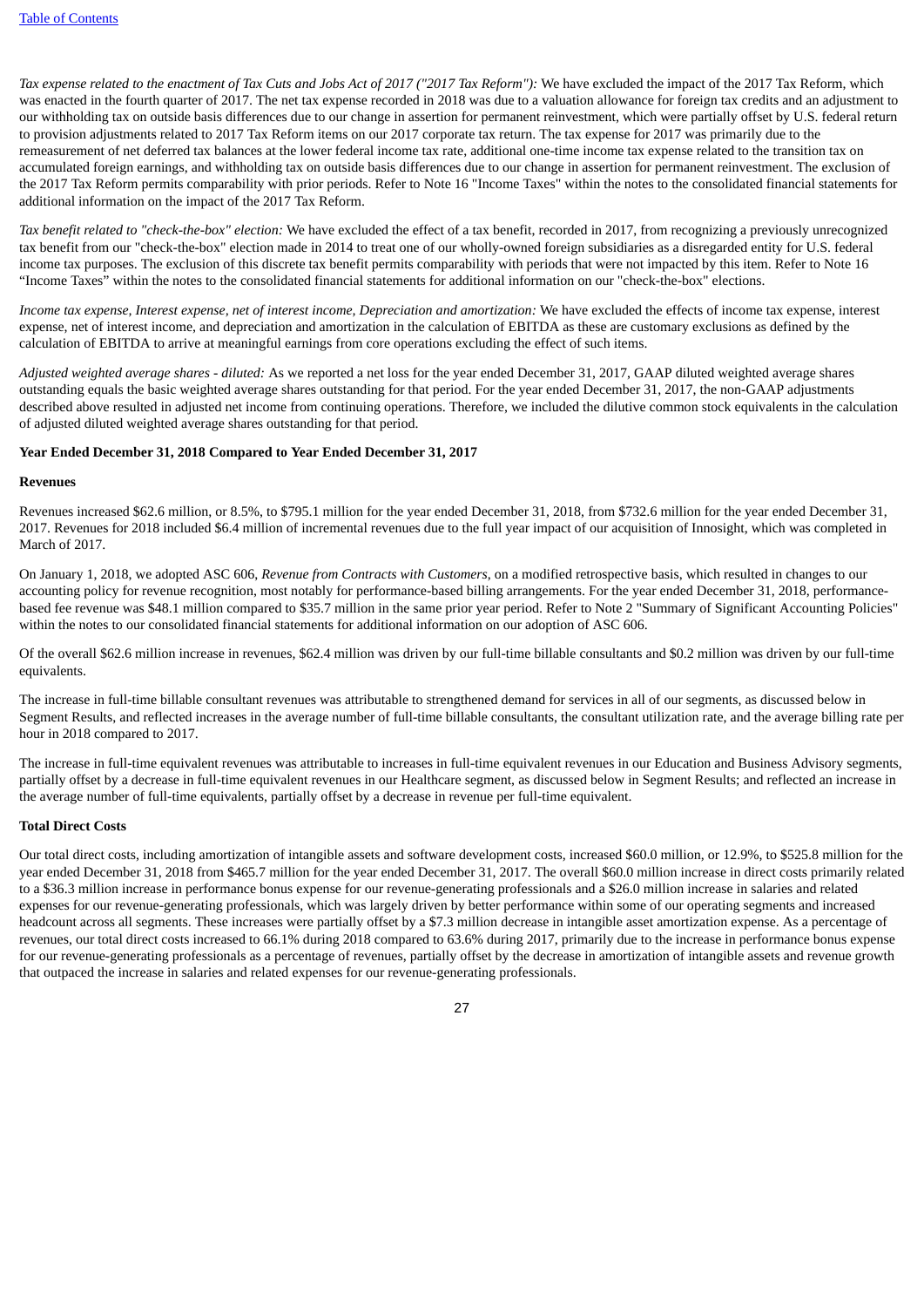*Tax expense related to the enactment of Tax Cuts and Jobs Act of 2017 ("2017 Tax Reform"):* We have excluded the impact of the 2017 Tax Reform, which was enacted in the fourth quarter of 2017. The net tax expense recorded in 2018 was due to a valuation allowance for foreign tax credits and an adjustment to our withholding tax on outside basis differences due to our change in assertion for permanent reinvestment, which were partially offset by U.S. federal return to provision adjustments related to 2017 Tax Reform items on our 2017 corporate tax return. The tax expense for 2017 was primarily due to the remeasurement of net deferred tax balances at the lower federal income tax rate, additional one-time income tax expense related to the transition tax on accumulated foreign earnings, and withholding tax on outside basis differences due to our change in assertion for permanent reinvestment. The exclusion of the 2017 Tax Reform permits comparability with prior periods. Refer to Note 16 "Income Taxes" within the notes to the consolidated financial statements for additional information on the impact of the 2017 Tax Reform.

*Tax benefit related to "check-the-box" election:* We have excluded the effect of a tax benefit, recorded in 2017, from recognizing a previously unrecognized tax benefit from our "check-the-box" election made in 2014 to treat one of our wholly-owned foreign subsidiaries as a disregarded entity for U.S. federal income tax purposes. The exclusion of this discrete tax benefit permits comparability with periods that were not impacted by this item. Refer to Note 16 "Income Taxes" within the notes to the consolidated financial statements for additional information on our "check-the-box" elections.

*Income tax expense, Interest expense, net of interest income, Depreciation and amortization:* We have excluded the effects of income tax expense, interest expense, net of interest income, and depreciation and amortization in the calculation of EBITDA as these are customary exclusions as defined by the calculation of EBITDA to arrive at meaningful earnings from core operations excluding the effect of such items.

*Adjusted weighted average shares - diluted:* As we reported a net loss for the year ended December 31, 2017, GAAP diluted weighted average shares outstanding equals the basic weighted average shares outstanding for that period. For the year ended December 31, 2017, the non-GAAP adjustments described above resulted in adjusted net income from continuing operations. Therefore, we included the dilutive common stock equivalents in the calculation of adjusted diluted weighted average shares outstanding for that period.

**Year Ended December 31, 2018 Compared to Year Ended December 31, 2017**

**Revenues**

Revenues increased $62.6 million, or 8.5%, to $795.1 million for the year ended December 31, 2018, from $732.6 million for the year ended December 31, 2017. Revenues for 2018 included $6.4 million of incremental revenues due to the full year impact of our acquisition of Innosight, which was completed in March of 2017.

On January 1, 2018, we adopted ASC 606, *Revenue from Contracts with Customers*, on a modified retrospective basis, which resulted in changes to our accounting policy for revenue recognition, most notably for performance-based billing arrangements. For the year ended December 31, 2018, performance-based fee revenue was $48.1 million compared to $35.7 million in the same prior year period. Refer to Note 2 "Summary of Significant Accounting Policies" within the notes to our consolidated financial statements for additional information on our adoption of ASC 606.

Of the overall $62.6 million increase in revenues, $62.4 million was driven by our full-time billable consultants and $0.2 million was driven by our full-time equivalents.

The increase in full-time billable consultant revenues was attributable to strengthened demand for services in all of our segments, as discussed below in Segment Results, and reflected increases in the average number of full-time billable consultants, the consultant utilization rate, and the average billing rate per hour in 2018 compared to 2017.

The increase in full-time equivalent revenues was attributable to increases in full-time equivalent revenues in our Education and Business Advisory segments, partially offset by a decrease in full-time equivalent revenues in our Healthcare segment, as discussed below in Segment Results; and reflected an increase in the average number of full-time equivalents, partially offset by a decrease in revenue per full-time equivalent.

**Total Direct Costs**

Our total direct costs, including amortization of intangible assets and software development costs, increased $60.0 million, or 12.9%, to $525.8 million for the year ended December 31, 2018 from $465.7 million for the year ended December 31, 2017. The overall $60.0 million increase in direct costs primarily related to a $36.3 million increase in performance bonus expense for our revenue-generating professionals and a $26.0 million increase in salaries and related expenses for our revenue-generating professionals, which was largely driven by better performance within some of our operating segments and increased headcount across all segments. These increases were partially offset by a $7.3 million decrease in intangible asset amortization expense. As a percentage of revenues, our total direct costs increased to 66.1% during 2018 compared to 63.6% during 2017, primarily due to the increase in performance bonus expense for our revenue-generating professionals as a percentage of revenues, partially offset by the decrease in amortization of intangible assets and revenue growth that outpaced the increase in salaries and related expenses for our revenue-generating professionals.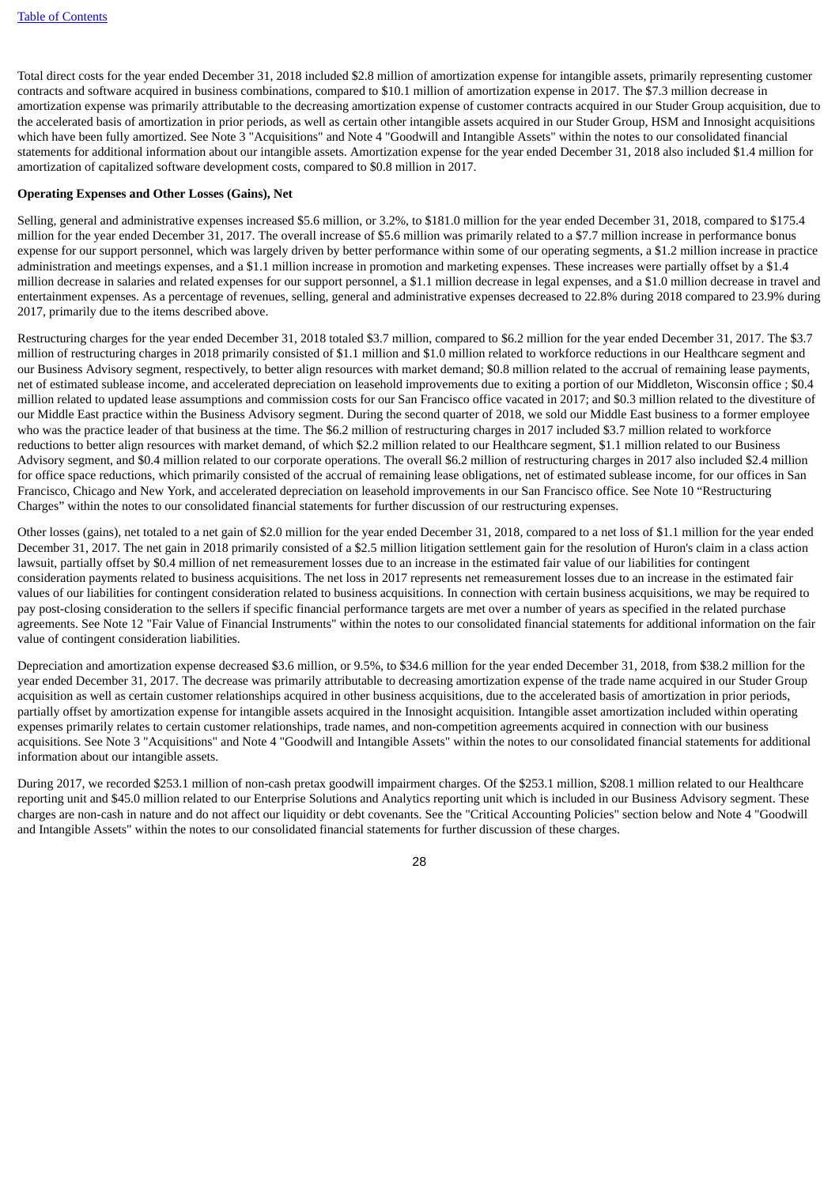Total direct costs for the year ended December 31, 2018 included $2.8 million of amortization expense for intangible assets, primarily representing customer contracts and software acquired in business combinations, compared to $10.1 million of amortization expense in 2017. The $7.3 million decrease in amortization expense was primarily attributable to the decreasing amortization expense of customer contracts acquired in our Studer Group acquisition, due to the accelerated basis of amortization in prior periods, as well as certain other intangible assets acquired in our Studer Group, HSM and Innosight acquisitions which have been fully amortized. See Note 3 "Acquisitions" and Note 4 "Goodwill and Intangible Assets" within the notes to our consolidated financial statements for additional information about our intangible assets. Amortization expense for the year ended December 31, 2018 also included $1.4 million for amortization of capitalized software development costs, compared to $0.8 million in 2017.

**Operating Expenses and Other Losses (Gains), Net**

Selling, general and administrative expenses increased $5.6 million, or 3.2%, to $181.0 million for the year ended December 31, 2018, compared to $175.4 million for the year ended December 31, 2017. The overall increase of $5.6 million was primarily related to a $7.7 million increase in performance bonus expense for our support personnel, which was largely driven by better performance within some of our operating segments, a $1.2 million increase in practice administration and meetings expenses, and a $1.1 million increase in promotion and marketing expenses. These increases were partially offset by a $1.4 million decrease in salaries and related expenses for our support personnel, a $1.1 million decrease in legal expenses, and a $1.0 million decrease in travel and entertainment expenses. As a percentage of revenues, selling, general and administrative expenses decreased to 22.8% during 2018 compared to 23.9% during 2017, primarily due to the items described above.

Restructuring charges for the year ended December 31, 2018 totaled $3.7 million, compared to $6.2 million for the year ended December 31, 2017. The $3.7 million of restructuring charges in 2018 primarily consisted of $1.1 million and $1.0 million related to workforce reductions in our Healthcare segment and our Business Advisory segment, respectively, to better align resources with market demand; $0.8 million related to the accrual of remaining lease payments, net of estimated sublease income, and accelerated depreciation on leasehold improvements due to exiting a portion of our Middleton, Wisconsin office ; $0.4 million related to updated lease assumptions and commission costs for our San Francisco office vacated in 2017; and $0.3 million related to the divestiture of our Middle East practice within the Business Advisory segment. During the second quarter of 2018, we sold our Middle East business to a former employee who was the practice leader of that business at the time. The $6.2 million of restructuring charges in 2017 included $3.7 million related to workforce reductions to better align resources with market demand, of which $2.2 million related to our Healthcare segment, $1.1 million related to our Business Advisory segment, and $0.4 million related to our corporate operations. The overall $6.2 million of restructuring charges in 2017 also included $2.4 million for office space reductions, which primarily consisted of the accrual of remaining lease obligations, net of estimated sublease income, for our offices in San Francisco, Chicago and New York, and accelerated depreciation on leasehold improvements in our San Francisco office. See Note 10 "Restructuring Charges" within the notes to our consolidated financial statements for further discussion of our restructuring expenses.

Other losses (gains), net totaled to a net gain of $2.0 million for the year ended December 31, 2018, compared to a net loss of $1.1 million for the year ended December 31, 2017. The net gain in 2018 primarily consisted of a $2.5 million litigation settlement gain for the resolution of Huron's claim in a class action lawsuit, partially offset by $0.4 million of net remeasurement losses due to an increase in the estimated fair value of our liabilities for contingent consideration payments related to business acquisitions. The net loss in 2017 represents net remeasurement losses due to an increase in the estimated fair values of our liabilities for contingent consideration related to business acquisitions. In connection with certain business acquisitions, we may be required to pay post-closing consideration to the sellers if specific financial performance targets are met over a number of years as specified in the related purchase agreements. See Note 12 "Fair Value of Financial Instruments" within the notes to our consolidated financial statements for additional information on the fair value of contingent consideration liabilities.

Depreciation and amortization expense decreased $3.6 million, or 9.5%, to $34.6 million for the year ended December 31, 2018, from $38.2 million for the year ended December 31, 2017. The decrease was primarily attributable to decreasing amortization expense of the trade name acquired in our Studer Group acquisition as well as certain customer relationships acquired in other business acquisitions, due to the accelerated basis of amortization in prior periods, partially offset by amortization expense for intangible assets acquired in the Innosight acquisition. Intangible asset amortization included within operating expenses primarily relates to certain customer relationships, trade names, and non-competition agreements acquired in connection with our business acquisitions. See Note 3 "Acquisitions" and Note 4 "Goodwill and Intangible Assets" within the notes to our consolidated financial statements for additional information about our intangible assets.

During 2017, we recorded $253.1 million of non-cash pretax goodwill impairment charges. Of the $253.1 million, $208.1 million related to our Healthcare reporting unit and $45.0 million related to our Enterprise Solutions and Analytics reporting unit which is included in our Business Advisory segment. These charges are non-cash in nature and do not affect our liquidity or debt covenants. See the "Critical Accounting Policies" section below and Note 4 "Goodwill and Intangible Assets" within the notes to our consolidated financial statements for further discussion of these charges.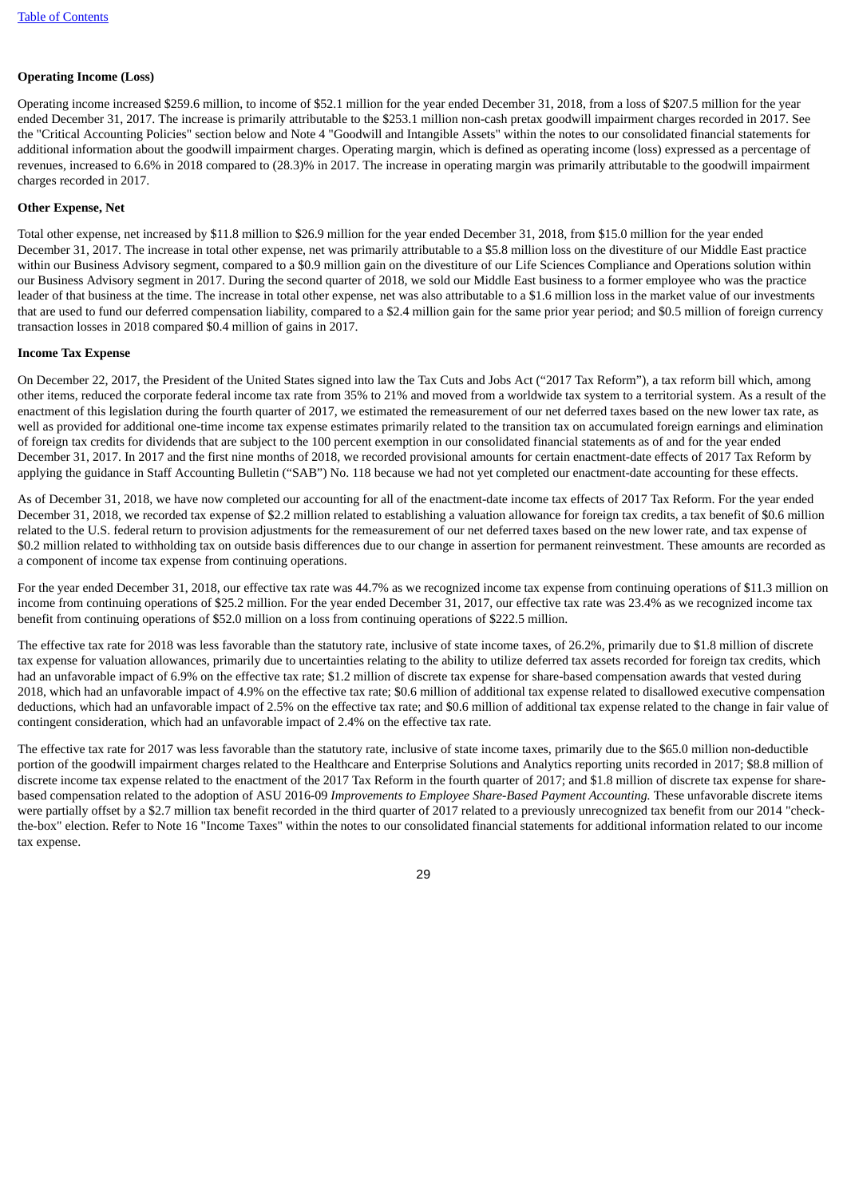**Operating Income (Loss)**

Operating income increased $259.6 million, to income of $52.1 million for the year ended December 31, 2018, from a loss of $207.5 million for the year ended December 31, 2017. The increase is primarily attributable to the $253.1 million non-cash pretax goodwill impairment charges recorded in 2017. See the "Critical Accounting Policies" section below and Note 4 "Goodwill and Intangible Assets" within the notes to our consolidated financial statements for additional information about the goodwill impairment charges. Operating margin, which is defined as operating income (loss) expressed as a percentage of revenues, increased to 6.6% in 2018 compared to (28.3)% in 2017. The increase in operating margin was primarily attributable to the goodwill impairment charges recorded in 2017.

**Other Expense, Net**

Total other expense, net increased by $11.8 million to $26.9 million for the year ended December 31, 2018, from $15.0 million for the year ended December 31, 2017. The increase in total other expense, net was primarily attributable to a $5.8 million loss on the divestiture of our Middle East practice within our Business Advisory segment, compared to a $0.9 million gain on the divestiture of our Life Sciences Compliance and Operations solution within our Business Advisory segment in 2017. During the second quarter of 2018, we sold our Middle East business to a former employee who was the practice leader of that business at the time. The increase in total other expense, net was also attributable to a $1.6 million loss in the market value of our investments that are used to fund our deferred compensation liability, compared to a $2.4 million gain for the same prior year period; and $0.5 million of foreign currency transaction losses in 2018 compared $0.4 million of gains in 2017.

**Income Tax Expense**

On December 22, 2017, the President of the United States signed into law the Tax Cuts and Jobs Act ("2017 Tax Reform"), a tax reform bill which, among other items, reduced the corporate federal income tax rate from 35% to 21% and moved from a worldwide tax system to a territorial system. As a result of the enactment of this legislation during the fourth quarter of 2017, we estimated the remeasurement of our net deferred taxes based on the new lower tax rate, as well as provided for additional one-time income tax expense estimates primarily related to the transition tax on accumulated foreign earnings and elimination of foreign tax credits for dividends that are subject to the 100 percent exemption in our consolidated financial statements as of and for the year ended December 31, 2017. In 2017 and the first nine months of 2018, we recorded provisional amounts for certain enactment-date effects of 2017 Tax Reform by applying the guidance in Staff Accounting Bulletin ("SAB") No. 118 because we had not yet completed our enactment-date accounting for these effects.

As of December 31, 2018, we have now completed our accounting for all of the enactment-date income tax effects of 2017 Tax Reform. For the year ended December 31, 2018, we recorded tax expense of $2.2 million related to establishing a valuation allowance for foreign tax credits, a tax benefit of $0.6 million related to the U.S. federal return to provision adjustments for the remeasurement of our net deferred taxes based on the new lower rate, and tax expense of $0.2 million related to withholding tax on outside basis differences due to our change in assertion for permanent reinvestment. These amounts are recorded as a component of income tax expense from continuing operations.

For the year ended December 31, 2018, our effective tax rate was 44.7% as we recognized income tax expense from continuing operations of $11.3 million on income from continuing operations of $25.2 million. For the year ended December 31, 2017, our effective tax rate was 23.4% as we recognized income tax benefit from continuing operations of $52.0 million on a loss from continuing operations of $222.5 million.

The effective tax rate for 2018 was less favorable than the statutory rate, inclusive of state income taxes, of 26.2%, primarily due to $1.8 million of discrete tax expense for valuation allowances, primarily due to uncertainties relating to the ability to utilize deferred tax assets recorded for foreign tax credits, which had an unfavorable impact of 6.9% on the effective tax rate; $1.2 million of discrete tax expense for share-based compensation awards that vested during 2018, which had an unfavorable impact of 4.9% on the effective tax rate; $0.6 million of additional tax expense related to disallowed executive compensation deductions, which had an unfavorable impact of 2.5% on the effective tax rate; and $0.6 million of additional tax expense related to the change in fair value of contingent consideration, which had an unfavorable impact of 2.4% on the effective tax rate.

The effective tax rate for 2017 was less favorable than the statutory rate, inclusive of state income taxes, primarily due to the $65.0 million non-deductible portion of the goodwill impairment charges related to the Healthcare and Enterprise Solutions and Analytics reporting units recorded in 2017; $8.8 million of discrete income tax expense related to the enactment of the 2017 Tax Reform in the fourth quarter of 2017; and $1.8 million of discrete tax expense for share-based compensation related to the adoption of ASU 2016-09 *Improvements to Employee Share-Based Payment Accounting.* These unfavorable discrete items were partially offset by a $2.7 million tax benefit recorded in the third quarter of 2017 related to a previously unrecognized tax benefit from our 2014 "check-the-box" election. Refer to Note 16 "Income Taxes" within the notes to our consolidated financial statements for additional information related to our income tax expense.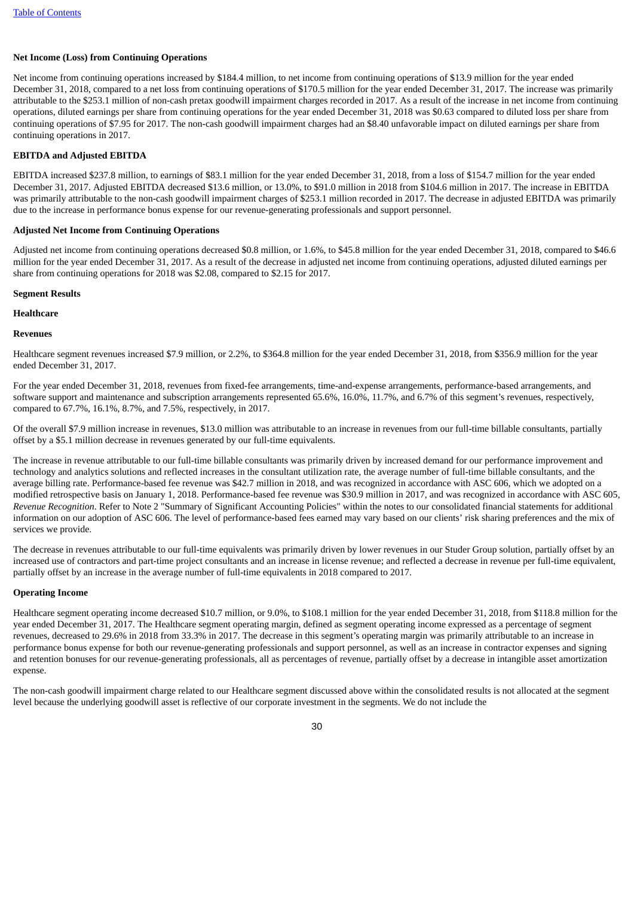**Net Income (Loss) from Continuing Operations**

Net income from continuing operations increased by $184.4 million, to net income from continuing operations of $13.9 million for the year ended December 31, 2018, compared to a net loss from continuing operations of $170.5 million for the year ended December 31, 2017. The increase was primarily attributable to the $253.1 million of non-cash pretax goodwill impairment charges recorded in 2017. As a result of the increase in net income from continuing operations, diluted earnings per share from continuing operations for the year ended December 31, 2018 was $0.63 compared to diluted loss per share from continuing operations of $7.95 for 2017. The non-cash goodwill impairment charges had an $8.40 unfavorable impact on diluted earnings per share from continuing operations in 2017.

**EBITDA and Adjusted EBITDA**

EBITDA increased $237.8 million, to earnings of $83.1 million for the year ended December 31, 2018, from a loss of $154.7 million for the year ended December 31, 2017. Adjusted EBITDA decreased $13.6 million, or 13.0%, to $91.0 million in 2018 from $104.6 million in 2017. The increase in EBITDA was primarily attributable to the non-cash goodwill impairment charges of $253.1 million recorded in 2017. The decrease in adjusted EBITDA was primarily due to the increase in performance bonus expense for our revenue-generating professionals and support personnel.

**Adjusted Net Income from Continuing Operations**

Adjusted net income from continuing operations decreased $0.8 million, or 1.6%, to $45.8 million for the year ended December 31, 2018, compared to $46.6 million for the year ended December 31, 2017. As a result of the decrease in adjusted net income from continuing operations, adjusted diluted earnings per share from continuing operations for 2018 was $2.08, compared to $2.15 for 2017.

**Segment Results**

**Healthcare**

**Revenues**

Healthcare segment revenues increased $7.9 million, or 2.2%, to $364.8 million for the year ended December 31, 2018, from $356.9 million for the year ended December 31, 2017.

For the year ended December 31, 2018, revenues from fixed-fee arrangements, time-and-expense arrangements, performance-based arrangements, and software support and maintenance and subscription arrangements represented 65.6%, 16.0%, 11.7%, and 6.7% of this segment's revenues, respectively, compared to 67.7%, 16.1%, 8.7%, and 7.5%, respectively, in 2017.

Of the overall $7.9 million increase in revenues, $13.0 million was attributable to an increase in revenues from our full-time billable consultants, partially offset by a $5.1 million decrease in revenues generated by our full-time equivalents.

The increase in revenue attributable to our full-time billable consultants was primarily driven by increased demand for our performance improvement and technology and analytics solutions and reflected increases in the consultant utilization rate, the average number of full-time billable consultants, and the average billing rate. Performance-based fee revenue was $42.7 million in 2018, and was recognized in accordance with ASC 606, which we adopted on a modified retrospective basis on January 1, 2018. Performance-based fee revenue was $30.9 million in 2017, and was recognized in accordance with ASC 605, *Revenue Recognition*. Refer to Note 2 "Summary of Significant Accounting Policies" within the notes to our consolidated financial statements for additional information on our adoption of ASC 606. The level of performance-based fees earned may vary based on our clients' risk sharing preferences and the mix of services we provide.

The decrease in revenues attributable to our full-time equivalents was primarily driven by lower revenues in our Studer Group solution, partially offset by an increased use of contractors and part-time project consultants and an increase in license revenue; and reflected a decrease in revenue per full-time equivalent, partially offset by an increase in the average number of full-time equivalents in 2018 compared to 2017.

**Operating Income**

Healthcare segment operating income decreased $10.7 million, or 9.0%, to $108.1 million for the year ended December 31, 2018, from $118.8 million for the year ended December 31, 2017. The Healthcare segment operating margin, defined as segment operating income expressed as a percentage of segment revenues, decreased to 29.6% in 2018 from 33.3% in 2017. The decrease in this segment's operating margin was primarily attributable to an increase in performance bonus expense for both our revenue-generating professionals and support personnel, as well as an increase in contractor expenses and signing and retention bonuses for our revenue-generating professionals, all as percentages of revenue, partially offset by a decrease in intangible asset amortization expense.

The non-cash goodwill impairment charge related to our Healthcare segment discussed above within the consolidated results is not allocated at the segment level because the underlying goodwill asset is reflective of our corporate investment in the segments. We do not include the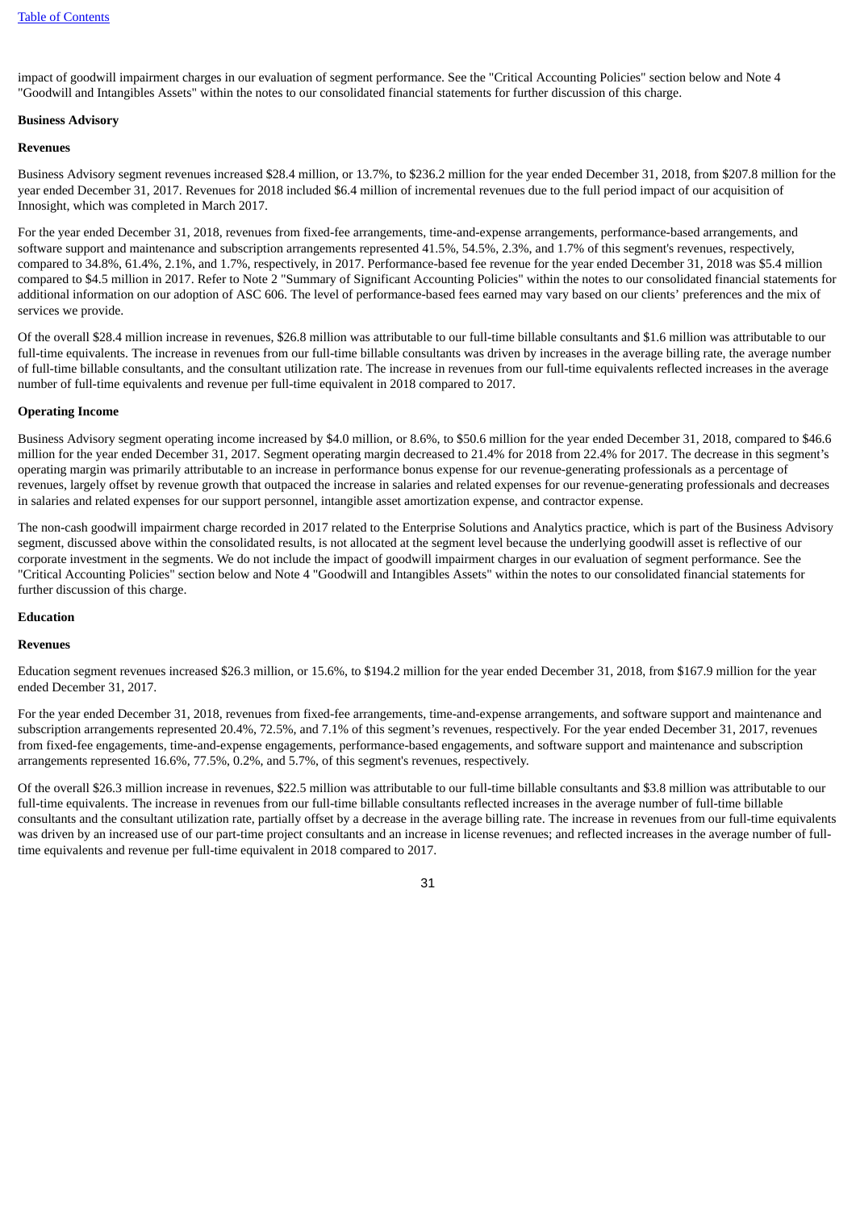impact of goodwill impairment charges in our evaluation of segment performance. See the "Critical Accounting Policies" section below and Note 4 "Goodwill and Intangibles Assets" within the notes to our consolidated financial statements for further discussion of this charge.

**Business Advisory**

**Revenues**

Business Advisory segment revenues increased $28.4 million, or 13.7%, to $236.2 million for the year ended December 31, 2018, from $207.8 million for the year ended December 31, 2017. Revenues for 2018 included $6.4 million of incremental revenues due to the full period impact of our acquisition of Innosight, which was completed in March 2017.

For the year ended December 31, 2018, revenues from fixed-fee arrangements, time-and-expense arrangements, performance-based arrangements, and software support and maintenance and subscription arrangements represented 41.5%, 54.5%, 2.3%, and 1.7% of this segment's revenues, respectively, compared to 34.8%, 61.4%, 2.1%, and 1.7%, respectively, in 2017. Performance-based fee revenue for the year ended December 31, 2018 was $5.4 million compared to $4.5 million in 2017. Refer to Note 2 "Summary of Significant Accounting Policies" within the notes to our consolidated financial statements for additional information on our adoption of ASC 606. The level of performance-based fees earned may vary based on our clients' preferences and the mix of services we provide.

Of the overall $28.4 million increase in revenues, $26.8 million was attributable to our full-time billable consultants and $1.6 million was attributable to our full-time equivalents. The increase in revenues from our full-time billable consultants was driven by increases in the average billing rate, the average number of full-time billable consultants, and the consultant utilization rate. The increase in revenues from our full-time equivalents reflected increases in the average number of full-time equivalents and revenue per full-time equivalent in 2018 compared to 2017.

**Operating Income**

Business Advisory segment operating income increased by $4.0 million, or 8.6%, to $50.6 million for the year ended December 31, 2018, compared to $46.6 million for the year ended December 31, 2017. Segment operating margin decreased to 21.4% for 2018 from 22.4% for 2017. The decrease in this segment's operating margin was primarily attributable to an increase in performance bonus expense for our revenue-generating professionals as a percentage of revenues, largely offset by revenue growth that outpaced the increase in salaries and related expenses for our revenue-generating professionals and decreases in salaries and related expenses for our support personnel, intangible asset amortization expense, and contractor expense.

The non-cash goodwill impairment charge recorded in 2017 related to the Enterprise Solutions and Analytics practice, which is part of the Business Advisory segment, discussed above within the consolidated results, is not allocated at the segment level because the underlying goodwill asset is reflective of our corporate investment in the segments. We do not include the impact of goodwill impairment charges in our evaluation of segment performance. See the "Critical Accounting Policies" section below and Note 4 "Goodwill and Intangibles Assets" within the notes to our consolidated financial statements for further discussion of this charge.

**Education**

**Revenues**

Education segment revenues increased $26.3 million, or 15.6%, to $194.2 million for the year ended December 31, 2018, from $167.9 million for the year ended December 31, 2017.

For the year ended December 31, 2018, revenues from fixed-fee arrangements, time-and-expense arrangements, and software support and maintenance and subscription arrangements represented 20.4%, 72.5%, and 7.1% of this segment's revenues, respectively. For the year ended December 31, 2017, revenues from fixed-fee engagements, time-and-expense engagements, performance-based engagements, and software support and maintenance and subscription arrangements represented 16.6%, 77.5%, 0.2%, and 5.7%, of this segment's revenues, respectively.

Of the overall $26.3 million increase in revenues, $22.5 million was attributable to our full-time billable consultants and $3.8 million was attributable to our full-time equivalents. The increase in revenues from our full-time billable consultants reflected increases in the average number of full-time billable consultants and the consultant utilization rate, partially offset by a decrease in the average billing rate. The increase in revenues from our full-time equivalents was driven by an increased use of our part-time project consultants and an increase in license revenues; and reflected increases in the average number of full-time equivalents and revenue per full-time equivalent in 2018 compared to 2017.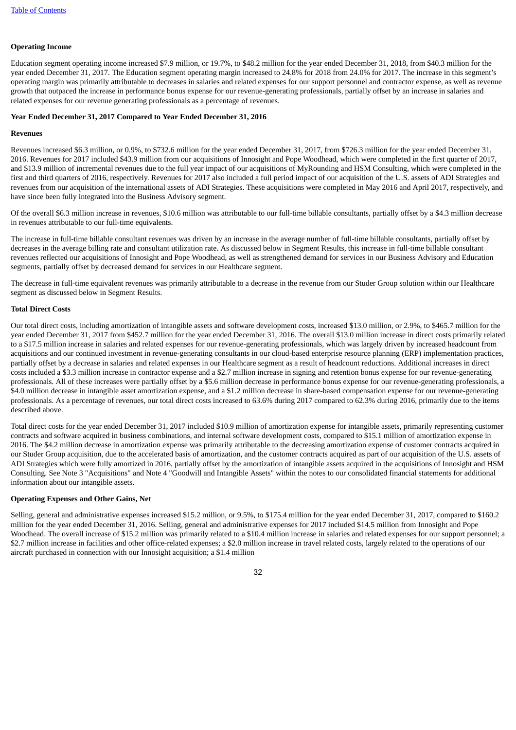**Operating Income**

Education segment operating income increased $7.9 million, or 19.7%, to $48.2 million for the year ended December 31, 2018, from $40.3 million for the year ended December 31, 2017. The Education segment operating margin increased to 24.8% for 2018 from 24.0% for 2017. The increase in this segment's operating margin was primarily attributable to decreases in salaries and related expenses for our support personnel and contractor expense, as well as revenue growth that outpaced the increase in performance bonus expense for our revenue-generating professionals, partially offset by an increase in salaries and related expenses for our revenue generating professionals as a percentage of revenues.

**Year Ended December 31, 2017 Compared to Year Ended December 31, 2016**

**Revenues**

Revenues increased $6.3 million, or 0.9%, to $732.6 million for the year ended December 31, 2017, from $726.3 million for the year ended December 31, 2016. Revenues for 2017 included $43.9 million from our acquisitions of Innosight and Pope Woodhead, which were completed in the first quarter of 2017, and $13.9 million of incremental revenues due to the full year impact of our acquisitions of MyRounding and HSM Consulting, which were completed in the first and third quarters of 2016, respectively. Revenues for 2017 also included a full period impact of our acquisition of the U.S. assets of ADI Strategies and revenues from our acquisition of the international assets of ADI Strategies. These acquisitions were completed in May 2016 and April 2017, respectively, and have since been fully integrated into the Business Advisory segment.

Of the overall $6.3 million increase in revenues, $10.6 million was attributable to our full-time billable consultants, partially offset by a $4.3 million decrease in revenues attributable to our full-time equivalents.

The increase in full-time billable consultant revenues was driven by an increase in the average number of full-time billable consultants, partially offset by decreases in the average billing rate and consultant utilization rate. As discussed below in Segment Results, this increase in full-time billable consultant revenues reflected our acquisitions of Innosight and Pope Woodhead, as well as strengthened demand for services in our Business Advisory and Education segments, partially offset by decreased demand for services in our Healthcare segment.

The decrease in full-time equivalent revenues was primarily attributable to a decrease in the revenue from our Studer Group solution within our Healthcare segment as discussed below in Segment Results.

**Total Direct Costs**

Our total direct costs, including amortization of intangible assets and software development costs, increased $13.0 million, or 2.9%, to $465.7 million for the year ended December 31, 2017 from $452.7 million for the year ended December 31, 2016. The overall $13.0 million increase in direct costs primarily related to a $17.5 million increase in salaries and related expenses for our revenue-generating professionals, which was largely driven by increased headcount from acquisitions and our continued investment in revenue-generating consultants in our cloud-based enterprise resource planning (ERP) implementation practices, partially offset by a decrease in salaries and related expenses in our Healthcare segment as a result of headcount reductions. Additional increases in direct costs included a $3.3 million increase in contractor expense and a $2.7 million increase in signing and retention bonus expense for our revenue-generating professionals. All of these increases were partially offset by a $5.6 million decrease in performance bonus expense for our revenue-generating professionals, a $4.0 million decrease in intangible asset amortization expense, and a $1.2 million decrease in share-based compensation expense for our revenue-generating professionals. As a percentage of revenues, our total direct costs increased to 63.6% during 2017 compared to 62.3% during 2016, primarily due to the items described above.

Total direct costs for the year ended December 31, 2017 included $10.9 million of amortization expense for intangible assets, primarily representing customer contracts and software acquired in business combinations, and internal software development costs, compared to $15.1 million of amortization expense in 2016. The $4.2 million decrease in amortization expense was primarily attributable to the decreasing amortization expense of customer contracts acquired in our Studer Group acquisition, due to the accelerated basis of amortization, and the customer contracts acquired as part of our acquisition of the U.S. assets of ADI Strategies which were fully amortized in 2016, partially offset by the amortization of intangible assets acquired in the acquisitions of Innosight and HSM Consulting. See Note 3 "Acquisitions" and Note 4 "Goodwill and Intangible Assets" within the notes to our consolidated financial statements for additional information about our intangible assets.

**Operating Expenses and Other Gains, Net**

Selling, general and administrative expenses increased $15.2 million, or 9.5%, to $175.4 million for the year ended December 31, 2017, compared to $160.2 million for the year ended December 31, 2016. Selling, general and administrative expenses for 2017 included $14.5 million from Innosight and Pope Woodhead. The overall increase of $15.2 million was primarily related to a $10.4 million increase in salaries and related expenses for our support personnel; a $2.7 million increase in facilities and other office-related expenses; a $2.0 million increase in travel related costs, largely related to the operations of our aircraft purchased in connection with our Innosight acquisition; a $1.4 million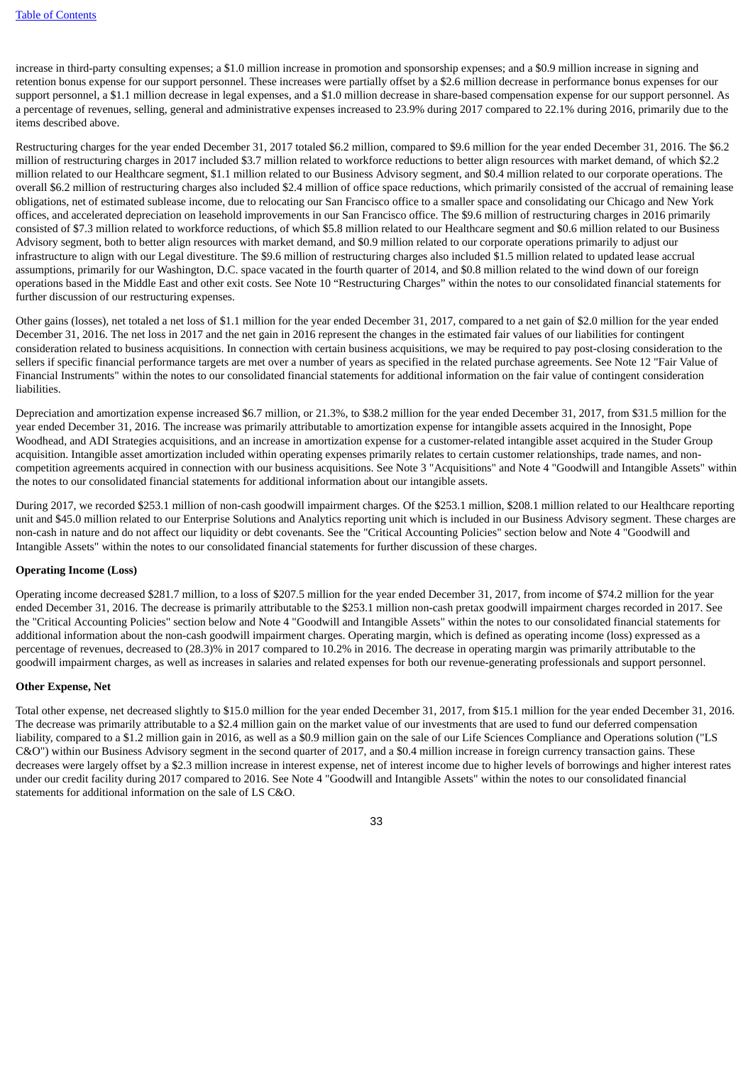increase in third-party consulting expenses; a $1.0 million increase in promotion and sponsorship expenses; and a $0.9 million increase in signing and retention bonus expense for our support personnel. These increases were partially offset by a $2.6 million decrease in performance bonus expenses for our support personnel, a $1.1 million decrease in legal expenses, and a $1.0 million decrease in share-based compensation expense for our support personnel. As a percentage of revenues, selling, general and administrative expenses increased to 23.9% during 2017 compared to 22.1% during 2016, primarily due to the items described above.

Restructuring charges for the year ended December 31, 2017 totaled $6.2 million, compared to $9.6 million for the year ended December 31, 2016. The $6.2 million of restructuring charges in 2017 included $3.7 million related to workforce reductions to better align resources with market demand, of which $2.2 million related to our Healthcare segment, $1.1 million related to our Business Advisory segment, and $0.4 million related to our corporate operations. The overall $6.2 million of restructuring charges also included $2.4 million of office space reductions, which primarily consisted of the accrual of remaining lease obligations, net of estimated sublease income, due to relocating our San Francisco office to a smaller space and consolidating our Chicago and New York offices, and accelerated depreciation on leasehold improvements in our San Francisco office. The $9.6 million of restructuring charges in 2016 primarily consisted of $7.3 million related to workforce reductions, of which $5.8 million related to our Healthcare segment and $0.6 million related to our Business Advisory segment, both to better align resources with market demand, and $0.9 million related to our corporate operations primarily to adjust our infrastructure to align with our Legal divestiture. The $9.6 million of restructuring charges also included $1.5 million related to updated lease accrual assumptions, primarily for our Washington, D.C. space vacated in the fourth quarter of 2014, and $0.8 million related to the wind down of our foreign operations based in the Middle East and other exit costs. See Note 10 "Restructuring Charges" within the notes to our consolidated financial statements for further discussion of our restructuring expenses.

Other gains (losses), net totaled a net loss of $1.1 million for the year ended December 31, 2017, compared to a net gain of $2.0 million for the year ended December 31, 2016. The net loss in 2017 and the net gain in 2016 represent the changes in the estimated fair values of our liabilities for contingent consideration related to business acquisitions. In connection with certain business acquisitions, we may be required to pay post-closing consideration to the sellers if specific financial performance targets are met over a number of years as specified in the related purchase agreements. See Note 12 "Fair Value of Financial Instruments" within the notes to our consolidated financial statements for additional information on the fair value of contingent consideration liabilities.

Depreciation and amortization expense increased $6.7 million, or 21.3%, to $38.2 million for the year ended December 31, 2017, from $31.5 million for the year ended December 31, 2016. The increase was primarily attributable to amortization expense for intangible assets acquired in the Innosight, Pope Woodhead, and ADI Strategies acquisitions, and an increase in amortization expense for a customer-related intangible asset acquired in the Studer Group acquisition. Intangible asset amortization included within operating expenses primarily relates to certain customer relationships, trade names, and non-competition agreements acquired in connection with our business acquisitions. See Note 3 "Acquisitions" and Note 4 "Goodwill and Intangible Assets" within the notes to our consolidated financial statements for additional information about our intangible assets.

During 2017, we recorded $253.1 million of non-cash goodwill impairment charges. Of the $253.1 million, $208.1 million related to our Healthcare reporting unit and $45.0 million related to our Enterprise Solutions and Analytics reporting unit which is included in our Business Advisory segment. These charges are non-cash in nature and do not affect our liquidity or debt covenants. See the "Critical Accounting Policies" section below and Note 4 "Goodwill and Intangible Assets" within the notes to our consolidated financial statements for further discussion of these charges.

**Operating Income (Loss)**

Operating income decreased $281.7 million, to a loss of $207.5 million for the year ended December 31, 2017, from income of $74.2 million for the year ended December 31, 2016. The decrease is primarily attributable to the $253.1 million non-cash pretax goodwill impairment charges recorded in 2017. See the "Critical Accounting Policies" section below and Note 4 "Goodwill and Intangible Assets" within the notes to our consolidated financial statements for additional information about the non-cash goodwill impairment charges. Operating margin, which is defined as operating income (loss) expressed as a percentage of revenues, decreased to (28.3)% in 2017 compared to 10.2% in 2016. The decrease in operating margin was primarily attributable to the goodwill impairment charges, as well as increases in salaries and related expenses for both our revenue-generating professionals and support personnel.

**Other Expense, Net**

Total other expense, net decreased slightly to $15.0 million for the year ended December 31, 2017, from $15.1 million for the year ended December 31, 2016. The decrease was primarily attributable to a $2.4 million gain on the market value of our investments that are used to fund our deferred compensation liability, compared to a $1.2 million gain in 2016, as well as a $0.9 million gain on the sale of our Life Sciences Compliance and Operations solution ("LS C&O") within our Business Advisory segment in the second quarter of 2017, and a $0.4 million increase in foreign currency transaction gains. These decreases were largely offset by a $2.3 million increase in interest expense, net of interest income due to higher levels of borrowings and higher interest rates under our credit facility during 2017 compared to 2016. See Note 4 "Goodwill and Intangible Assets" within the notes to our consolidated financial statements for additional information on the sale of LS C&O.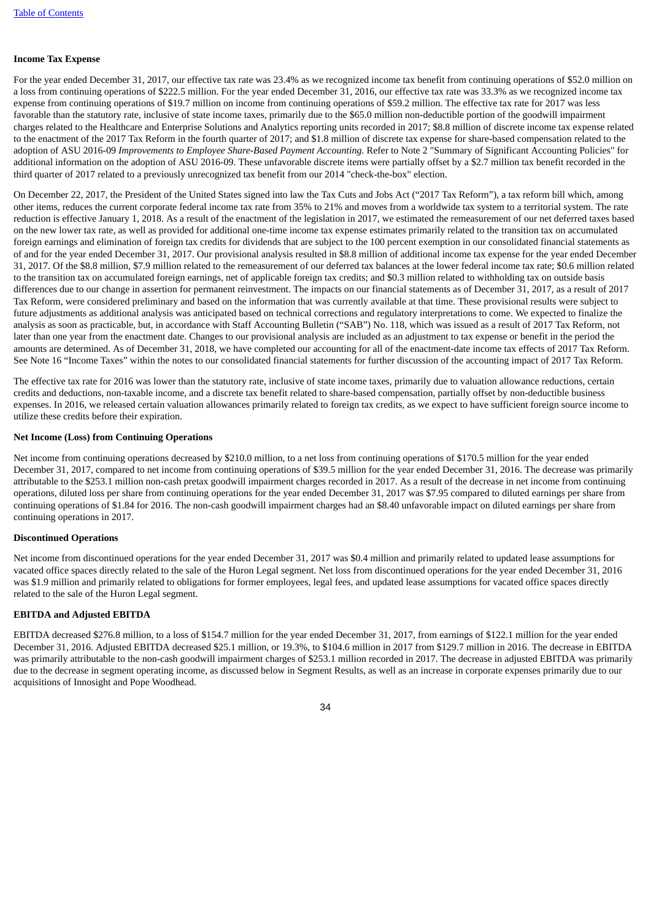**Income Tax Expense**

For the year ended December 31, 2017, our effective tax rate was 23.4% as we recognized income tax benefit from continuing operations of $52.0 million on a loss from continuing operations of $222.5 million. For the year ended December 31, 2016, our effective tax rate was 33.3% as we recognized income tax expense from continuing operations of $19.7 million on income from continuing operations of $59.2 million. The effective tax rate for 2017 was less favorable than the statutory rate, inclusive of state income taxes, primarily due to the $65.0 million non-deductible portion of the goodwill impairment charges related to the Healthcare and Enterprise Solutions and Analytics reporting units recorded in 2017; $8.8 million of discrete income tax expense related to the enactment of the 2017 Tax Reform in the fourth quarter of 2017; and $1.8 million of discrete tax expense for share-based compensation related to the adoption of ASU 2016-09 *Improvements to Employee Share-Based Payment Accounting.* Refer to Note 2 "Summary of Significant Accounting Policies" for additional information on the adoption of ASU 2016-09. These unfavorable discrete items were partially offset by a $2.7 million tax benefit recorded in the third quarter of 2017 related to a previously unrecognized tax benefit from our 2014 "check-the-box" election.

On December 22, 2017, the President of the United States signed into law the Tax Cuts and Jobs Act ("2017 Tax Reform"), a tax reform bill which, among other items, reduces the current corporate federal income tax rate from 35% to 21% and moves from a worldwide tax system to a territorial system. The rate reduction is effective January 1, 2018. As a result of the enactment of the legislation in 2017, we estimated the remeasurement of our net deferred taxes based on the new lower tax rate, as well as provided for additional one-time income tax expense estimates primarily related to the transition tax on accumulated foreign earnings and elimination of foreign tax credits for dividends that are subject to the 100 percent exemption in our consolidated financial statements as of and for the year ended December 31, 2017. Our provisional analysis resulted in $8.8 million of additional income tax expense for the year ended December 31, 2017. Of the $8.8 million, $7.9 million related to the remeasurement of our deferred tax balances at the lower federal income tax rate; $0.6 million related to the transition tax on accumulated foreign earnings, net of applicable foreign tax credits; and $0.3 million related to withholding tax on outside basis differences due to our change in assertion for permanent reinvestment. The impacts on our financial statements as of December 31, 2017, as a result of 2017 Tax Reform, were considered preliminary and based on the information that was currently available at that time. These provisional results were subject to future adjustments as additional analysis was anticipated based on technical corrections and regulatory interpretations to come. We expected to finalize the analysis as soon as practicable, but, in accordance with Staff Accounting Bulletin ("SAB") No. 118, which was issued as a result of 2017 Tax Reform, not later than one year from the enactment date. Changes to our provisional analysis are included as an adjustment to tax expense or benefit in the period the amounts are determined. As of December 31, 2018, we have completed our accounting for all of the enactment-date income tax effects of 2017 Tax Reform. See Note 16 "Income Taxes" within the notes to our consolidated financial statements for further discussion of the accounting impact of 2017 Tax Reform.

The effective tax rate for 2016 was lower than the statutory rate, inclusive of state income taxes, primarily due to valuation allowance reductions, certain credits and deductions, non-taxable income, and a discrete tax benefit related to share-based compensation, partially offset by non-deductible business expenses. In 2016, we released certain valuation allowances primarily related to foreign tax credits, as we expect to have sufficient foreign source income to utilize these credits before their expiration.

**Net Income (Loss) from Continuing Operations**

Net income from continuing operations decreased by $210.0 million, to a net loss from continuing operations of $170.5 million for the year ended December 31, 2017, compared to net income from continuing operations of $39.5 million for the year ended December 31, 2016. The decrease was primarily attributable to the $253.1 million non-cash pretax goodwill impairment charges recorded in 2017. As a result of the decrease in net income from continuing operations, diluted loss per share from continuing operations for the year ended December 31, 2017 was $7.95 compared to diluted earnings per share from continuing operations of $1.84 for 2016. The non-cash goodwill impairment charges had an $8.40 unfavorable impact on diluted earnings per share from continuing operations in 2017.

**Discontinued Operations**

Net income from discontinued operations for the year ended December 31, 2017 was $0.4 million and primarily related to updated lease assumptions for vacated office spaces directly related to the sale of the Huron Legal segment. Net loss from discontinued operations for the year ended December 31, 2016 was $1.9 million and primarily related to obligations for former employees, legal fees, and updated lease assumptions for vacated office spaces directly related to the sale of the Huron Legal segment.

**EBITDA and Adjusted EBITDA**

EBITDA decreased $276.8 million, to a loss of $154.7 million for the year ended December 31, 2017, from earnings of $122.1 million for the year ended December 31, 2016. Adjusted EBITDA decreased $25.1 million, or 19.3%, to $104.6 million in 2017 from $129.7 million in 2016. The decrease in EBITDA was primarily attributable to the non-cash goodwill impairment charges of $253.1 million recorded in 2017. The decrease in adjusted EBITDA was primarily due to the decrease in segment operating income, as discussed below in Segment Results, as well as an increase in corporate expenses primarily due to our acquisitions of Innosight and Pope Woodhead.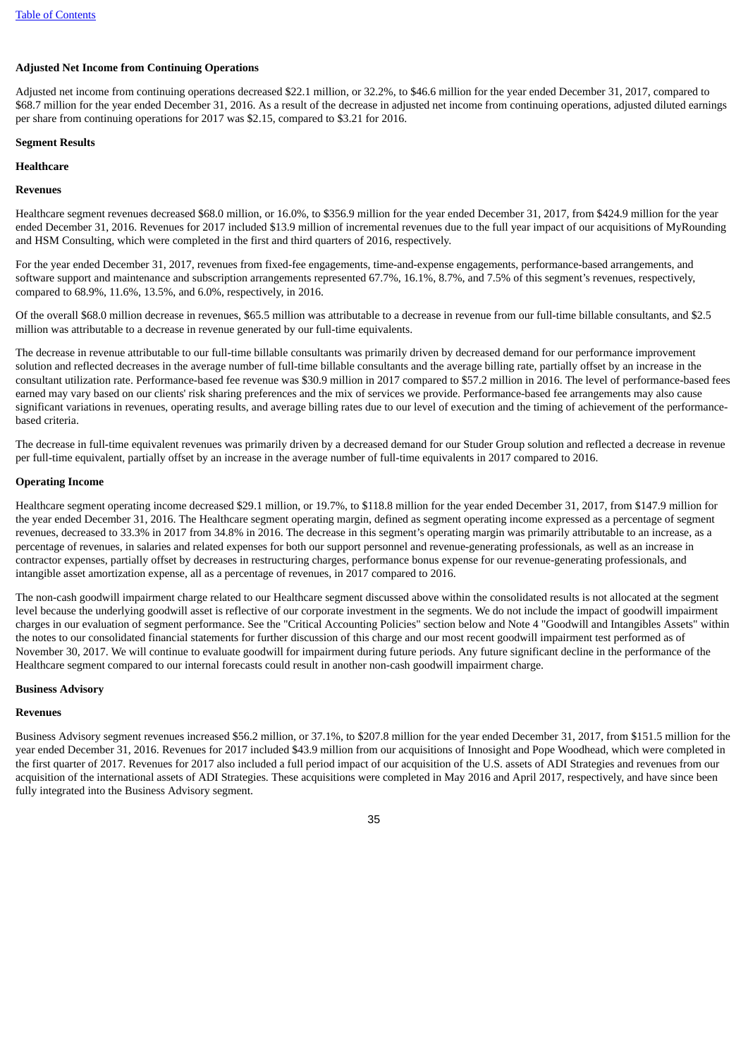**Adjusted Net Income from Continuing Operations**

Adjusted net income from continuing operations decreased $22.1 million, or 32.2%, to $46.6 million for the year ended December 31, 2017, compared to $68.7 million for the year ended December 31, 2016. As a result of the decrease in adjusted net income from continuing operations, adjusted diluted earnings per share from continuing operations for 2017 was $2.15, compared to $3.21 for 2016.

**Segment Results**

**Healthcare**

**Revenues**

Healthcare segment revenues decreased $68.0 million, or 16.0%, to $356.9 million for the year ended December 31, 2017, from $424.9 million for the year ended December 31, 2016. Revenues for 2017 included $13.9 million of incremental revenues due to the full year impact of our acquisitions of MyRounding and HSM Consulting, which were completed in the first and third quarters of 2016, respectively.

For the year ended December 31, 2017, revenues from fixed-fee engagements, time-and-expense engagements, performance-based arrangements, and software support and maintenance and subscription arrangements represented 67.7%, 16.1%, 8.7%, and 7.5% of this segment's revenues, respectively, compared to 68.9%, 11.6%, 13.5%, and 6.0%, respectively, in 2016.

Of the overall $68.0 million decrease in revenues, $65.5 million was attributable to a decrease in revenue from our full-time billable consultants, and $2.5 million was attributable to a decrease in revenue generated by our full-time equivalents.

The decrease in revenue attributable to our full-time billable consultants was primarily driven by decreased demand for our performance improvement solution and reflected decreases in the average number of full-time billable consultants and the average billing rate, partially offset by an increase in the consultant utilization rate. Performance-based fee revenue was $30.9 million in 2017 compared to $57.2 million in 2016. The level of performance-based fees earned may vary based on our clients' risk sharing preferences and the mix of services we provide. Performance-based fee arrangements may also cause significant variations in revenues, operating results, and average billing rates due to our level of execution and the timing of achievement of the performance-based criteria.

The decrease in full-time equivalent revenues was primarily driven by a decreased demand for our Studer Group solution and reflected a decrease in revenue per full-time equivalent, partially offset by an increase in the average number of full-time equivalents in 2017 compared to 2016.

**Operating Income**

Healthcare segment operating income decreased $29.1 million, or 19.7%, to $118.8 million for the year ended December 31, 2017, from $147.9 million for the year ended December 31, 2016. The Healthcare segment operating margin, defined as segment operating income expressed as a percentage of segment revenues, decreased to 33.3% in 2017 from 34.8% in 2016. The decrease in this segment's operating margin was primarily attributable to an increase, as a percentage of revenues, in salaries and related expenses for both our support personnel and revenue-generating professionals, as well as an increase in contractor expenses, partially offset by decreases in restructuring charges, performance bonus expense for our revenue-generating professionals, and intangible asset amortization expense, all as a percentage of revenues, in 2017 compared to 2016.

The non-cash goodwill impairment charge related to our Healthcare segment discussed above within the consolidated results is not allocated at the segment level because the underlying goodwill asset is reflective of our corporate investment in the segments. We do not include the impact of goodwill impairment charges in our evaluation of segment performance. See the "Critical Accounting Policies" section below and Note 4 "Goodwill and Intangibles Assets" within the notes to our consolidated financial statements for further discussion of this charge and our most recent goodwill impairment test performed as of November 30, 2017. We will continue to evaluate goodwill for impairment during future periods. Any future significant decline in the performance of the Healthcare segment compared to our internal forecasts could result in another non-cash goodwill impairment charge.

**Business Advisory**

**Revenues**

Business Advisory segment revenues increased $56.2 million, or 37.1%, to $207.8 million for the year ended December 31, 2017, from $151.5 million for the year ended December 31, 2016. Revenues for 2017 included $43.9 million from our acquisitions of Innosight and Pope Woodhead, which were completed in the first quarter of 2017. Revenues for 2017 also included a full period impact of our acquisition of the U.S. assets of ADI Strategies and revenues from our acquisition of the international assets of ADI Strategies. These acquisitions were completed in May 2016 and April 2017, respectively, and have since been fully integrated into the Business Advisory segment.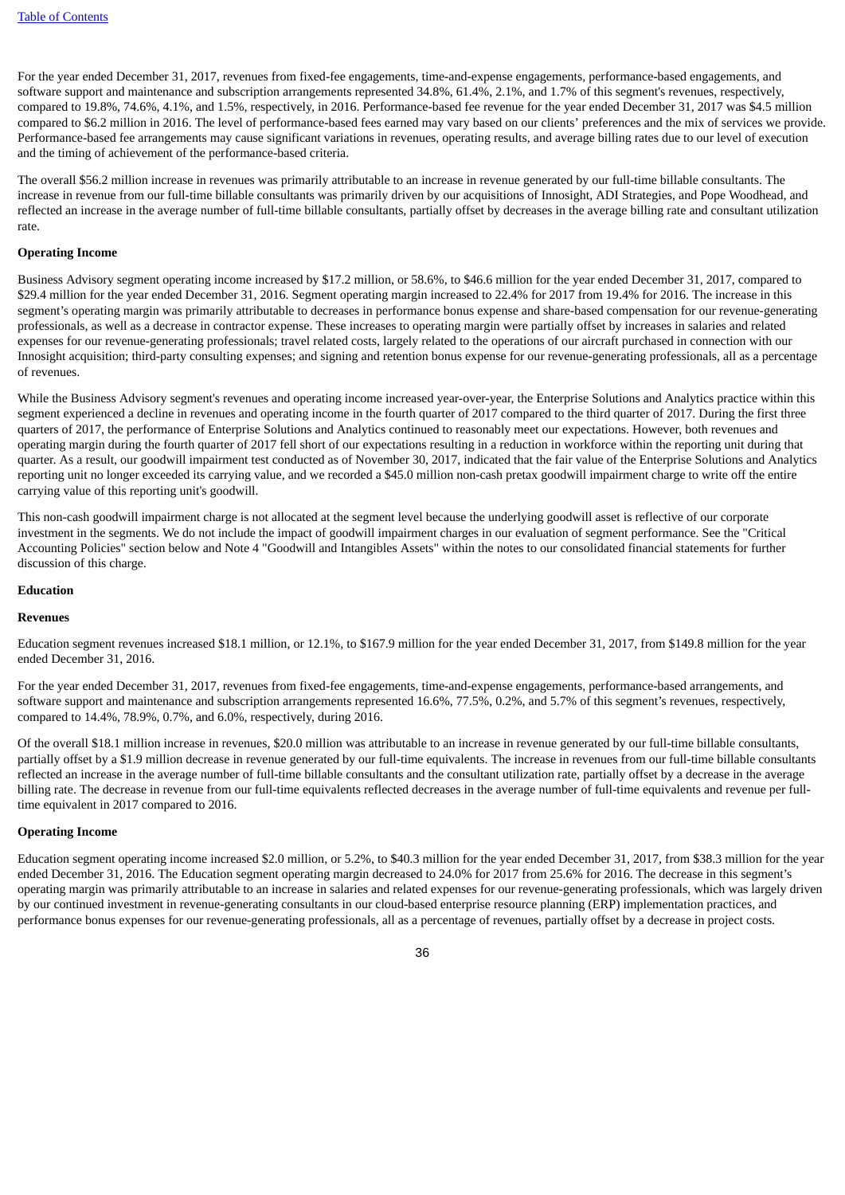For the year ended December 31, 2017, revenues from fixed-fee engagements, time-and-expense engagements, performance-based engagements, and software support and maintenance and subscription arrangements represented 34.8%, 61.4%, 2.1%, and 1.7% of this segment's revenues, respectively, compared to 19.8%, 74.6%, 4.1%, and 1.5%, respectively, in 2016. Performance-based fee revenue for the year ended December 31, 2017 was $4.5 million compared to $6.2 million in 2016. The level of performance-based fees earned may vary based on our clients' preferences and the mix of services we provide. Performance-based fee arrangements may cause significant variations in revenues, operating results, and average billing rates due to our level of execution and the timing of achievement of the performance-based criteria.

The overall $56.2 million increase in revenues was primarily attributable to an increase in revenue generated by our full-time billable consultants. The increase in revenue from our full-time billable consultants was primarily driven by our acquisitions of Innosight, ADI Strategies, and Pope Woodhead, and reflected an increase in the average number of full-time billable consultants, partially offset by decreases in the average billing rate and consultant utilization rate.

**Operating Income**

Business Advisory segment operating income increased by $17.2 million, or 58.6%, to $46.6 million for the year ended December 31, 2017, compared to $29.4 million for the year ended December 31, 2016. Segment operating margin increased to 22.4% for 2017 from 19.4% for 2016. The increase in this segment's operating margin was primarily attributable to decreases in performance bonus expense and share-based compensation for our revenue-generating professionals, as well as a decrease in contractor expense. These increases to operating margin were partially offset by increases in salaries and related expenses for our revenue-generating professionals; travel related costs, largely related to the operations of our aircraft purchased in connection with our Innosight acquisition; third-party consulting expenses; and signing and retention bonus expense for our revenue-generating professionals, all as a percentage of revenues.

While the Business Advisory segment's revenues and operating income increased year-over-year, the Enterprise Solutions and Analytics practice within this segment experienced a decline in revenues and operating income in the fourth quarter of 2017 compared to the third quarter of 2017. During the first three quarters of 2017, the performance of Enterprise Solutions and Analytics continued to reasonably meet our expectations. However, both revenues and operating margin during the fourth quarter of 2017 fell short of our expectations resulting in a reduction in workforce within the reporting unit during that quarter. As a result, our goodwill impairment test conducted as of November 30, 2017, indicated that the fair value of the Enterprise Solutions and Analytics reporting unit no longer exceeded its carrying value, and we recorded a $45.0 million non-cash pretax goodwill impairment charge to write off the entire carrying value of this reporting unit's goodwill.

This non-cash goodwill impairment charge is not allocated at the segment level because the underlying goodwill asset is reflective of our corporate investment in the segments. We do not include the impact of goodwill impairment charges in our evaluation of segment performance. See the "Critical Accounting Policies" section below and Note 4 "Goodwill and Intangibles Assets" within the notes to our consolidated financial statements for further discussion of this charge.

**Education**

**Revenues**

Education segment revenues increased $18.1 million, or 12.1%, to $167.9 million for the year ended December 31, 2017, from $149.8 million for the year ended December 31, 2016.

For the year ended December 31, 2017, revenues from fixed-fee engagements, time-and-expense engagements, performance-based arrangements, and software support and maintenance and subscription arrangements represented 16.6%, 77.5%, 0.2%, and 5.7% of this segment's revenues, respectively, compared to 14.4%, 78.9%, 0.7%, and 6.0%, respectively, during 2016.

Of the overall $18.1 million increase in revenues, $20.0 million was attributable to an increase in revenue generated by our full-time billable consultants, partially offset by a $1.9 million decrease in revenue generated by our full-time equivalents. The increase in revenues from our full-time billable consultants reflected an increase in the average number of full-time billable consultants and the consultant utilization rate, partially offset by a decrease in the average billing rate. The decrease in revenue from our full-time equivalents reflected decreases in the average number of full-time equivalents and revenue per full-time equivalent in 2017 compared to 2016.

**Operating Income**

Education segment operating income increased $2.0 million, or 5.2%, to $40.3 million for the year ended December 31, 2017, from $38.3 million for the year ended December 31, 2016. The Education segment operating margin decreased to 24.0% for 2017 from 25.6% for 2016. The decrease in this segment's operating margin was primarily attributable to an increase in salaries and related expenses for our revenue-generating professionals, which was largely driven by our continued investment in revenue-generating consultants in our cloud-based enterprise resource planning (ERP) implementation practices, and performance bonus expenses for our revenue-generating professionals, all as a percentage of revenues, partially offset by a decrease in project costs.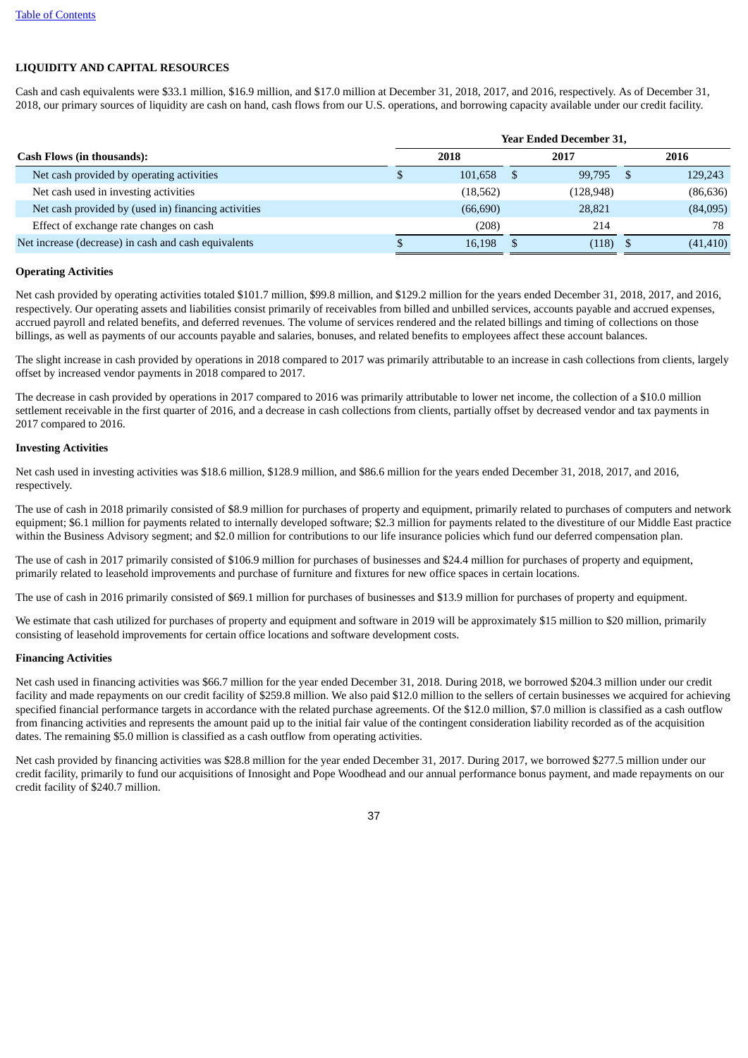## LIQUIDITY AND CAPITAL RESOURCES

Cash and cash equivalents were $33.1 million, $16.9 million, and $17.0 million at December 31, 2018, 2017, and 2016, respectively. As of December 31, 2018, our primary sources of liquidity are cash on hand, cash flows from our U.S. operations, and borrowing capacity available under our credit facility.

| | Year Ended December 31, | | |
|---|---|---|---|
| **Cash Flows (in thousands):** | **2018** | **2017** | **2016** |
| Net cash provided by operating activities | $ 101,658 | $ 99,795 | $ 129,243 |
| Net cash used in investing activities | (18,562) | (128,948) | (86,636) |
| Net cash provided by (used in) financing activities | (66,690) | 28,821 | (84,095) |
| Effect of exchange rate changes on cash | (208) | 214 | 78 |
| Net increase (decrease) in cash and cash equivalents | $ 16,198 | $ (118) | $ (41,410) |

**Operating Activities**

Net cash provided by operating activities totaled $101.7 million, $99.8 million, and $129.2 million for the years ended December 31, 2018, 2017, and 2016, respectively. Our operating assets and liabilities consist primarily of receivables from billed and unbilled services, accounts payable and accrued expenses, accrued payroll and related benefits, and deferred revenues. The volume of services rendered and the related billings and timing of collections on those billings, as well as payments of our accounts payable and salaries, bonuses, and related benefits to employees affect these account balances.

The slight increase in cash provided by operations in 2018 compared to 2017 was primarily attributable to an increase in cash collections from clients, largely offset by increased vendor payments in 2018 compared to 2017.

The decrease in cash provided by operations in 2017 compared to 2016 was primarily attributable to lower net income, the collection of a $10.0 million settlement receivable in the first quarter of 2016, and a decrease in cash collections from clients, partially offset by decreased vendor and tax payments in 2017 compared to 2016.

**Investing Activities**

Net cash used in investing activities was $18.6 million, $128.9 million, and $86.6 million for the years ended December 31, 2018, 2017, and 2016, respectively.

The use of cash in 2018 primarily consisted of $8.9 million for purchases of property and equipment, primarily related to purchases of computers and network equipment; $6.1 million for payments related to internally developed software; $2.3 million for payments related to the divestiture of our Middle East practice within the Business Advisory segment; and $2.0 million for contributions to our life insurance policies which fund our deferred compensation plan.

The use of cash in 2017 primarily consisted of $106.9 million for purchases of businesses and $24.4 million for purchases of property and equipment, primarily related to leasehold improvements and purchase of furniture and fixtures for new office spaces in certain locations.

The use of cash in 2016 primarily consisted of $69.1 million for purchases of businesses and $13.9 million for purchases of property and equipment.

We estimate that cash utilized for purchases of property and equipment and software in 2019 will be approximately $15 million to $20 million, primarily consisting of leasehold improvements for certain office locations and software development costs.

**Financing Activities**

Net cash used in financing activities was $66.7 million for the year ended December 31, 2018. During 2018, we borrowed $204.3 million under our credit facility and made repayments on our credit facility of $259.8 million. We also paid $12.0 million to the sellers of certain businesses we acquired for achieving specified financial performance targets in accordance with the related purchase agreements. Of the $12.0 million, $7.0 million is classified as a cash outflow from financing activities and represents the amount paid up to the initial fair value of the contingent consideration liability recorded as of the acquisition dates. The remaining $5.0 million is classified as a cash outflow from operating activities.

Net cash provided by financing activities was $28.8 million for the year ended December 31, 2017. During 2017, we borrowed $277.5 million under our credit facility, primarily to fund our acquisitions of Innosight and Pope Woodhead and our annual performance bonus payment, and made repayments on our credit facility of $240.7 million.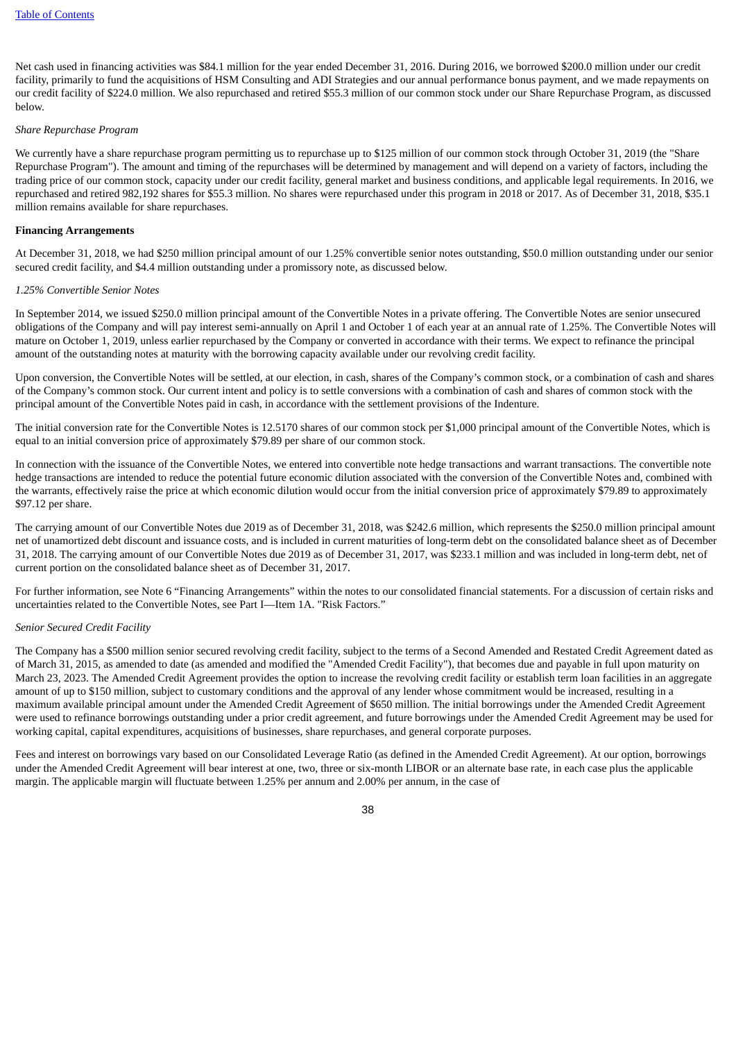Net cash used in financing activities was $84.1 million for the year ended December 31, 2016. During 2016, we borrowed $200.0 million under our credit facility, primarily to fund the acquisitions of HSM Consulting and ADI Strategies and our annual performance bonus payment, and we made repayments on our credit facility of $224.0 million. We also repurchased and retired $55.3 million of our common stock under our Share Repurchase Program, as discussed below.

*Share Repurchase Program*

We currently have a share repurchase program permitting us to repurchase up to $125 million of our common stock through October 31, 2019 (the "Share Repurchase Program"). The amount and timing of the repurchases will be determined by management and will depend on a variety of factors, including the trading price of our common stock, capacity under our credit facility, general market and business conditions, and applicable legal requirements. In 2016, we repurchased and retired 982,192 shares for $55.3 million. No shares were repurchased under this program in 2018 or 2017. As of December 31, 2018, $35.1 million remains available for share repurchases.

**Financing Arrangements**

At December 31, 2018, we had $250 million principal amount of our 1.25% convertible senior notes outstanding, $50.0 million outstanding under our senior secured credit facility, and $4.4 million outstanding under a promissory note, as discussed below.

*1.25% Convertible Senior Notes*

In September 2014, we issued $250.0 million principal amount of the Convertible Notes in a private offering. The Convertible Notes are senior unsecured obligations of the Company and will pay interest semi-annually on April 1 and October 1 of each year at an annual rate of 1.25%. The Convertible Notes will mature on October 1, 2019, unless earlier repurchased by the Company or converted in accordance with their terms. We expect to refinance the principal amount of the outstanding notes at maturity with the borrowing capacity available under our revolving credit facility.

Upon conversion, the Convertible Notes will be settled, at our election, in cash, shares of the Company's common stock, or a combination of cash and shares of the Company's common stock. Our current intent and policy is to settle conversions with a combination of cash and shares of common stock with the principal amount of the Convertible Notes paid in cash, in accordance with the settlement provisions of the Indenture.

The initial conversion rate for the Convertible Notes is 12.5170 shares of our common stock per $1,000 principal amount of the Convertible Notes, which is equal to an initial conversion price of approximately $79.89 per share of our common stock.

In connection with the issuance of the Convertible Notes, we entered into convertible note hedge transactions and warrant transactions. The convertible note hedge transactions are intended to reduce the potential future economic dilution associated with the conversion of the Convertible Notes and, combined with the warrants, effectively raise the price at which economic dilution would occur from the initial conversion price of approximately $79.89 to approximately $97.12 per share.

The carrying amount of our Convertible Notes due 2019 as of December 31, 2018, was $242.6 million, which represents the $250.0 million principal amount net of unamortized debt discount and issuance costs, and is included in current maturities of long-term debt on the consolidated balance sheet as of December 31, 2018. The carrying amount of our Convertible Notes due 2019 as of December 31, 2017, was $233.1 million and was included in long-term debt, net of current portion on the consolidated balance sheet as of December 31, 2017.

For further information, see Note 6 "Financing Arrangements" within the notes to our consolidated financial statements. For a discussion of certain risks and uncertainties related to the Convertible Notes, see Part I—Item 1A. "Risk Factors."

*Senior Secured Credit Facility*

The Company has a $500 million senior secured revolving credit facility, subject to the terms of a Second Amended and Restated Credit Agreement dated as of March 31, 2015, as amended to date (as amended and modified the "Amended Credit Facility"), that becomes due and payable in full upon maturity on March 23, 2023. The Amended Credit Agreement provides the option to increase the revolving credit facility or establish term loan facilities in an aggregate amount of up to $150 million, subject to customary conditions and the approval of any lender whose commitment would be increased, resulting in a maximum available principal amount under the Amended Credit Agreement of $650 million. The initial borrowings under the Amended Credit Agreement were used to refinance borrowings outstanding under a prior credit agreement, and future borrowings under the Amended Credit Agreement may be used for working capital, capital expenditures, acquisitions of businesses, share repurchases, and general corporate purposes.

Fees and interest on borrowings vary based on our Consolidated Leverage Ratio (as defined in the Amended Credit Agreement). At our option, borrowings under the Amended Credit Agreement will bear interest at one, two, three or six-month LIBOR or an alternate base rate, in each case plus the applicable margin. The applicable margin will fluctuate between 1.25% per annum and 2.00% per annum, in the case of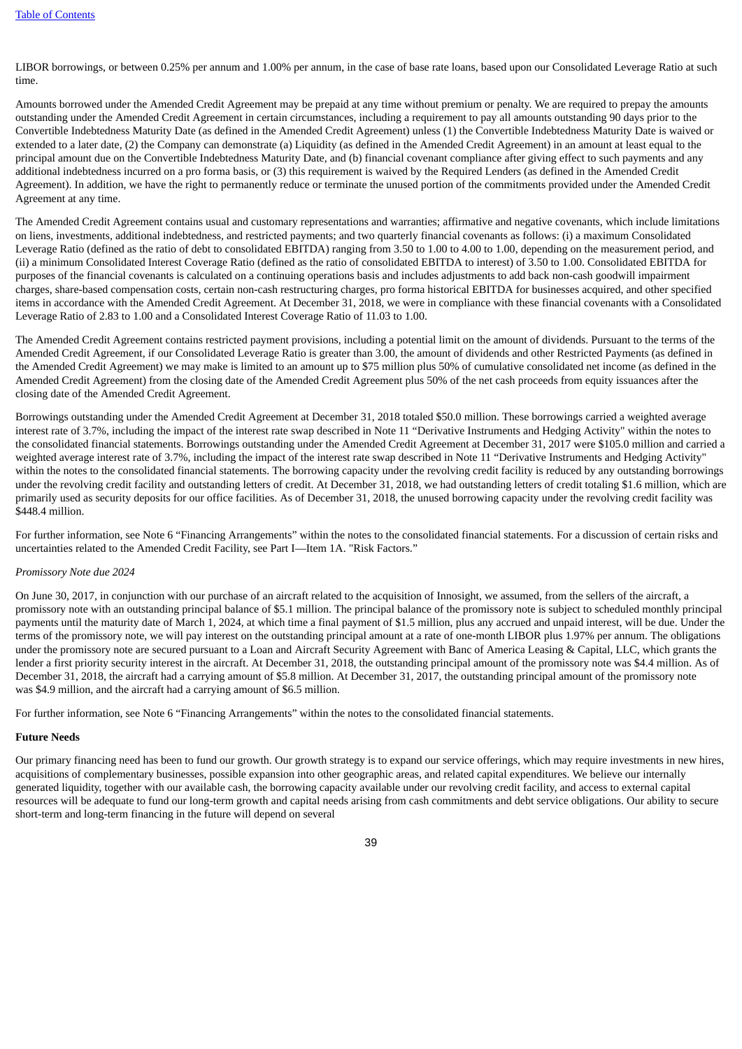LIBOR borrowings, or between 0.25% per annum and 1.00% per annum, in the case of base rate loans, based upon our Consolidated Leverage Ratio at such time.

Amounts borrowed under the Amended Credit Agreement may be prepaid at any time without premium or penalty. We are required to prepay the amounts outstanding under the Amended Credit Agreement in certain circumstances, including a requirement to pay all amounts outstanding 90 days prior to the Convertible Indebtedness Maturity Date (as defined in the Amended Credit Agreement) unless (1) the Convertible Indebtedness Maturity Date is waived or extended to a later date, (2) the Company can demonstrate (a) Liquidity (as defined in the Amended Credit Agreement) in an amount at least equal to the principal amount due on the Convertible Indebtedness Maturity Date, and (b) financial covenant compliance after giving effect to such payments and any additional indebtedness incurred on a pro forma basis, or (3) this requirement is waived by the Required Lenders (as defined in the Amended Credit Agreement). In addition, we have the right to permanently reduce or terminate the unused portion of the commitments provided under the Amended Credit Agreement at any time.

The Amended Credit Agreement contains usual and customary representations and warranties; affirmative and negative covenants, which include limitations on liens, investments, additional indebtedness, and restricted payments; and two quarterly financial covenants as follows: (i) a maximum Consolidated Leverage Ratio (defined as the ratio of debt to consolidated EBITDA) ranging from 3.50 to 1.00 to 4.00 to 1.00, depending on the measurement period, and (ii) a minimum Consolidated Interest Coverage Ratio (defined as the ratio of consolidated EBITDA to interest) of 3.50 to 1.00. Consolidated EBITDA for purposes of the financial covenants is calculated on a continuing operations basis and includes adjustments to add back non-cash goodwill impairment charges, share-based compensation costs, certain non-cash restructuring charges, pro forma historical EBITDA for businesses acquired, and other specified items in accordance with the Amended Credit Agreement. At December 31, 2018, we were in compliance with these financial covenants with a Consolidated Leverage Ratio of 2.83 to 1.00 and a Consolidated Interest Coverage Ratio of 11.03 to 1.00.

The Amended Credit Agreement contains restricted payment provisions, including a potential limit on the amount of dividends. Pursuant to the terms of the Amended Credit Agreement, if our Consolidated Leverage Ratio is greater than 3.00, the amount of dividends and other Restricted Payments (as defined in the Amended Credit Agreement) we may make is limited to an amount up to $75 million plus 50% of cumulative consolidated net income (as defined in the Amended Credit Agreement) from the closing date of the Amended Credit Agreement plus 50% of the net cash proceeds from equity issuances after the closing date of the Amended Credit Agreement.

Borrowings outstanding under the Amended Credit Agreement at December 31, 2018 totaled $50.0 million. These borrowings carried a weighted average interest rate of 3.7%, including the impact of the interest rate swap described in Note 11 "Derivative Instruments and Hedging Activity" within the notes to the consolidated financial statements. Borrowings outstanding under the Amended Credit Agreement at December 31, 2017 were $105.0 million and carried a weighted average interest rate of 3.7%, including the impact of the interest rate swap described in Note 11 "Derivative Instruments and Hedging Activity" within the notes to the consolidated financial statements. The borrowing capacity under the revolving credit facility is reduced by any outstanding borrowings under the revolving credit facility and outstanding letters of credit. At December 31, 2018, we had outstanding letters of credit totaling $1.6 million, which are primarily used as security deposits for our office facilities. As of December 31, 2018, the unused borrowing capacity under the revolving credit facility was $448.4 million.

For further information, see Note 6 "Financing Arrangements" within the notes to the consolidated financial statements. For a discussion of certain risks and uncertainties related to the Amended Credit Facility, see Part I—Item 1A. "Risk Factors."

*Promissory Note due 2024*

On June 30, 2017, in conjunction with our purchase of an aircraft related to the acquisition of Innosight, we assumed, from the sellers of the aircraft, a promissory note with an outstanding principal balance of $5.1 million. The principal balance of the promissory note is subject to scheduled monthly principal payments until the maturity date of March 1, 2024, at which time a final payment of $1.5 million, plus any accrued and unpaid interest, will be due. Under the terms of the promissory note, we will pay interest on the outstanding principal amount at a rate of one-month LIBOR plus 1.97% per annum. The obligations under the promissory note are secured pursuant to a Loan and Aircraft Security Agreement with Banc of America Leasing & Capital, LLC, which grants the lender a first priority security interest in the aircraft. At December 31, 2018, the outstanding principal amount of the promissory note was $4.4 million. As of December 31, 2018, the aircraft had a carrying amount of $5.8 million. At December 31, 2017, the outstanding principal amount of the promissory note was $4.9 million, and the aircraft had a carrying amount of $6.5 million.

For further information, see Note 6 "Financing Arrangements" within the notes to the consolidated financial statements.

**Future Needs**

Our primary financing need has been to fund our growth. Our growth strategy is to expand our service offerings, which may require investments in new hires, acquisitions of complementary businesses, possible expansion into other geographic areas, and related capital expenditures. We believe our internally generated liquidity, together with our available cash, the borrowing capacity available under our revolving credit facility, and access to external capital resources will be adequate to fund our long-term growth and capital needs arising from cash commitments and debt service obligations. Our ability to secure short-term and long-term financing in the future will depend on several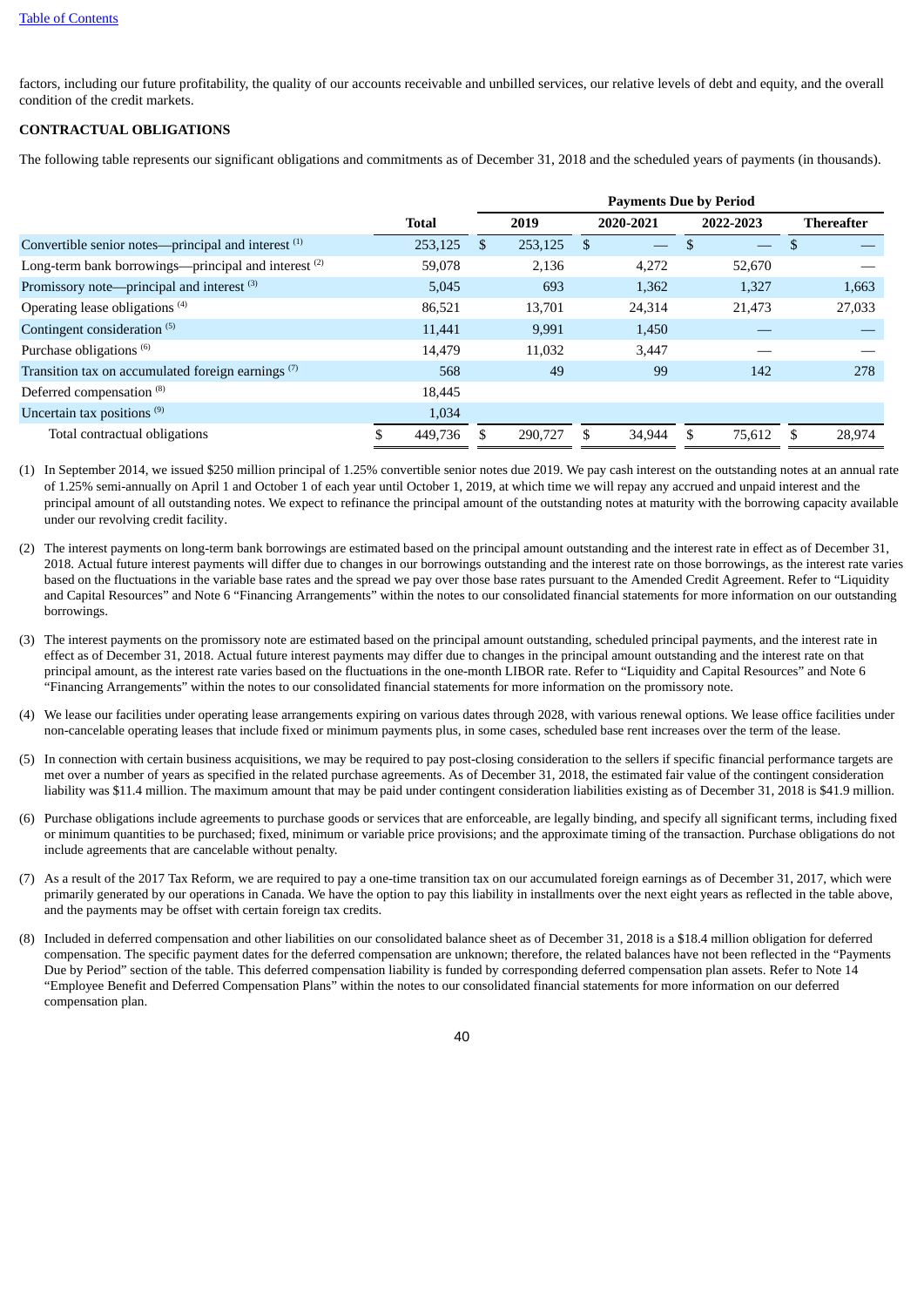factors, including our future profitability, the quality of our accounts receivable and unbilled services, our relative levels of debt and equity, and the overall condition of the credit markets.

**CONTRACTUAL OBLIGATIONS**

The following table represents our significant obligations and commitments as of December 31, 2018 and the scheduled years of payments (in thousands).

| | | Payments Due by Period | | | |
|---|---|---|---|---|---|
| | Total | 2019 | 2020-2021 | 2022-2023 | Thereafter |
| Convertible senior notes—principal and interest [(1)] | 253,125 | $ 253,125 | $ — | $ — | $ — |
| Long-term bank borrowings—principal and interest [(2)] | 59,078 | 2,136 | 4,272 | 52,670 | — |
| Promissory note—principal and interest [(3)] | 5,045 | 693 | 1,362 | 1,327 | 1,663 |
| Operating lease obligations [(4)] | 86,521 | 13,701 | 24,314 | 21,473 | 27,033 |
| Contingent consideration [(5)] | 11,441 | 9,991 | 1,450 | — | — |
| Purchase obligations [(6)] | 14,479 | 11,032 | 3,447 | — | — |
| Transition tax on accumulated foreign earnings [(7)] | 568 | 49 | 99 | 142 | 278 |
| Deferred compensation [(8)] | 18,445 | | | | |
| Uncertain tax positions [(9)] | 1,034 | | | | |
| Total contractual obligations | $ 449,736 | $ 290,727 | $ 34,944 | $ 75,612 | $ 28,974 |

(1) In September 2014, we issued $250 million principal of 1.25% convertible senior notes due 2019. We pay cash interest on the outstanding notes at an annual rate of 1.25% semi-annually on April 1 and October 1 of each year until October 1, 2019, at which time we will repay any accrued and unpaid interest and the principal amount of all outstanding notes. We expect to refinance the principal amount of the outstanding notes at maturity with the borrowing capacity available under our revolving credit facility.

(2) The interest payments on long-term bank borrowings are estimated based on the principal amount outstanding and the interest rate in effect as of December 31, 2018. Actual future interest payments will differ due to changes in our borrowings outstanding and the interest rate on those borrowings, as the interest rate varies based on the fluctuations in the variable base rates and the spread we pay over those base rates pursuant to the Amended Credit Agreement. Refer to "Liquidity and Capital Resources" and Note 6 "Financing Arrangements" within the notes to our consolidated financial statements for more information on our outstanding borrowings.

(3) The interest payments on the promissory note are estimated based on the principal amount outstanding, scheduled principal payments, and the interest rate in effect as of December 31, 2018. Actual future interest payments may differ due to changes in the principal amount outstanding and the interest rate on that principal amount, as the interest rate varies based on the fluctuations in the one-month LIBOR rate. Refer to "Liquidity and Capital Resources" and Note 6 "Financing Arrangements" within the notes to our consolidated financial statements for more information on the promissory note.

(4) We lease our facilities under operating lease arrangements expiring on various dates through 2028, with various renewal options. We lease office facilities under non-cancelable operating leases that include fixed or minimum payments plus, in some cases, scheduled base rent increases over the term of the lease.

(5) In connection with certain business acquisitions, we may be required to pay post-closing consideration to the sellers if specific financial performance targets are met over a number of years as specified in the related purchase agreements. As of December 31, 2018, the estimated fair value of the contingent consideration liability was $11.4 million. The maximum amount that may be paid under contingent consideration liabilities existing as of December 31, 2018 is $41.9 million.

(6) Purchase obligations include agreements to purchase goods or services that are enforceable, are legally binding, and specify all significant terms, including fixed or minimum quantities to be purchased; fixed, minimum or variable price provisions; and the approximate timing of the transaction. Purchase obligations do not include agreements that are cancelable without penalty.

(7) As a result of the 2017 Tax Reform, we are required to pay a one-time transition tax on our accumulated foreign earnings as of December 31, 2017, which were primarily generated by our operations in Canada. We have the option to pay this liability in installments over the next eight years as reflected in the table above, and the payments may be offset with certain foreign tax credits.

(8) Included in deferred compensation and other liabilities on our consolidated balance sheet as of December 31, 2018 is a $18.4 million obligation for deferred compensation. The specific payment dates for the deferred compensation are unknown; therefore, the related balances have not been reflected in the "Payments Due by Period" section of the table. This deferred compensation liability is funded by corresponding deferred compensation plan assets. Refer to Note 14 "Employee Benefit and Deferred Compensation Plans" within the notes to our consolidated financial statements for more information on our deferred compensation plan.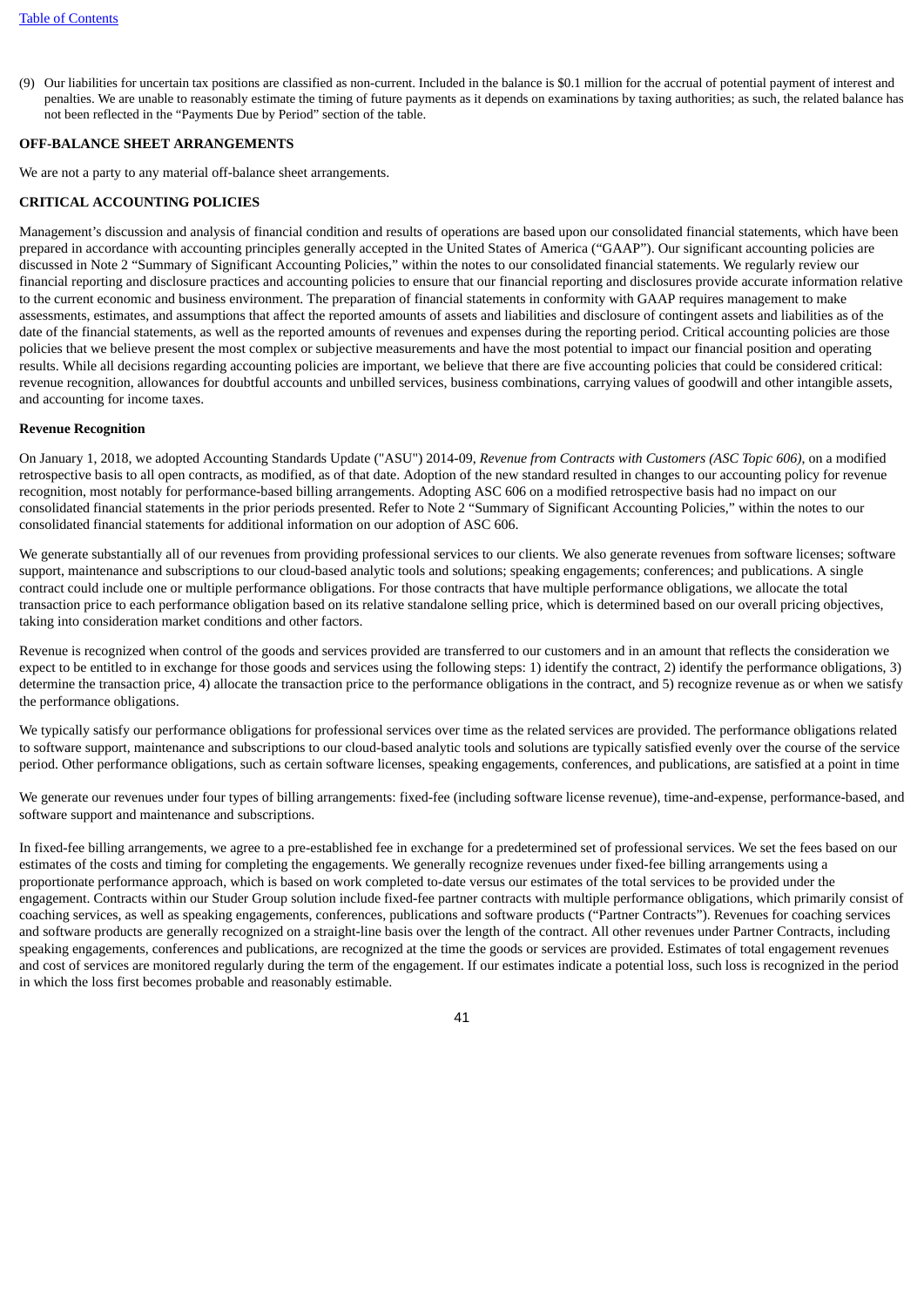(9) Our liabilities for uncertain tax positions are classified as non-current. Included in the balance is $0.1 million for the accrual of potential payment of interest and penalties. We are unable to reasonably estimate the timing of future payments as it depends on examinations by taxing authorities; as such, the related balance has not been reflected in the "Payments Due by Period" section of the table.

**OFF-BALANCE SHEET ARRANGEMENTS**

We are not a party to any material off-balance sheet arrangements.

**CRITICAL ACCOUNTING POLICIES**

Management's discussion and analysis of financial condition and results of operations are based upon our consolidated financial statements, which have been prepared in accordance with accounting principles generally accepted in the United States of America ("GAAP"). Our significant accounting policies are discussed in Note 2 "Summary of Significant Accounting Policies," within the notes to our consolidated financial statements. We regularly review our financial reporting and disclosure practices and accounting policies to ensure that our financial reporting and disclosures provide accurate information relative to the current economic and business environment. The preparation of financial statements in conformity with GAAP requires management to make assessments, estimates, and assumptions that affect the reported amounts of assets and liabilities and disclosure of contingent assets and liabilities as of the date of the financial statements, as well as the reported amounts of revenues and expenses during the reporting period. Critical accounting policies are those policies that we believe present the most complex or subjective measurements and have the most potential to impact our financial position and operating results. While all decisions regarding accounting policies are important, we believe that there are five accounting policies that could be considered critical: revenue recognition, allowances for doubtful accounts and unbilled services, business combinations, carrying values of goodwill and other intangible assets, and accounting for income taxes.

**Revenue Recognition**

On January 1, 2018, we adopted Accounting Standards Update ("ASU") 2014-09, *Revenue from Contracts with Customers (ASC Topic 606)*, on a modified retrospective basis to all open contracts, as modified, as of that date. Adoption of the new standard resulted in changes to our accounting policy for revenue recognition, most notably for performance-based billing arrangements. Adopting ASC 606 on a modified retrospective basis had no impact on our consolidated financial statements in the prior periods presented. Refer to Note 2 "Summary of Significant Accounting Policies," within the notes to our consolidated financial statements for additional information on our adoption of ASC 606.

We generate substantially all of our revenues from providing professional services to our clients. We also generate revenues from software licenses; software support, maintenance and subscriptions to our cloud-based analytic tools and solutions; speaking engagements; conferences; and publications. A single contract could include one or multiple performance obligations. For those contracts that have multiple performance obligations, we allocate the total transaction price to each performance obligation based on its relative standalone selling price, which is determined based on our overall pricing objectives, taking into consideration market conditions and other factors.

Revenue is recognized when control of the goods and services provided are transferred to our customers and in an amount that reflects the consideration we expect to be entitled to in exchange for those goods and services using the following steps: 1) identify the contract, 2) identify the performance obligations, 3) determine the transaction price, 4) allocate the transaction price to the performance obligations in the contract, and 5) recognize revenue as or when we satisfy the performance obligations.

We typically satisfy our performance obligations for professional services over time as the related services are provided. The performance obligations related to software support, maintenance and subscriptions to our cloud-based analytic tools and solutions are typically satisfied evenly over the course of the service period. Other performance obligations, such as certain software licenses, speaking engagements, conferences, and publications, are satisfied at a point in time

We generate our revenues under four types of billing arrangements: fixed-fee (including software license revenue), time-and-expense, performance-based, and software support and maintenance and subscriptions.

In fixed-fee billing arrangements, we agree to a pre-established fee in exchange for a predetermined set of professional services. We set the fees based on our estimates of the costs and timing for completing the engagements. We generally recognize revenues under fixed-fee billing arrangements using a proportionate performance approach, which is based on work completed to-date versus our estimates of the total services to be provided under the engagement. Contracts within our Studer Group solution include fixed-fee partner contracts with multiple performance obligations, which primarily consist of coaching services, as well as speaking engagements, conferences, publications and software products ("Partner Contracts"). Revenues for coaching services and software products are generally recognized on a straight-line basis over the length of the contract. All other revenues under Partner Contracts, including speaking engagements, conferences and publications, are recognized at the time the goods or services are provided. Estimates of total engagement revenues and cost of services are monitored regularly during the term of the engagement. If our estimates indicate a potential loss, such loss is recognized in the period in which the loss first becomes probable and reasonably estimable.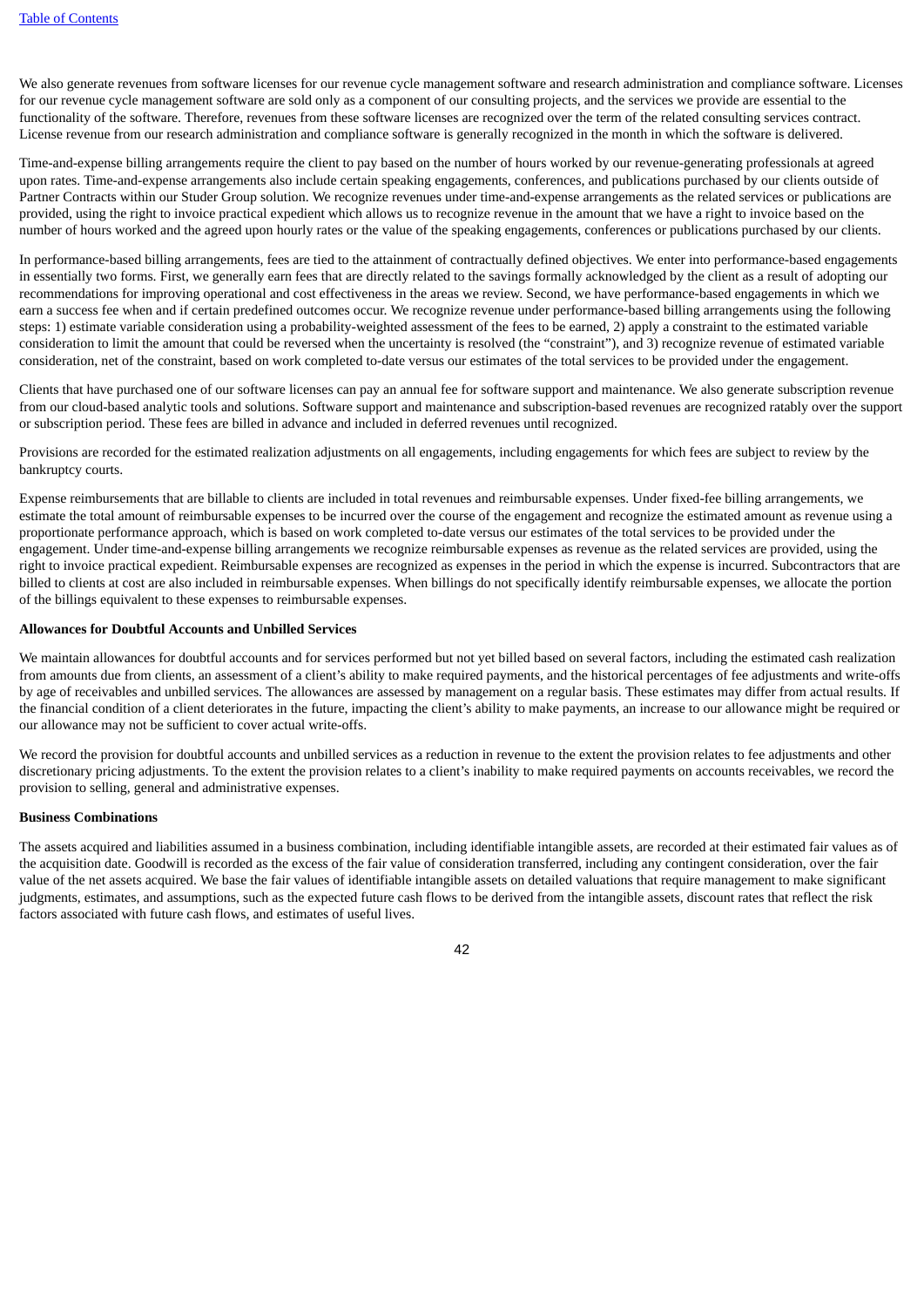We also generate revenues from software licenses for our revenue cycle management software and research administration and compliance software. Licenses for our revenue cycle management software are sold only as a component of our consulting projects, and the services we provide are essential to the functionality of the software. Therefore, revenues from these software licenses are recognized over the term of the related consulting services contract. License revenue from our research administration and compliance software is generally recognized in the month in which the software is delivered.

Time-and-expense billing arrangements require the client to pay based on the number of hours worked by our revenue-generating professionals at agreed upon rates. Time-and-expense arrangements also include certain speaking engagements, conferences, and publications purchased by our clients outside of Partner Contracts within our Studer Group solution. We recognize revenues under time-and-expense arrangements as the related services or publications are provided, using the right to invoice practical expedient which allows us to recognize revenue in the amount that we have a right to invoice based on the number of hours worked and the agreed upon hourly rates or the value of the speaking engagements, conferences or publications purchased by our clients.

In performance-based billing arrangements, fees are tied to the attainment of contractually defined objectives. We enter into performance-based engagements in essentially two forms. First, we generally earn fees that are directly related to the savings formally acknowledged by the client as a result of adopting our recommendations for improving operational and cost effectiveness in the areas we review. Second, we have performance-based engagements in which we earn a success fee when and if certain predefined outcomes occur. We recognize revenue under performance-based billing arrangements using the following steps: 1) estimate variable consideration using a probability-weighted assessment of the fees to be earned, 2) apply a constraint to the estimated variable consideration to limit the amount that could be reversed when the uncertainty is resolved (the "constraint"), and 3) recognize revenue of estimated variable consideration, net of the constraint, based on work completed to-date versus our estimates of the total services to be provided under the engagement.

Clients that have purchased one of our software licenses can pay an annual fee for software support and maintenance. We also generate subscription revenue from our cloud-based analytic tools and solutions. Software support and maintenance and subscription-based revenues are recognized ratably over the support or subscription period. These fees are billed in advance and included in deferred revenues until recognized.

Provisions are recorded for the estimated realization adjustments on all engagements, including engagements for which fees are subject to review by the bankruptcy courts.

Expense reimbursements that are billable to clients are included in total revenues and reimbursable expenses. Under fixed-fee billing arrangements, we estimate the total amount of reimbursable expenses to be incurred over the course of the engagement and recognize the estimated amount as revenue using a proportionate performance approach, which is based on work completed to-date versus our estimates of the total services to be provided under the engagement. Under time-and-expense billing arrangements we recognize reimbursable expenses as revenue as the related services are provided, using the right to invoice practical expedient. Reimbursable expenses are recognized as expenses in the period in which the expense is incurred. Subcontractors that are billed to clients at cost are also included in reimbursable expenses. When billings do not specifically identify reimbursable expenses, we allocate the portion of the billings equivalent to these expenses to reimbursable expenses.

**Allowances for Doubtful Accounts and Unbilled Services**

We maintain allowances for doubtful accounts and for services performed but not yet billed based on several factors, including the estimated cash realization from amounts due from clients, an assessment of a client's ability to make required payments, and the historical percentages of fee adjustments and write-offs by age of receivables and unbilled services. The allowances are assessed by management on a regular basis. These estimates may differ from actual results. If the financial condition of a client deteriorates in the future, impacting the client's ability to make payments, an increase to our allowance might be required or our allowance may not be sufficient to cover actual write-offs.

We record the provision for doubtful accounts and unbilled services as a reduction in revenue to the extent the provision relates to fee adjustments and other discretionary pricing adjustments. To the extent the provision relates to a client's inability to make required payments on accounts receivables, we record the provision to selling, general and administrative expenses.

**Business Combinations**

The assets acquired and liabilities assumed in a business combination, including identifiable intangible assets, are recorded at their estimated fair values as of the acquisition date. Goodwill is recorded as the excess of the fair value of consideration transferred, including any contingent consideration, over the fair value of the net assets acquired. We base the fair values of identifiable intangible assets on detailed valuations that require management to make significant judgments, estimates, and assumptions, such as the expected future cash flows to be derived from the intangible assets, discount rates that reflect the risk factors associated with future cash flows, and estimates of useful lives.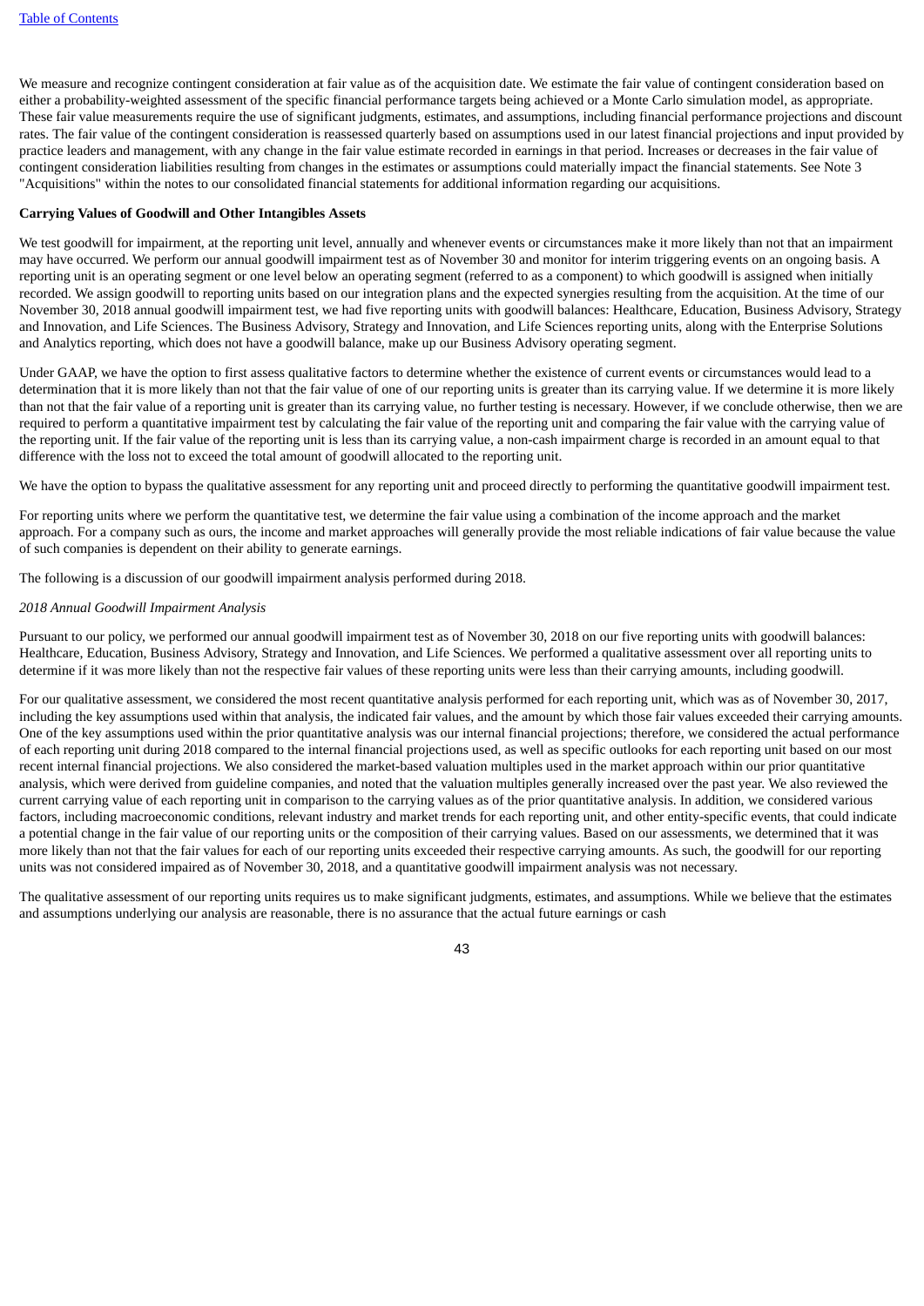We measure and recognize contingent consideration at fair value as of the acquisition date. We estimate the fair value of contingent consideration based on either a probability-weighted assessment of the specific financial performance targets being achieved or a Monte Carlo simulation model, as appropriate. These fair value measurements require the use of significant judgments, estimates, and assumptions, including financial performance projections and discount rates. The fair value of the contingent consideration is reassessed quarterly based on assumptions used in our latest financial projections and input provided by practice leaders and management, with any change in the fair value estimate recorded in earnings in that period. Increases or decreases in the fair value of contingent consideration liabilities resulting from changes in the estimates or assumptions could materially impact the financial statements. See Note 3 "Acquisitions" within the notes to our consolidated financial statements for additional information regarding our acquisitions.

**Carrying Values of Goodwill and Other Intangibles Assets**

We test goodwill for impairment, at the reporting unit level, annually and whenever events or circumstances make it more likely than not that an impairment may have occurred. We perform our annual goodwill impairment test as of November 30 and monitor for interim triggering events on an ongoing basis. A reporting unit is an operating segment or one level below an operating segment (referred to as a component) to which goodwill is assigned when initially recorded. We assign goodwill to reporting units based on our integration plans and the expected synergies resulting from the acquisition. At the time of our November 30, 2018 annual goodwill impairment test, we had five reporting units with goodwill balances: Healthcare, Education, Business Advisory, Strategy and Innovation, and Life Sciences. The Business Advisory, Strategy and Innovation, and Life Sciences reporting units, along with the Enterprise Solutions and Analytics reporting, which does not have a goodwill balance, make up our Business Advisory operating segment.

Under GAAP, we have the option to first assess qualitative factors to determine whether the existence of current events or circumstances would lead to a determination that it is more likely than not that the fair value of one of our reporting units is greater than its carrying value. If we determine it is more likely than not that the fair value of a reporting unit is greater than its carrying value, no further testing is necessary. However, if we conclude otherwise, then we are required to perform a quantitative impairment test by calculating the fair value of the reporting unit and comparing the fair value with the carrying value of the reporting unit. If the fair value of the reporting unit is less than its carrying value, a non-cash impairment charge is recorded in an amount equal to that difference with the loss not to exceed the total amount of goodwill allocated to the reporting unit.

We have the option to bypass the qualitative assessment for any reporting unit and proceed directly to performing the quantitative goodwill impairment test.

For reporting units where we perform the quantitative test, we determine the fair value using a combination of the income approach and the market approach. For a company such as ours, the income and market approaches will generally provide the most reliable indications of fair value because the value of such companies is dependent on their ability to generate earnings.

The following is a discussion of our goodwill impairment analysis performed during 2018.

*2018 Annual Goodwill Impairment Analysis*

Pursuant to our policy, we performed our annual goodwill impairment test as of November 30, 2018 on our five reporting units with goodwill balances: Healthcare, Education, Business Advisory, Strategy and Innovation, and Life Sciences. We performed a qualitative assessment over all reporting units to determine if it was more likely than not the respective fair values of these reporting units were less than their carrying amounts, including goodwill.

For our qualitative assessment, we considered the most recent quantitative analysis performed for each reporting unit, which was as of November 30, 2017, including the key assumptions used within that analysis, the indicated fair values, and the amount by which those fair values exceeded their carrying amounts. One of the key assumptions used within the prior quantitative analysis was our internal financial projections; therefore, we considered the actual performance of each reporting unit during 2018 compared to the internal financial projections used, as well as specific outlooks for each reporting unit based on our most recent internal financial projections. We also considered the market-based valuation multiples used in the market approach within our prior quantitative analysis, which were derived from guideline companies, and noted that the valuation multiples generally increased over the past year. We also reviewed the current carrying value of each reporting unit in comparison to the carrying values as of the prior quantitative analysis. In addition, we considered various factors, including macroeconomic conditions, relevant industry and market trends for each reporting unit, and other entity-specific events, that could indicate a potential change in the fair value of our reporting units or the composition of their carrying values. Based on our assessments, we determined that it was more likely than not that the fair values for each of our reporting units exceeded their respective carrying amounts. As such, the goodwill for our reporting units was not considered impaired as of November 30, 2018, and a quantitative goodwill impairment analysis was not necessary.

The qualitative assessment of our reporting units requires us to make significant judgments, estimates, and assumptions. While we believe that the estimates and assumptions underlying our analysis are reasonable, there is no assurance that the actual future earnings or cash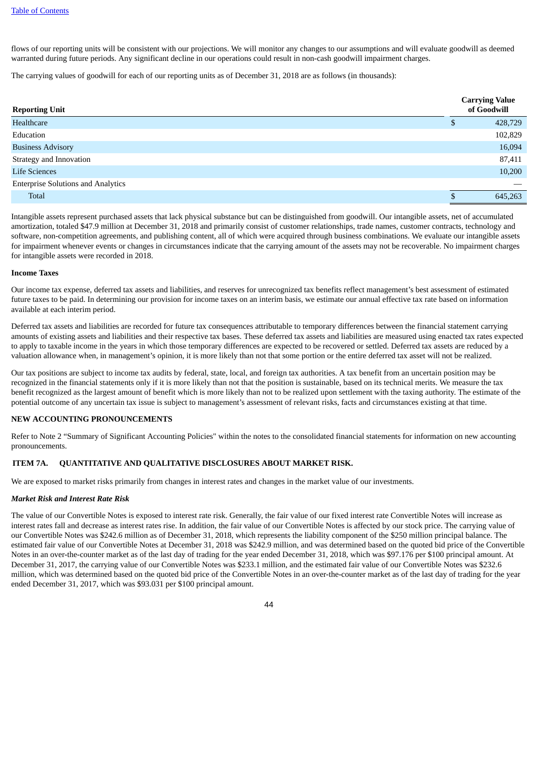flows of our reporting units will be consistent with our projections. We will monitor any changes to our assumptions and will evaluate goodwill as deemed warranted during future periods. Any significant decline in our operations could result in non-cash goodwill impairment charges.

The carrying values of goodwill for each of our reporting units as of December 31, 2018 are as follows (in thousands):

| Reporting Unit | Carrying Value of Goodwill |
|---|---|
| Healthcare | $ 428,729 |
| Education | 102,829 |
| Business Advisory | 16,094 |
| Strategy and Innovation | 87,411 |
| Life Sciences | 10,200 |
| Enterprise Solutions and Analytics | — |
| Total | $ 645,263 |

Intangible assets represent purchased assets that lack physical substance but can be distinguished from goodwill. Our intangible assets, net of accumulated amortization, totaled $47.9 million at December 31, 2018 and primarily consist of customer relationships, trade names, customer contracts, technology and software, non-competition agreements, and publishing content, all of which were acquired through business combinations. We evaluate our intangible assets for impairment whenever events or changes in circumstances indicate that the carrying amount of the assets may not be recoverable. No impairment charges for intangible assets were recorded in 2018.

**Income Taxes**

Our income tax expense, deferred tax assets and liabilities, and reserves for unrecognized tax benefits reflect management's best assessment of estimated future taxes to be paid. In determining our provision for income taxes on an interim basis, we estimate our annual effective tax rate based on information available at each interim period.

Deferred tax assets and liabilities are recorded for future tax consequences attributable to temporary differences between the financial statement carrying amounts of existing assets and liabilities and their respective tax bases. These deferred tax assets and liabilities are measured using enacted tax rates expected to apply to taxable income in the years in which those temporary differences are expected to be recovered or settled. Deferred tax assets are reduced by a valuation allowance when, in management's opinion, it is more likely than not that some portion or the entire deferred tax asset will not be realized.

Our tax positions are subject to income tax audits by federal, state, local, and foreign tax authorities. A tax benefit from an uncertain position may be recognized in the financial statements only if it is more likely than not that the position is sustainable, based on its technical merits. We measure the tax benefit recognized as the largest amount of benefit which is more likely than not to be realized upon settlement with the taxing authority. The estimate of the potential outcome of any uncertain tax issue is subject to management's assessment of relevant risks, facts and circumstances existing at that time.

**NEW ACCOUNTING PRONOUNCEMENTS**

Refer to Note 2 "Summary of Significant Accounting Policies" within the notes to the consolidated financial statements for information on new accounting pronouncements.

## ITEM 7A. QUANTITATIVE AND QUALITATIVE DISCLOSURES ABOUT MARKET RISK.

We are exposed to market risks primarily from changes in interest rates and changes in the market value of our investments.

***Market Risk and Interest Rate Risk***

The value of our Convertible Notes is exposed to interest rate risk. Generally, the fair value of our fixed interest rate Convertible Notes will increase as interest rates fall and decrease as interest rates rise. In addition, the fair value of our Convertible Notes is affected by our stock price. The carrying value of our Convertible Notes was $242.6 million as of December 31, 2018, which represents the liability component of the $250 million principal balance. The estimated fair value of our Convertible Notes at December 31, 2018 was $242.9 million, and was determined based on the quoted bid price of the Convertible Notes in an over-the-counter market as of the last day of trading for the year ended December 31, 2018, which was $97.176 per $100 principal amount. At December 31, 2017, the carrying value of our Convertible Notes was $233.1 million, and the estimated fair value of our Convertible Notes was $232.6 million, which was determined based on the quoted bid price of the Convertible Notes in an over-the-counter market as of the last day of trading for the year ended December 31, 2017, which was $93.031 per $100 principal amount.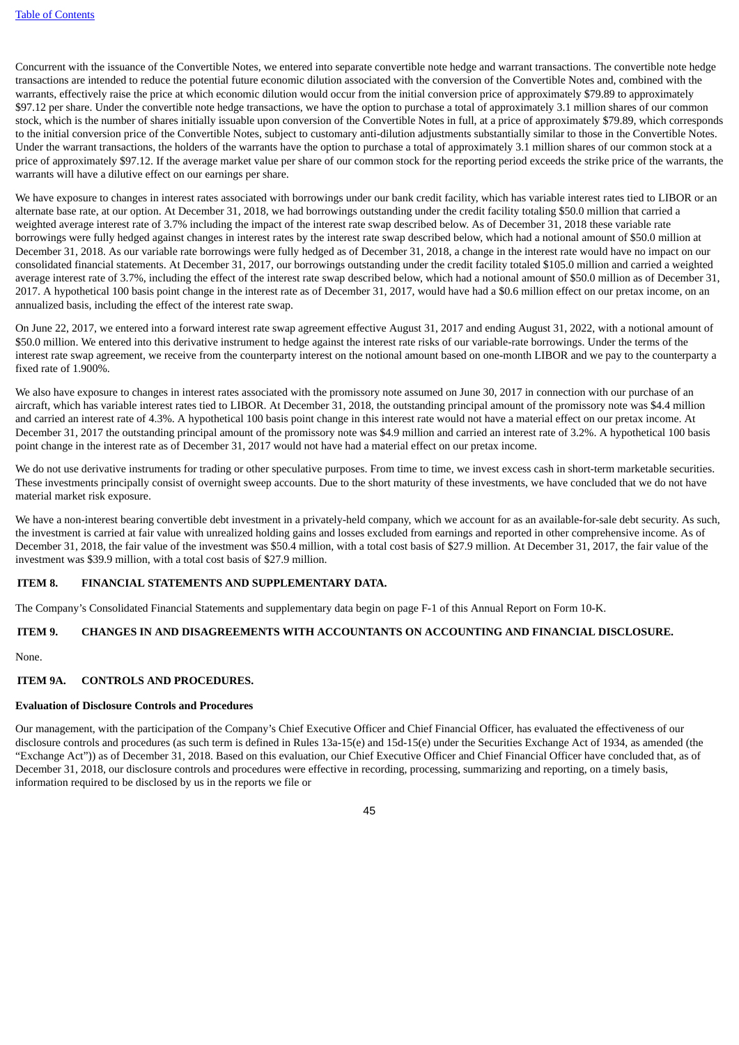Concurrent with the issuance of the Convertible Notes, we entered into separate convertible note hedge and warrant transactions. The convertible note hedge transactions are intended to reduce the potential future economic dilution associated with the conversion of the Convertible Notes and, combined with the warrants, effectively raise the price at which economic dilution would occur from the initial conversion price of approximately $79.89 to approximately $97.12 per share. Under the convertible note hedge transactions, we have the option to purchase a total of approximately 3.1 million shares of our common stock, which is the number of shares initially issuable upon conversion of the Convertible Notes in full, at a price of approximately $79.89, which corresponds to the initial conversion price of the Convertible Notes, subject to customary anti-dilution adjustments substantially similar to those in the Convertible Notes. Under the warrant transactions, the holders of the warrants have the option to purchase a total of approximately 3.1 million shares of our common stock at a price of approximately $97.12. If the average market value per share of our common stock for the reporting period exceeds the strike price of the warrants, the warrants will have a dilutive effect on our earnings per share.

We have exposure to changes in interest rates associated with borrowings under our bank credit facility, which has variable interest rates tied to LIBOR or an alternate base rate, at our option. At December 31, 2018, we had borrowings outstanding under the credit facility totaling $50.0 million that carried a weighted average interest rate of 3.7% including the impact of the interest rate swap described below. As of December 31, 2018 these variable rate borrowings were fully hedged against changes in interest rates by the interest rate swap described below, which had a notional amount of $50.0 million at December 31, 2018. As our variable rate borrowings were fully hedged as of December 31, 2018, a change in the interest rate would have no impact on our consolidated financial statements. At December 31, 2017, our borrowings outstanding under the credit facility totaled $105.0 million and carried a weighted average interest rate of 3.7%, including the effect of the interest rate swap described below, which had a notional amount of $50.0 million as of December 31, 2017. A hypothetical 100 basis point change in the interest rate as of December 31, 2017, would have had a $0.6 million effect on our pretax income, on an annualized basis, including the effect of the interest rate swap.

On June 22, 2017, we entered into a forward interest rate swap agreement effective August 31, 2017 and ending August 31, 2022, with a notional amount of $50.0 million. We entered into this derivative instrument to hedge against the interest rate risks of our variable-rate borrowings. Under the terms of the interest rate swap agreement, we receive from the counterparty interest on the notional amount based on one-month LIBOR and we pay to the counterparty a fixed rate of 1.900%.

We also have exposure to changes in interest rates associated with the promissory note assumed on June 30, 2017 in connection with our purchase of an aircraft, which has variable interest rates tied to LIBOR. At December 31, 2018, the outstanding principal amount of the promissory note was $4.4 million and carried an interest rate of 4.3%. A hypothetical 100 basis point change in this interest rate would not have a material effect on our pretax income. At December 31, 2017 the outstanding principal amount of the promissory note was $4.9 million and carried an interest rate of 3.2%. A hypothetical 100 basis point change in the interest rate as of December 31, 2017 would not have had a material effect on our pretax income.

We do not use derivative instruments for trading or other speculative purposes. From time to time, we invest excess cash in short-term marketable securities. These investments principally consist of overnight sweep accounts. Due to the short maturity of these investments, we have concluded that we do not have material market risk exposure.

We have a non-interest bearing convertible debt investment in a privately-held company, which we account for as an available-for-sale debt security. As such, the investment is carried at fair value with unrealized holding gains and losses excluded from earnings and reported in other comprehensive income. As of December 31, 2018, the fair value of the investment was $50.4 million, with a total cost basis of $27.9 million. At December 31, 2017, the fair value of the investment was $39.9 million, with a total cost basis of $27.9 million.

## ITEM 8. FINANCIAL STATEMENTS AND SUPPLEMENTARY DATA.

The Company's Consolidated Financial Statements and supplementary data begin on page F-1 of this Annual Report on Form 10-K.

## ITEM 9. CHANGES IN AND DISAGREEMENTS WITH ACCOUNTANTS ON ACCOUNTING AND FINANCIAL DISCLOSURE.

None.

## ITEM 9A. CONTROLS AND PROCEDURES.

**Evaluation of Disclosure Controls and Procedures**

Our management, with the participation of the Company's Chief Executive Officer and Chief Financial Officer, has evaluated the effectiveness of our disclosure controls and procedures (as such term is defined in Rules 13a-15(e) and 15d-15(e) under the Securities Exchange Act of 1934, as amended (the "Exchange Act")) as of December 31, 2018. Based on this evaluation, our Chief Executive Officer and Chief Financial Officer have concluded that, as of December 31, 2018, our disclosure controls and procedures were effective in recording, processing, summarizing and reporting, on a timely basis, information required to be disclosed by us in the reports we file or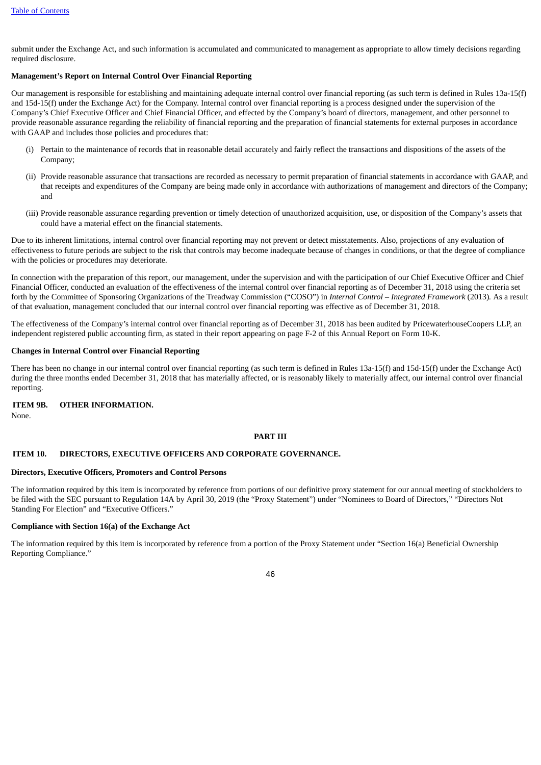submit under the Exchange Act, and such information is accumulated and communicated to management as appropriate to allow timely decisions regarding required disclosure.

**Management's Report on Internal Control Over Financial Reporting**

Our management is responsible for establishing and maintaining adequate internal control over financial reporting (as such term is defined in Rules 13a-15(f) and 15d-15(f) under the Exchange Act) for the Company. Internal control over financial reporting is a process designed under the supervision of the Company's Chief Executive Officer and Chief Financial Officer, and effected by the Company's board of directors, management, and other personnel to provide reasonable assurance regarding the reliability of financial reporting and the preparation of financial statements for external purposes in accordance with GAAP and includes those policies and procedures that:

(i) Pertain to the maintenance of records that in reasonable detail accurately and fairly reflect the transactions and dispositions of the assets of the Company;

(ii) Provide reasonable assurance that transactions are recorded as necessary to permit preparation of financial statements in accordance with GAAP, and that receipts and expenditures of the Company are being made only in accordance with authorizations of management and directors of the Company; and

(iii) Provide reasonable assurance regarding prevention or timely detection of unauthorized acquisition, use, or disposition of the Company's assets that could have a material effect on the financial statements.

Due to its inherent limitations, internal control over financial reporting may not prevent or detect misstatements. Also, projections of any evaluation of effectiveness to future periods are subject to the risk that controls may become inadequate because of changes in conditions, or that the degree of compliance with the policies or procedures may deteriorate.

In connection with the preparation of this report, our management, under the supervision and with the participation of our Chief Executive Officer and Chief Financial Officer, conducted an evaluation of the effectiveness of the internal control over financial reporting as of December 31, 2018 using the criteria set forth by the Committee of Sponsoring Organizations of the Treadway Commission ("COSO") in *Internal Control – Integrated Framework* (2013). As a result of that evaluation, management concluded that our internal control over financial reporting was effective as of December 31, 2018.

The effectiveness of the Company's internal control over financial reporting as of December 31, 2018 has been audited by PricewaterhouseCoopers LLP, an independent registered public accounting firm, as stated in their report appearing on page F-2 of this Annual Report on Form 10-K.

**Changes in Internal Control over Financial Reporting**

There has been no change in our internal control over financial reporting (as such term is defined in Rules 13a-15(f) and 15d-15(f) under the Exchange Act) during the three months ended December 31, 2018 that has materially affected, or is reasonably likely to materially affect, our internal control over financial reporting.

## ITEM 9B. OTHER INFORMATION.

None.

# PART III

## ITEM 10. DIRECTORS, EXECUTIVE OFFICERS AND CORPORATE GOVERNANCE.

**Directors, Executive Officers, Promoters and Control Persons**

The information required by this item is incorporated by reference from portions of our definitive proxy statement for our annual meeting of stockholders to be filed with the SEC pursuant to Regulation 14A by April 30, 2019 (the "Proxy Statement") under "Nominees to Board of Directors," "Directors Not Standing For Election" and "Executive Officers."

**Compliance with Section 16(a) of the Exchange Act**

The information required by this item is incorporated by reference from a portion of the Proxy Statement under "Section 16(a) Beneficial Ownership Reporting Compliance."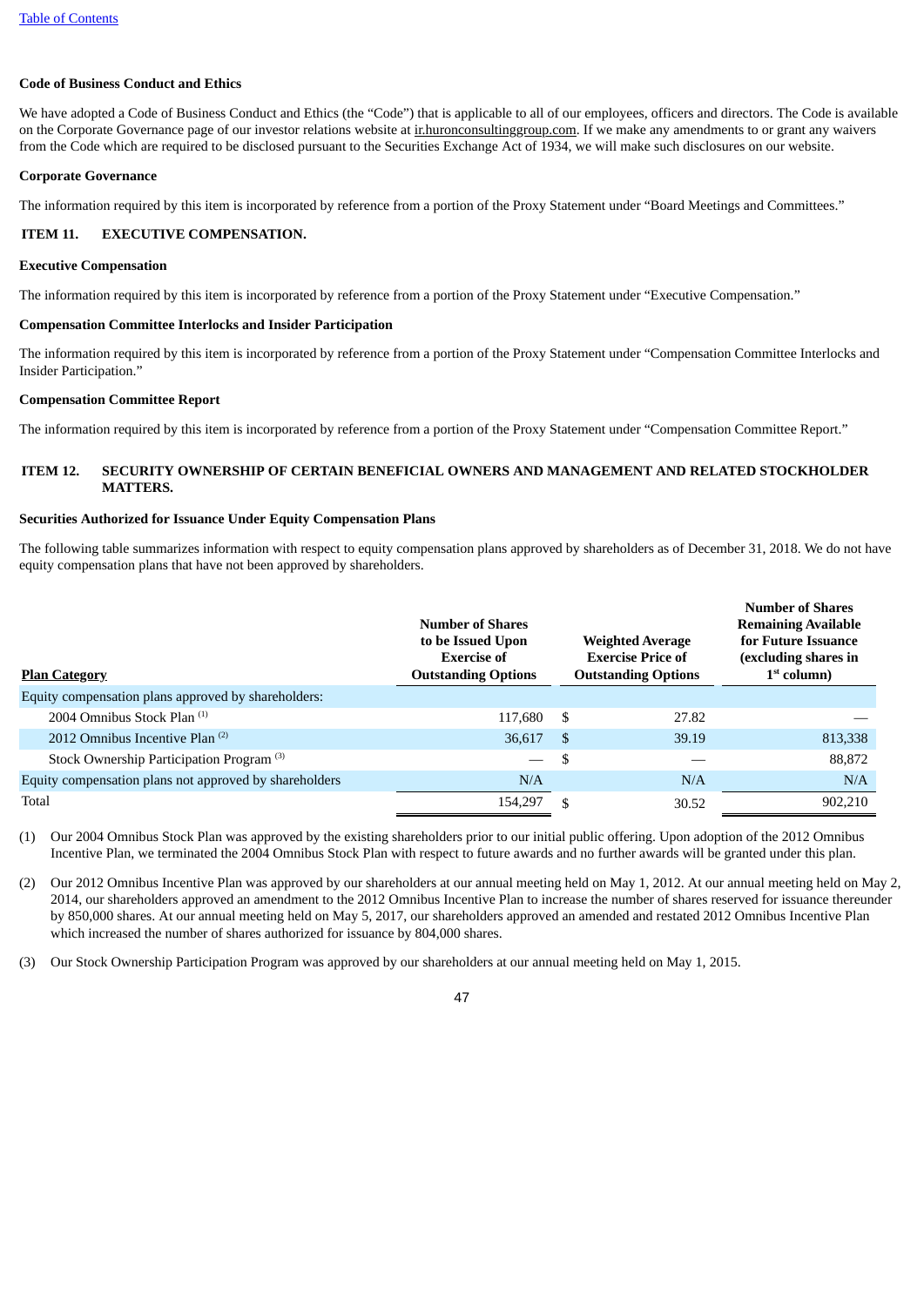[Table of Contents](#)

**Code of Business Conduct and Ethics**

We have adopted a Code of Business Conduct and Ethics (the "Code") that is applicable to all of our employees, officers and directors. The Code is available on the Corporate Governance page of our investor relations website at ir.huronconsultinggroup.com. If we make any amendments to or grant any waivers from the Code which are required to be disclosed pursuant to the Securities Exchange Act of 1934, we will make such disclosures on our website.

**Corporate Governance**

The information required by this item is incorporated by reference from a portion of the Proxy Statement under "Board Meetings and Committees."

## ITEM 11. EXECUTIVE COMPENSATION.

**Executive Compensation**

The information required by this item is incorporated by reference from a portion of the Proxy Statement under "Executive Compensation."

**Compensation Committee Interlocks and Insider Participation**

The information required by this item is incorporated by reference from a portion of the Proxy Statement under "Compensation Committee Interlocks and Insider Participation."

**Compensation Committee Report**

The information required by this item is incorporated by reference from a portion of the Proxy Statement under "Compensation Committee Report."

## ITEM 12. SECURITY OWNERSHIP OF CERTAIN BENEFICIAL OWNERS AND MANAGEMENT AND RELATED STOCKHOLDER MATTERS.

**Securities Authorized for Issuance Under Equity Compensation Plans**

The following table summarizes information with respect to equity compensation plans approved by shareholders as of December 31, 2018. We do not have equity compensation plans that have not been approved by shareholders.

| Plan Category | Number of Shares to be Issued Upon Exercise of Outstanding Options | Weighted Average Exercise Price of Outstanding Options | Number of Shares Remaining Available for Future Issuance (excluding shares in 1st column) |
|---|---|---|---|
| Equity compensation plans approved by shareholders: | | | |
| 2004 Omnibus Stock Plan (1) | 117,680 | $ 27.82 | — |
| 2012 Omnibus Incentive Plan (2) | 36,617 | $ 39.19 | 813,338 |
| Stock Ownership Participation Program (3) | — | $ — | 88,872 |
| Equity compensation plans not approved by shareholders | N/A | N/A | N/A |
| Total | 154,297 | $ 30.52 | 902,210 |

(1) Our 2004 Omnibus Stock Plan was approved by the existing shareholders prior to our initial public offering. Upon adoption of the 2012 Omnibus Incentive Plan, we terminated the 2004 Omnibus Stock Plan with respect to future awards and no further awards will be granted under this plan.

(2) Our 2012 Omnibus Incentive Plan was approved by our shareholders at our annual meeting held on May 1, 2012. At our annual meeting held on May 2, 2014, our shareholders approved an amendment to the 2012 Omnibus Incentive Plan to increase the number of shares reserved for issuance thereunder by 850,000 shares. At our annual meeting held on May 5, 2017, our shareholders approved an amended and restated 2012 Omnibus Incentive Plan which increased the number of shares authorized for issuance by 804,000 shares.

(3) Our Stock Ownership Participation Program was approved by our shareholders at our annual meeting held on May 1, 2015.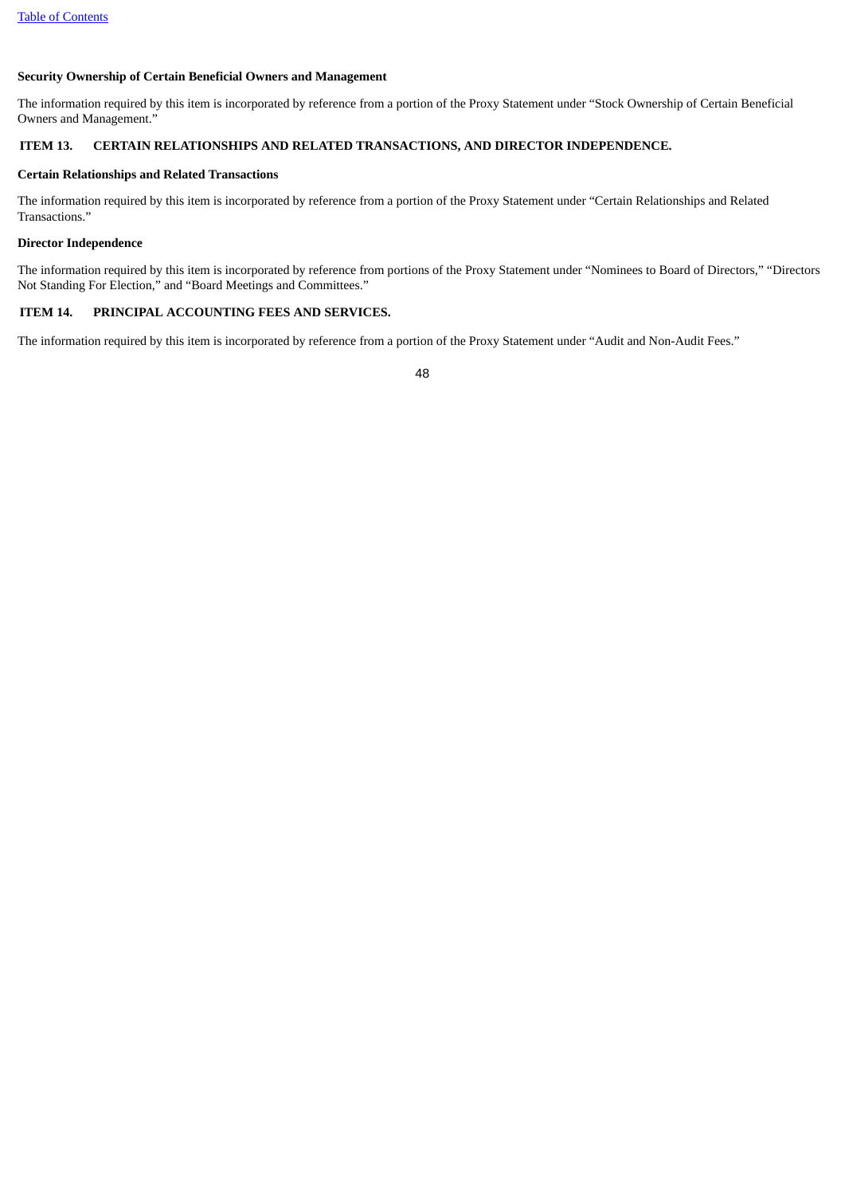### Security Ownership of Certain Beneficial Owners and Management

The information required by this item is incorporated by reference from a portion of the Proxy Statement under "Stock Ownership of Certain Beneficial Owners and Management."

## ITEM 13. CERTAIN RELATIONSHIPS AND RELATED TRANSACTIONS, AND DIRECTOR INDEPENDENCE.

### Certain Relationships and Related Transactions

The information required by this item is incorporated by reference from a portion of the Proxy Statement under "Certain Relationships and Related Transactions."

### Director Independence

The information required by this item is incorporated by reference from portions of the Proxy Statement under "Nominees to Board of Directors," "Directors Not Standing For Election," and "Board Meetings and Committees."

## ITEM 14. PRINCIPAL ACCOUNTING FEES AND SERVICES.

The information required by this item is incorporated by reference from a portion of the Proxy Statement under "Audit and Non-Audit Fees."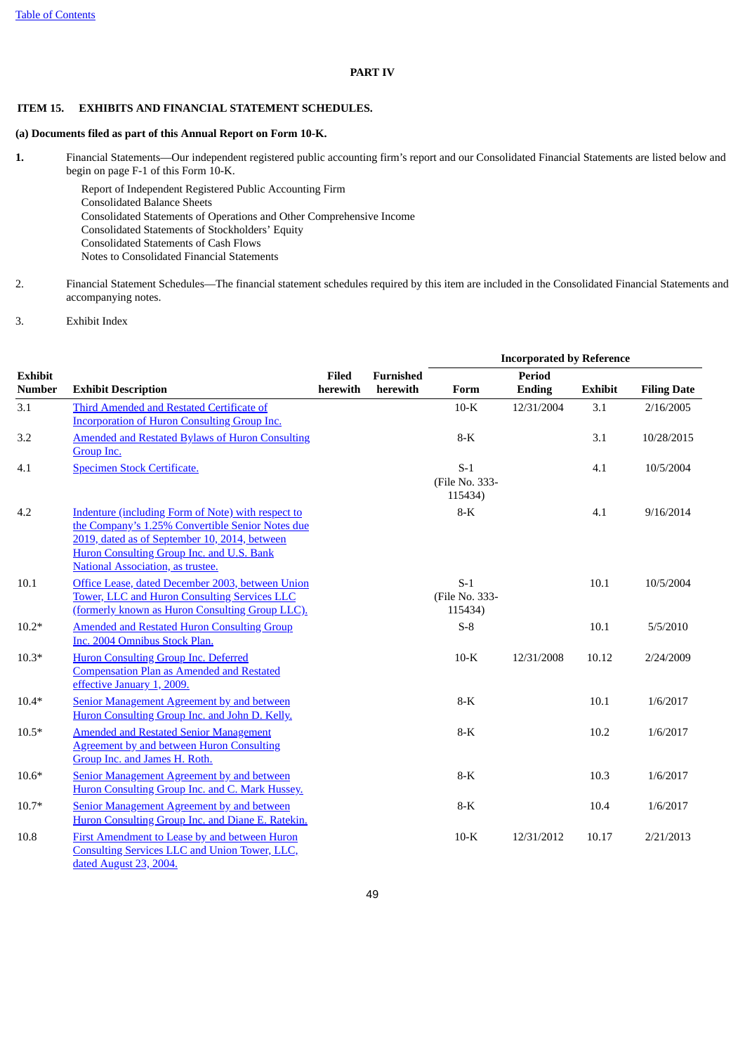## PART IV

### ITEM 15. EXHIBITS AND FINANCIAL STATEMENT SCHEDULES.

**(a) Documents filed as part of this Annual Report on Form 10-K.**

**1.** Financial Statements—Our independent registered public accounting firm's report and our Consolidated Financial Statements are listed below and begin on page F-1 of this Form 10-K.

Report of Independent Registered Public Accounting Firm
Consolidated Balance Sheets
Consolidated Statements of Operations and Other Comprehensive Income
Consolidated Statements of Stockholders' Equity
Consolidated Statements of Cash Flows
Notes to Consolidated Financial Statements

2. Financial Statement Schedules—The financial statement schedules required by this item are included in the Consolidated Financial Statements and accompanying notes.

3. Exhibit Index

| | | | | Incorporated by Reference | | | |
|---|---|---|---|---|---|---|---|
| **Exhibit Number** | **Exhibit Description** | **Filed herewith** | **Furnished herewith** | **Form** | **Period Ending** | **Exhibit** | **Filing Date** |
| 3.1 | Third Amended and Restated Certificate of Incorporation of Huron Consulting Group Inc. | | | 10-K | 12/31/2004 | 3.1 | 2/16/2005 |
| 3.2 | Amended and Restated Bylaws of Huron Consulting Group Inc. | | | 8-K | | 3.1 | 10/28/2015 |
| 4.1 | Specimen Stock Certificate. | | | S-1 (File No. 333-115434) | | 4.1 | 10/5/2004 |
| 4.2 | Indenture (including Form of Note) with respect to the Company's 1.25% Convertible Senior Notes due 2019, dated as of September 10, 2014, between Huron Consulting Group Inc. and U.S. Bank National Association, as trustee. | | | 8-K | | 4.1 | 9/16/2014 |
| 10.1 | Office Lease, dated December 2003, between Union Tower, LLC and Huron Consulting Services LLC (formerly known as Huron Consulting Group LLC). | | | S-1 (File No. 333-115434) | | 10.1 | 10/5/2004 |
| 10.2* | Amended and Restated Huron Consulting Group Inc. 2004 Omnibus Stock Plan. | | | S-8 | | 10.1 | 5/5/2010 |
| 10.3* | Huron Consulting Group Inc. Deferred Compensation Plan as Amended and Restated effective January 1, 2009. | | | 10-K | 12/31/2008 | 10.12 | 2/24/2009 |
| 10.4* | Senior Management Agreement by and between Huron Consulting Group Inc. and John D. Kelly. | | | 8-K | | 10.1 | 1/6/2017 |
| 10.5* | Amended and Restated Senior Management Agreement by and between Huron Consulting Group Inc. and James H. Roth. | | | 8-K | | 10.2 | 1/6/2017 |
| 10.6* | Senior Management Agreement by and between Huron Consulting Group Inc. and C. Mark Hussey. | | | 8-K | | 10.3 | 1/6/2017 |
| 10.7* | Senior Management Agreement by and between Huron Consulting Group Inc. and Diane E. Ratekin. | | | 8-K | | 10.4 | 1/6/2017 |
| 10.8 | First Amendment to Lease by and between Huron Consulting Services LLC and Union Tower, LLC, dated August 23, 2004. | | | 10-K | 12/31/2012 | 10.17 | 2/21/2013 |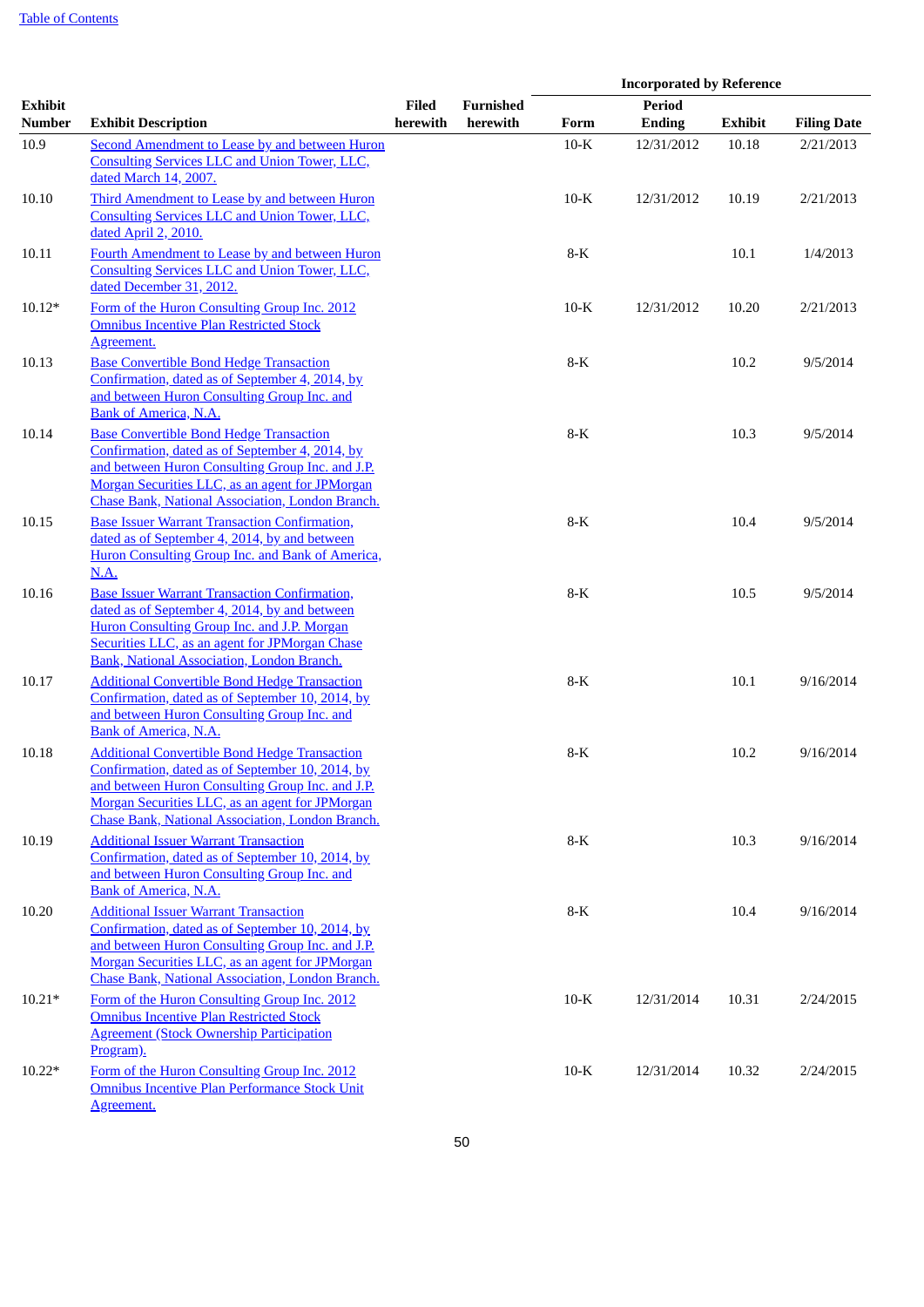| Exhibit Number | Exhibit Description | Filed herewith | Furnished herewith | Incorporated by Reference | | | |
|---|---|---|---|---|---|---|---|
| | | | | Form | Period Ending | Exhibit | Filing Date |
| 10.9 | Second Amendment to Lease by and between Huron Consulting Services LLC and Union Tower, LLC, dated March 14, 2007. | | | 10-K | 12/31/2012 | 10.18 | 2/21/2013 |
| 10.10 | Third Amendment to Lease by and between Huron Consulting Services LLC and Union Tower, LLC, dated April 2, 2010. | | | 10-K | 12/31/2012 | 10.19 | 2/21/2013 |
| 10.11 | Fourth Amendment to Lease by and between Huron Consulting Services LLC and Union Tower, LLC, dated December 31, 2012. | | | 8-K | | 10.1 | 1/4/2013 |
| 10.12* | Form of the Huron Consulting Group Inc. 2012 Omnibus Incentive Plan Restricted Stock Agreement. | | | 10-K | 12/31/2012 | 10.20 | 2/21/2013 |
| 10.13 | Base Convertible Bond Hedge Transaction Confirmation, dated as of September 4, 2014, by and between Huron Consulting Group Inc. and Bank of America, N.A. | | | 8-K | | 10.2 | 9/5/2014 |
| 10.14 | Base Convertible Bond Hedge Transaction Confirmation, dated as of September 4, 2014, by and between Huron Consulting Group Inc. and J.P. Morgan Securities LLC, as an agent for JPMorgan Chase Bank, National Association, London Branch. | | | 8-K | | 10.3 | 9/5/2014 |
| 10.15 | Base Issuer Warrant Transaction Confirmation, dated as of September 4, 2014, by and between Huron Consulting Group Inc. and Bank of America, N.A. | | | 8-K | | 10.4 | 9/5/2014 |
| 10.16 | Base Issuer Warrant Transaction Confirmation, dated as of September 4, 2014, by and between Huron Consulting Group Inc. and J.P. Morgan Securities LLC, as an agent for JPMorgan Chase Bank, National Association, London Branch. | | | 8-K | | 10.5 | 9/5/2014 |
| 10.17 | Additional Convertible Bond Hedge Transaction Confirmation, dated as of September 10, 2014, by and between Huron Consulting Group Inc. and Bank of America, N.A. | | | 8-K | | 10.1 | 9/16/2014 |
| 10.18 | Additional Convertible Bond Hedge Transaction Confirmation, dated as of September 10, 2014, by and between Huron Consulting Group Inc. and J.P. Morgan Securities LLC, as an agent for JPMorgan Chase Bank, National Association, London Branch. | | | 8-K | | 10.2 | 9/16/2014 |
| 10.19 | Additional Issuer Warrant Transaction Confirmation, dated as of September 10, 2014, by and between Huron Consulting Group Inc. and Bank of America, N.A. | | | 8-K | | 10.3 | 9/16/2014 |
| 10.20 | Additional Issuer Warrant Transaction Confirmation, dated as of September 10, 2014, by and between Huron Consulting Group Inc. and J.P. Morgan Securities LLC, as an agent for JPMorgan Chase Bank, National Association, London Branch. | | | 8-K | | 10.4 | 9/16/2014 |
| 10.21* | Form of the Huron Consulting Group Inc. 2012 Omnibus Incentive Plan Restricted Stock Agreement (Stock Ownership Participation Program). | | | 10-K | 12/31/2014 | 10.31 | 2/24/2015 |
| 10.22* | Form of the Huron Consulting Group Inc. 2012 Omnibus Incentive Plan Performance Stock Unit Agreement. | | | 10-K | 12/31/2014 | 10.32 | 2/24/2015 |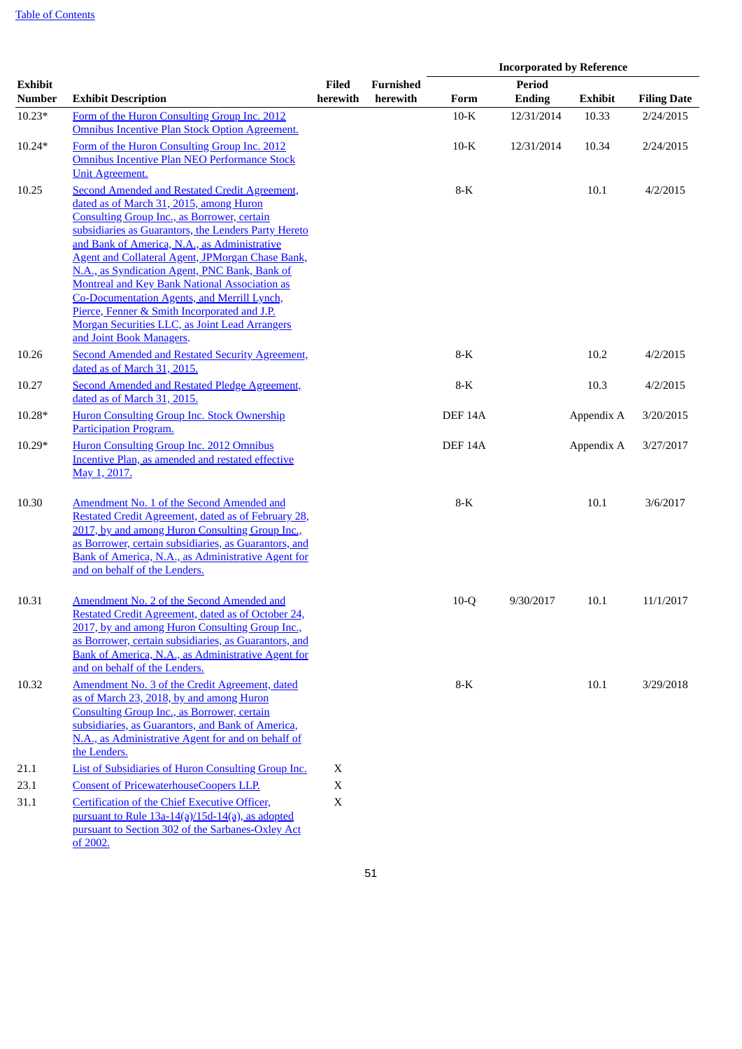| Exhibit Number | Exhibit Description | Filed herewith | Furnished herewith | Incorporated by Reference | | | |
|---|---|---|---|---|---|---|---|
| | | | | Form | Period Ending | Exhibit | Filing Date |
| 10.23* | Form of the Huron Consulting Group Inc. 2012 Omnibus Incentive Plan Stock Option Agreement. | | | 10-K | 12/31/2014 | 10.33 | 2/24/2015 |
| 10.24* | Form of the Huron Consulting Group Inc. 2012 Omnibus Incentive Plan NEO Performance Stock Unit Agreement. | | | 10-K | 12/31/2014 | 10.34 | 2/24/2015 |
| 10.25 | Second Amended and Restated Credit Agreement, dated as of March 31, 2015, among Huron Consulting Group Inc., as Borrower, certain subsidiaries as Guarantors, the Lenders Party Hereto and Bank of America, N.A., as Administrative Agent and Collateral Agent, JPMorgan Chase Bank, N.A., as Syndication Agent, PNC Bank, Bank of Montreal and Key Bank National Association as Co-Documentation Agents, and Merrill Lynch, Pierce, Fenner & Smith Incorporated and J.P. Morgan Securities LLC, as Joint Lead Arrangers and Joint Book Managers. | | | 8-K | | 10.1 | 4/2/2015 |
| 10.26 | Second Amended and Restated Security Agreement, dated as of March 31, 2015. | | | 8-K | | 10.2 | 4/2/2015 |
| 10.27 | Second Amended and Restated Pledge Agreement, dated as of March 31, 2015. | | | 8-K | | 10.3 | 4/2/2015 |
| 10.28* | Huron Consulting Group Inc. Stock Ownership Participation Program. | | | DEF 14A | | Appendix A | 3/20/2015 |
| 10.29* | Huron Consulting Group Inc. 2012 Omnibus Incentive Plan, as amended and restated effective May 1, 2017. | | | DEF 14A | | Appendix A | 3/27/2017 |
| 10.30 | Amendment No. 1 of the Second Amended and Restated Credit Agreement, dated as of February 28, 2017, by and among Huron Consulting Group Inc., as Borrower, certain subsidiaries, as Guarantors, and Bank of America, N.A., as Administrative Agent for and on behalf of the Lenders. | | | 8-K | | 10.1 | 3/6/2017 |
| 10.31 | Amendment No. 2 of the Second Amended and Restated Credit Agreement, dated as of October 24, 2017, by and among Huron Consulting Group Inc., as Borrower, certain subsidiaries, as Guarantors, and Bank of America, N.A., as Administrative Agent for and on behalf of the Lenders. | | | 10-Q | 9/30/2017 | 10.1 | 11/1/2017 |
| 10.32 | Amendment No. 3 of the Credit Agreement, dated as of March 23, 2018, by and among Huron Consulting Group Inc., as Borrower, certain subsidiaries, as Guarantors, and Bank of America, N.A., as Administrative Agent for and on behalf of the Lenders. | | | 8-K | | 10.1 | 3/29/2018 |
| 21.1 | List of Subsidiaries of Huron Consulting Group Inc. | X | | | | | |
| 23.1 | Consent of PricewaterhouseCoopers LLP. | X | | | | | |
| 31.1 | Certification of the Chief Executive Officer, pursuant to Rule 13a-14(a)/15d-14(a), as adopted pursuant to Section 302 of the Sarbanes-Oxley Act of 2002. | X | | | | | |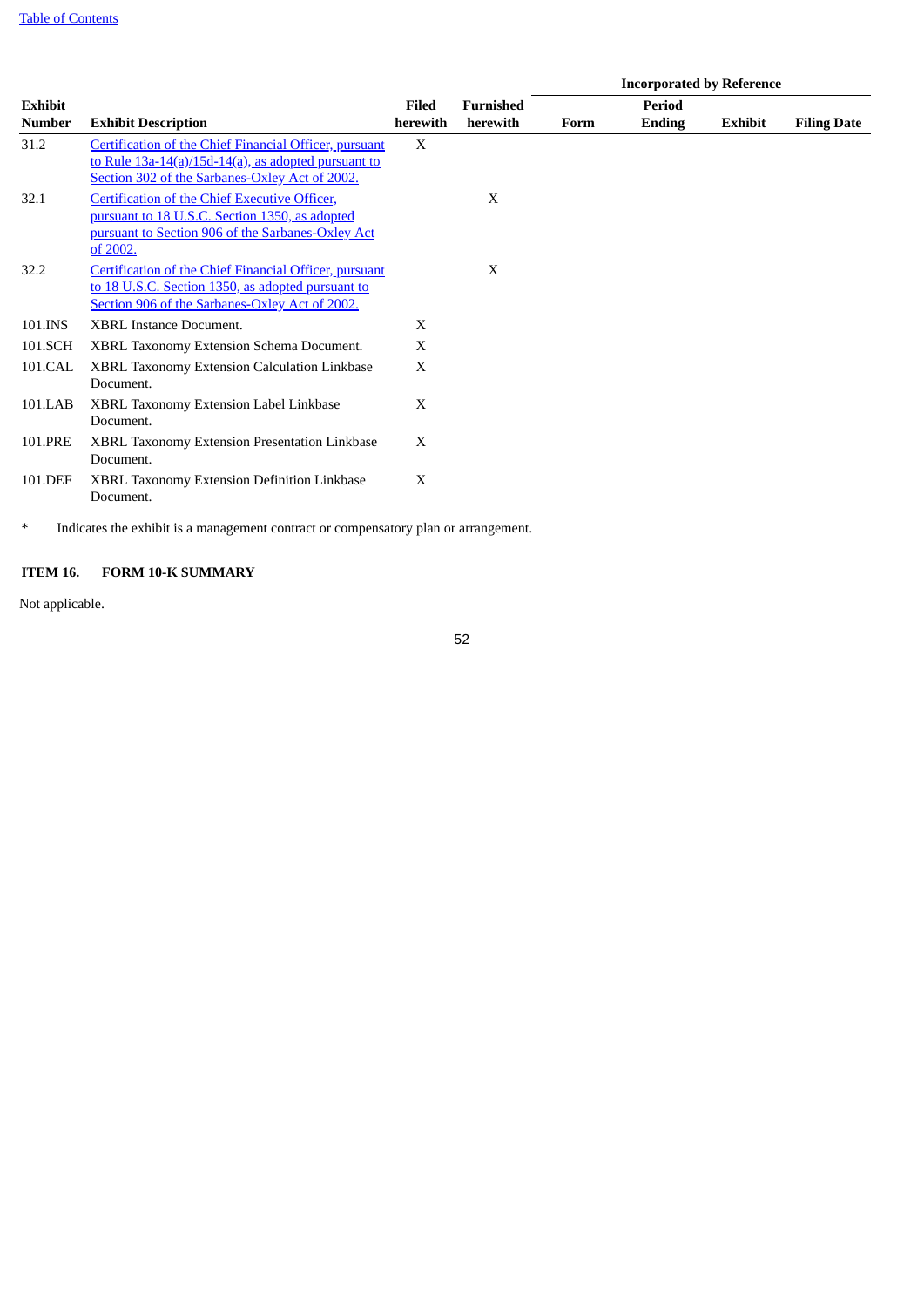| Exhibit Number | Exhibit Description | Filed herewith | Furnished herewith | Incorporated by Reference | | | |
|---|---|---|---|---|---|---|---|
| | | | | Form | Period Ending | Exhibit | Filing Date |
| 31.2 | Certification of the Chief Financial Officer, pursuant to Rule 13a-14(a)/15d-14(a), as adopted pursuant to Section 302 of the Sarbanes-Oxley Act of 2002. | X | | | | | |
| 32.1 | Certification of the Chief Executive Officer, pursuant to 18 U.S.C. Section 1350, as adopted pursuant to Section 906 of the Sarbanes-Oxley Act of 2002. | | X | | | | |
| 32.2 | Certification of the Chief Financial Officer, pursuant to 18 U.S.C. Section 1350, as adopted pursuant to Section 906 of the Sarbanes-Oxley Act of 2002. | | X | | | | |
| 101.INS | XBRL Instance Document. | X | | | | | |
| 101.SCH | XBRL Taxonomy Extension Schema Document. | X | | | | | |
| 101.CAL | XBRL Taxonomy Extension Calculation Linkbase Document. | X | | | | | |
| 101.LAB | XBRL Taxonomy Extension Label Linkbase Document. | X | | | | | |
| 101.PRE | XBRL Taxonomy Extension Presentation Linkbase Document. | X | | | | | |
| 101.DEF | XBRL Taxonomy Extension Definition Linkbase Document. | X | | | | | |

* Indicates the exhibit is a management contract or compensatory plan or arrangement.

**ITEM 16. FORM 10-K SUMMARY**

Not applicable.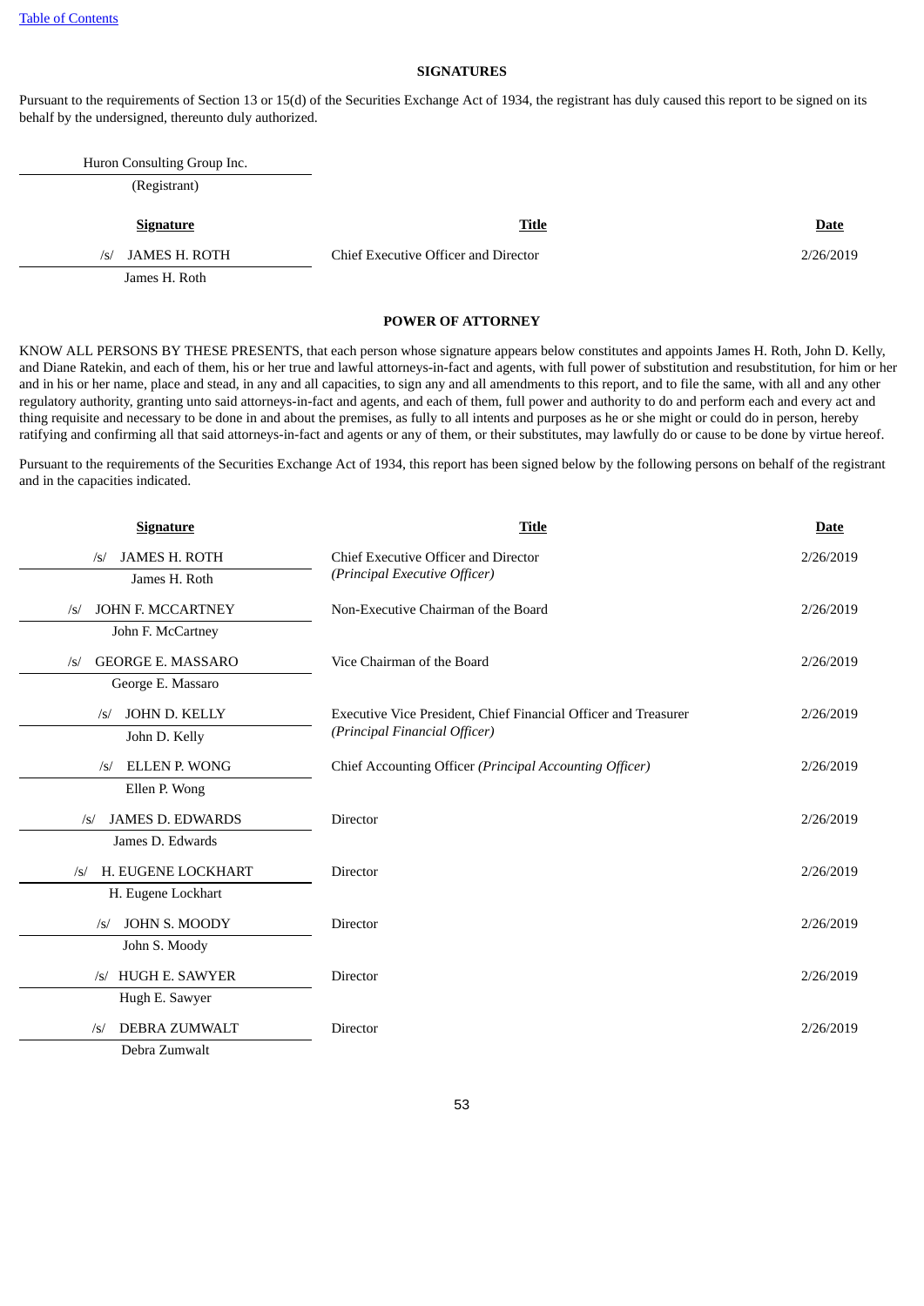## SIGNATURES

Pursuant to the requirements of Section 13 or 15(d) of the Securities Exchange Act of 1934, the registrant has duly caused this report to be signed on its behalf by the undersigned, thereunto duly authorized.

Huron Consulting Group Inc.

(Registrant)

| Signature | Title | Date |
|---|---|---|
| /s/ JAMES H. ROTH<br>James H. Roth | Chief Executive Officer and Director | 2/26/2019 |

## POWER OF ATTORNEY

KNOW ALL PERSONS BY THESE PRESENTS, that each person whose signature appears below constitutes and appoints James H. Roth, John D. Kelly, and Diane Ratekin, and each of them, his or her true and lawful attorneys-in-fact and agents, with full power of substitution and resubstitution, for him or her and in his or her name, place and stead, in any and all capacities, to sign any and all amendments to this report, and to file the same, with all and any other regulatory authority, granting unto said attorneys-in-fact and agents, and each of them, full power and authority to do and perform each and every act and thing requisite and necessary to be done in and about the premises, as fully to all intents and purposes as he or she might or could do in person, hereby ratifying and confirming all that said attorneys-in-fact and agents or any of them, or their substitutes, may lawfully do or cause to be done by virtue hereof.

Pursuant to the requirements of the Securities Exchange Act of 1934, this report has been signed below by the following persons on behalf of the registrant and in the capacities indicated.

| Signature | Title | Date |
|---|---|---|
| /s/ JAMES H. ROTH<br>James H. Roth | Chief Executive Officer and Director<br>*(Principal Executive Officer)* | 2/26/2019 |
| /s/ JOHN F. MCCARTNEY<br>John F. McCartney | Non-Executive Chairman of the Board | 2/26/2019 |
| /s/ GEORGE E. MASSARO<br>George E. Massaro | Vice Chairman of the Board | 2/26/2019 |
| /s/ JOHN D. KELLY<br>John D. Kelly | Executive Vice President, Chief Financial Officer and Treasurer<br>*(Principal Financial Officer)* | 2/26/2019 |
| /s/ ELLEN P. WONG<br>Ellen P. Wong | Chief Accounting Officer *(Principal Accounting Officer)* | 2/26/2019 |
| /s/ JAMES D. EDWARDS<br>James D. Edwards | Director | 2/26/2019 |
| /s/ H. EUGENE LOCKHART<br>H. Eugene Lockhart | Director | 2/26/2019 |
| /s/ JOHN S. MOODY<br>John S. Moody | Director | 2/26/2019 |
| /s/ HUGH E. SAWYER<br>Hugh E. Sawyer | Director | 2/26/2019 |
| /s/ DEBRA ZUMWALT<br>Debra Zumwalt | Director | 2/26/2019 |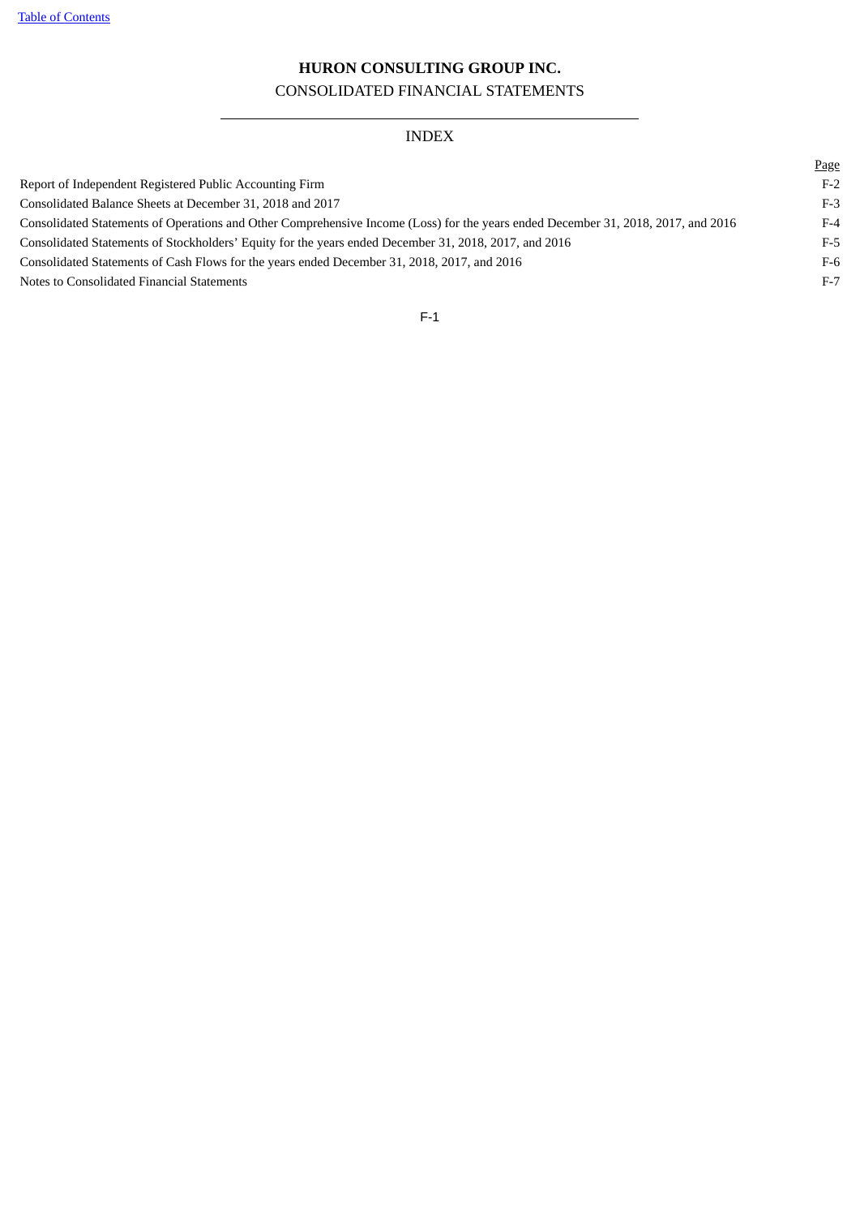# HURON CONSULTING GROUP INC.

CONSOLIDATED FINANCIAL STATEMENTS

INDEX

| | Page |
|---|---|
| Report of Independent Registered Public Accounting Firm | F-2 |
| Consolidated Balance Sheets at December 31, 2018 and 2017 | F-3 |
| Consolidated Statements of Operations and Other Comprehensive Income (Loss) for the years ended December 31, 2018, 2017, and 2016 | F-4 |
| Consolidated Statements of Stockholders’ Equity for the years ended December 31, 2018, 2017, and 2016 | F-5 |
| Consolidated Statements of Cash Flows for the years ended December 31, 2018, 2017, and 2016 | F-6 |
| Notes to Consolidated Financial Statements | F-7 |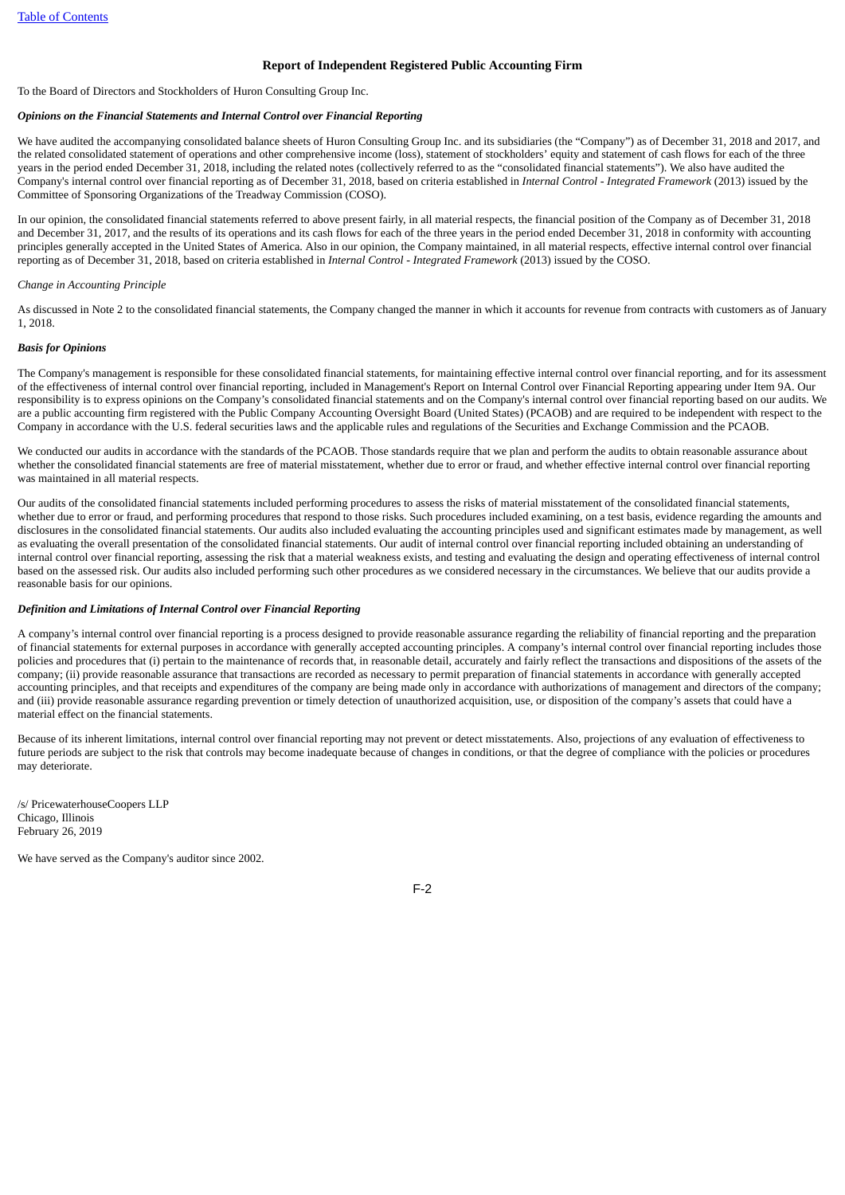## Report of Independent Registered Public Accounting Firm

To the Board of Directors and Stockholders of Huron Consulting Group Inc.

***Opinions on the Financial Statements and Internal Control over Financial Reporting***

We have audited the accompanying consolidated balance sheets of Huron Consulting Group Inc. and its subsidiaries (the "Company") as of December 31, 2018 and 2017, and the related consolidated statement of operations and other comprehensive income (loss), statement of stockholders' equity and statement of cash flows for each of the three years in the period ended December 31, 2018, including the related notes (collectively referred to as the "consolidated financial statements"). We also have audited the Company's internal control over financial reporting as of December 31, 2018, based on criteria established in *Internal Control - Integrated Framework* (2013) issued by the Committee of Sponsoring Organizations of the Treadway Commission (COSO).

In our opinion, the consolidated financial statements referred to above present fairly, in all material respects, the financial position of the Company as of December 31, 2018 and December 31, 2017, and the results of its operations and its cash flows for each of the three years in the period ended December 31, 2018 in conformity with accounting principles generally accepted in the United States of America. Also in our opinion, the Company maintained, in all material respects, effective internal control over financial reporting as of December 31, 2018, based on criteria established in *Internal Control - Integrated Framework* (2013) issued by the COSO.

*Change in Accounting Principle*

As discussed in Note 2 to the consolidated financial statements, the Company changed the manner in which it accounts for revenue from contracts with customers as of January 1, 2018.

***Basis for Opinions***

The Company's management is responsible for these consolidated financial statements, for maintaining effective internal control over financial reporting, and for its assessment of the effectiveness of internal control over financial reporting, included in Management's Report on Internal Control over Financial Reporting appearing under Item 9A. Our responsibility is to express opinions on the Company's consolidated financial statements and on the Company's internal control over financial reporting based on our audits. We are a public accounting firm registered with the Public Company Accounting Oversight Board (United States) (PCAOB) and are required to be independent with respect to the Company in accordance with the U.S. federal securities laws and the applicable rules and regulations of the Securities and Exchange Commission and the PCAOB.

We conducted our audits in accordance with the standards of the PCAOB. Those standards require that we plan and perform the audits to obtain reasonable assurance about whether the consolidated financial statements are free of material misstatement, whether due to error or fraud, and whether effective internal control over financial reporting was maintained in all material respects.

Our audits of the consolidated financial statements included performing procedures to assess the risks of material misstatement of the consolidated financial statements, whether due to error or fraud, and performing procedures that respond to those risks. Such procedures included examining, on a test basis, evidence regarding the amounts and disclosures in the consolidated financial statements. Our audits also included evaluating the accounting principles used and significant estimates made by management, as well as evaluating the overall presentation of the consolidated financial statements. Our audit of internal control over financial reporting included obtaining an understanding of internal control over financial reporting, assessing the risk that a material weakness exists, and testing and evaluating the design and operating effectiveness of internal control based on the assessed risk. Our audits also included performing such other procedures as we considered necessary in the circumstances. We believe that our audits provide a reasonable basis for our opinions.

***Definition and Limitations of Internal Control over Financial Reporting***

A company's internal control over financial reporting is a process designed to provide reasonable assurance regarding the reliability of financial reporting and the preparation of financial statements for external purposes in accordance with generally accepted accounting principles. A company's internal control over financial reporting includes those policies and procedures that (i) pertain to the maintenance of records that, in reasonable detail, accurately and fairly reflect the transactions and dispositions of the assets of the company; (ii) provide reasonable assurance that transactions are recorded as necessary to permit preparation of financial statements in accordance with generally accepted accounting principles, and that receipts and expenditures of the company are being made only in accordance with authorizations of management and directors of the company; and (iii) provide reasonable assurance regarding prevention or timely detection of unauthorized acquisition, use, or disposition of the company's assets that could have a material effect on the financial statements.

Because of its inherent limitations, internal control over financial reporting may not prevent or detect misstatements. Also, projections of any evaluation of effectiveness to future periods are subject to the risk that controls may become inadequate because of changes in conditions, or that the degree of compliance with the policies or procedures may deteriorate.

/s/ PricewaterhouseCoopers LLP
Chicago, Illinois
February 26, 2019

We have served as the Company's auditor since 2002.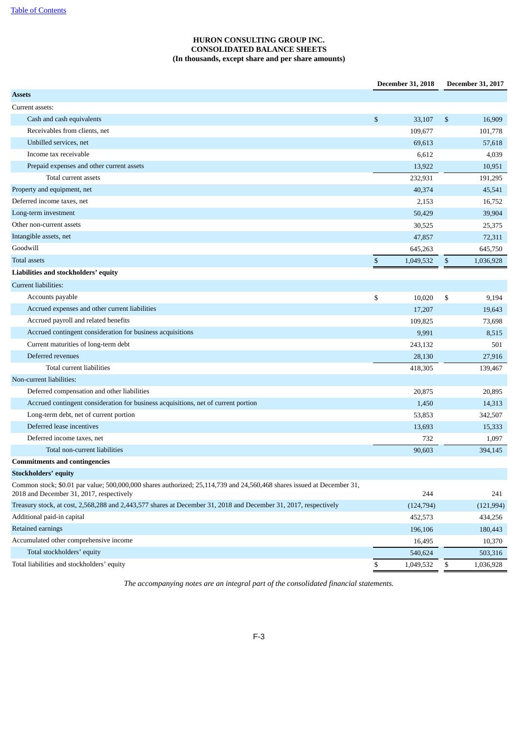# HURON CONSULTING GROUP INC.
## CONSOLIDATED BALANCE SHEETS
### (In thousands, except share and per share amounts)

| | December 31, 2018 | December 31, 2017 |
|---|---|---|
| **Assets** | | |
| Current assets: | | |
| Cash and cash equivalents | $ 33,107 | $ 16,909 |
| Receivables from clients, net | 109,677 | 101,778 |
| Unbilled services, net | 69,613 | 57,618 |
| Income tax receivable | 6,612 | 4,039 |
| Prepaid expenses and other current assets | 13,922 | 10,951 |
| Total current assets | 232,931 | 191,295 |
| Property and equipment, net | 40,374 | 45,541 |
| Deferred income taxes, net | 2,153 | 16,752 |
| Long-term investment | 50,429 | 39,904 |
| Other non-current assets | 30,525 | 25,375 |
| Intangible assets, net | 47,857 | 72,311 |
| Goodwill | 645,263 | 645,750 |
| Total assets | $ 1,049,532 | $ 1,036,928 |
| **Liabilities and stockholders' equity** | | |
| Current liabilities: | | |
| Accounts payable | $ 10,020 | $ 9,194 |
| Accrued expenses and other current liabilities | 17,207 | 19,643 |
| Accrued payroll and related benefits | 109,825 | 73,698 |
| Accrued contingent consideration for business acquisitions | 9,991 | 8,515 |
| Current maturities of long-term debt | 243,132 | 501 |
| Deferred revenues | 28,130 | 27,916 |
| Total current liabilities | 418,305 | 139,467 |
| Non-current liabilities: | | |
| Deferred compensation and other liabilities | 20,875 | 20,895 |
| Accrued contingent consideration for business acquisitions, net of current portion | 1,450 | 14,313 |
| Long-term debt, net of current portion | 53,853 | 342,507 |
| Deferred lease incentives | 13,693 | 15,333 |
| Deferred income taxes, net | 732 | 1,097 |
| Total non-current liabilities | 90,603 | 394,145 |
| **Commitments and contingencies** | | |
| **Stockholders' equity** | | |
| Common stock; $0.01 par value; 500,000,000 shares authorized; 25,114,739 and 24,560,468 shares issued at December 31, 2018 and December 31, 2017, respectively | 244 | 241 |
| Treasury stock, at cost, 2,568,288 and 2,443,577 shares at December 31, 2018 and December 31, 2017, respectively | (124,794) | (121,994) |
| Additional paid-in capital | 452,573 | 434,256 |
| Retained earnings | 196,106 | 180,443 |
| Accumulated other comprehensive income | 16,495 | 10,370 |
| Total stockholders' equity | 540,624 | 503,316 |
| Total liabilities and stockholders' equity | $ 1,049,532 | $ 1,036,928 |

*The accompanying notes are an integral part of the consolidated financial statements.*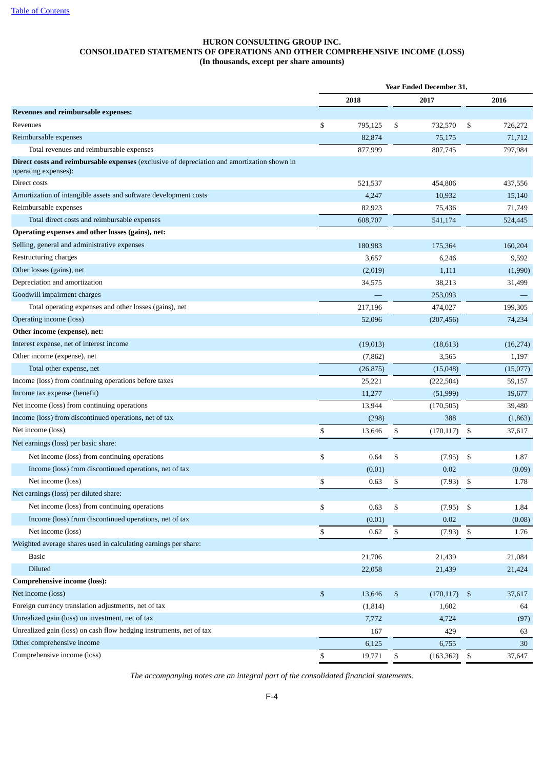# HURON CONSULTING GROUP INC.
## CONSOLIDATED STATEMENTS OF OPERATIONS AND OTHER COMPREHENSIVE INCOME (LOSS)
### (In thousands, except per share amounts)

| | Year Ended December 31, | | |
|---|---|---|---|
| | 2018 | 2017 | 2016 |
| **Revenues and reimbursable expenses:** | | | |
| Revenues | $ 795,125 | $ 732,570 | $ 726,272 |
| Reimbursable expenses | 82,874 | 75,175 | 71,712 |
| Total revenues and reimbursable expenses | 877,999 | 807,745 | 797,984 |
| **Direct costs and reimbursable expenses** (exclusive of depreciation and amortization shown in operating expenses): | | | |
| Direct costs | 521,537 | 454,806 | 437,556 |
| Amortization of intangible assets and software development costs | 4,247 | 10,932 | 15,140 |
| Reimbursable expenses | 82,923 | 75,436 | 71,749 |
| Total direct costs and reimbursable expenses | 608,707 | 541,174 | 524,445 |
| **Operating expenses and other losses (gains), net:** | | | |
| Selling, general and administrative expenses | 180,983 | 175,364 | 160,204 |
| Restructuring charges | 3,657 | 6,246 | 9,592 |
| Other losses (gains), net | (2,019) | 1,111 | (1,990) |
| Depreciation and amortization | 34,575 | 38,213 | 31,499 |
| Goodwill impairment charges | — | 253,093 | — |
| Total operating expenses and other losses (gains), net | 217,196 | 474,027 | 199,305 |
| Operating income (loss) | 52,096 | (207,456) | 74,234 |
| **Other income (expense), net:** | | | |
| Interest expense, net of interest income | (19,013) | (18,613) | (16,274) |
| Other income (expense), net | (7,862) | 3,565 | 1,197 |
| Total other expense, net | (26,875) | (15,048) | (15,077) |
| Income (loss) from continuing operations before taxes | 25,221 | (222,504) | 59,157 |
| Income tax expense (benefit) | 11,277 | (51,999) | 19,677 |
| Net income (loss) from continuing operations | 13,944 | (170,505) | 39,480 |
| Income (loss) from discontinued operations, net of tax | (298) | 388 | (1,863) |
| Net income (loss) | $ 13,646 | $ (170,117) | $ 37,617 |
| Net earnings (loss) per basic share: | | | |
| Net income (loss) from continuing operations | $ 0.64 | $ (7.95) | $ 1.87 |
| Income (loss) from discontinued operations, net of tax | (0.01) | 0.02 | (0.09) |
| Net income (loss) | $ 0.63 | $ (7.93) | $ 1.78 |
| Net earnings (loss) per diluted share: | | | |
| Net income (loss) from continuing operations | $ 0.63 | $ (7.95) | $ 1.84 |
| Income (loss) from discontinued operations, net of tax | (0.01) | 0.02 | (0.08) |
| Net income (loss) | $ 0.62 | $ (7.93) | $ 1.76 |
| Weighted average shares used in calculating earnings per share: | | | |
| Basic | 21,706 | 21,439 | 21,084 |
| Diluted | 22,058 | 21,439 | 21,424 |
| **Comprehensive income (loss):** | | | |
| Net income (loss) | $ 13,646 | $ (170,117) | $ 37,617 |
| Foreign currency translation adjustments, net of tax | (1,814) | 1,602 | 64 |
| Unrealized gain (loss) on investment, net of tax | 7,772 | 4,724 | (97) |
| Unrealized gain (loss) on cash flow hedging instruments, net of tax | 167 | 429 | 63 |
| Other comprehensive income | 6,125 | 6,755 | 30 |
| Comprehensive income (loss) | $ 19,771 | $ (163,362) | $ 37,647 |

*The accompanying notes are an integral part of the consolidated financial statements.*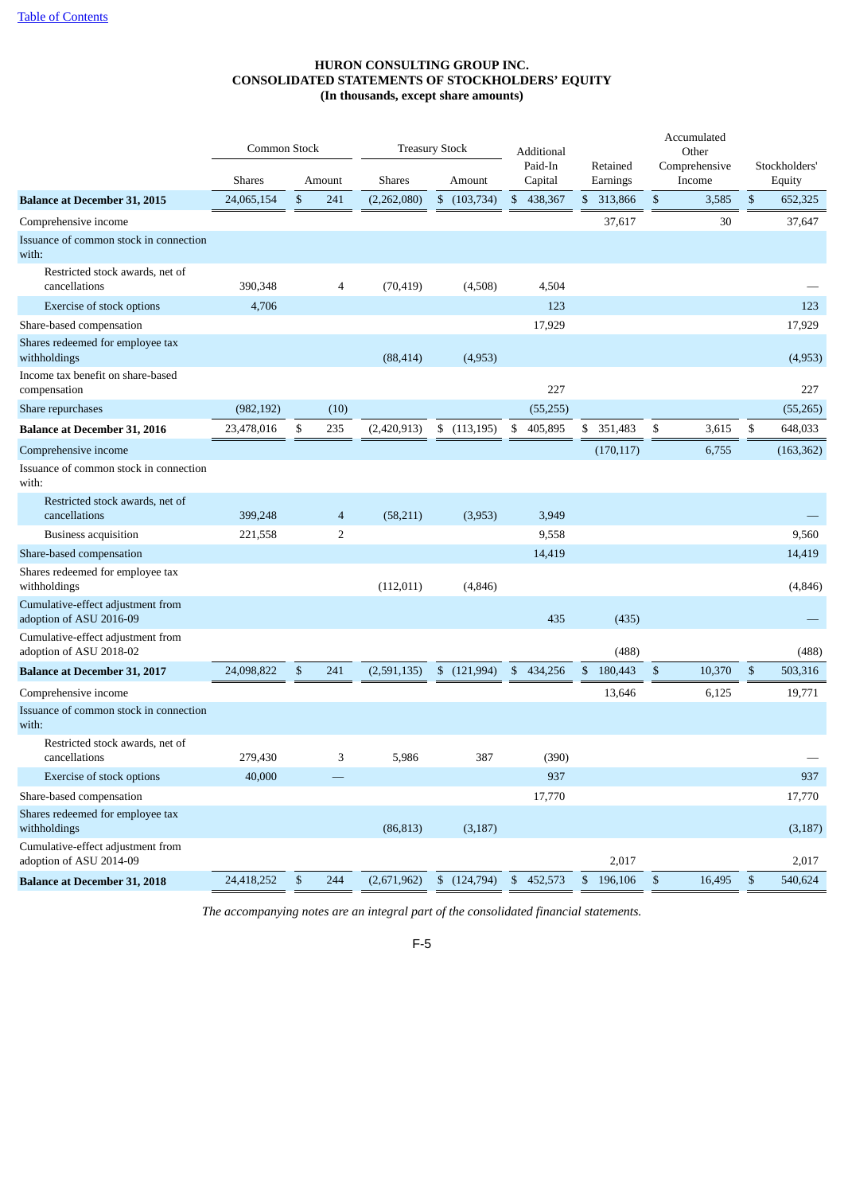# HURON CONSULTING GROUP INC.
# CONSOLIDATED STATEMENTS OF STOCKHOLDERS' EQUITY
## (In thousands, except share amounts)

| | Common Stock | | Treasury Stock | | Additional Paid-In Capital | Retained Earnings | Accumulated Other Comprehensive Income | Stockholders' Equity |
|---|---|---|---|---|---|---|---|---|
| | Shares | Amount | Shares | Amount | | | | |
| **Balance at December 31, 2015** | 24,065,154 | $ 241 | (2,262,080) | $ (103,734) | $ 438,367 | $ 313,866 | $ 3,585 | $ 652,325 |
| Comprehensive income | | | | | | 37,617 | 30 | 37,647 |
| Issuance of common stock in connection with: | | | | | | | | |
| Restricted stock awards, net of cancellations | 390,348 | 4 | (70,419) | (4,508) | 4,504 | | | — |
| Exercise of stock options | 4,706 | | | | 123 | | | 123 |
| Share-based compensation | | | | | 17,929 | | | 17,929 |
| Shares redeemed for employee tax withholdings | | | (88,414) | (4,953) | | | | (4,953) |
| Income tax benefit on share-based compensation | | | | | 227 | | | 227 |
| Share repurchases | (982,192) | (10) | | | (55,255) | | | (55,265) |
| **Balance at December 31, 2016** | 23,478,016 | $ 235 | (2,420,913) | $ (113,195) | $ 405,895 | $ 351,483 | $ 3,615 | $ 648,033 |
| Comprehensive income | | | | | | (170,117) | 6,755 | (163,362) |
| Issuance of common stock in connection with: | | | | | | | | |
| Restricted stock awards, net of cancellations | 399,248 | 4 | (58,211) | (3,953) | 3,949 | | | — |
| Business acquisition | 221,558 | 2 | | | 9,558 | | | 9,560 |
| Share-based compensation | | | | | 14,419 | | | 14,419 |
| Shares redeemed for employee tax withholdings | | | (112,011) | (4,846) | | | | (4,846) |
| Cumulative-effect adjustment from adoption of ASU 2016-09 | | | | | 435 | (435) | | — |
| Cumulative-effect adjustment from adoption of ASU 2018-02 | | | | | | (488) | | (488) |
| **Balance at December 31, 2017** | 24,098,822 | $ 241 | (2,591,135) | $ (121,994) | $ 434,256 | $ 180,443 | $ 10,370 | $ 503,316 |
| Comprehensive income | | | | | | 13,646 | 6,125 | 19,771 |
| Issuance of common stock in connection with: | | | | | | | | |
| Restricted stock awards, net of cancellations | 279,430 | 3 | 5,986 | 387 | (390) | | | — |
| Exercise of stock options | 40,000 | — | | | 937 | | | 937 |
| Share-based compensation | | | | | 17,770 | | | 17,770 |
| Shares redeemed for employee tax withholdings | | | (86,813) | (3,187) | | | | (3,187) |
| Cumulative-effect adjustment from adoption of ASU 2014-09 | | | | | | 2,017 | | 2,017 |
| **Balance at December 31, 2018** | 24,418,252 | $ 244 | (2,671,962) | $ (124,794) | $ 452,573 | $ 196,106 | $ 16,495 | $ 540,624 |

*The accompanying notes are an integral part of the consolidated financial statements.*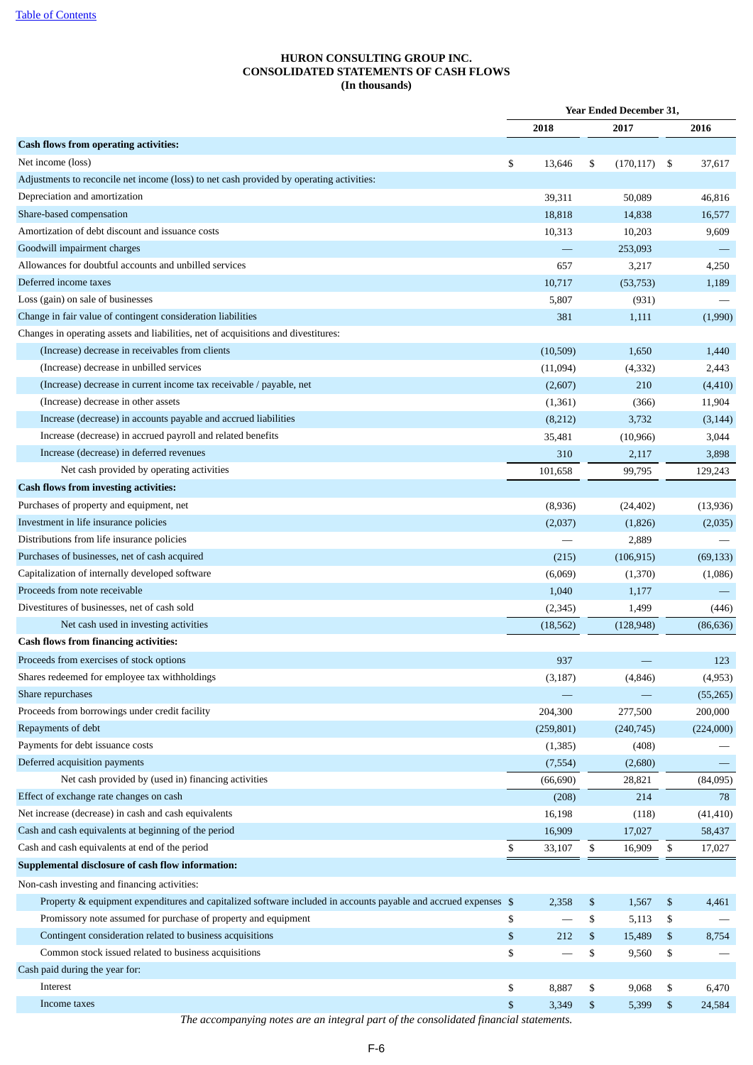# HURON CONSULTING GROUP INC.
# CONSOLIDATED STATEMENTS OF CASH FLOWS
## (In thousands)

| | Year Ended December 31, | | |
|---|---|---|---|
| | 2018 | 2017 | 2016 |
| **Cash flows from operating activities:** | | | |
| Net income (loss) | $ 13,646 | $ (170,117) | $ 37,617 |
| Adjustments to reconcile net income (loss) to net cash provided by operating activities: | | | |
| Depreciation and amortization | 39,311 | 50,089 | 46,816 |
| Share-based compensation | 18,818 | 14,838 | 16,577 |
| Amortization of debt discount and issuance costs | 10,313 | 10,203 | 9,609 |
| Goodwill impairment charges | — | 253,093 | — |
| Allowances for doubtful accounts and unbilled services | 657 | 3,217 | 4,250 |
| Deferred income taxes | 10,717 | (53,753) | 1,189 |
| Loss (gain) on sale of businesses | 5,807 | (931) | — |
| Change in fair value of contingent consideration liabilities | 381 | 1,111 | (1,990) |
| Changes in operating assets and liabilities, net of acquisitions and divestitures: | | | |
| (Increase) decrease in receivables from clients | (10,509) | 1,650 | 1,440 |
| (Increase) decrease in unbilled services | (11,094) | (4,332) | 2,443 |
| (Increase) decrease in current income tax receivable / payable, net | (2,607) | 210 | (4,410) |
| (Increase) decrease in other assets | (1,361) | (366) | 11,904 |
| Increase (decrease) in accounts payable and accrued liabilities | (8,212) | 3,732 | (3,144) |
| Increase (decrease) in accrued payroll and related benefits | 35,481 | (10,966) | 3,044 |
| Increase (decrease) in deferred revenues | 310 | 2,117 | 3,898 |
| Net cash provided by operating activities | 101,658 | 99,795 | 129,243 |
| **Cash flows from investing activities:** | | | |
| Purchases of property and equipment, net | (8,936) | (24,402) | (13,936) |
| Investment in life insurance policies | (2,037) | (1,826) | (2,035) |
| Distributions from life insurance policies | — | 2,889 | — |
| Purchases of businesses, net of cash acquired | (215) | (106,915) | (69,133) |
| Capitalization of internally developed software | (6,069) | (1,370) | (1,086) |
| Proceeds from note receivable | 1,040 | 1,177 | — |
| Divestitures of businesses, net of cash sold | (2,345) | 1,499 | (446) |
| Net cash used in investing activities | (18,562) | (128,948) | (86,636) |
| **Cash flows from financing activities:** | | | |
| Proceeds from exercises of stock options | 937 | — | 123 |
| Shares redeemed for employee tax withholdings | (3,187) | (4,846) | (4,953) |
| Share repurchases | — | — | (55,265) |
| Proceeds from borrowings under credit facility | 204,300 | 277,500 | 200,000 |
| Repayments of debt | (259,801) | (240,745) | (224,000) |
| Payments for debt issuance costs | (1,385) | (408) | — |
| Deferred acquisition payments | (7,554) | (2,680) | — |
| Net cash provided by (used in) financing activities | (66,690) | 28,821 | (84,095) |
| Effect of exchange rate changes on cash | (208) | 214 | 78 |
| Net increase (decrease) in cash and cash equivalents | 16,198 | (118) | (41,410) |
| Cash and cash equivalents at beginning of the period | 16,909 | 17,027 | 58,437 |
| Cash and cash equivalents at end of the period | $ 33,107 | $ 16,909 | $ 17,027 |
| **Supplemental disclosure of cash flow information:** | | | |
| Non-cash investing and financing activities: | | | |
| Property & equipment expenditures and capitalized software included in accounts payable and accrued expenses | $ 2,358 | $ 1,567 | $ 4,461 |
| Promissory note assumed for purchase of property and equipment | $ — | $ 5,113 | $ — |
| Contingent consideration related to business acquisitions | $ 212 | $ 15,489 | $ 8,754 |
| Common stock issued related to business acquisitions | $ — | $ 9,560 | $ — |
| Cash paid during the year for: | | | |
| Interest | $ 8,887 | $ 9,068 | $ 6,470 |
| Income taxes | $ 3,349 | $ 5,399 | $ 24,584 |

*The accompanying notes are an integral part of the consolidated financial statements.*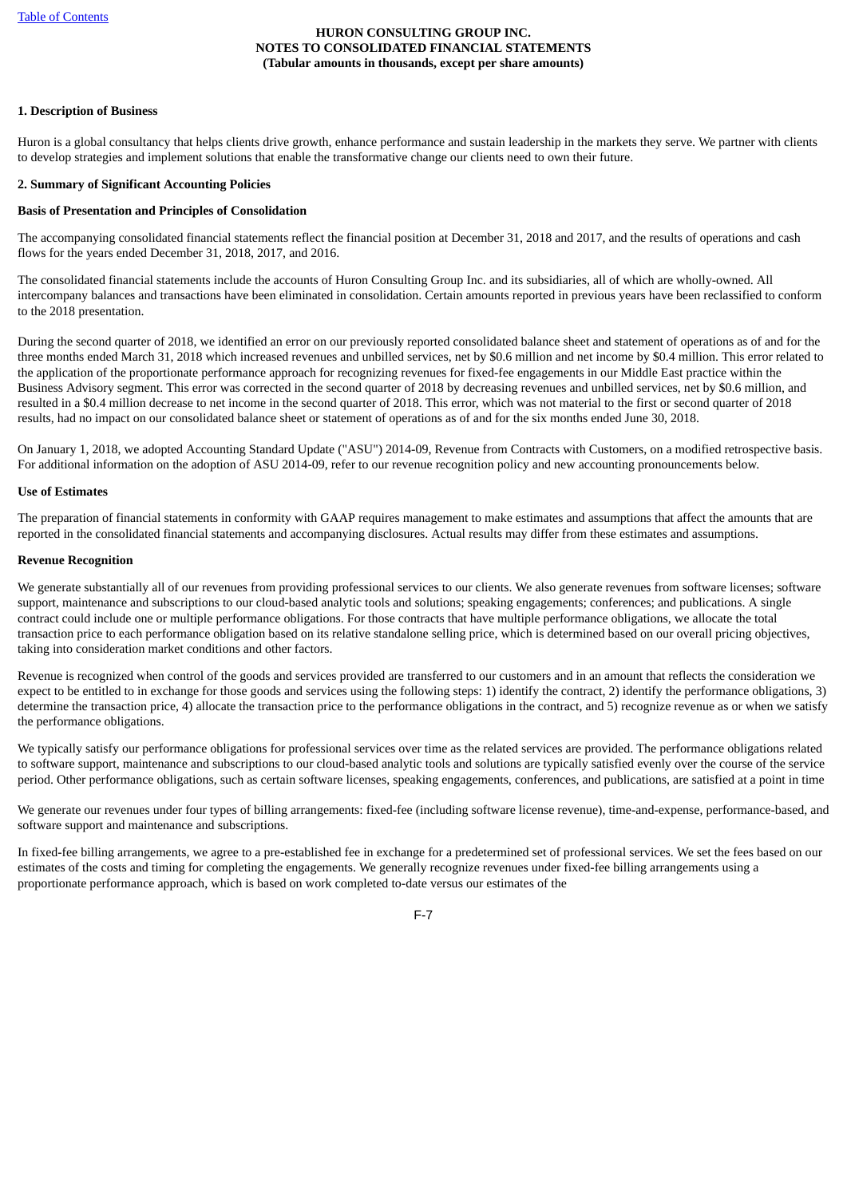**HURON CONSULTING GROUP INC.**
**NOTES TO CONSOLIDATED FINANCIAL STATEMENTS**
**(Tabular amounts in thousands, except per share amounts)**

**1. Description of Business**

Huron is a global consultancy that helps clients drive growth, enhance performance and sustain leadership in the markets they serve. We partner with clients to develop strategies and implement solutions that enable the transformative change our clients need to own their future.

**2. Summary of Significant Accounting Policies**

**Basis of Presentation and Principles of Consolidation**

The accompanying consolidated financial statements reflect the financial position at December 31, 2018 and 2017, and the results of operations and cash flows for the years ended December 31, 2018, 2017, and 2016.

The consolidated financial statements include the accounts of Huron Consulting Group Inc. and its subsidiaries, all of which are wholly-owned. All intercompany balances and transactions have been eliminated in consolidation. Certain amounts reported in previous years have been reclassified to conform to the 2018 presentation.

During the second quarter of 2018, we identified an error on our previously reported consolidated balance sheet and statement of operations as of and for the three months ended March 31, 2018 which increased revenues and unbilled services, net by $0.6 million and net income by $0.4 million. This error related to the application of the proportionate performance approach for recognizing revenues for fixed-fee engagements in our Middle East practice within the Business Advisory segment. This error was corrected in the second quarter of 2018 by decreasing revenues and unbilled services, net by $0.6 million, and resulted in a $0.4 million decrease to net income in the second quarter of 2018. This error, which was not material to the first or second quarter of 2018 results, had no impact on our consolidated balance sheet or statement of operations as of and for the six months ended June 30, 2018.

On January 1, 2018, we adopted Accounting Standard Update ("ASU") 2014-09, Revenue from Contracts with Customers, on a modified retrospective basis. For additional information on the adoption of ASU 2014-09, refer to our revenue recognition policy and new accounting pronouncements below.

**Use of Estimates**

The preparation of financial statements in conformity with GAAP requires management to make estimates and assumptions that affect the amounts that are reported in the consolidated financial statements and accompanying disclosures. Actual results may differ from these estimates and assumptions.

**Revenue Recognition**

We generate substantially all of our revenues from providing professional services to our clients. We also generate revenues from software licenses; software support, maintenance and subscriptions to our cloud-based analytic tools and solutions; speaking engagements; conferences; and publications. A single contract could include one or multiple performance obligations. For those contracts that have multiple performance obligations, we allocate the total transaction price to each performance obligation based on its relative standalone selling price, which is determined based on our overall pricing objectives, taking into consideration market conditions and other factors.

Revenue is recognized when control of the goods and services provided are transferred to our customers and in an amount that reflects the consideration we expect to be entitled to in exchange for those goods and services using the following steps: 1) identify the contract, 2) identify the performance obligations, 3) determine the transaction price, 4) allocate the transaction price to the performance obligations in the contract, and 5) recognize revenue as or when we satisfy the performance obligations.

We typically satisfy our performance obligations for professional services over time as the related services are provided. The performance obligations related to software support, maintenance and subscriptions to our cloud-based analytic tools and solutions are typically satisfied evenly over the course of the service period. Other performance obligations, such as certain software licenses, speaking engagements, conferences, and publications, are satisfied at a point in time

We generate our revenues under four types of billing arrangements: fixed-fee (including software license revenue), time-and-expense, performance-based, and software support and maintenance and subscriptions.

In fixed-fee billing arrangements, we agree to a pre-established fee in exchange for a predetermined set of professional services. We set the fees based on our estimates of the costs and timing for completing the engagements. We generally recognize revenues under fixed-fee billing arrangements using a proportionate performance approach, which is based on work completed to-date versus our estimates of the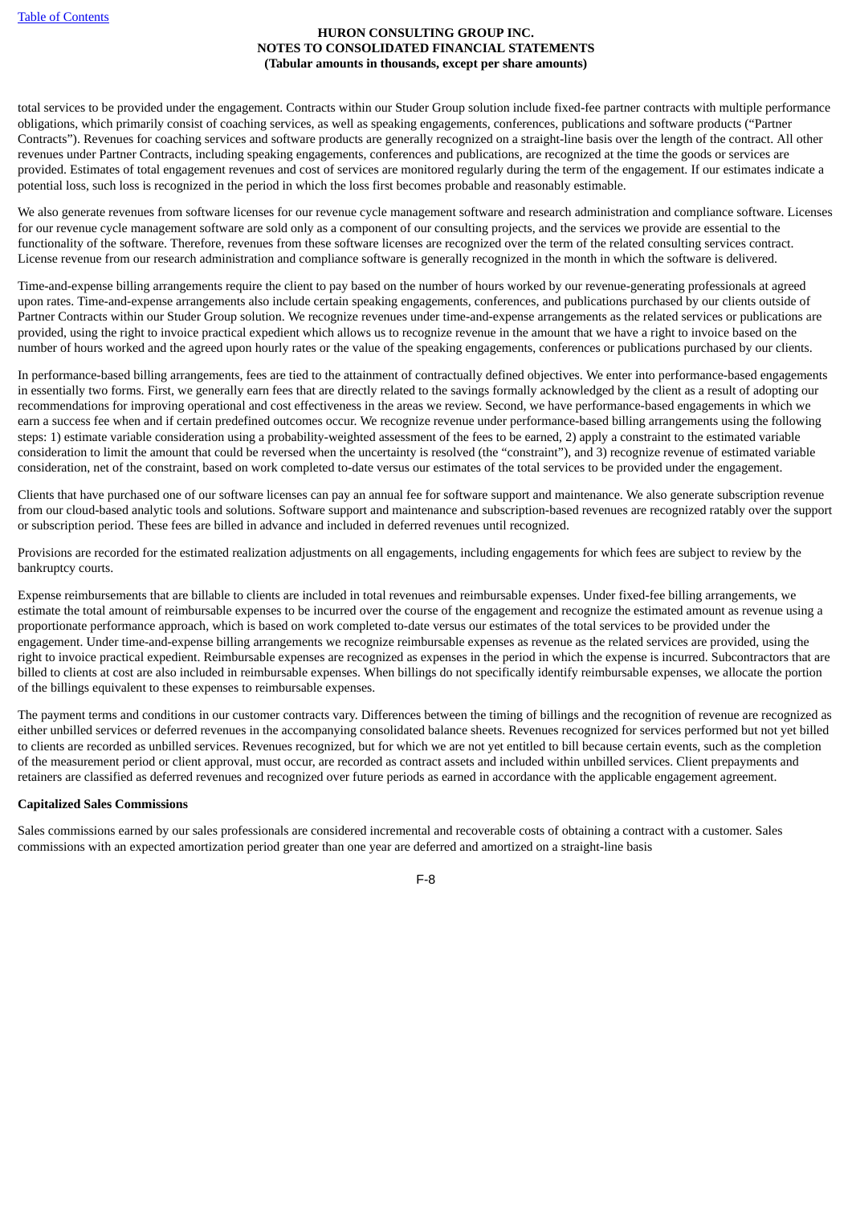total services to be provided under the engagement. Contracts within our Studer Group solution include fixed-fee partner contracts with multiple performance obligations, which primarily consist of coaching services, as well as speaking engagements, conferences, publications and software products ("Partner Contracts"). Revenues for coaching services and software products are generally recognized on a straight-line basis over the length of the contract. All other revenues under Partner Contracts, including speaking engagements, conferences and publications, are recognized at the time the goods or services are provided. Estimates of total engagement revenues and cost of services are monitored regularly during the term of the engagement. If our estimates indicate a potential loss, such loss is recognized in the period in which the loss first becomes probable and reasonably estimable.

We also generate revenues from software licenses for our revenue cycle management software and research administration and compliance software. Licenses for our revenue cycle management software are sold only as a component of our consulting projects, and the services we provide are essential to the functionality of the software. Therefore, revenues from these software licenses are recognized over the term of the related consulting services contract. License revenue from our research administration and compliance software is generally recognized in the month in which the software is delivered.

Time-and-expense billing arrangements require the client to pay based on the number of hours worked by our revenue-generating professionals at agreed upon rates. Time-and-expense arrangements also include certain speaking engagements, conferences, and publications purchased by our clients outside of Partner Contracts within our Studer Group solution. We recognize revenues under time-and-expense arrangements as the related services or publications are provided, using the right to invoice practical expedient which allows us to recognize revenue in the amount that we have a right to invoice based on the number of hours worked and the agreed upon hourly rates or the value of the speaking engagements, conferences or publications purchased by our clients.

In performance-based billing arrangements, fees are tied to the attainment of contractually defined objectives. We enter into performance-based engagements in essentially two forms. First, we generally earn fees that are directly related to the savings formally acknowledged by the client as a result of adopting our recommendations for improving operational and cost effectiveness in the areas we review. Second, we have performance-based engagements in which we earn a success fee when and if certain predefined outcomes occur. We recognize revenue under performance-based billing arrangements using the following steps: 1) estimate variable consideration using a probability-weighted assessment of the fees to be earned, 2) apply a constraint to the estimated variable consideration to limit the amount that could be reversed when the uncertainty is resolved (the "constraint"), and 3) recognize revenue of estimated variable consideration, net of the constraint, based on work completed to-date versus our estimates of the total services to be provided under the engagement.

Clients that have purchased one of our software licenses can pay an annual fee for software support and maintenance. We also generate subscription revenue from our cloud-based analytic tools and solutions. Software support and maintenance and subscription-based revenues are recognized ratably over the support or subscription period. These fees are billed in advance and included in deferred revenues until recognized.

Provisions are recorded for the estimated realization adjustments on all engagements, including engagements for which fees are subject to review by the bankruptcy courts.

Expense reimbursements that are billable to clients are included in total revenues and reimbursable expenses. Under fixed-fee billing arrangements, we estimate the total amount of reimbursable expenses to be incurred over the course of the engagement and recognize the estimated amount as revenue using a proportionate performance approach, which is based on work completed to-date versus our estimates of the total services to be provided under the engagement. Under time-and-expense billing arrangements we recognize reimbursable expenses as revenue as the related services are provided, using the right to invoice practical expedient. Reimbursable expenses are recognized as expenses in the period in which the expense is incurred. Subcontractors that are billed to clients at cost are also included in reimbursable expenses. When billings do not specifically identify reimbursable expenses, we allocate the portion of the billings equivalent to these expenses to reimbursable expenses.

The payment terms and conditions in our customer contracts vary. Differences between the timing of billings and the recognition of revenue are recognized as either unbilled services or deferred revenues in the accompanying consolidated balance sheets. Revenues recognized for services performed but not yet billed to clients are recorded as unbilled services. Revenues recognized, but for which we are not yet entitled to bill because certain events, such as the completion of the measurement period or client approval, must occur, are recorded as contract assets and included within unbilled services. Client prepayments and retainers are classified as deferred revenues and recognized over future periods as earned in accordance with the applicable engagement agreement.

**Capitalized Sales Commissions**

Sales commissions earned by our sales professionals are considered incremental and recoverable costs of obtaining a contract with a customer. Sales commissions with an expected amortization period greater than one year are deferred and amortized on a straight-line basis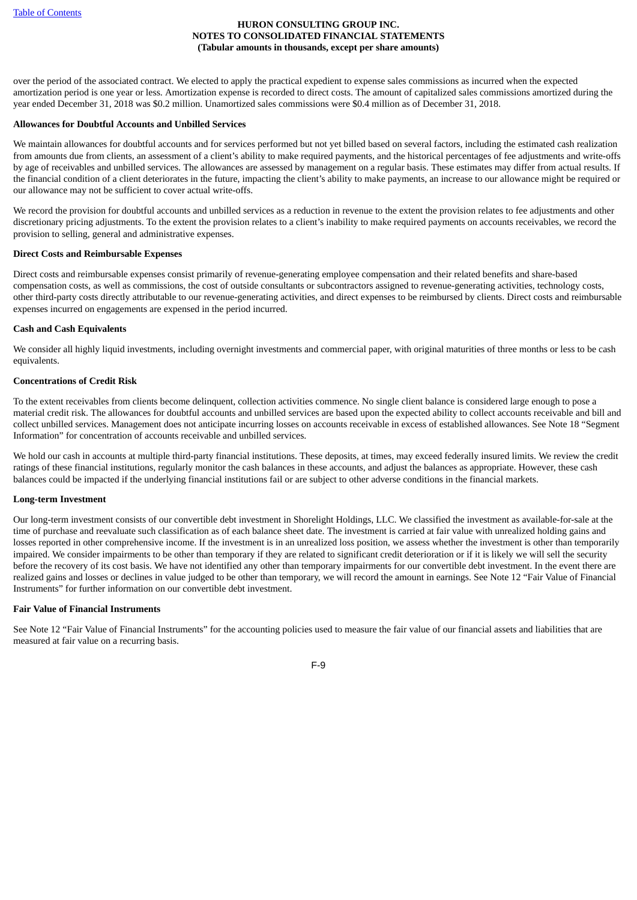over the period of the associated contract. We elected to apply the practical expedient to expense sales commissions as incurred when the expected amortization period is one year or less. Amortization expense is recorded to direct costs. The amount of capitalized sales commissions amortized during the year ended December 31, 2018 was $0.2 million. Unamortized sales commissions were $0.4 million as of December 31, 2018.

**Allowances for Doubtful Accounts and Unbilled Services**

We maintain allowances for doubtful accounts and for services performed but not yet billed based on several factors, including the estimated cash realization from amounts due from clients, an assessment of a client's ability to make required payments, and the historical percentages of fee adjustments and write-offs by age of receivables and unbilled services. The allowances are assessed by management on a regular basis. These estimates may differ from actual results. If the financial condition of a client deteriorates in the future, impacting the client's ability to make payments, an increase to our allowance might be required or our allowance may not be sufficient to cover actual write-offs.

We record the provision for doubtful accounts and unbilled services as a reduction in revenue to the extent the provision relates to fee adjustments and other discretionary pricing adjustments. To the extent the provision relates to a client's inability to make required payments on accounts receivables, we record the provision to selling, general and administrative expenses.

**Direct Costs and Reimbursable Expenses**

Direct costs and reimbursable expenses consist primarily of revenue-generating employee compensation and their related benefits and share-based compensation costs, as well as commissions, the cost of outside consultants or subcontractors assigned to revenue-generating activities, technology costs, other third-party costs directly attributable to our revenue-generating activities, and direct expenses to be reimbursed by clients. Direct costs and reimbursable expenses incurred on engagements are expensed in the period incurred.

**Cash and Cash Equivalents**

We consider all highly liquid investments, including overnight investments and commercial paper, with original maturities of three months or less to be cash equivalents.

**Concentrations of Credit Risk**

To the extent receivables from clients become delinquent, collection activities commence. No single client balance is considered large enough to pose a material credit risk. The allowances for doubtful accounts and unbilled services are based upon the expected ability to collect accounts receivable and bill and collect unbilled services. Management does not anticipate incurring losses on accounts receivable in excess of established allowances. See Note 18 "Segment Information" for concentration of accounts receivable and unbilled services.

We hold our cash in accounts at multiple third-party financial institutions. These deposits, at times, may exceed federally insured limits. We review the credit ratings of these financial institutions, regularly monitor the cash balances in these accounts, and adjust the balances as appropriate. However, these cash balances could be impacted if the underlying financial institutions fail or are subject to other adverse conditions in the financial markets.

**Long-term Investment**

Our long-term investment consists of our convertible debt investment in Shorelight Holdings, LLC. We classified the investment as available-for-sale at the time of purchase and reevaluate such classification as of each balance sheet date. The investment is carried at fair value with unrealized holding gains and losses reported in other comprehensive income. If the investment is in an unrealized loss position, we assess whether the investment is other than temporarily impaired. We consider impairments to be other than temporary if they are related to significant credit deterioration or if it is likely we will sell the security before the recovery of its cost basis. We have not identified any other than temporary impairments for our convertible debt investment. In the event there are realized gains and losses or declines in value judged to be other than temporary, we will record the amount in earnings. See Note 12 "Fair Value of Financial Instruments" for further information on our convertible debt investment.

**Fair Value of Financial Instruments**

See Note 12 "Fair Value of Financial Instruments" for the accounting policies used to measure the fair value of our financial assets and liabilities that are measured at fair value on a recurring basis.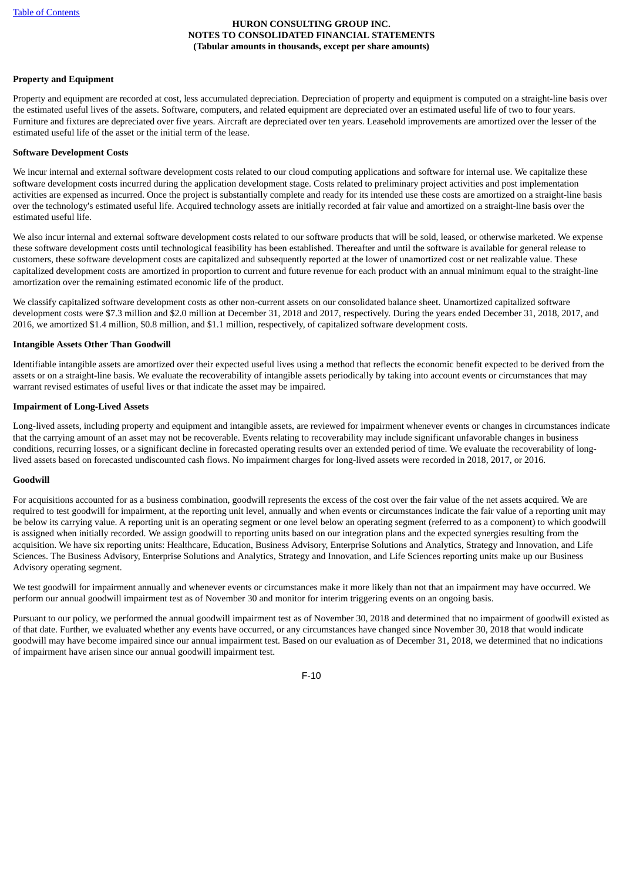**Property and Equipment**

Property and equipment are recorded at cost, less accumulated depreciation. Depreciation of property and equipment is computed on a straight-line basis over the estimated useful lives of the assets. Software, computers, and related equipment are depreciated over an estimated useful life of two to four years. Furniture and fixtures are depreciated over five years. Aircraft are depreciated over ten years. Leasehold improvements are amortized over the lesser of the estimated useful life of the asset or the initial term of the lease.

**Software Development Costs**

We incur internal and external software development costs related to our cloud computing applications and software for internal use. We capitalize these software development costs incurred during the application development stage. Costs related to preliminary project activities and post implementation activities are expensed as incurred. Once the project is substantially complete and ready for its intended use these costs are amortized on a straight-line basis over the technology's estimated useful life. Acquired technology assets are initially recorded at fair value and amortized on a straight-line basis over the estimated useful life.

We also incur internal and external software development costs related to our software products that will be sold, leased, or otherwise marketed. We expense these software development costs until technological feasibility has been established. Thereafter and until the software is available for general release to customers, these software development costs are capitalized and subsequently reported at the lower of unamortized cost or net realizable value. These capitalized development costs are amortized in proportion to current and future revenue for each product with an annual minimum equal to the straight-line amortization over the remaining estimated economic life of the product.

We classify capitalized software development costs as other non-current assets on our consolidated balance sheet. Unamortized capitalized software development costs were $7.3 million and $2.0 million at December 31, 2018 and 2017, respectively. During the years ended December 31, 2018, 2017, and 2016, we amortized $1.4 million, $0.8 million, and $1.1 million, respectively, of capitalized software development costs.

**Intangible Assets Other Than Goodwill**

Identifiable intangible assets are amortized over their expected useful lives using a method that reflects the economic benefit expected to be derived from the assets or on a straight-line basis. We evaluate the recoverability of intangible assets periodically by taking into account events or circumstances that may warrant revised estimates of useful lives or that indicate the asset may be impaired.

**Impairment of Long-Lived Assets**

Long-lived assets, including property and equipment and intangible assets, are reviewed for impairment whenever events or changes in circumstances indicate that the carrying amount of an asset may not be recoverable. Events relating to recoverability may include significant unfavorable changes in business conditions, recurring losses, or a significant decline in forecasted operating results over an extended period of time. We evaluate the recoverability of long-lived assets based on forecasted undiscounted cash flows. No impairment charges for long-lived assets were recorded in 2018, 2017, or 2016.

**Goodwill**

For acquisitions accounted for as a business combination, goodwill represents the excess of the cost over the fair value of the net assets acquired. We are required to test goodwill for impairment, at the reporting unit level, annually and when events or circumstances indicate the fair value of a reporting unit may be below its carrying value. A reporting unit is an operating segment or one level below an operating segment (referred to as a component) to which goodwill is assigned when initially recorded. We assign goodwill to reporting units based on our integration plans and the expected synergies resulting from the acquisition. We have six reporting units: Healthcare, Education, Business Advisory, Enterprise Solutions and Analytics, Strategy and Innovation, and Life Sciences. The Business Advisory, Enterprise Solutions and Analytics, Strategy and Innovation, and Life Sciences reporting units make up our Business Advisory operating segment.

We test goodwill for impairment annually and whenever events or circumstances make it more likely than not that an impairment may have occurred. We perform our annual goodwill impairment test as of November 30 and monitor for interim triggering events on an ongoing basis.

Pursuant to our policy, we performed the annual goodwill impairment test as of November 30, 2018 and determined that no impairment of goodwill existed as of that date. Further, we evaluated whether any events have occurred, or any circumstances have changed since November 30, 2018 that would indicate goodwill may have become impaired since our annual impairment test. Based on our evaluation as of December 31, 2018, we determined that no indications of impairment have arisen since our annual goodwill impairment test.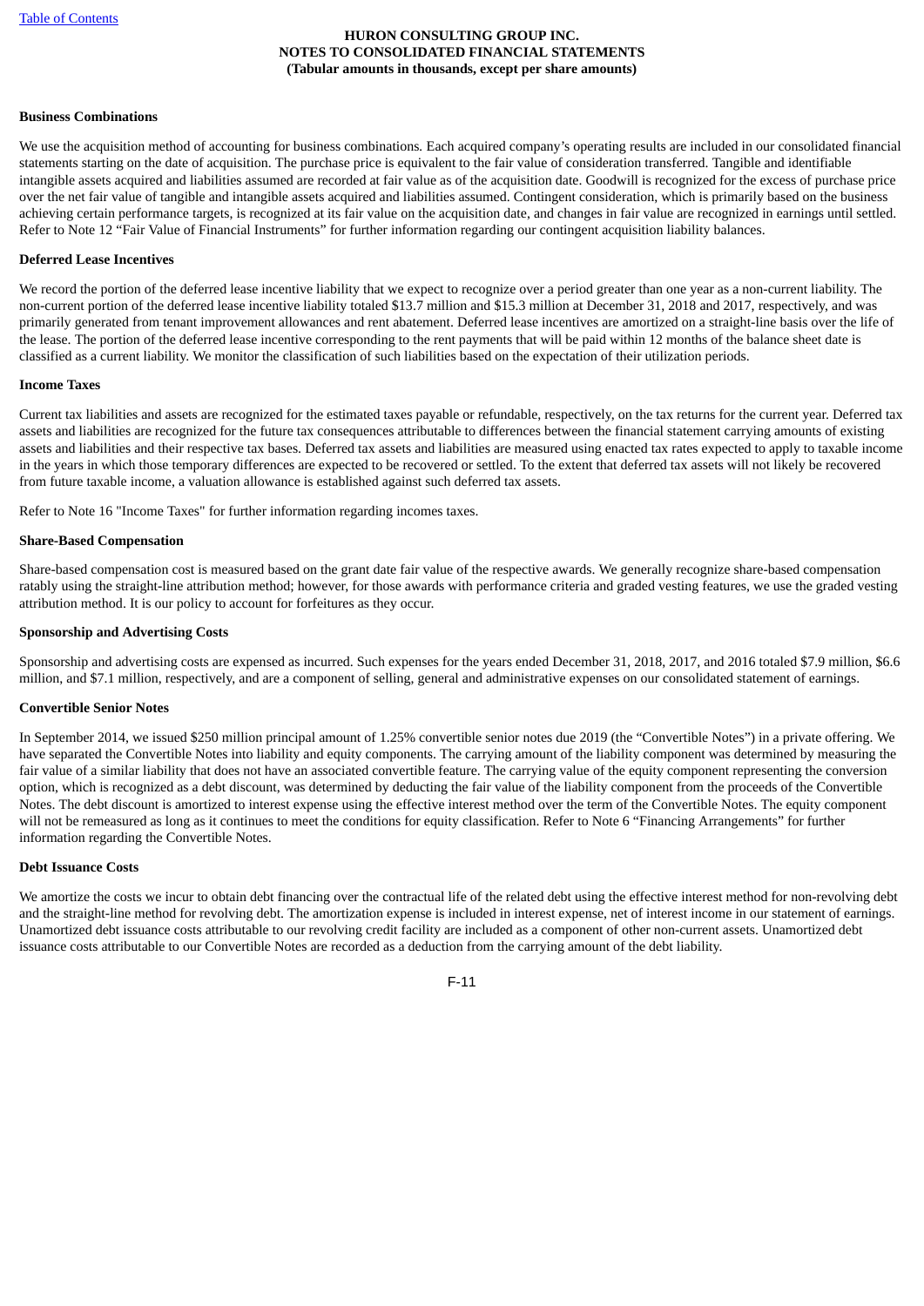**Business Combinations**

We use the acquisition method of accounting for business combinations. Each acquired company's operating results are included in our consolidated financial statements starting on the date of acquisition. The purchase price is equivalent to the fair value of consideration transferred. Tangible and identifiable intangible assets acquired and liabilities assumed are recorded at fair value as of the acquisition date. Goodwill is recognized for the excess of purchase price over the net fair value of tangible and intangible assets acquired and liabilities assumed. Contingent consideration, which is primarily based on the business achieving certain performance targets, is recognized at its fair value on the acquisition date, and changes in fair value are recognized in earnings until settled. Refer to Note 12 "Fair Value of Financial Instruments" for further information regarding our contingent acquisition liability balances.

**Deferred Lease Incentives**

We record the portion of the deferred lease incentive liability that we expect to recognize over a period greater than one year as a non-current liability. The non-current portion of the deferred lease incentive liability totaled $13.7 million and $15.3 million at December 31, 2018 and 2017, respectively, and was primarily generated from tenant improvement allowances and rent abatement. Deferred lease incentives are amortized on a straight-line basis over the life of the lease. The portion of the deferred lease incentive corresponding to the rent payments that will be paid within 12 months of the balance sheet date is classified as a current liability. We monitor the classification of such liabilities based on the expectation of their utilization periods.

**Income Taxes**

Current tax liabilities and assets are recognized for the estimated taxes payable or refundable, respectively, on the tax returns for the current year. Deferred tax assets and liabilities are recognized for the future tax consequences attributable to differences between the financial statement carrying amounts of existing assets and liabilities and their respective tax bases. Deferred tax assets and liabilities are measured using enacted tax rates expected to apply to taxable income in the years in which those temporary differences are expected to be recovered or settled. To the extent that deferred tax assets will not likely be recovered from future taxable income, a valuation allowance is established against such deferred tax assets.

Refer to Note 16 "Income Taxes" for further information regarding incomes taxes.

**Share-Based Compensation**

Share-based compensation cost is measured based on the grant date fair value of the respective awards. We generally recognize share-based compensation ratably using the straight-line attribution method; however, for those awards with performance criteria and graded vesting features, we use the graded vesting attribution method. It is our policy to account for forfeitures as they occur.

**Sponsorship and Advertising Costs**

Sponsorship and advertising costs are expensed as incurred. Such expenses for the years ended December 31, 2018, 2017, and 2016 totaled $7.9 million, $6.6 million, and $7.1 million, respectively, and are a component of selling, general and administrative expenses on our consolidated statement of earnings.

**Convertible Senior Notes**

In September 2014, we issued $250 million principal amount of 1.25% convertible senior notes due 2019 (the "Convertible Notes") in a private offering. We have separated the Convertible Notes into liability and equity components. The carrying amount of the liability component was determined by measuring the fair value of a similar liability that does not have an associated convertible feature. The carrying value of the equity component representing the conversion option, which is recognized as a debt discount, was determined by deducting the fair value of the liability component from the proceeds of the Convertible Notes. The debt discount is amortized to interest expense using the effective interest method over the term of the Convertible Notes. The equity component will not be remeasured as long as it continues to meet the conditions for equity classification. Refer to Note 6 "Financing Arrangements" for further information regarding the Convertible Notes.

**Debt Issuance Costs**

We amortize the costs we incur to obtain debt financing over the contractual life of the related debt using the effective interest method for non-revolving debt and the straight-line method for revolving debt. The amortization expense is included in interest expense, net of interest income in our statement of earnings. Unamortized debt issuance costs attributable to our revolving credit facility are included as a component of other non-current assets. Unamortized debt issuance costs attributable to our Convertible Notes are recorded as a deduction from the carrying amount of the debt liability.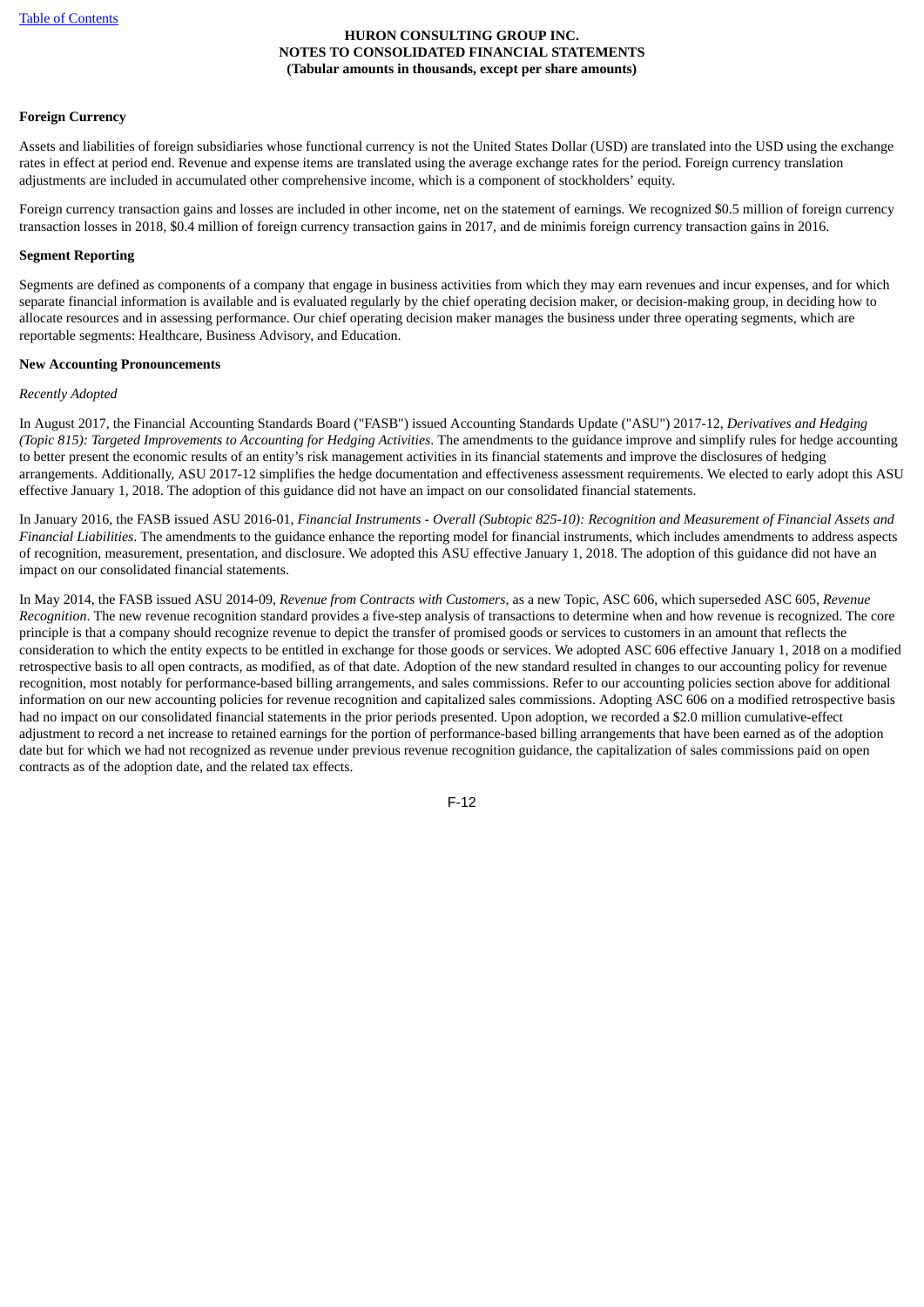**Foreign Currency**

Assets and liabilities of foreign subsidiaries whose functional currency is not the United States Dollar (USD) are translated into the USD using the exchange rates in effect at period end. Revenue and expense items are translated using the average exchange rates for the period. Foreign currency translation adjustments are included in accumulated other comprehensive income, which is a component of stockholders' equity.

Foreign currency transaction gains and losses are included in other income, net on the statement of earnings. We recognized $0.5 million of foreign currency transaction losses in 2018, $0.4 million of foreign currency transaction gains in 2017, and de minimis foreign currency transaction gains in 2016.

**Segment Reporting**

Segments are defined as components of a company that engage in business activities from which they may earn revenues and incur expenses, and for which separate financial information is available and is evaluated regularly by the chief operating decision maker, or decision-making group, in deciding how to allocate resources and in assessing performance. Our chief operating decision maker manages the business under three operating segments, which are reportable segments: Healthcare, Business Advisory, and Education.

**New Accounting Pronouncements**

*Recently Adopted*

In August 2017, the Financial Accounting Standards Board ("FASB") issued Accounting Standards Update ("ASU") 2017-12, *Derivatives and Hedging (Topic 815): Targeted Improvements to Accounting for Hedging Activities*. The amendments to the guidance improve and simplify rules for hedge accounting to better present the economic results of an entity's risk management activities in its financial statements and improve the disclosures of hedging arrangements. Additionally, ASU 2017-12 simplifies the hedge documentation and effectiveness assessment requirements. We elected to early adopt this ASU effective January 1, 2018. The adoption of this guidance did not have an impact on our consolidated financial statements.

In January 2016, the FASB issued ASU 2016-01, *Financial Instruments - Overall (Subtopic 825-10): Recognition and Measurement of Financial Assets and Financial Liabilities*. The amendments to the guidance enhance the reporting model for financial instruments, which includes amendments to address aspects of recognition, measurement, presentation, and disclosure. We adopted this ASU effective January 1, 2018. The adoption of this guidance did not have an impact on our consolidated financial statements.

In May 2014, the FASB issued ASU 2014-09, *Revenue from Contracts with Customers*, as a new Topic, ASC 606, which superseded ASC 605, *Revenue Recognition*. The new revenue recognition standard provides a five-step analysis of transactions to determine when and how revenue is recognized. The core principle is that a company should recognize revenue to depict the transfer of promised goods or services to customers in an amount that reflects the consideration to which the entity expects to be entitled in exchange for those goods or services. We adopted ASC 606 effective January 1, 2018 on a modified retrospective basis to all open contracts, as modified, as of that date. Adoption of the new standard resulted in changes to our accounting policy for revenue recognition, most notably for performance-based billing arrangements, and sales commissions. Refer to our accounting policies section above for additional information on our new accounting policies for revenue recognition and capitalized sales commissions. Adopting ASC 606 on a modified retrospective basis had no impact on our consolidated financial statements in the prior periods presented. Upon adoption, we recorded a $2.0 million cumulative-effect adjustment to record a net increase to retained earnings for the portion of performance-based billing arrangements that have been earned as of the adoption date but for which we had not recognized as revenue under previous revenue recognition guidance, the capitalization of sales commissions paid on open contracts as of the adoption date, and the related tax effects.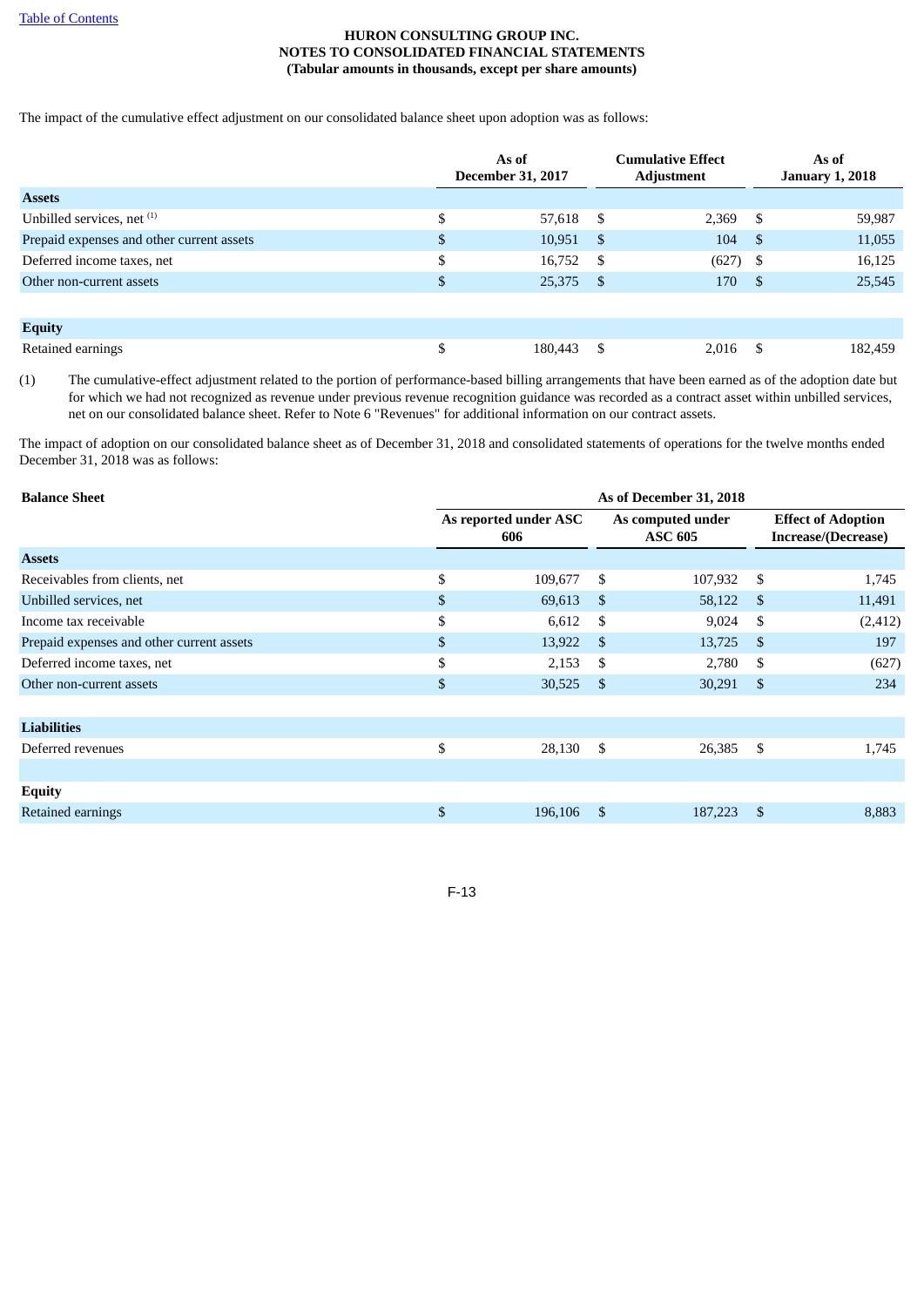**HURON CONSULTING GROUP INC.**
**NOTES TO CONSOLIDATED FINANCIAL STATEMENTS**
**(Tabular amounts in thousands, except per share amounts)**

The impact of the cumulative effect adjustment on our consolidated balance sheet upon adoption was as follows:

| | As of December 31, 2017 | Cumulative Effect Adjustment | As of January 1, 2018 |
|---|---|---|---|
| **Assets** | | | |
| Unbilled services, net [(1)] | $ 57,618 | $ 2,369 | $ 59,987 |
| Prepaid expenses and other current assets | $ 10,951 | $ 104 | $ 11,055 |
| Deferred income taxes, net | $ 16,752 | $ (627) | $ 16,125 |
| Other non-current assets | $ 25,375 | $ 170 | $ 25,545 |
| | | | |
| **Equity** | | | |
| Retained earnings | $ 180,443 | $ 2,016 | $ 182,459 |

(1) The cumulative-effect adjustment related to the portion of performance-based billing arrangements that have been earned as of the adoption date but for which we had not recognized as revenue under previous revenue recognition guidance was recorded as a contract asset within unbilled services, net on our consolidated balance sheet. Refer to Note 6 "Revenues" for additional information on our contract assets.

The impact of adoption on our consolidated balance sheet as of December 31, 2018 and consolidated statements of operations for the twelve months ended December 31, 2018 was as follows:

| **Balance Sheet** | As of December 31, 2018 | | |
|---|---|---|---|
| | As reported under ASC 606 | As computed under ASC 605 | Effect of Adoption Increase/(Decrease) |
| **Assets** | | | |
| Receivables from clients, net | $ 109,677 | $ 107,932 | $ 1,745 |
| Unbilled services, net | $ 69,613 | $ 58,122 | $ 11,491 |
| Income tax receivable | $ 6,612 | $ 9,024 | $ (2,412) |
| Prepaid expenses and other current assets | $ 13,922 | $ 13,725 | $ 197 |
| Deferred income taxes, net | $ 2,153 | $ 2,780 | $ (627) |
| Other non-current assets | $ 30,525 | $ 30,291 | $ 234 |
| | | | |
| **Liabilities** | | | |
| Deferred revenues | $ 28,130 | $ 26,385 | $ 1,745 |
| | | | |
| **Equity** | | | |
| Retained earnings | $ 196,106 | $ 187,223 | $ 8,883 |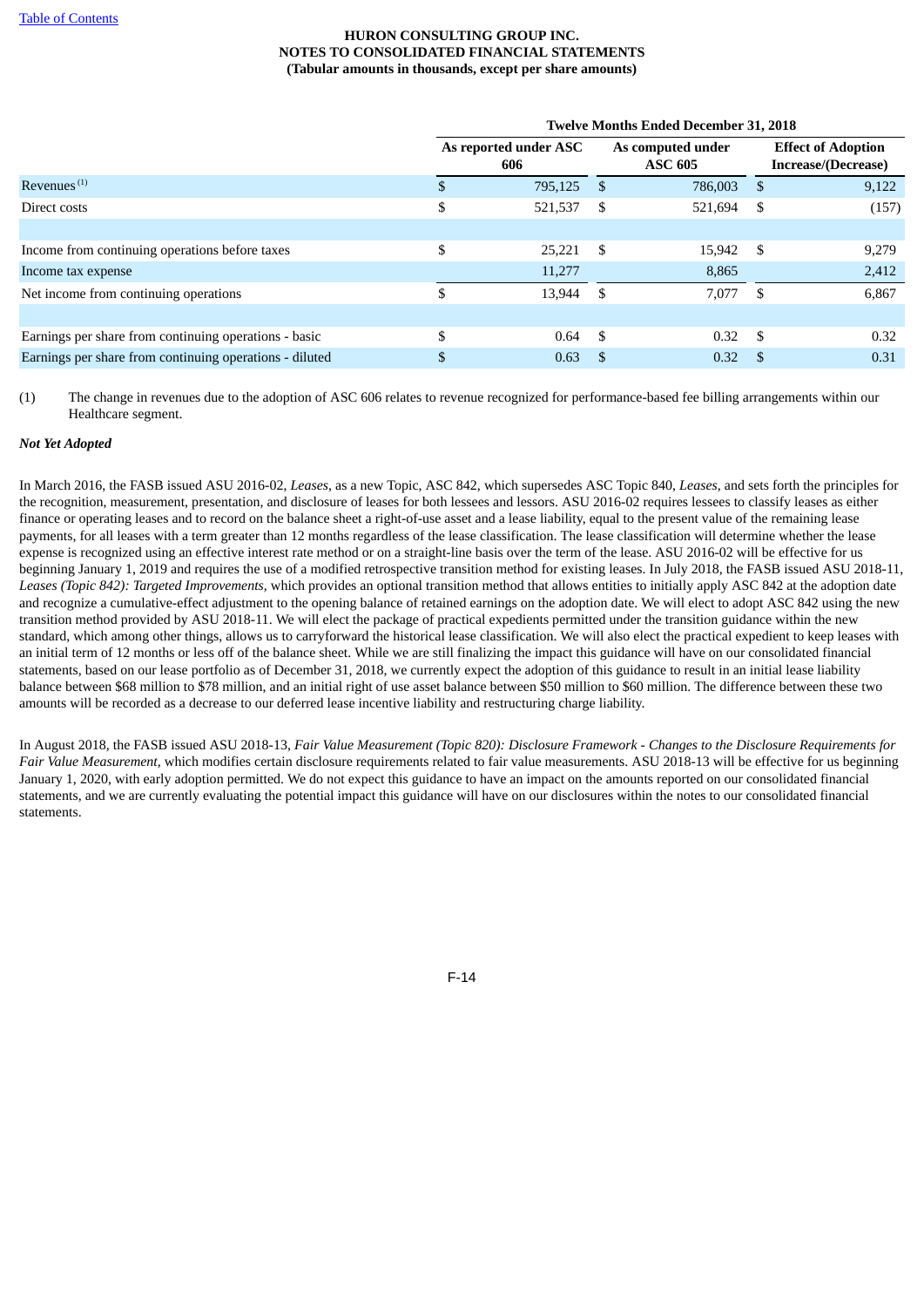**HURON CONSULTING GROUP INC.**
**NOTES TO CONSOLIDATED FINANCIAL STATEMENTS**
**(Tabular amounts in thousands, except per share amounts)**

| | Twelve Months Ended December 31, 2018 | | |
|---|---|---|---|
| | As reported under ASC 606 | As computed under ASC 605 | Effect of Adoption Increase/(Decrease) |
| Revenues [(1)] | $ 795,125 | $ 786,003 | $ 9,122 |
| Direct costs | $ 521,537 | $ 521,694 | $ (157) |
| | | | |
| Income from continuing operations before taxes | $ 25,221 | $ 15,942 | $ 9,279 |
| Income tax expense | 11,277 | 8,865 | 2,412 |
| Net income from continuing operations | $ 13,944 | $ 7,077 | $ 6,867 |
| | | | |
| Earnings per share from continuing operations - basic | $ 0.64 | $ 0.32 | $ 0.32 |
| Earnings per share from continuing operations - diluted | $ 0.63 | $ 0.32 | $ 0.31 |

(1) The change in revenues due to the adoption of ASC 606 relates to revenue recognized for performance-based fee billing arrangements within our Healthcare segment.

***Not Yet Adopted***

In March 2016, the FASB issued ASU 2016-02, *Leases*, as a new Topic, ASC 842, which supersedes ASC Topic 840, *Leases*, and sets forth the principles for the recognition, measurement, presentation, and disclosure of leases for both lessees and lessors. ASU 2016-02 requires lessees to classify leases as either finance or operating leases and to record on the balance sheet a right-of-use asset and a lease liability, equal to the present value of the remaining lease payments, for all leases with a term greater than 12 months regardless of the lease classification. The lease classification will determine whether the lease expense is recognized using an effective interest rate method or on a straight-line basis over the term of the lease. ASU 2016-02 will be effective for us beginning January 1, 2019 and requires the use of a modified retrospective transition method for existing leases. In July 2018, the FASB issued ASU 2018-11, *Leases (Topic 842): Targeted Improvements,* which provides an optional transition method that allows entities to initially apply ASC 842 at the adoption date and recognize a cumulative-effect adjustment to the opening balance of retained earnings on the adoption date. We will elect to adopt ASC 842 using the new transition method provided by ASU 2018-11. We will elect the package of practical expedients permitted under the transition guidance within the new standard, which among other things, allows us to carryforward the historical lease classification. We will also elect the practical expedient to keep leases with an initial term of 12 months or less off of the balance sheet. While we are still finalizing the impact this guidance will have on our consolidated financial statements, based on our lease portfolio as of December 31, 2018, we currently expect the adoption of this guidance to result in an initial lease liability balance between $68 million to $78 million, and an initial right of use asset balance between $50 million to $60 million. The difference between these two amounts will be recorded as a decrease to our deferred lease incentive liability and restructuring charge liability.

In August 2018, the FASB issued ASU 2018-13, *Fair Value Measurement (Topic 820): Disclosure Framework - Changes to the Disclosure Requirements for Fair Value Measurement,* which modifies certain disclosure requirements related to fair value measurements. ASU 2018-13 will be effective for us beginning January 1, 2020, with early adoption permitted. We do not expect this guidance to have an impact on the amounts reported on our consolidated financial statements, and we are currently evaluating the potential impact this guidance will have on our disclosures within the notes to our consolidated financial statements.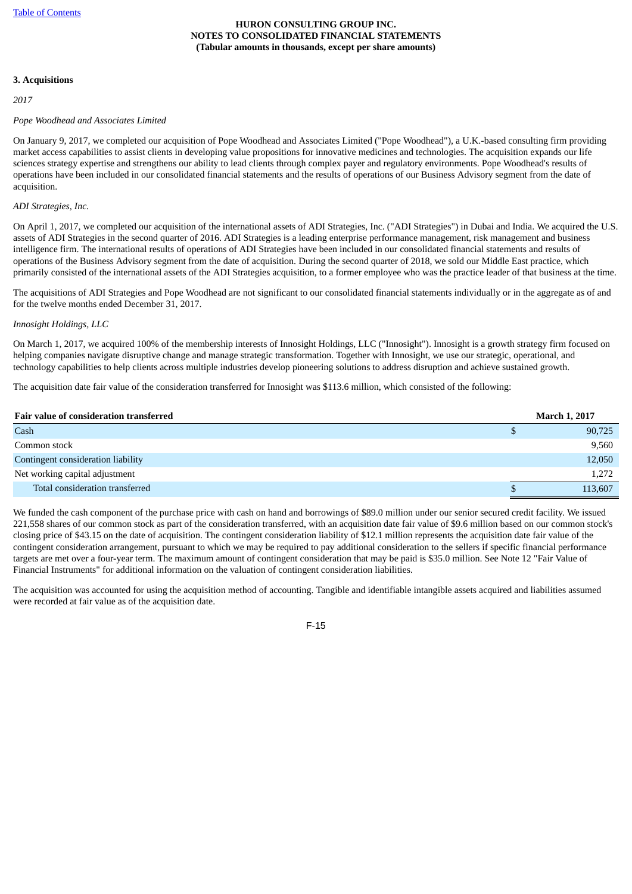## 3. Acquisitions

*2017*

*Pope Woodhead and Associates Limited*

On January 9, 2017, we completed our acquisition of Pope Woodhead and Associates Limited ("Pope Woodhead"), a U.K.-based consulting firm providing market access capabilities to assist clients in developing value propositions for innovative medicines and technologies. The acquisition expands our life sciences strategy expertise and strengthens our ability to lead clients through complex payer and regulatory environments. Pope Woodhead's results of operations have been included in our consolidated financial statements and the results of operations of our Business Advisory segment from the date of acquisition.

*ADI Strategies, Inc.*

On April 1, 2017, we completed our acquisition of the international assets of ADI Strategies, Inc. ("ADI Strategies") in Dubai and India. We acquired the U.S. assets of ADI Strategies in the second quarter of 2016. ADI Strategies is a leading enterprise performance management, risk management and business intelligence firm. The international results of operations of ADI Strategies have been included in our consolidated financial statements and results of operations of the Business Advisory segment from the date of acquisition. During the second quarter of 2018, we sold our Middle East practice, which primarily consisted of the international assets of the ADI Strategies acquisition, to a former employee who was the practice leader of that business at the time.

The acquisitions of ADI Strategies and Pope Woodhead are not significant to our consolidated financial statements individually or in the aggregate as of and for the twelve months ended December 31, 2017.

*Innosight Holdings, LLC*

On March 1, 2017, we acquired 100% of the membership interests of Innosight Holdings, LLC ("Innosight"). Innosight is a growth strategy firm focused on helping companies navigate disruptive change and manage strategic transformation. Together with Innosight, we use our strategic, operational, and technology capabilities to help clients across multiple industries develop pioneering solutions to address disruption and achieve sustained growth.

The acquisition date fair value of the consideration transferred for Innosight was $113.6 million, which consisted of the following:

| Fair value of consideration transferred | March 1, 2017 |
|---|---|
| Cash | $ 90,725 |
| Common stock | 9,560 |
| Contingent consideration liability | 12,050 |
| Net working capital adjustment | 1,272 |
| Total consideration transferred | $ 113,607 |

We funded the cash component of the purchase price with cash on hand and borrowings of $89.0 million under our senior secured credit facility. We issued 221,558 shares of our common stock as part of the consideration transferred, with an acquisition date fair value of $9.6 million based on our common stock's closing price of $43.15 on the date of acquisition. The contingent consideration liability of $12.1 million represents the acquisition date fair value of the contingent consideration arrangement, pursuant to which we may be required to pay additional consideration to the sellers if specific financial performance targets are met over a four-year term. The maximum amount of contingent consideration that may be paid is $35.0 million. See Note 12 "Fair Value of Financial Instruments" for additional information on the valuation of contingent consideration liabilities.

The acquisition was accounted for using the acquisition method of accounting. Tangible and identifiable intangible assets acquired and liabilities assumed were recorded at fair value as of the acquisition date.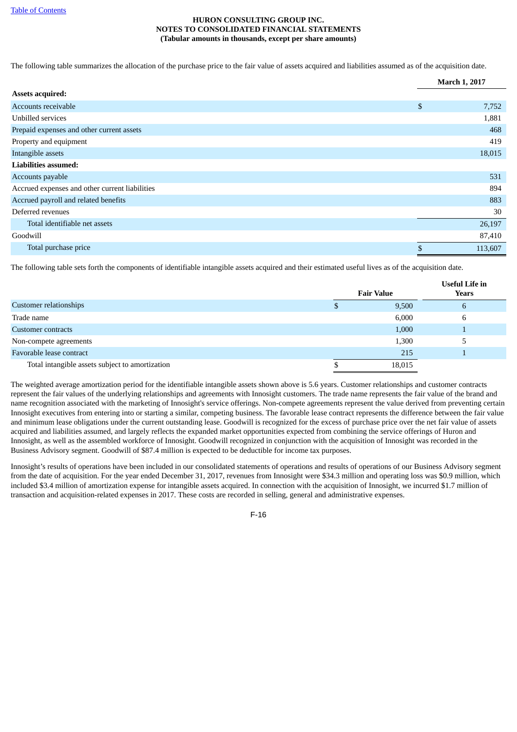The following table summarizes the allocation of the purchase price to the fair value of assets acquired and liabilities assumed as of the acquisition date.

| | March 1, 2017 |
|---|---|
| **Assets acquired:** | |
| Accounts receivable | $ 7,752 |
| Unbilled services | 1,881 |
| Prepaid expenses and other current assets | 468 |
| Property and equipment | 419 |
| Intangible assets | 18,015 |
| **Liabilities assumed:** | |
| Accounts payable | 531 |
| Accrued expenses and other current liabilities | 894 |
| Accrued payroll and related benefits | 883 |
| Deferred revenues | 30 |
| Total identifiable net assets | 26,197 |
| Goodwill | 87,410 |
| Total purchase price | $ 113,607 |

The following table sets forth the components of identifiable intangible assets acquired and their estimated useful lives as of the acquisition date.

| | Fair Value | Useful Life in Years |
|---|---|---|
| Customer relationships | $ 9,500 | 6 |
| Trade name | 6,000 | 6 |
| Customer contracts | 1,000 | 1 |
| Non-compete agreements | 1,300 | 5 |
| Favorable lease contract | 215 | 1 |
| Total intangible assets subject to amortization | $ 18,015 | |

The weighted average amortization period for the identifiable intangible assets shown above is 5.6 years. Customer relationships and customer contracts represent the fair values of the underlying relationships and agreements with Innosight customers. The trade name represents the fair value of the brand and name recognition associated with the marketing of Innosight's service offerings. Non-compete agreements represent the value derived from preventing certain Innosight executives from entering into or starting a similar, competing business. The favorable lease contract represents the difference between the fair value and minimum lease obligations under the current outstanding lease. Goodwill is recognized for the excess of purchase price over the net fair value of assets acquired and liabilities assumed, and largely reflects the expanded market opportunities expected from combining the service offerings of Huron and Innosight, as well as the assembled workforce of Innosight. Goodwill recognized in conjunction with the acquisition of Innosight was recorded in the Business Advisory segment. Goodwill of $87.4 million is expected to be deductible for income tax purposes.

Innosight's results of operations have been included in our consolidated statements of operations and results of operations of our Business Advisory segment from the date of acquisition. For the year ended December 31, 2017, revenues from Innosight were $34.3 million and operating loss was $0.9 million, which included $3.4 million of amortization expense for intangible assets acquired. In connection with the acquisition of Innosight, we incurred $1.7 million of transaction and acquisition-related expenses in 2017. These costs are recorded in selling, general and administrative expenses.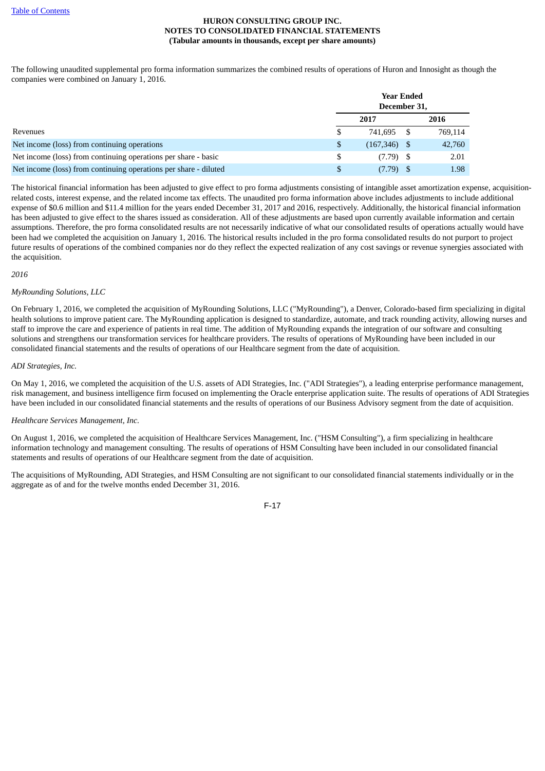The following unaudited supplemental pro forma information summarizes the combined results of operations of Huron and Innosight as though the companies were combined on January 1, 2016.

| | Year Ended December 31, | |
|---|---|---|
| | 2017 | 2016 |
| Revenues | $ 741,695 | $ 769,114 |
| Net income (loss) from continuing operations | $ (167,346) | $ 42,760 |
| Net income (loss) from continuing operations per share - basic | $ (7.79) | $ 2.01 |
| Net income (loss) from continuing operations per share - diluted | $ (7.79) | $ 1.98 |

The historical financial information has been adjusted to give effect to pro forma adjustments consisting of intangible asset amortization expense, acquisition-related costs, interest expense, and the related income tax effects. The unaudited pro forma information above includes adjustments to include additional expense of $0.6 million and $11.4 million for the years ended December 31, 2017 and 2016, respectively. Additionally, the historical financial information has been adjusted to give effect to the shares issued as consideration. All of these adjustments are based upon currently available information and certain assumptions. Therefore, the pro forma consolidated results are not necessarily indicative of what our consolidated results of operations actually would have been had we completed the acquisition on January 1, 2016. The historical results included in the pro forma consolidated results do not purport to project future results of operations of the combined companies nor do they reflect the expected realization of any cost savings or revenue synergies associated with the acquisition.

*2016*

*MyRounding Solutions, LLC*

On February 1, 2016, we completed the acquisition of MyRounding Solutions, LLC ("MyRounding"), a Denver, Colorado-based firm specializing in digital health solutions to improve patient care. The MyRounding application is designed to standardize, automate, and track rounding activity, allowing nurses and staff to improve the care and experience of patients in real time. The addition of MyRounding expands the integration of our software and consulting solutions and strengthens our transformation services for healthcare providers. The results of operations of MyRounding have been included in our consolidated financial statements and the results of operations of our Healthcare segment from the date of acquisition.

*ADI Strategies, Inc.*

On May 1, 2016, we completed the acquisition of the U.S. assets of ADI Strategies, Inc. ("ADI Strategies"), a leading enterprise performance management, risk management, and business intelligence firm focused on implementing the Oracle enterprise application suite. The results of operations of ADI Strategies have been included in our consolidated financial statements and the results of operations of our Business Advisory segment from the date of acquisition.

*Healthcare Services Management, Inc.*

On August 1, 2016, we completed the acquisition of Healthcare Services Management, Inc. ("HSM Consulting"), a firm specializing in healthcare information technology and management consulting. The results of operations of HSM Consulting have been included in our consolidated financial statements and results of operations of our Healthcare segment from the date of acquisition.

The acquisitions of MyRounding, ADI Strategies, and HSM Consulting are not significant to our consolidated financial statements individually or in the aggregate as of and for the twelve months ended December 31, 2016.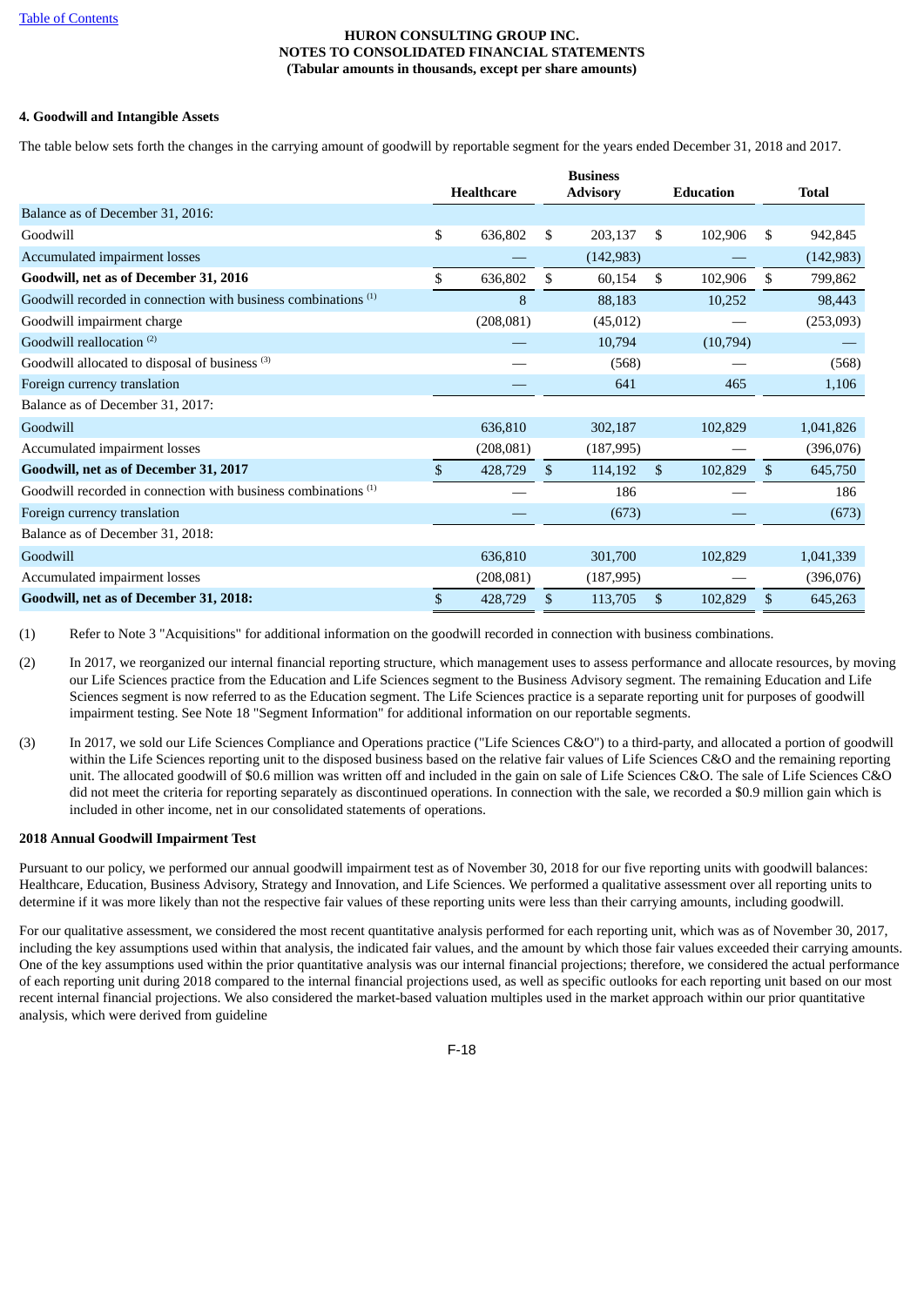**HURON CONSULTING GROUP INC.**
**NOTES TO CONSOLIDATED FINANCIAL STATEMENTS**
**(Tabular amounts in thousands, except per share amounts)**

**4. Goodwill and Intangible Assets**

The table below sets forth the changes in the carrying amount of goodwill by reportable segment for the years ended December 31, 2018 and 2017.

| | Healthcare | Business Advisory | Education | Total |
|---|---|---|---|---|
| Balance as of December 31, 2016: | | | | |
| Goodwill | $ 636,802 | $ 203,137 | $ 102,906 | $ 942,845 |
| Accumulated impairment losses | — | (142,983) | — | (142,983) |
| **Goodwill, net as of December 31, 2016** | $ 636,802 | $ 60,154 | $ 102,906 | $ 799,862 |
| Goodwill recorded in connection with business combinations [(1)] | 8 | 88,183 | 10,252 | 98,443 |
| Goodwill impairment charge | (208,081) | (45,012) | — | (253,093) |
| Goodwill reallocation [(2)] | — | 10,794 | (10,794) | — |
| Goodwill allocated to disposal of business [(3)] | — | (568) | — | (568) |
| Foreign currency translation | — | 641 | 465 | 1,106 |
| Balance as of December 31, 2017: | | | | |
| Goodwill | 636,810 | 302,187 | 102,829 | 1,041,826 |
| Accumulated impairment losses | (208,081) | (187,995) | — | (396,076) |
| **Goodwill, net as of December 31, 2017** | $ 428,729 | $ 114,192 | $ 102,829 | $ 645,750 |
| Goodwill recorded in connection with business combinations [(1)] | — | 186 | — | 186 |
| Foreign currency translation | — | (673) | — | (673) |
| Balance as of December 31, 2018: | | | | |
| Goodwill | 636,810 | 301,700 | 102,829 | 1,041,339 |
| Accumulated impairment losses | (208,081) | (187,995) | — | (396,076) |
| **Goodwill, net as of December 31, 2018:** | $ 428,729 | $ 113,705 | $ 102,829 | $ 645,263 |

(1) Refer to Note 3 "Acquisitions" for additional information on the goodwill recorded in connection with business combinations.

(2) In 2017, we reorganized our internal financial reporting structure, which management uses to assess performance and allocate resources, by moving our Life Sciences practice from the Education and Life Sciences segment to the Business Advisory segment. The remaining Education and Life Sciences segment is now referred to as the Education segment. The Life Sciences practice is a separate reporting unit for purposes of goodwill impairment testing. See Note 18 "Segment Information" for additional information on our reportable segments.

(3) In 2017, we sold our Life Sciences Compliance and Operations practice ("Life Sciences C&O") to a third-party, and allocated a portion of goodwill within the Life Sciences reporting unit to the disposed business based on the relative fair values of Life Sciences C&O and the remaining reporting unit. The allocated goodwill of $0.6 million was written off and included in the gain on sale of Life Sciences C&O. The sale of Life Sciences C&O did not meet the criteria for reporting separately as discontinued operations. In connection with the sale, we recorded a $0.9 million gain which is included in other income, net in our consolidated statements of operations.

**2018 Annual Goodwill Impairment Test**

Pursuant to our policy, we performed our annual goodwill impairment test as of November 30, 2018 for our five reporting units with goodwill balances: Healthcare, Education, Business Advisory, Strategy and Innovation, and Life Sciences. We performed a qualitative assessment over all reporting units to determine if it was more likely than not the respective fair values of these reporting units were less than their carrying amounts, including goodwill.

For our qualitative assessment, we considered the most recent quantitative analysis performed for each reporting unit, which was as of November 30, 2017, including the key assumptions used within that analysis, the indicated fair values, and the amount by which those fair values exceeded their carrying amounts. One of the key assumptions used within the prior quantitative analysis was our internal financial projections; therefore, we considered the actual performance of each reporting unit during 2018 compared to the internal financial projections used, as well as specific outlooks for each reporting unit based on our most recent internal financial projections. We also considered the market-based valuation multiples used in the market approach within our prior quantitative analysis, which were derived from guideline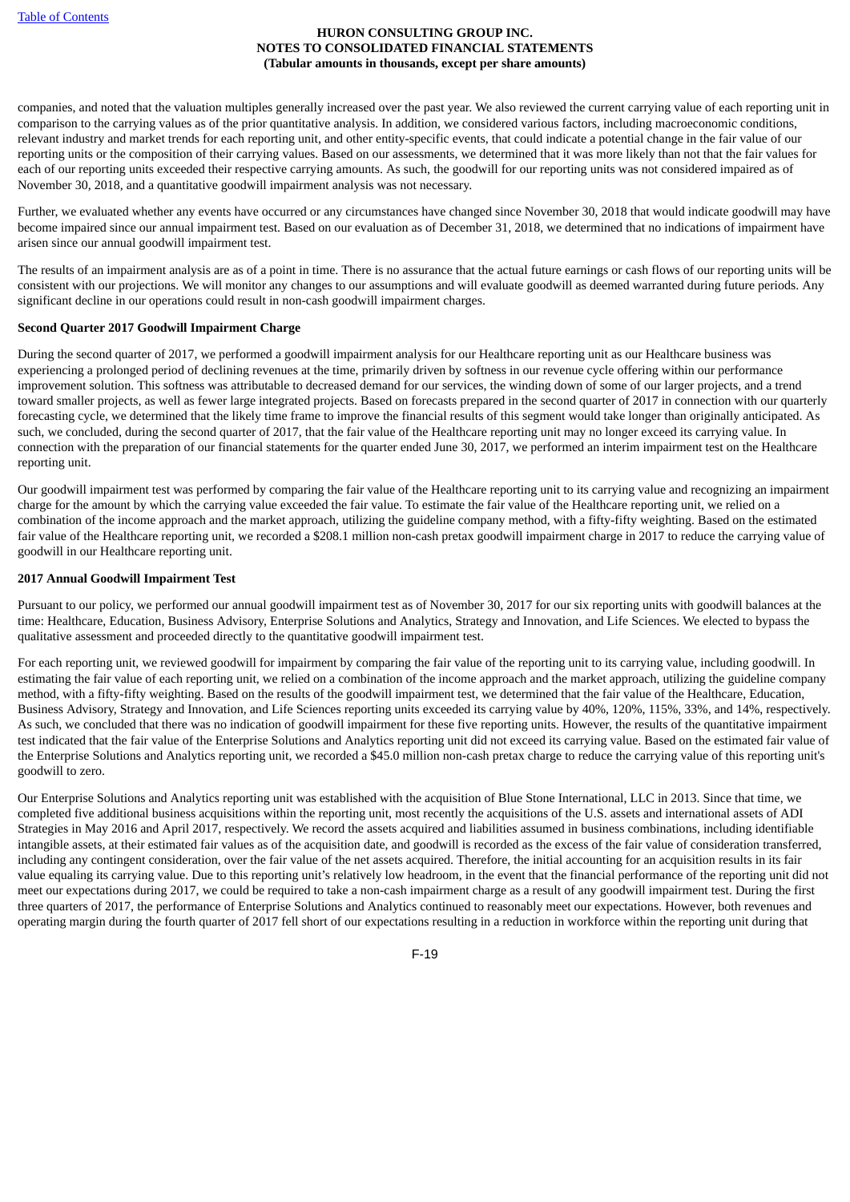companies, and noted that the valuation multiples generally increased over the past year. We also reviewed the current carrying value of each reporting unit in comparison to the carrying values as of the prior quantitative analysis. In addition, we considered various factors, including macroeconomic conditions, relevant industry and market trends for each reporting unit, and other entity-specific events, that could indicate a potential change in the fair value of our reporting units or the composition of their carrying values. Based on our assessments, we determined that it was more likely than not that the fair values for each of our reporting units exceeded their respective carrying amounts. As such, the goodwill for our reporting units was not considered impaired as of November 30, 2018, and a quantitative goodwill impairment analysis was not necessary.

Further, we evaluated whether any events have occurred or any circumstances have changed since November 30, 2018 that would indicate goodwill may have become impaired since our annual impairment test. Based on our evaluation as of December 31, 2018, we determined that no indications of impairment have arisen since our annual goodwill impairment test.

The results of an impairment analysis are as of a point in time. There is no assurance that the actual future earnings or cash flows of our reporting units will be consistent with our projections. We will monitor any changes to our assumptions and will evaluate goodwill as deemed warranted during future periods. Any significant decline in our operations could result in non-cash goodwill impairment charges.

**Second Quarter 2017 Goodwill Impairment Charge**

During the second quarter of 2017, we performed a goodwill impairment analysis for our Healthcare reporting unit as our Healthcare business was experiencing a prolonged period of declining revenues at the time, primarily driven by softness in our revenue cycle offering within our performance improvement solution. This softness was attributable to decreased demand for our services, the winding down of some of our larger projects, and a trend toward smaller projects, as well as fewer large integrated projects. Based on forecasts prepared in the second quarter of 2017 in connection with our quarterly forecasting cycle, we determined that the likely time frame to improve the financial results of this segment would take longer than originally anticipated. As such, we concluded, during the second quarter of 2017, that the fair value of the Healthcare reporting unit may no longer exceed its carrying value. In connection with the preparation of our financial statements for the quarter ended June 30, 2017, we performed an interim impairment test on the Healthcare reporting unit.

Our goodwill impairment test was performed by comparing the fair value of the Healthcare reporting unit to its carrying value and recognizing an impairment charge for the amount by which the carrying value exceeded the fair value. To estimate the fair value of the Healthcare reporting unit, we relied on a combination of the income approach and the market approach, utilizing the guideline company method, with a fifty-fifty weighting. Based on the estimated fair value of the Healthcare reporting unit, we recorded a $208.1 million non-cash pretax goodwill impairment charge in 2017 to reduce the carrying value of goodwill in our Healthcare reporting unit.

**2017 Annual Goodwill Impairment Test**

Pursuant to our policy, we performed our annual goodwill impairment test as of November 30, 2017 for our six reporting units with goodwill balances at the time: Healthcare, Education, Business Advisory, Enterprise Solutions and Analytics, Strategy and Innovation, and Life Sciences. We elected to bypass the qualitative assessment and proceeded directly to the quantitative goodwill impairment test.

For each reporting unit, we reviewed goodwill for impairment by comparing the fair value of the reporting unit to its carrying value, including goodwill. In estimating the fair value of each reporting unit, we relied on a combination of the income approach and the market approach, utilizing the guideline company method, with a fifty-fifty weighting. Based on the results of the goodwill impairment test, we determined that the fair value of the Healthcare, Education, Business Advisory, Strategy and Innovation, and Life Sciences reporting units exceeded its carrying value by 40%, 120%, 115%, 33%, and 14%, respectively. As such, we concluded that there was no indication of goodwill impairment for these five reporting units. However, the results of the quantitative impairment test indicated that the fair value of the Enterprise Solutions and Analytics reporting unit did not exceed its carrying value. Based on the estimated fair value of the Enterprise Solutions and Analytics reporting unit, we recorded a $45.0 million non-cash pretax charge to reduce the carrying value of this reporting unit's goodwill to zero.

Our Enterprise Solutions and Analytics reporting unit was established with the acquisition of Blue Stone International, LLC in 2013. Since that time, we completed five additional business acquisitions within the reporting unit, most recently the acquisitions of the U.S. assets and international assets of ADI Strategies in May 2016 and April 2017, respectively. We record the assets acquired and liabilities assumed in business combinations, including identifiable intangible assets, at their estimated fair values as of the acquisition date, and goodwill is recorded as the excess of the fair value of consideration transferred, including any contingent consideration, over the fair value of the net assets acquired. Therefore, the initial accounting for an acquisition results in its fair value equaling its carrying value. Due to this reporting unit's relatively low headroom, in the event that the financial performance of the reporting unit did not meet our expectations during 2017, we could be required to take a non-cash impairment charge as a result of any goodwill impairment test. During the first three quarters of 2017, the performance of Enterprise Solutions and Analytics continued to reasonably meet our expectations. However, both revenues and operating margin during the fourth quarter of 2017 fell short of our expectations resulting in a reduction in workforce within the reporting unit during that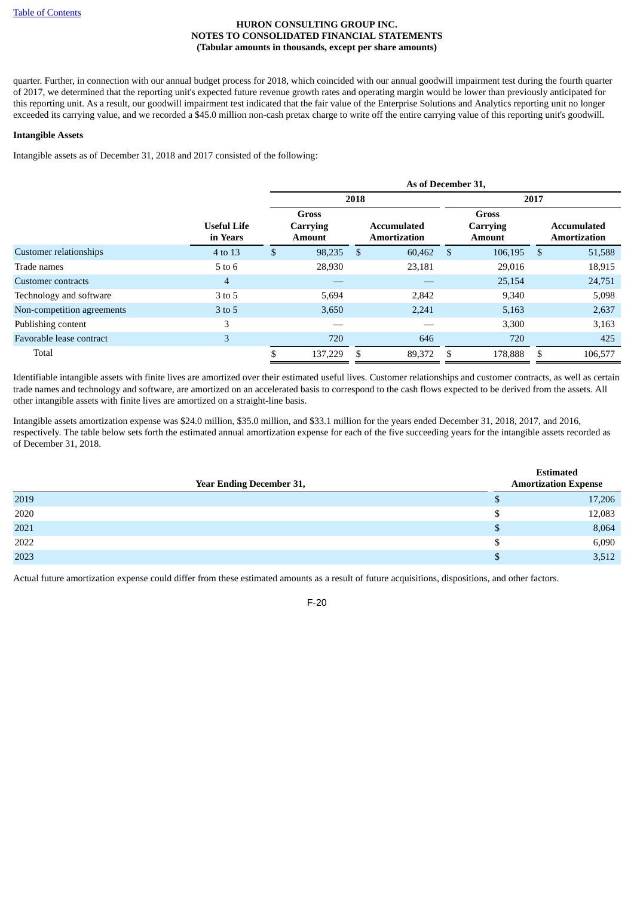quarter. Further, in connection with our annual budget process for 2018, which coincided with our annual goodwill impairment test during the fourth quarter of 2017, we determined that the reporting unit's expected future revenue growth rates and operating margin would be lower than previously anticipated for this reporting unit. As a result, our goodwill impairment test indicated that the fair value of the Enterprise Solutions and Analytics reporting unit no longer exceeded its carrying value, and we recorded a $45.0 million non-cash pretax charge to write off the entire carrying value of this reporting unit's goodwill.

**Intangible Assets**

Intangible assets as of December 31, 2018 and 2017 consisted of the following:

| | | As of December 31, | | | |
|---|---|---|---|---|---|
| | | 2018 | | 2017 | |
| | Useful Life in Years | Gross Carrying Amount | Accumulated Amortization | Gross Carrying Amount | Accumulated Amortization |
| Customer relationships | 4 to 13 | $ 98,235 | $ 60,462 | $ 106,195 | $ 51,588 |
| Trade names | 5 to 6 | 28,930 | 23,181 | 29,016 | 18,915 |
| Customer contracts | 4 | — | — | 25,154 | 24,751 |
| Technology and software | 3 to 5 | 5,694 | 2,842 | 9,340 | 5,098 |
| Non-competition agreements | 3 to 5 | 3,650 | 2,241 | 5,163 | 2,637 |
| Publishing content | 3 | — | — | 3,300 | 3,163 |
| Favorable lease contract | 3 | 720 | 646 | 720 | 425 |
| Total | | $ 137,229 | $ 89,372 | $ 178,888 | $ 106,577 |

Identifiable intangible assets with finite lives are amortized over their estimated useful lives. Customer relationships and customer contracts, as well as certain trade names and technology and software, are amortized on an accelerated basis to correspond to the cash flows expected to be derived from the assets. All other intangible assets with finite lives are amortized on a straight-line basis.

Intangible assets amortization expense was $24.0 million, $35.0 million, and $33.1 million for the years ended December 31, 2018, 2017, and 2016, respectively. The table below sets forth the estimated annual amortization expense for each of the five succeeding years for the intangible assets recorded as of December 31, 2018.

| Year Ending December 31, | Estimated Amortization Expense |
|---|---|
| 2019 | $ 17,206 |
| 2020 | $ 12,083 |
| 2021 | $ 8,064 |
| 2022 | $ 6,090 |
| 2023 | $ 3,512 |

Actual future amortization expense could differ from these estimated amounts as a result of future acquisitions, dispositions, and other factors.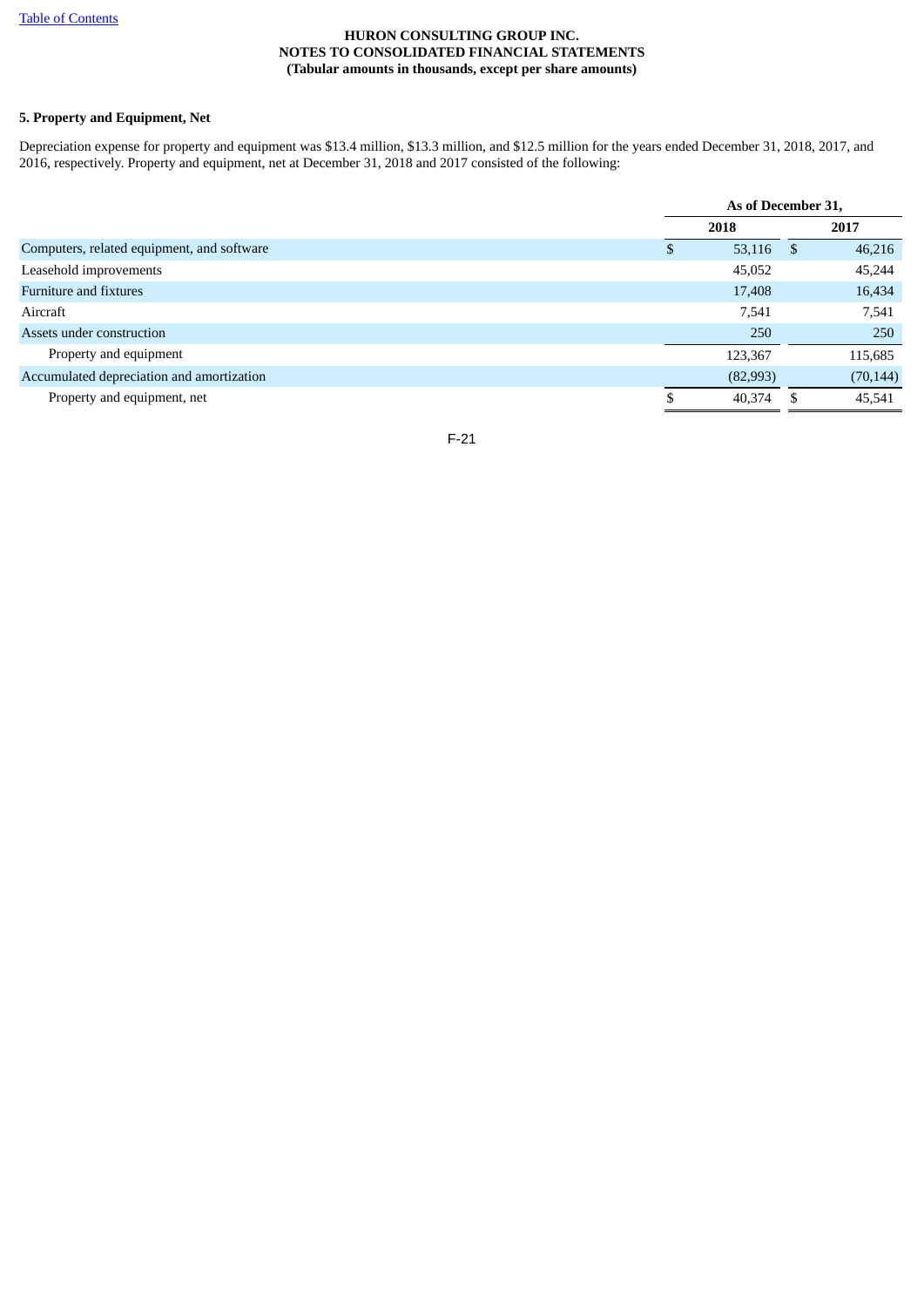**HURON CONSULTING GROUP INC.**
**NOTES TO CONSOLIDATED FINANCIAL STATEMENTS**
**(Tabular amounts in thousands, except per share amounts)**

## 5. Property and Equipment, Net

Depreciation expense for property and equipment was $13.4 million, $13.3 million, and $12.5 million for the years ended December 31, 2018, 2017, and 2016, respectively. Property and equipment, net at December 31, 2018 and 2017 consisted of the following:

| | As of December 31, | |
|---|---|---|
| | 2018 | 2017 |
| Computers, related equipment, and software | $ 53,116 | $ 46,216 |
| Leasehold improvements | 45,052 | 45,244 |
| Furniture and fixtures | 17,408 | 16,434 |
| Aircraft | 7,541 | 7,541 |
| Assets under construction | 250 | 250 |
| Property and equipment | 123,367 | 115,685 |
| Accumulated depreciation and amortization | (82,993) | (70,144) |
| Property and equipment, net | $ 40,374 | $ 45,541 |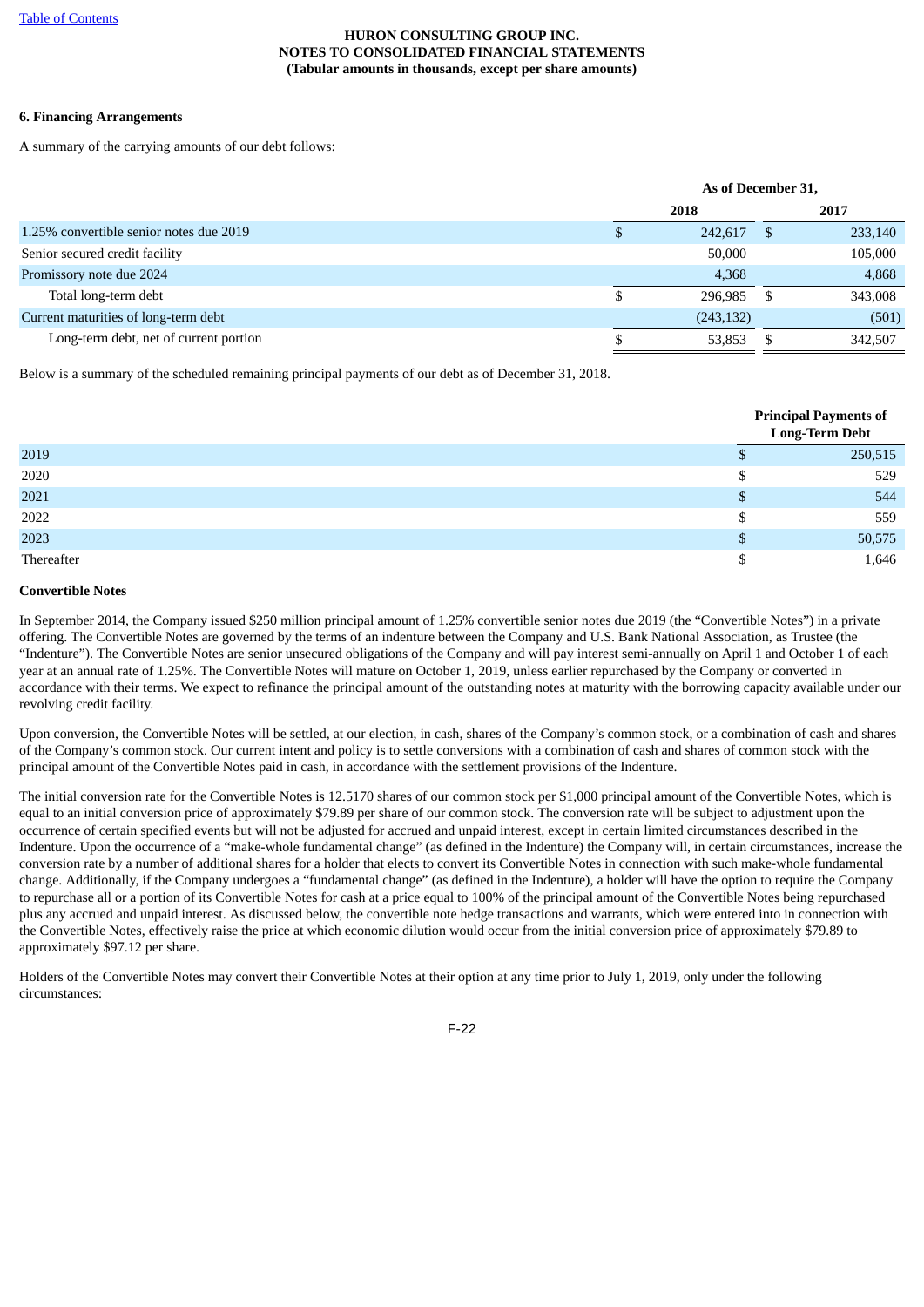HURON CONSULTING GROUP INC.
NOTES TO CONSOLIDATED FINANCIAL STATEMENTS
(Tabular amounts in thousands, except per share amounts)

**6. Financing Arrangements**

A summary of the carrying amounts of our debt follows:

| | As of December 31, | |
|---|---|---|
| | 2018 | 2017 |
| 1.25% convertible senior notes due 2019 | $ 242,617 | $ 233,140 |
| Senior secured credit facility | 50,000 | 105,000 |
| Promissory note due 2024 | 4,368 | 4,868 |
| Total long-term debt | $ 296,985 | $ 343,008 |
| Current maturities of long-term debt | (243,132) | (501) |
| Long-term debt, net of current portion | $ 53,853 | $ 342,507 |

Below is a summary of the scheduled remaining principal payments of our debt as of December 31, 2018.

| | Principal Payments of Long-Term Debt |
|---|---|
| 2019 | $ 250,515 |
| 2020 | $ 529 |
| 2021 | $ 544 |
| 2022 | $ 559 |
| 2023 | $ 50,575 |
| Thereafter | $ 1,646 |

**Convertible Notes**

In September 2014, the Company issued $250 million principal amount of 1.25% convertible senior notes due 2019 (the "Convertible Notes") in a private offering. The Convertible Notes are governed by the terms of an indenture between the Company and U.S. Bank National Association, as Trustee (the "Indenture"). The Convertible Notes are senior unsecured obligations of the Company and will pay interest semi-annually on April 1 and October 1 of each year at an annual rate of 1.25%. The Convertible Notes will mature on October 1, 2019, unless earlier repurchased by the Company or converted in accordance with their terms. We expect to refinance the principal amount of the outstanding notes at maturity with the borrowing capacity available under our revolving credit facility.

Upon conversion, the Convertible Notes will be settled, at our election, in cash, shares of the Company's common stock, or a combination of cash and shares of the Company's common stock. Our current intent and policy is to settle conversions with a combination of cash and shares of common stock with the principal amount of the Convertible Notes paid in cash, in accordance with the settlement provisions of the Indenture.

The initial conversion rate for the Convertible Notes is 12.5170 shares of our common stock per $1,000 principal amount of the Convertible Notes, which is equal to an initial conversion price of approximately $79.89 per share of our common stock. The conversion rate will be subject to adjustment upon the occurrence of certain specified events but will not be adjusted for accrued and unpaid interest, except in certain limited circumstances described in the Indenture. Upon the occurrence of a "make-whole fundamental change" (as defined in the Indenture) the Company will, in certain circumstances, increase the conversion rate by a number of additional shares for a holder that elects to convert its Convertible Notes in connection with such make-whole fundamental change. Additionally, if the Company undergoes a "fundamental change" (as defined in the Indenture), a holder will have the option to require the Company to repurchase all or a portion of its Convertible Notes for cash at a price equal to 100% of the principal amount of the Convertible Notes being repurchased plus any accrued and unpaid interest. As discussed below, the convertible note hedge transactions and warrants, which were entered into in connection with the Convertible Notes, effectively raise the price at which economic dilution would occur from the initial conversion price of approximately $79.89 to approximately $97.12 per share.

Holders of the Convertible Notes may convert their Convertible Notes at their option at any time prior to July 1, 2019, only under the following circumstances: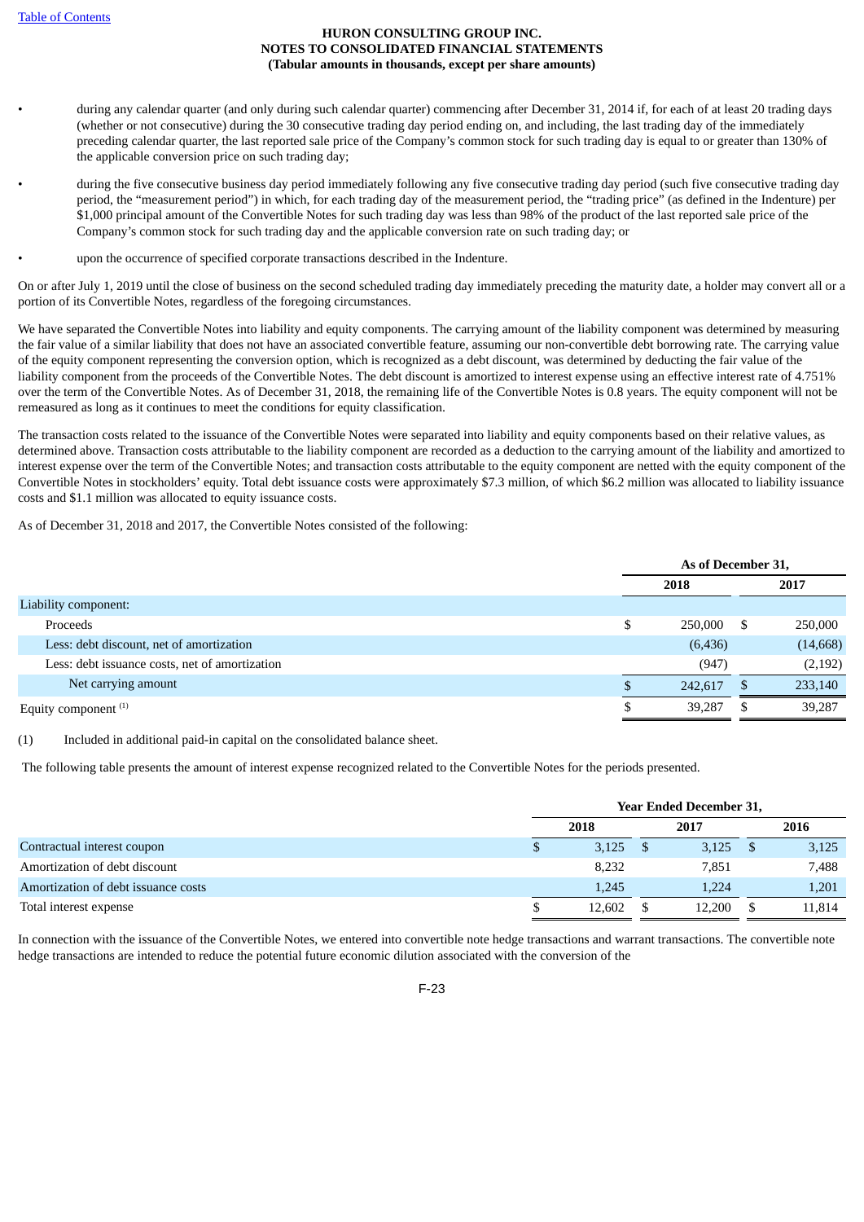- during any calendar quarter (and only during such calendar quarter) commencing after December 31, 2014 if, for each of at least 20 trading days (whether or not consecutive) during the 30 consecutive trading day period ending on, and including, the last trading day of the immediately preceding calendar quarter, the last reported sale price of the Company's common stock for such trading day is equal to or greater than 130% of the applicable conversion price on such trading day;
- during the five consecutive business day period immediately following any five consecutive trading day period (such five consecutive trading day period, the "measurement period") in which, for each trading day of the measurement period, the "trading price" (as defined in the Indenture) per $1,000 principal amount of the Convertible Notes for such trading day was less than 98% of the product of the last reported sale price of the Company's common stock for such trading day and the applicable conversion rate on such trading day; or
- upon the occurrence of specified corporate transactions described in the Indenture.

On or after July 1, 2019 until the close of business on the second scheduled trading day immediately preceding the maturity date, a holder may convert all or a portion of its Convertible Notes, regardless of the foregoing circumstances.

We have separated the Convertible Notes into liability and equity components. The carrying amount of the liability component was determined by measuring the fair value of a similar liability that does not have an associated convertible feature, assuming our non-convertible debt borrowing rate. The carrying value of the equity component representing the conversion option, which is recognized as a debt discount, was determined by deducting the fair value of the liability component from the proceeds of the Convertible Notes. The debt discount is amortized to interest expense using an effective interest rate of 4.751% over the term of the Convertible Notes. As of December 31, 2018, the remaining life of the Convertible Notes is 0.8 years. The equity component will not be remeasured as long as it continues to meet the conditions for equity classification.

The transaction costs related to the issuance of the Convertible Notes were separated into liability and equity components based on their relative values, as determined above. Transaction costs attributable to the liability component are recorded as a deduction to the carrying amount of the liability and amortized to interest expense over the term of the Convertible Notes; and transaction costs attributable to the equity component are netted with the equity component of the Convertible Notes in stockholders' equity. Total debt issuance costs were approximately $7.3 million, of which $6.2 million was allocated to liability issuance costs and $1.1 million was allocated to equity issuance costs.

As of December 31, 2018 and 2017, the Convertible Notes consisted of the following:

| | As of December 31, | |
|---|---|---|
| | 2018 | 2017 |
| Liability component: | | |
| Proceeds | $ 250,000 | $ 250,000 |
| Less: debt discount, net of amortization | (6,436) | (14,668) |
| Less: debt issuance costs, net of amortization | (947) | (2,192) |
| Net carrying amount | $ 242,617 | $ 233,140 |
| Equity component [(1)] | $ 39,287 | $ 39,287 |

(1) Included in additional paid-in capital on the consolidated balance sheet.

The following table presents the amount of interest expense recognized related to the Convertible Notes for the periods presented.

| | Year Ended December 31, | | |
|---|---|---|---|
| | 2018 | 2017 | 2016 |
| Contractual interest coupon | $ 3,125 | $ 3,125 | $ 3,125 |
| Amortization of debt discount | 8,232 | 7,851 | 7,488 |
| Amortization of debt issuance costs | 1,245 | 1,224 | 1,201 |
| Total interest expense | $ 12,602 | $ 12,200 | $ 11,814 |

In connection with the issuance of the Convertible Notes, we entered into convertible note hedge transactions and warrant transactions. The convertible note hedge transactions are intended to reduce the potential future economic dilution associated with the conversion of the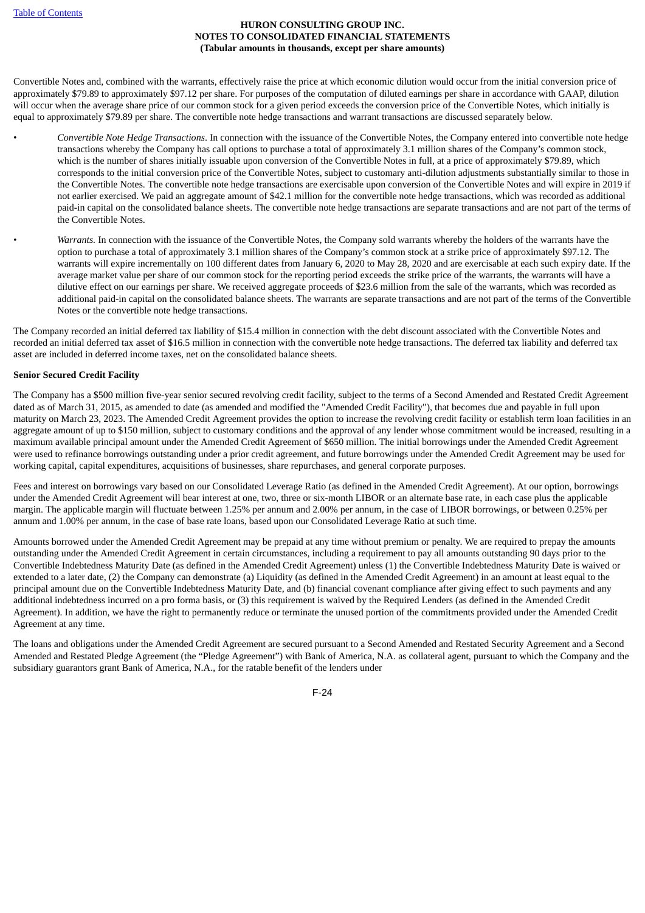Convertible Notes and, combined with the warrants, effectively raise the price at which economic dilution would occur from the initial conversion price of approximately $79.89 to approximately $97.12 per share. For purposes of the computation of diluted earnings per share in accordance with GAAP, dilution will occur when the average share price of our common stock for a given period exceeds the conversion price of the Convertible Notes, which initially is equal to approximately $79.89 per share. The convertible note hedge transactions and warrant transactions are discussed separately below.

- *Convertible Note Hedge Transactions*. In connection with the issuance of the Convertible Notes, the Company entered into convertible note hedge transactions whereby the Company has call options to purchase a total of approximately 3.1 million shares of the Company's common stock, which is the number of shares initially issuable upon conversion of the Convertible Notes in full, at a price of approximately $79.89, which corresponds to the initial conversion price of the Convertible Notes, subject to customary anti-dilution adjustments substantially similar to those in the Convertible Notes. The convertible note hedge transactions are exercisable upon conversion of the Convertible Notes and will expire in 2019 if not earlier exercised. We paid an aggregate amount of $42.1 million for the convertible note hedge transactions, which was recorded as additional paid-in capital on the consolidated balance sheets. The convertible note hedge transactions are separate transactions and are not part of the terms of the Convertible Notes.

- *Warrants.* In connection with the issuance of the Convertible Notes, the Company sold warrants whereby the holders of the warrants have the option to purchase a total of approximately 3.1 million shares of the Company's common stock at a strike price of approximately $97.12. The warrants will expire incrementally on 100 different dates from January 6, 2020 to May 28, 2020 and are exercisable at each such expiry date. If the average market value per share of our common stock for the reporting period exceeds the strike price of the warrants, the warrants will have a dilutive effect on our earnings per share. We received aggregate proceeds of $23.6 million from the sale of the warrants, which was recorded as additional paid-in capital on the consolidated balance sheets. The warrants are separate transactions and are not part of the terms of the Convertible Notes or the convertible note hedge transactions.

The Company recorded an initial deferred tax liability of $15.4 million in connection with the debt discount associated with the Convertible Notes and recorded an initial deferred tax asset of $16.5 million in connection with the convertible note hedge transactions. The deferred tax liability and deferred tax asset are included in deferred income taxes, net on the consolidated balance sheets.

**Senior Secured Credit Facility**

The Company has a $500 million five-year senior secured revolving credit facility, subject to the terms of a Second Amended and Restated Credit Agreement dated as of March 31, 2015, as amended to date (as amended and modified the "Amended Credit Facility"), that becomes due and payable in full upon maturity on March 23, 2023. The Amended Credit Agreement provides the option to increase the revolving credit facility or establish term loan facilities in an aggregate amount of up to $150 million, subject to customary conditions and the approval of any lender whose commitment would be increased, resulting in a maximum available principal amount under the Amended Credit Agreement of $650 million. The initial borrowings under the Amended Credit Agreement were used to refinance borrowings outstanding under a prior credit agreement, and future borrowings under the Amended Credit Agreement may be used for working capital, capital expenditures, acquisitions of businesses, share repurchases, and general corporate purposes.

Fees and interest on borrowings vary based on our Consolidated Leverage Ratio (as defined in the Amended Credit Agreement). At our option, borrowings under the Amended Credit Agreement will bear interest at one, two, three or six-month LIBOR or an alternate base rate, in each case plus the applicable margin. The applicable margin will fluctuate between 1.25% per annum and 2.00% per annum, in the case of LIBOR borrowings, or between 0.25% per annum and 1.00% per annum, in the case of base rate loans, based upon our Consolidated Leverage Ratio at such time.

Amounts borrowed under the Amended Credit Agreement may be prepaid at any time without premium or penalty. We are required to prepay the amounts outstanding under the Amended Credit Agreement in certain circumstances, including a requirement to pay all amounts outstanding 90 days prior to the Convertible Indebtedness Maturity Date (as defined in the Amended Credit Agreement) unless (1) the Convertible Indebtedness Maturity Date is waived or extended to a later date, (2) the Company can demonstrate (a) Liquidity (as defined in the Amended Credit Agreement) in an amount at least equal to the principal amount due on the Convertible Indebtedness Maturity Date, and (b) financial covenant compliance after giving effect to such payments and any additional indebtedness incurred on a pro forma basis, or (3) this requirement is waived by the Required Lenders (as defined in the Amended Credit Agreement). In addition, we have the right to permanently reduce or terminate the unused portion of the commitments provided under the Amended Credit Agreement at any time.

The loans and obligations under the Amended Credit Agreement are secured pursuant to a Second Amended and Restated Security Agreement and a Second Amended and Restated Pledge Agreement (the "Pledge Agreement") with Bank of America, N.A. as collateral agent, pursuant to which the Company and the subsidiary guarantors grant Bank of America, N.A., for the ratable benefit of the lenders under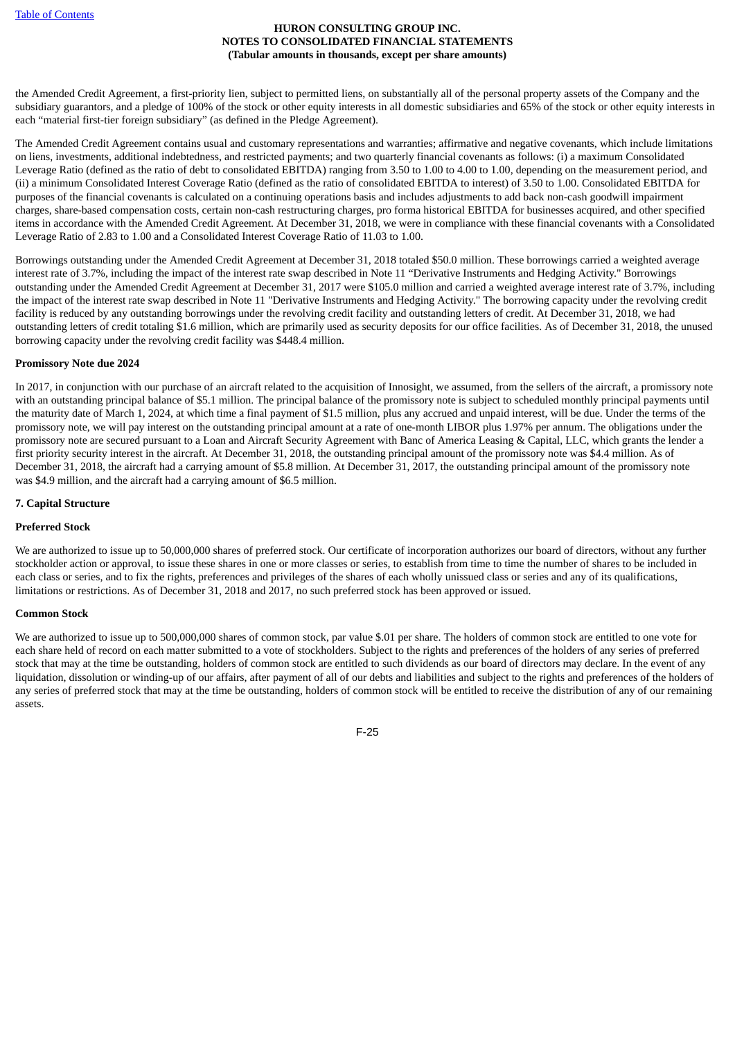the Amended Credit Agreement, a first-priority lien, subject to permitted liens, on substantially all of the personal property assets of the Company and the subsidiary guarantors, and a pledge of 100% of the stock or other equity interests in all domestic subsidiaries and 65% of the stock or other equity interests in each "material first-tier foreign subsidiary" (as defined in the Pledge Agreement).

The Amended Credit Agreement contains usual and customary representations and warranties; affirmative and negative covenants, which include limitations on liens, investments, additional indebtedness, and restricted payments; and two quarterly financial covenants as follows: (i) a maximum Consolidated Leverage Ratio (defined as the ratio of debt to consolidated EBITDA) ranging from 3.50 to 1.00 to 4.00 to 1.00, depending on the measurement period, and (ii) a minimum Consolidated Interest Coverage Ratio (defined as the ratio of consolidated EBITDA to interest) of 3.50 to 1.00. Consolidated EBITDA for purposes of the financial covenants is calculated on a continuing operations basis and includes adjustments to add back non-cash goodwill impairment charges, share-based compensation costs, certain non-cash restructuring charges, pro forma historical EBITDA for businesses acquired, and other specified items in accordance with the Amended Credit Agreement. At December 31, 2018, we were in compliance with these financial covenants with a Consolidated Leverage Ratio of 2.83 to 1.00 and a Consolidated Interest Coverage Ratio of 11.03 to 1.00.

Borrowings outstanding under the Amended Credit Agreement at December 31, 2018 totaled $50.0 million. These borrowings carried a weighted average interest rate of 3.7%, including the impact of the interest rate swap described in Note 11 "Derivative Instruments and Hedging Activity." Borrowings outstanding under the Amended Credit Agreement at December 31, 2017 were $105.0 million and carried a weighted average interest rate of 3.7%, including the impact of the interest rate swap described in Note 11 "Derivative Instruments and Hedging Activity." The borrowing capacity under the revolving credit facility is reduced by any outstanding borrowings under the revolving credit facility and outstanding letters of credit. At December 31, 2018, we had outstanding letters of credit totaling $1.6 million, which are primarily used as security deposits for our office facilities. As of December 31, 2018, the unused borrowing capacity under the revolving credit facility was $448.4 million.

**Promissory Note due 2024**

In 2017, in conjunction with our purchase of an aircraft related to the acquisition of Innosight, we assumed, from the sellers of the aircraft, a promissory note with an outstanding principal balance of $5.1 million. The principal balance of the promissory note is subject to scheduled monthly principal payments until the maturity date of March 1, 2024, at which time a final payment of $1.5 million, plus any accrued and unpaid interest, will be due. Under the terms of the promissory note, we will pay interest on the outstanding principal amount at a rate of one-month LIBOR plus 1.97% per annum. The obligations under the promissory note are secured pursuant to a Loan and Aircraft Security Agreement with Banc of America Leasing & Capital, LLC, which grants the lender a first priority security interest in the aircraft. At December 31, 2018, the outstanding principal amount of the promissory note was $4.4 million. As of December 31, 2018, the aircraft had a carrying amount of $5.8 million. At December 31, 2017, the outstanding principal amount of the promissory note was $4.9 million, and the aircraft had a carrying amount of $6.5 million.

## 7. Capital Structure

**Preferred Stock**

We are authorized to issue up to 50,000,000 shares of preferred stock. Our certificate of incorporation authorizes our board of directors, without any further stockholder action or approval, to issue these shares in one or more classes or series, to establish from time to time the number of shares to be included in each class or series, and to fix the rights, preferences and privileges of the shares of each wholly unissued class or series and any of its qualifications, limitations or restrictions. As of December 31, 2018 and 2017, no such preferred stock has been approved or issued.

**Common Stock**

We are authorized to issue up to 500,000,000 shares of common stock, par value $.01 per share. The holders of common stock are entitled to one vote for each share held of record on each matter submitted to a vote of stockholders. Subject to the rights and preferences of the holders of any series of preferred stock that may at the time be outstanding, holders of common stock are entitled to such dividends as our board of directors may declare. In the event of any liquidation, dissolution or winding-up of our affairs, after payment of all of our debts and liabilities and subject to the rights and preferences of the holders of any series of preferred stock that may at the time be outstanding, holders of common stock will be entitled to receive the distribution of any of our remaining assets.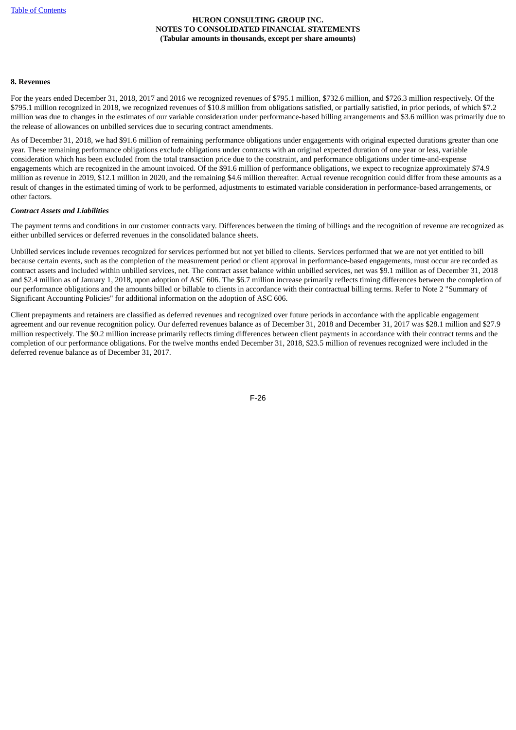#### 8. Revenues

For the years ended December 31, 2018, 2017 and 2016 we recognized revenues of $795.1 million, $732.6 million, and $726.3 million respectively. Of the $795.1 million recognized in 2018, we recognized revenues of $10.8 million from obligations satisfied, or partially satisfied, in prior periods, of which $7.2 million was due to changes in the estimates of our variable consideration under performance-based billing arrangements and $3.6 million was primarily due to the release of allowances on unbilled services due to securing contract amendments.

As of December 31, 2018, we had $91.6 million of remaining performance obligations under engagements with original expected durations greater than one year. These remaining performance obligations exclude obligations under contracts with an original expected duration of one year or less, variable consideration which has been excluded from the total transaction price due to the constraint, and performance obligations under time-and-expense engagements which are recognized in the amount invoiced. Of the $91.6 million of performance obligations, we expect to recognize approximately $74.9 million as revenue in 2019, $12.1 million in 2020, and the remaining $4.6 million thereafter. Actual revenue recognition could differ from these amounts as a result of changes in the estimated timing of work to be performed, adjustments to estimated variable consideration in performance-based arrangements, or other factors.

***Contract Assets and Liabilities***

The payment terms and conditions in our customer contracts vary. Differences between the timing of billings and the recognition of revenue are recognized as either unbilled services or deferred revenues in the consolidated balance sheets.

Unbilled services include revenues recognized for services performed but not yet billed to clients. Services performed that we are not yet entitled to bill because certain events, such as the completion of the measurement period or client approval in performance-based engagements, must occur are recorded as contract assets and included within unbilled services, net. The contract asset balance within unbilled services, net was $9.1 million as of December 31, 2018 and $2.4 million as of January 1, 2018, upon adoption of ASC 606. The $6.7 million increase primarily reflects timing differences between the completion of our performance obligations and the amounts billed or billable to clients in accordance with their contractual billing terms. Refer to Note 2 "Summary of Significant Accounting Policies" for additional information on the adoption of ASC 606.

Client prepayments and retainers are classified as deferred revenues and recognized over future periods in accordance with the applicable engagement agreement and our revenue recognition policy. Our deferred revenues balance as of December 31, 2018 and December 31, 2017 was $28.1 million and $27.9 million respectively. The $0.2 million increase primarily reflects timing differences between client payments in accordance with their contract terms and the completion of our performance obligations. For the twelve months ended December 31, 2018, $23.5 million of revenues recognized were included in the deferred revenue balance as of December 31, 2017.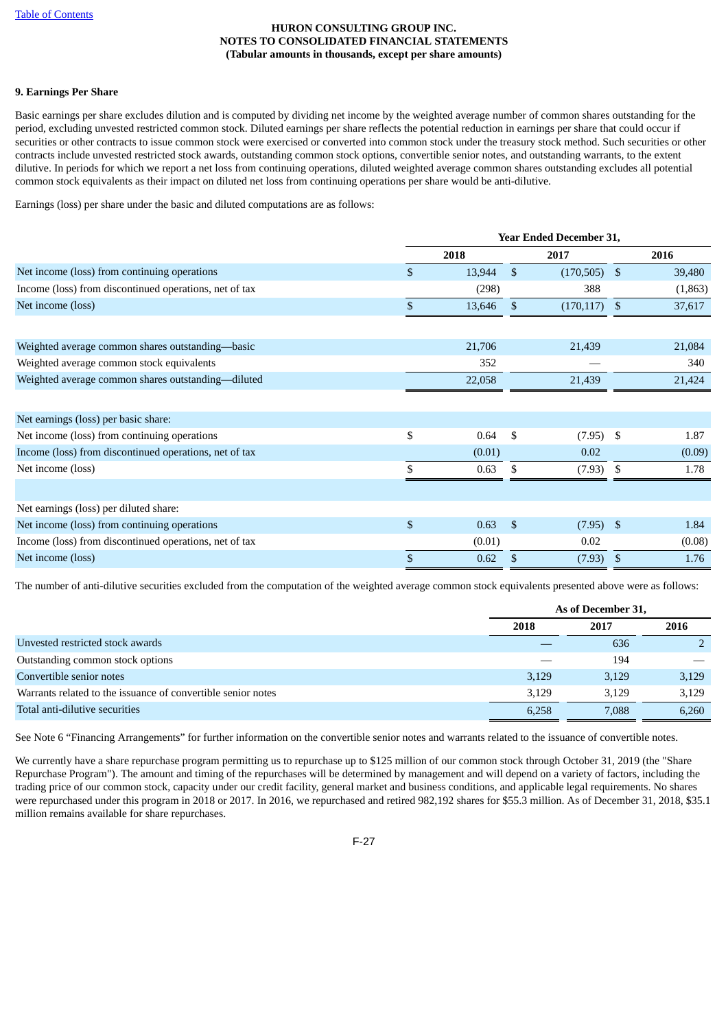HURON CONSULTING GROUP INC.
NOTES TO CONSOLIDATED FINANCIAL STATEMENTS
(Tabular amounts in thousands, except per share amounts)

### 9. Earnings Per Share

Basic earnings per share excludes dilution and is computed by dividing net income by the weighted average number of common shares outstanding for the period, excluding unvested restricted common stock. Diluted earnings per share reflects the potential reduction in earnings per share that could occur if securities or other contracts to issue common stock were exercised or converted into common stock under the treasury stock method. Such securities or other contracts include unvested restricted stock awards, outstanding common stock options, convertible senior notes, and outstanding warrants, to the extent dilutive. In periods for which we report a net loss from continuing operations, diluted weighted average common shares outstanding excludes all potential common stock equivalents as their impact on diluted net loss from continuing operations per share would be anti-dilutive.

Earnings (loss) per share under the basic and diluted computations are as follows:

| | Year Ended December 31, | | |
|---|---|---|---|
| | 2018 | 2017 | 2016 |
| Net income (loss) from continuing operations | $ 13,944 | $ (170,505) | $ 39,480 |
| Income (loss) from discontinued operations, net of tax | (298) | 388 | (1,863) |
| Net income (loss) | $ 13,646 | $ (170,117) | $ 37,617 |
| | | | |
| Weighted average common shares outstanding—basic | 21,706 | 21,439 | 21,084 |
| Weighted average common stock equivalents | 352 | — | 340 |
| Weighted average common shares outstanding—diluted | 22,058 | 21,439 | 21,424 |
| | | | |
| Net earnings (loss) per basic share: | | | |
| Net income (loss) from continuing operations | $ 0.64 | $ (7.95) | $ 1.87 |
| Income (loss) from discontinued operations, net of tax | (0.01) | 0.02 | (0.09) |
| Net income (loss) | $ 0.63 | $ (7.93) | $ 1.78 |
| | | | |
| Net earnings (loss) per diluted share: | | | |
| Net income (loss) from continuing operations | $ 0.63 | $ (7.95) | $ 1.84 |
| Income (loss) from discontinued operations, net of tax | (0.01) | 0.02 | (0.08) |
| Net income (loss) | $ 0.62 | $ (7.93) | $ 1.76 |

The number of anti-dilutive securities excluded from the computation of the weighted average common stock equivalents presented above were as follows:

| | As of December 31, | | |
|---|---|---|---|
| | 2018 | 2017 | 2016 |
| Unvested restricted stock awards | — | 636 | 2 |
| Outstanding common stock options | — | 194 | — |
| Convertible senior notes | 3,129 | 3,129 | 3,129 |
| Warrants related to the issuance of convertible senior notes | 3,129 | 3,129 | 3,129 |
| Total anti-dilutive securities | 6,258 | 7,088 | 6,260 |

See Note 6 "Financing Arrangements" for further information on the convertible senior notes and warrants related to the issuance of convertible notes.

We currently have a share repurchase program permitting us to repurchase up to $125 million of our common stock through October 31, 2019 (the "Share Repurchase Program"). The amount and timing of the repurchases will be determined by management and will depend on a variety of factors, including the trading price of our common stock, capacity under our credit facility, general market and business conditions, and applicable legal requirements. No shares were repurchased under this program in 2018 or 2017. In 2016, we repurchased and retired 982,192 shares for $55.3 million. As of December 31, 2018, $35.1 million remains available for share repurchases.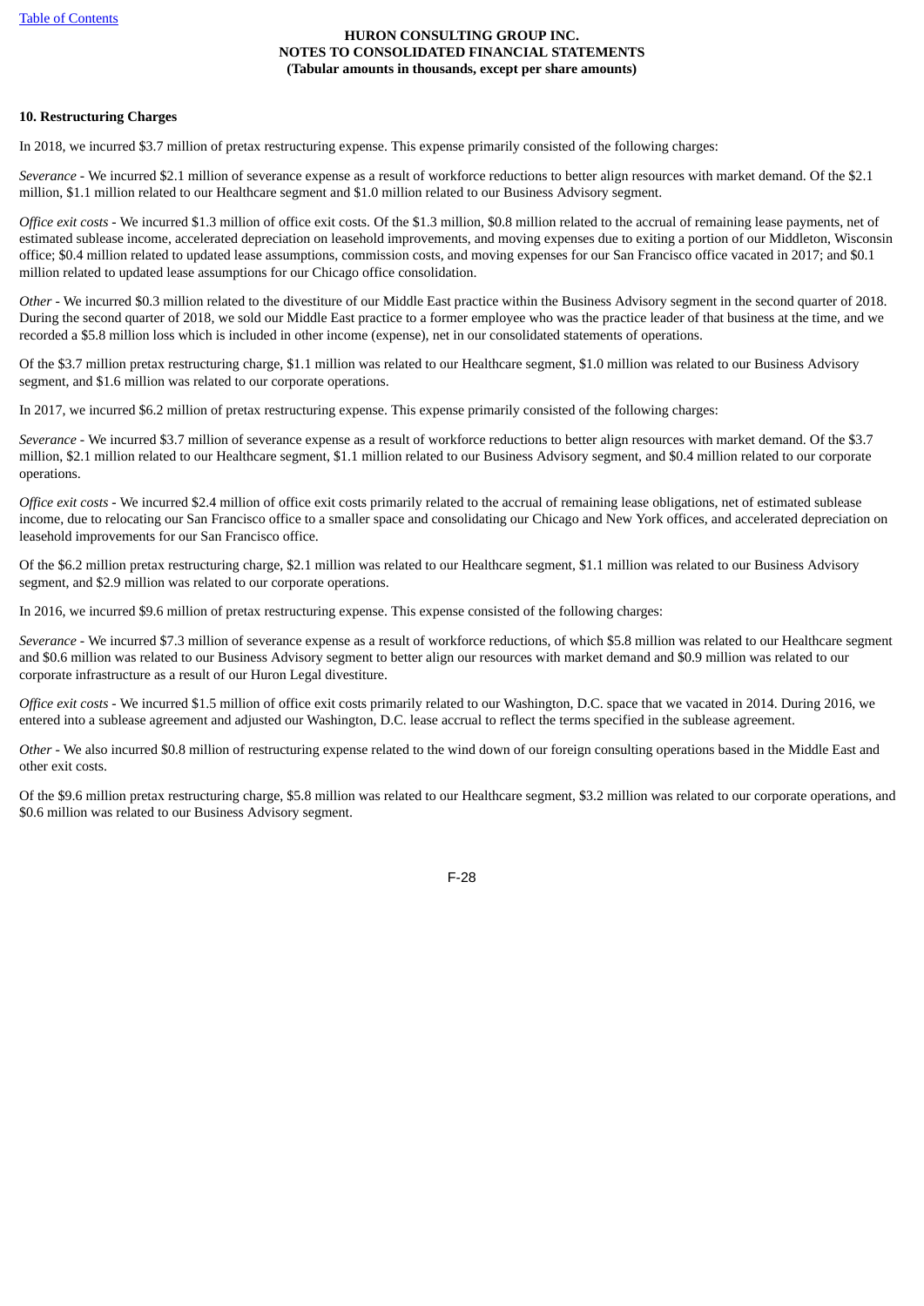**HURON CONSULTING GROUP INC.**
**NOTES TO CONSOLIDATED FINANCIAL STATEMENTS**
**(Tabular amounts in thousands, except per share amounts)**

**10. Restructuring Charges**

In 2018, we incurred $3.7 million of pretax restructuring expense. This expense primarily consisted of the following charges:

*Severance* - We incurred $2.1 million of severance expense as a result of workforce reductions to better align resources with market demand. Of the $2.1 million, $1.1 million related to our Healthcare segment and $1.0 million related to our Business Advisory segment.

*Office exit costs* - We incurred $1.3 million of office exit costs. Of the $1.3 million, $0.8 million related to the accrual of remaining lease payments, net of estimated sublease income, accelerated depreciation on leasehold improvements, and moving expenses due to exiting a portion of our Middleton, Wisconsin office; $0.4 million related to updated lease assumptions, commission costs, and moving expenses for our San Francisco office vacated in 2017; and $0.1 million related to updated lease assumptions for our Chicago office consolidation.

*Other* - We incurred $0.3 million related to the divestiture of our Middle East practice within the Business Advisory segment in the second quarter of 2018. During the second quarter of 2018, we sold our Middle East practice to a former employee who was the practice leader of that business at the time, and we recorded a $5.8 million loss which is included in other income (expense), net in our consolidated statements of operations.

Of the $3.7 million pretax restructuring charge, $1.1 million was related to our Healthcare segment, $1.0 million was related to our Business Advisory segment, and $1.6 million was related to our corporate operations.

In 2017, we incurred $6.2 million of pretax restructuring expense. This expense primarily consisted of the following charges:

*Severance* - We incurred $3.7 million of severance expense as a result of workforce reductions to better align resources with market demand. Of the $3.7 million, $2.1 million related to our Healthcare segment, $1.1 million related to our Business Advisory segment, and $0.4 million related to our corporate operations.

*Office exit costs* - We incurred $2.4 million of office exit costs primarily related to the accrual of remaining lease obligations, net of estimated sublease income, due to relocating our San Francisco office to a smaller space and consolidating our Chicago and New York offices, and accelerated depreciation on leasehold improvements for our San Francisco office.

Of the $6.2 million pretax restructuring charge, $2.1 million was related to our Healthcare segment, $1.1 million was related to our Business Advisory segment, and $2.9 million was related to our corporate operations.

In 2016, we incurred $9.6 million of pretax restructuring expense. This expense consisted of the following charges:

*Severance* - We incurred $7.3 million of severance expense as a result of workforce reductions, of which $5.8 million was related to our Healthcare segment and $0.6 million was related to our Business Advisory segment to better align our resources with market demand and $0.9 million was related to our corporate infrastructure as a result of our Huron Legal divestiture.

*Office exit costs* - We incurred $1.5 million of office exit costs primarily related to our Washington, D.C. space that we vacated in 2014. During 2016, we entered into a sublease agreement and adjusted our Washington, D.C. lease accrual to reflect the terms specified in the sublease agreement.

*Other* - We also incurred $0.8 million of restructuring expense related to the wind down of our foreign consulting operations based in the Middle East and other exit costs.

Of the $9.6 million pretax restructuring charge, $5.8 million was related to our Healthcare segment, $3.2 million was related to our corporate operations, and $0.6 million was related to our Business Advisory segment.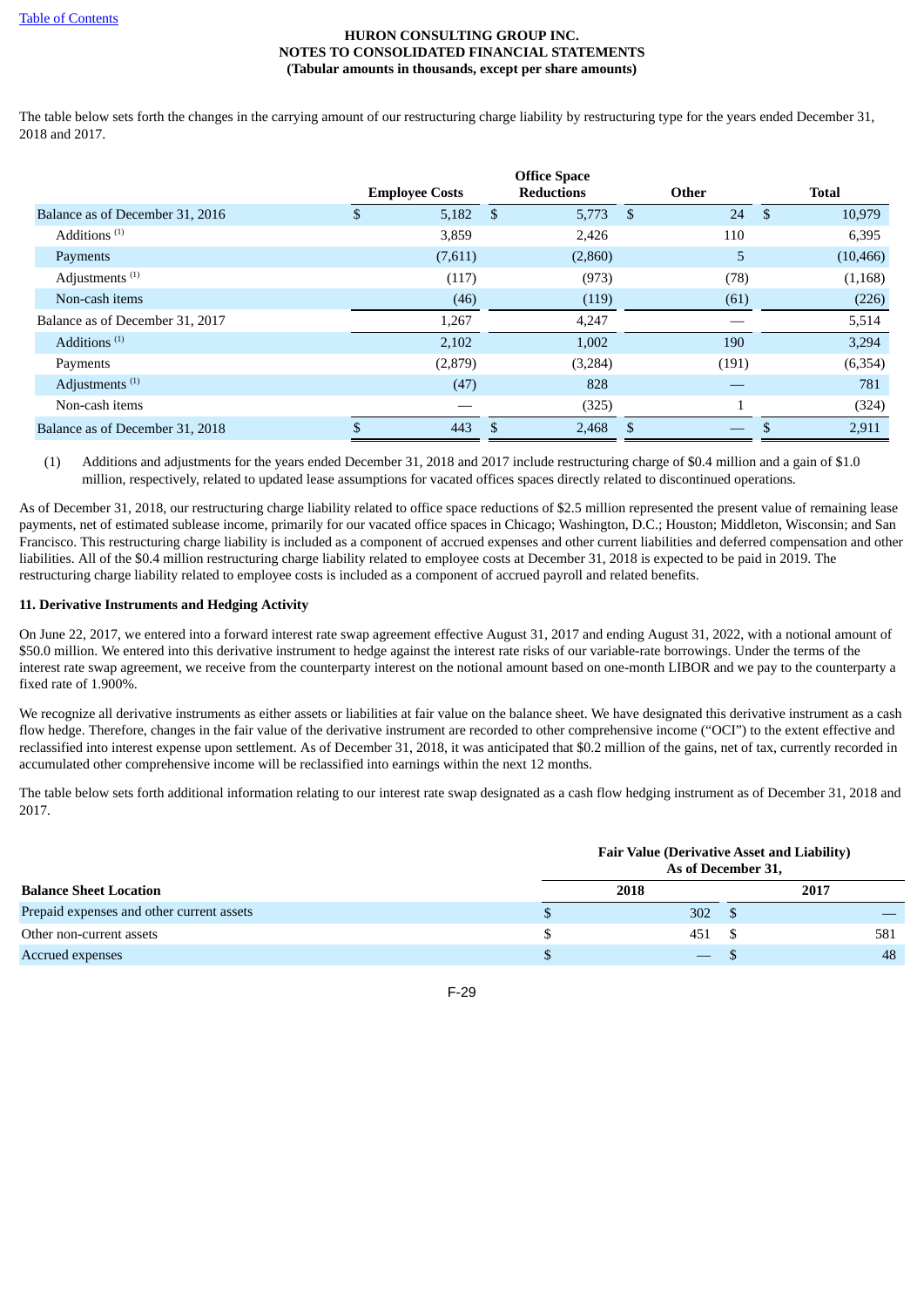The table below sets forth the changes in the carrying amount of our restructuring charge liability by restructuring type for the years ended December 31, 2018 and 2017.

| | Employee Costs | Office Space Reductions | Other | Total |
|---|---|---|---|---|
| Balance as of December 31, 2016 | $ 5,182 | $ 5,773 | $ 24 | $ 10,979 |
| Additions [1] | 3,859 | 2,426 | 110 | 6,395 |
| Payments | (7,611) | (2,860) | 5 | (10,466) |
| Adjustments [1] | (117) | (973) | (78) | (1,168) |
| Non-cash items | (46) | (119) | (61) | (226) |
| Balance as of December 31, 2017 | 1,267 | 4,247 | — | 5,514 |
| Additions [1] | 2,102 | 1,002 | 190 | 3,294 |
| Payments | (2,879) | (3,284) | (191) | (6,354) |
| Adjustments [1] | (47) | 828 | — | 781 |
| Non-cash items | — | (325) | 1 | (324) |
| Balance as of December 31, 2018 | $ 443 | $ 2,468 | $ — | $ 2,911 |

(1) Additions and adjustments for the years ended December 31, 2018 and 2017 include restructuring charge of $0.4 million and a gain of $1.0 million, respectively, related to updated lease assumptions for vacated offices spaces directly related to discontinued operations.

As of December 31, 2018, our restructuring charge liability related to office space reductions of $2.5 million represented the present value of remaining lease payments, net of estimated sublease income, primarily for our vacated office spaces in Chicago; Washington, D.C.; Houston; Middleton, Wisconsin; and San Francisco. This restructuring charge liability is included as a component of accrued expenses and other current liabilities and deferred compensation and other liabilities. All of the $0.4 million restructuring charge liability related to employee costs at December 31, 2018 is expected to be paid in 2019. The restructuring charge liability related to employee costs is included as a component of accrued payroll and related benefits.

## 11. Derivative Instruments and Hedging Activity

On June 22, 2017, we entered into a forward interest rate swap agreement effective August 31, 2017 and ending August 31, 2022, with a notional amount of $50.0 million. We entered into this derivative instrument to hedge against the interest rate risks of our variable-rate borrowings. Under the terms of the interest rate swap agreement, we receive from the counterparty interest on the notional amount based on one-month LIBOR and we pay to the counterparty a fixed rate of 1.900%.

We recognize all derivative instruments as either assets or liabilities at fair value on the balance sheet. We have designated this derivative instrument as a cash flow hedge. Therefore, changes in the fair value of the derivative instrument are recorded to other comprehensive income ("OCI") to the extent effective and reclassified into interest expense upon settlement. As of December 31, 2018, it was anticipated that $0.2 million of the gains, net of tax, currently recorded in accumulated other comprehensive income will be reclassified into earnings within the next 12 months.

The table below sets forth additional information relating to our interest rate swap designated as a cash flow hedging instrument as of December 31, 2018 and 2017.

| | Fair Value (Derivative Asset and Liability) As of December 31, | |
|---|---|---|
| **Balance Sheet Location** | **2018** | **2017** |
| Prepaid expenses and other current assets | $ 302 | $ — |
| Other non-current assets | $ 451 | $ 581 |
| Accrued expenses | $ — | $ 48 |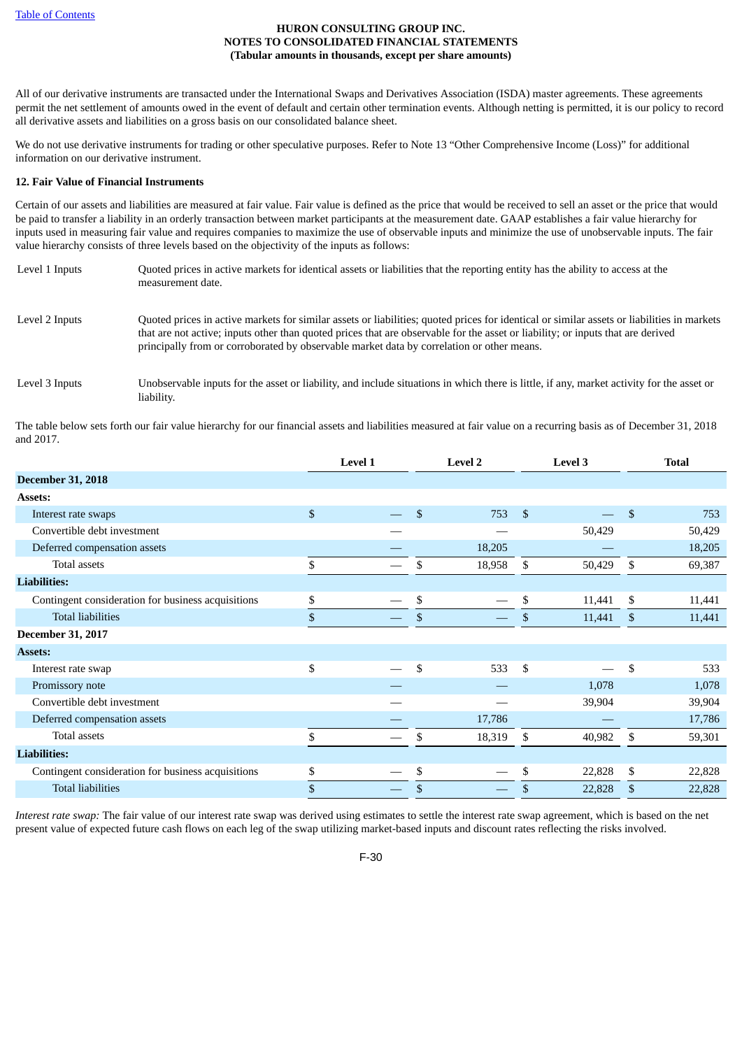All of our derivative instruments are transacted under the International Swaps and Derivatives Association (ISDA) master agreements. These agreements permit the net settlement of amounts owed in the event of default and certain other termination events. Although netting is permitted, it is our policy to record all derivative assets and liabilities on a gross basis on our consolidated balance sheet.

We do not use derivative instruments for trading or other speculative purposes. Refer to Note 13 "Other Comprehensive Income (Loss)" for additional information on our derivative instrument.

**12. Fair Value of Financial Instruments**

Certain of our assets and liabilities are measured at fair value. Fair value is defined as the price that would be received to sell an asset or the price that would be paid to transfer a liability in an orderly transaction between market participants at the measurement date. GAAP establishes a fair value hierarchy for inputs used in measuring fair value and requires companies to maximize the use of observable inputs and minimize the use of unobservable inputs. The fair value hierarchy consists of three levels based on the objectivity of the inputs as follows:

| | |
|---|---|
| Level 1 Inputs | Quoted prices in active markets for identical assets or liabilities that the reporting entity has the ability to access at the measurement date. |
| Level 2 Inputs | Quoted prices in active markets for similar assets or liabilities; quoted prices for identical or similar assets or liabilities in markets that are not active; inputs other than quoted prices that are observable for the asset or liability; or inputs that are derived principally from or corroborated by observable market data by correlation or other means. |
| Level 3 Inputs | Unobservable inputs for the asset or liability, and include situations in which there is little, if any, market activity for the asset or liability. |

The table below sets forth our fair value hierarchy for our financial assets and liabilities measured at fair value on a recurring basis as of December 31, 2018 and 2017.

| | Level 1 | Level 2 | Level 3 | Total |
|---|---|---|---|---|
| **December 31, 2018** | | | | |
| **Assets:** | | | | |
| Interest rate swaps | $ — | $ 753 | $ — | $ 753 |
| Convertible debt investment | — | — | 50,429 | 50,429 |
| Deferred compensation assets | — | 18,205 | — | 18,205 |
| Total assets | $ — | $ 18,958 | $ 50,429 | $ 69,387 |
| **Liabilities:** | | | | |
| Contingent consideration for business acquisitions | $ — | $ — | $ 11,441 | $ 11,441 |
| Total liabilities | $ — | $ — | $ 11,441 | $ 11,441 |
| **December 31, 2017** | | | | |
| **Assets:** | | | | |
| Interest rate swap | $ — | $ 533 | $ — | $ 533 |
| Promissory note | — | — | 1,078 | 1,078 |
| Convertible debt investment | — | — | 39,904 | 39,904 |
| Deferred compensation assets | — | 17,786 | — | 17,786 |
| Total assets | $ — | $ 18,319 | $ 40,982 | $ 59,301 |
| **Liabilities:** | | | | |
| Contingent consideration for business acquisitions | $ — | $ — | $ 22,828 | $ 22,828 |
| Total liabilities | $ — | $ — | $ 22,828 | $ 22,828 |

*Interest rate swap:* The fair value of our interest rate swap was derived using estimates to settle the interest rate swap agreement, which is based on the net present value of expected future cash flows on each leg of the swap utilizing market-based inputs and discount rates reflecting the risks involved.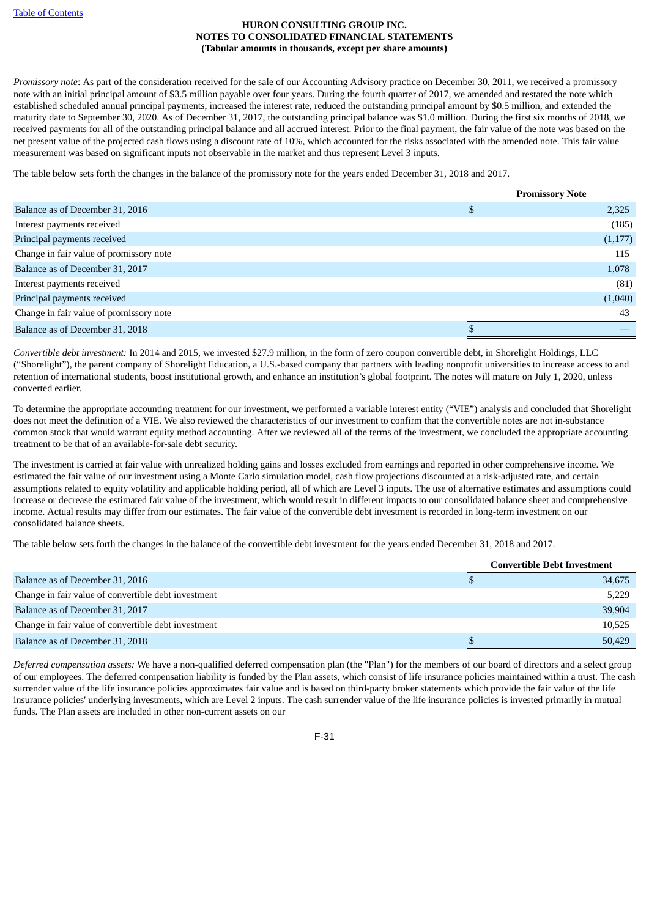**HURON CONSULTING GROUP INC.**
**NOTES TO CONSOLIDATED FINANCIAL STATEMENTS**
**(Tabular amounts in thousands, except per share amounts)**

*Promissory note*: As part of the consideration received for the sale of our Accounting Advisory practice on December 30, 2011, we received a promissory note with an initial principal amount of $3.5 million payable over four years. During the fourth quarter of 2017, we amended and restated the note which established scheduled annual principal payments, increased the interest rate, reduced the outstanding principal amount by $0.5 million, and extended the maturity date to September 30, 2020. As of December 31, 2017, the outstanding principal balance was $1.0 million. During the first six months of 2018, we received payments for all of the outstanding principal balance and all accrued interest. Prior to the final payment, the fair value of the note was based on the net present value of the projected cash flows using a discount rate of 10%, which accounted for the risks associated with the amended note. This fair value measurement was based on significant inputs not observable in the market and thus represent Level 3 inputs.

The table below sets forth the changes in the balance of the promissory note for the years ended December 31, 2018 and 2017.

| | Promissory Note |
|---|---|
| Balance as of December 31, 2016 | $ 2,325 |
| Interest payments received | (185) |
| Principal payments received | (1,177) |
| Change in fair value of promissory note | 115 |
| Balance as of December 31, 2017 | 1,078 |
| Interest payments received | (81) |
| Principal payments received | (1,040) |
| Change in fair value of promissory note | 43 |
| Balance as of December 31, 2018 | $ — |

*Convertible debt investment:* In 2014 and 2015, we invested $27.9 million, in the form of zero coupon convertible debt, in Shorelight Holdings, LLC ("Shorelight"), the parent company of Shorelight Education, a U.S.-based company that partners with leading nonprofit universities to increase access to and retention of international students, boost institutional growth, and enhance an institution's global footprint. The notes will mature on July 1, 2020, unless converted earlier.

To determine the appropriate accounting treatment for our investment, we performed a variable interest entity ("VIE") analysis and concluded that Shorelight does not meet the definition of a VIE. We also reviewed the characteristics of our investment to confirm that the convertible notes are not in-substance common stock that would warrant equity method accounting. After we reviewed all of the terms of the investment, we concluded the appropriate accounting treatment to be that of an available-for-sale debt security.

The investment is carried at fair value with unrealized holding gains and losses excluded from earnings and reported in other comprehensive income. We estimated the fair value of our investment using a Monte Carlo simulation model, cash flow projections discounted at a risk-adjusted rate, and certain assumptions related to equity volatility and applicable holding period, all of which are Level 3 inputs. The use of alternative estimates and assumptions could increase or decrease the estimated fair value of the investment, which would result in different impacts to our consolidated balance sheet and comprehensive income. Actual results may differ from our estimates. The fair value of the convertible debt investment is recorded in long-term investment on our consolidated balance sheets.

The table below sets forth the changes in the balance of the convertible debt investment for the years ended December 31, 2018 and 2017.

| | Convertible Debt Investment |
|---|---|
| Balance as of December 31, 2016 | $ 34,675 |
| Change in fair value of convertible debt investment | 5,229 |
| Balance as of December 31, 2017 | 39,904 |
| Change in fair value of convertible debt investment | 10,525 |
| Balance as of December 31, 2018 | $ 50,429 |

*Deferred compensation assets:* We have a non-qualified deferred compensation plan (the "Plan") for the members of our board of directors and a select group of our employees. The deferred compensation liability is funded by the Plan assets, which consist of life insurance policies maintained within a trust. The cash surrender value of the life insurance policies approximates fair value and is based on third-party broker statements which provide the fair value of the life insurance policies' underlying investments, which are Level 2 inputs. The cash surrender value of the life insurance policies is invested primarily in mutual funds. The Plan assets are included in other non-current assets on our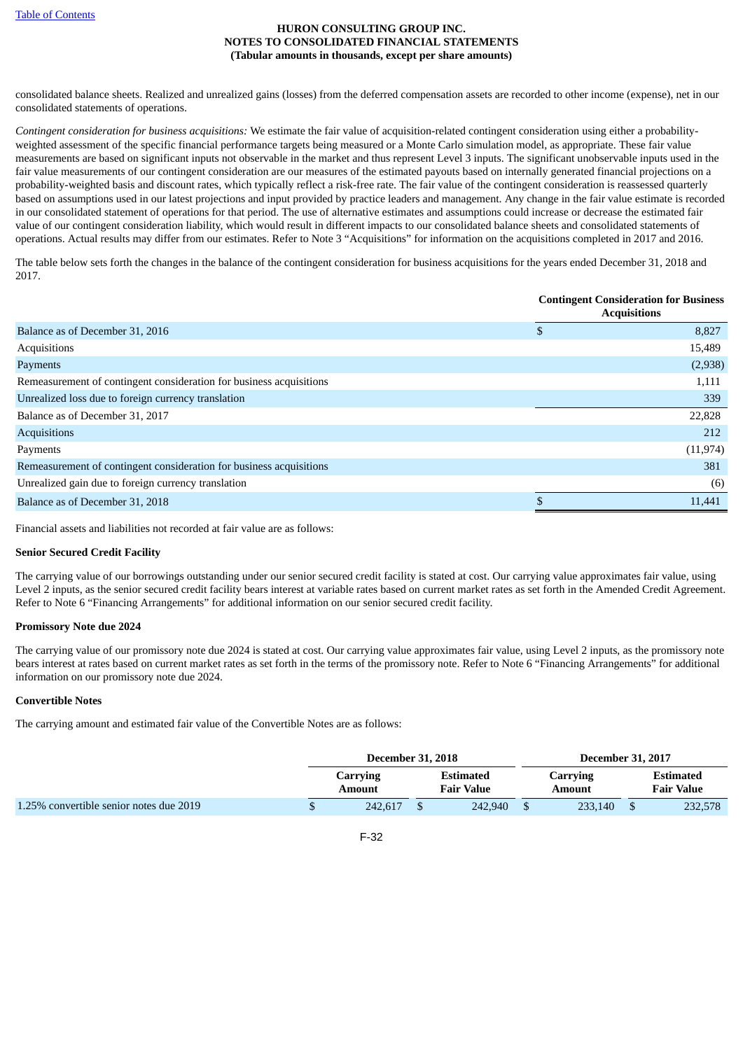consolidated balance sheets. Realized and unrealized gains (losses) from the deferred compensation assets are recorded to other income (expense), net in our consolidated statements of operations.

*Contingent consideration for business acquisitions:* We estimate the fair value of acquisition-related contingent consideration using either a probability-weighted assessment of the specific financial performance targets being measured or a Monte Carlo simulation model, as appropriate. These fair value measurements are based on significant inputs not observable in the market and thus represent Level 3 inputs. The significant unobservable inputs used in the fair value measurements of our contingent consideration are our measures of the estimated payouts based on internally generated financial projections on a probability-weighted basis and discount rates, which typically reflect a risk-free rate. The fair value of the contingent consideration is reassessed quarterly based on assumptions used in our latest projections and input provided by practice leaders and management. Any change in the fair value estimate is recorded in our consolidated statement of operations for that period. The use of alternative estimates and assumptions could increase or decrease the estimated fair value of our contingent consideration liability, which would result in different impacts to our consolidated balance sheets and consolidated statements of operations. Actual results may differ from our estimates. Refer to Note 3 "Acquisitions" for information on the acquisitions completed in 2017 and 2016.

The table below sets forth the changes in the balance of the contingent consideration for business acquisitions for the years ended December 31, 2018 and 2017.

| | Contingent Consideration for Business Acquisitions |
|---|---|
| Balance as of December 31, 2016 | $ 8,827 |
| Acquisitions | 15,489 |
| Payments | (2,938) |
| Remeasurement of contingent consideration for business acquisitions | 1,111 |
| Unrealized loss due to foreign currency translation | 339 |
| Balance as of December 31, 2017 | 22,828 |
| Acquisitions | 212 |
| Payments | (11,974) |
| Remeasurement of contingent consideration for business acquisitions | 381 |
| Unrealized gain due to foreign currency translation | (6) |
| Balance as of December 31, 2018 | $ 11,441 |

Financial assets and liabilities not recorded at fair value are as follows:

**Senior Secured Credit Facility**

The carrying value of our borrowings outstanding under our senior secured credit facility is stated at cost. Our carrying value approximates fair value, using Level 2 inputs, as the senior secured credit facility bears interest at variable rates based on current market rates as set forth in the Amended Credit Agreement. Refer to Note 6 "Financing Arrangements" for additional information on our senior secured credit facility.

**Promissory Note due 2024**

The carrying value of our promissory note due 2024 is stated at cost. Our carrying value approximates fair value, using Level 2 inputs, as the promissory note bears interest at rates based on current market rates as set forth in the terms of the promissory note. Refer to Note 6 "Financing Arrangements" for additional information on our promissory note due 2024.

**Convertible Notes**

The carrying amount and estimated fair value of the Convertible Notes are as follows:

| | December 31, 2018 | | December 31, 2017 | |
|---|---|---|---|---|
| | Carrying Amount | Estimated Fair Value | Carrying Amount | Estimated Fair Value |
| 1.25% convertible senior notes due 2019 | $ 242,617 | $ 242,940 | $ 233,140 | $ 232,578 |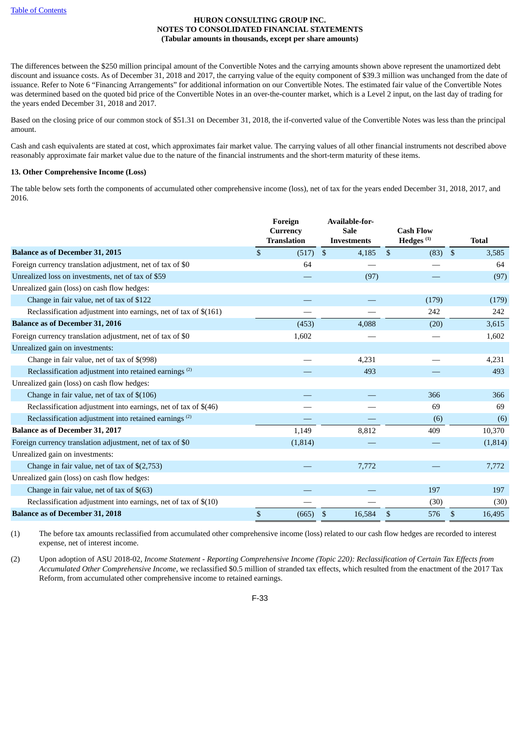The differences between the $250 million principal amount of the Convertible Notes and the carrying amounts shown above represent the unamortized debt discount and issuance costs. As of December 31, 2018 and 2017, the carrying value of the equity component of $39.3 million was unchanged from the date of issuance. Refer to Note 6 "Financing Arrangements" for additional information on our Convertible Notes. The estimated fair value of the Convertible Notes was determined based on the quoted bid price of the Convertible Notes in an over-the-counter market, which is a Level 2 input, on the last day of trading for the years ended December 31, 2018 and 2017.

Based on the closing price of our common stock of $51.31 on December 31, 2018, the if-converted value of the Convertible Notes was less than the principal amount.

Cash and cash equivalents are stated at cost, which approximates fair market value. The carrying values of all other financial instruments not described above reasonably approximate fair market value due to the nature of the financial instruments and the short-term maturity of these items.

**13. Other Comprehensive Income (Loss)**

The table below sets forth the components of accumulated other comprehensive income (loss), net of tax for the years ended December 31, 2018, 2017, and 2016.

| | Foreign Currency Translation | Available-for-Sale Investments | Cash Flow Hedges [1] | Total |
|---|---|---|---|---|
| **Balance as of December 31, 2015** | $ (517) | $ 4,185 | $ (83) | $ 3,585 |
| Foreign currency translation adjustment, net of tax of $0 | 64 | — | — | 64 |
| Unrealized loss on investments, net of tax of $59 | — | (97) | — | (97) |
| Unrealized gain (loss) on cash flow hedges: | | | | |
| Change in fair value, net of tax of $122 | — | — | (179) | (179) |
| Reclassification adjustment into earnings, net of tax of $(161) | — | — | 242 | 242 |
| **Balance as of December 31, 2016** | (453) | 4,088 | (20) | 3,615 |
| Foreign currency translation adjustment, net of tax of $0 | 1,602 | — | — | 1,602 |
| Unrealized gain on investments: | | | | |
| Change in fair value, net of tax of $(998) | — | 4,231 | — | 4,231 |
| Reclassification adjustment into retained earnings [2] | — | 493 | — | 493 |
| Unrealized gain (loss) on cash flow hedges: | | | | |
| Change in fair value, net of tax of $(106) | — | — | 366 | 366 |
| Reclassification adjustment into earnings, net of tax of $(46) | — | — | 69 | 69 |
| Reclassification adjustment into retained earnings [2] | — | — | (6) | (6) |
| **Balance as of December 31, 2017** | 1,149 | 8,812 | 409 | 10,370 |
| Foreign currency translation adjustment, net of tax of $0 | (1,814) | — | — | (1,814) |
| Unrealized gain on investments: | | | | |
| Change in fair value, net of tax of $(2,753) | — | 7,772 | — | 7,772 |
| Unrealized gain (loss) on cash flow hedges: | | | | |
| Change in fair value, net of tax of $(63) | — | — | 197 | 197 |
| Reclassification adjustment into earnings, net of tax of $(10) | — | — | (30) | (30) |
| **Balance as of December 31, 2018** | $ (665) | $ 16,584 | $ 576 | $ 16,495 |

(1) The before tax amounts reclassified from accumulated other comprehensive income (loss) related to our cash flow hedges are recorded to interest expense, net of interest income.

(2) Upon adoption of ASU 2018-02, *Income Statement - Reporting Comprehensive Income (Topic 220): Reclassification of Certain Tax Effects from Accumulated Other Comprehensive Income*, we reclassified $0.5 million of stranded tax effects, which resulted from the enactment of the 2017 Tax Reform, from accumulated other comprehensive income to retained earnings.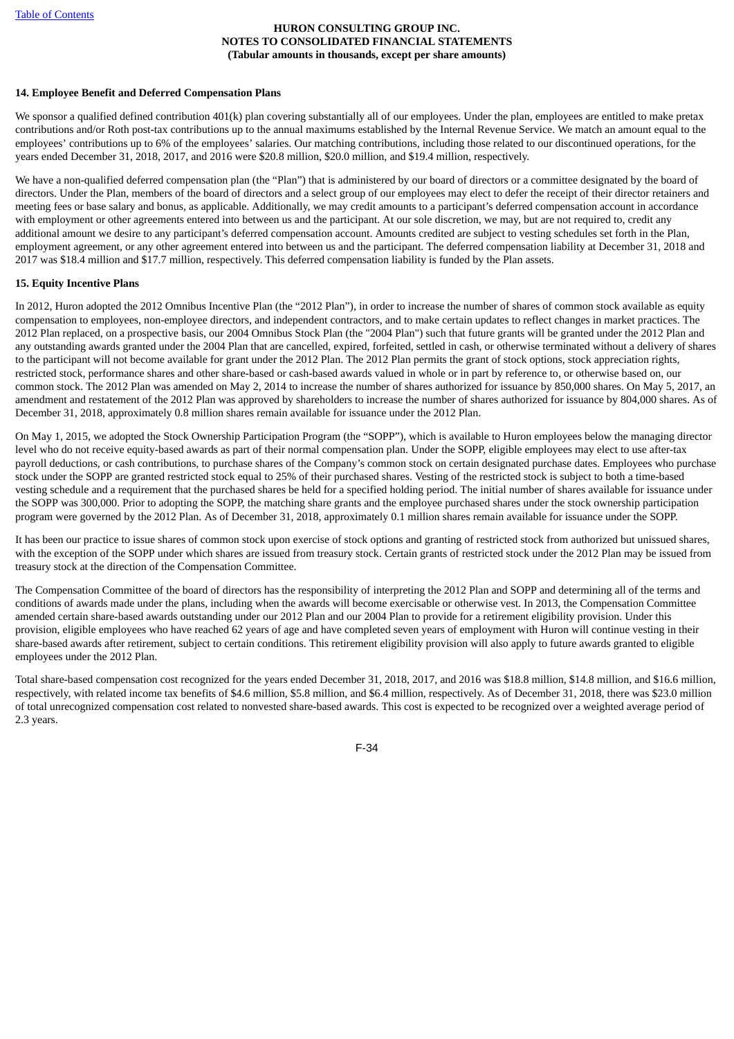## 14. Employee Benefit and Deferred Compensation Plans

We sponsor a qualified defined contribution 401(k) plan covering substantially all of our employees. Under the plan, employees are entitled to make pretax contributions and/or Roth post-tax contributions up to the annual maximums established by the Internal Revenue Service. We match an amount equal to the employees' contributions up to 6% of the employees' salaries. Our matching contributions, including those related to our discontinued operations, for the years ended December 31, 2018, 2017, and 2016 were $20.8 million, $20.0 million, and $19.4 million, respectively.

We have a non-qualified deferred compensation plan (the "Plan") that is administered by our board of directors or a committee designated by the board of directors. Under the Plan, members of the board of directors and a select group of our employees may elect to defer the receipt of their director retainers and meeting fees or base salary and bonus, as applicable. Additionally, we may credit amounts to a participant's deferred compensation account in accordance with employment or other agreements entered into between us and the participant. At our sole discretion, we may, but are not required to, credit any additional amount we desire to any participant's deferred compensation account. Amounts credited are subject to vesting schedules set forth in the Plan, employment agreement, or any other agreement entered into between us and the participant. The deferred compensation liability at December 31, 2018 and 2017 was $18.4 million and $17.7 million, respectively. This deferred compensation liability is funded by the Plan assets.

## 15. Equity Incentive Plans

In 2012, Huron adopted the 2012 Omnibus Incentive Plan (the "2012 Plan"), in order to increase the number of shares of common stock available as equity compensation to employees, non-employee directors, and independent contractors, and to make certain updates to reflect changes in market practices. The 2012 Plan replaced, on a prospective basis, our 2004 Omnibus Stock Plan (the "2004 Plan") such that future grants will be granted under the 2012 Plan and any outstanding awards granted under the 2004 Plan that are cancelled, expired, forfeited, settled in cash, or otherwise terminated without a delivery of shares to the participant will not become available for grant under the 2012 Plan. The 2012 Plan permits the grant of stock options, stock appreciation rights, restricted stock, performance shares and other share-based or cash-based awards valued in whole or in part by reference to, or otherwise based on, our common stock. The 2012 Plan was amended on May 2, 2014 to increase the number of shares authorized for issuance by 850,000 shares. On May 5, 2017, an amendment and restatement of the 2012 Plan was approved by shareholders to increase the number of shares authorized for issuance by 804,000 shares. As of December 31, 2018, approximately 0.8 million shares remain available for issuance under the 2012 Plan.

On May 1, 2015, we adopted the Stock Ownership Participation Program (the "SOPP"), which is available to Huron employees below the managing director level who do not receive equity-based awards as part of their normal compensation plan. Under the SOPP, eligible employees may elect to use after-tax payroll deductions, or cash contributions, to purchase shares of the Company's common stock on certain designated purchase dates. Employees who purchase stock under the SOPP are granted restricted stock equal to 25% of their purchased shares. Vesting of the restricted stock is subject to both a time-based vesting schedule and a requirement that the purchased shares be held for a specified holding period. The initial number of shares available for issuance under the SOPP was 300,000. Prior to adopting the SOPP, the matching share grants and the employee purchased shares under the stock ownership participation program were governed by the 2012 Plan. As of December 31, 2018, approximately 0.1 million shares remain available for issuance under the SOPP.

It has been our practice to issue shares of common stock upon exercise of stock options and granting of restricted stock from authorized but unissued shares, with the exception of the SOPP under which shares are issued from treasury stock. Certain grants of restricted stock under the 2012 Plan may be issued from treasury stock at the direction of the Compensation Committee.

The Compensation Committee of the board of directors has the responsibility of interpreting the 2012 Plan and SOPP and determining all of the terms and conditions of awards made under the plans, including when the awards will become exercisable or otherwise vest. In 2013, the Compensation Committee amended certain share-based awards outstanding under our 2012 Plan and our 2004 Plan to provide for a retirement eligibility provision. Under this provision, eligible employees who have reached 62 years of age and have completed seven years of employment with Huron will continue vesting in their share-based awards after retirement, subject to certain conditions. This retirement eligibility provision will also apply to future awards granted to eligible employees under the 2012 Plan.

Total share-based compensation cost recognized for the years ended December 31, 2018, 2017, and 2016 was $18.8 million, $14.8 million, and $16.6 million, respectively, with related income tax benefits of $4.6 million, $5.8 million, and $6.4 million, respectively. As of December 31, 2018, there was $23.0 million of total unrecognized compensation cost related to nonvested share-based awards. This cost is expected to be recognized over a weighted average period of 2.3 years.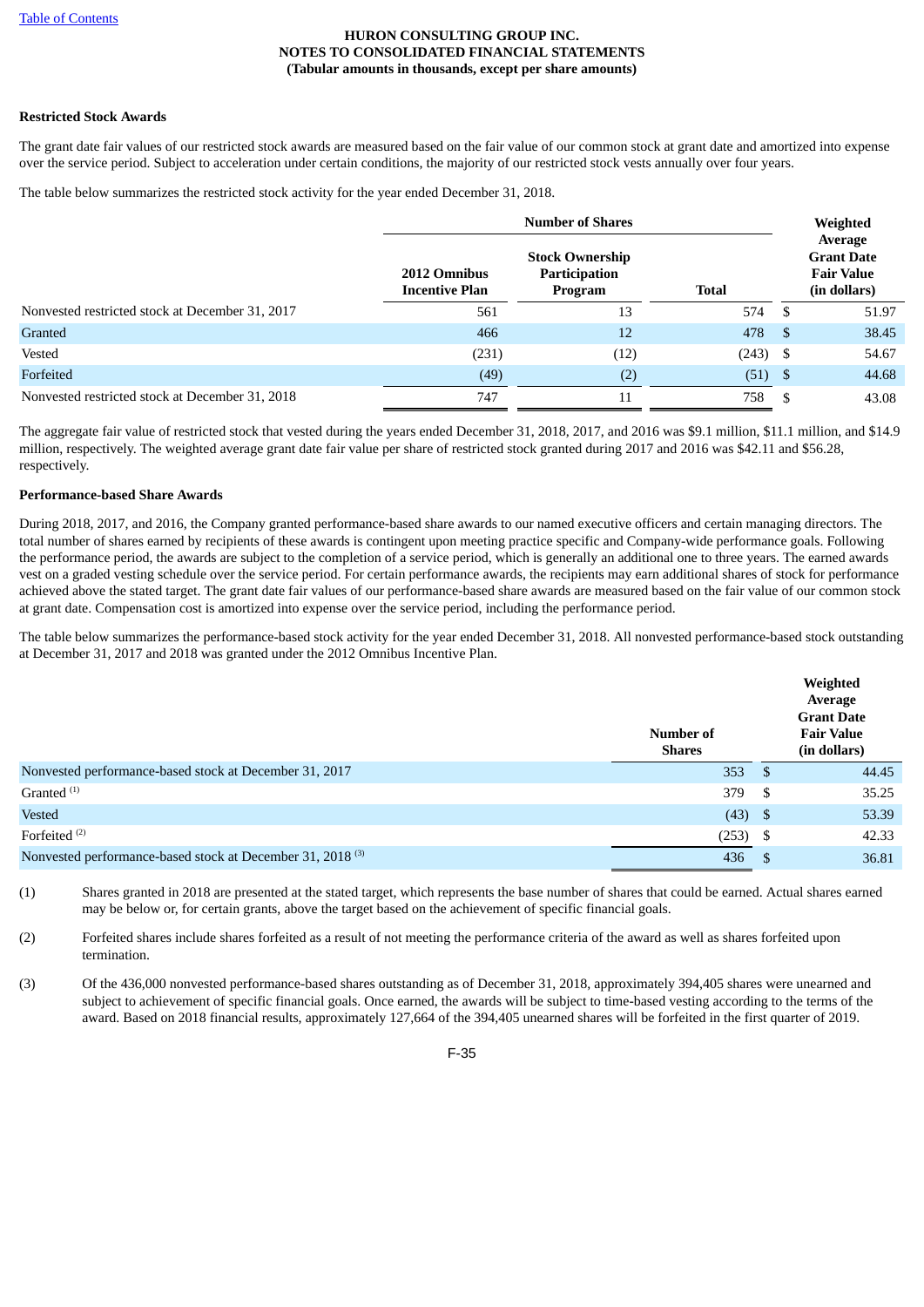**HURON CONSULTING GROUP INC.**
**NOTES TO CONSOLIDATED FINANCIAL STATEMENTS**
**(Tabular amounts in thousands, except per share amounts)**

**Restricted Stock Awards**

The grant date fair values of our restricted stock awards are measured based on the fair value of our common stock at grant date and amortized into expense over the service period. Subject to acceleration under certain conditions, the majority of our restricted stock vests annually over four years.

The table below summarizes the restricted stock activity for the year ended December 31, 2018.

| | Number of Shares | | | Weighted Average Grant Date Fair Value (in dollars) |
|---|---|---|---|---|
| | 2012 Omnibus Incentive Plan | Stock Ownership Participation Program | Total | |
| Nonvested restricted stock at December 31, 2017 | 561 | 13 | 574 | $ 51.97 |
| Granted | 466 | 12 | 478 | $ 38.45 |
| Vested | (231) | (12) | (243) | $ 54.67 |
| Forfeited | (49) | (2) | (51) | $ 44.68 |
| Nonvested restricted stock at December 31, 2018 | 747 | 11 | 758 | $ 43.08 |

The aggregate fair value of restricted stock that vested during the years ended December 31, 2018, 2017, and 2016 was $9.1 million, $11.1 million, and $14.9 million, respectively. The weighted average grant date fair value per share of restricted stock granted during 2017 and 2016 was $42.11 and $56.28, respectively.

**Performance-based Share Awards**

During 2018, 2017, and 2016, the Company granted performance-based share awards to our named executive officers and certain managing directors. The total number of shares earned by recipients of these awards is contingent upon meeting practice specific and Company-wide performance goals. Following the performance period, the awards are subject to the completion of a service period, which is generally an additional one to three years. The earned awards vest on a graded vesting schedule over the service period. For certain performance awards, the recipients may earn additional shares of stock for performance achieved above the stated target. The grant date fair values of our performance-based share awards are measured based on the fair value of our common stock at grant date. Compensation cost is amortized into expense over the service period, including the performance period.

The table below summarizes the performance-based stock activity for the year ended December 31, 2018. All nonvested performance-based stock outstanding at December 31, 2017 and 2018 was granted under the 2012 Omnibus Incentive Plan.

| | Number of Shares | Weighted Average Grant Date Fair Value (in dollars) |
|---|---|---|
| Nonvested performance-based stock at December 31, 2017 | 353 | $ 44.45 |
| Granted [(1)] | 379 | $ 35.25 |
| Vested | (43) | $ 53.39 |
| Forfeited [(2)] | (253) | $ 42.33 |
| Nonvested performance-based stock at December 31, 2018 [(3)] | 436 | $ 36.81 |

(1) Shares granted in 2018 are presented at the stated target, which represents the base number of shares that could be earned. Actual shares earned may be below or, for certain grants, above the target based on the achievement of specific financial goals.

(2) Forfeited shares include shares forfeited as a result of not meeting the performance criteria of the award as well as shares forfeited upon termination.

(3) Of the 436,000 nonvested performance-based shares outstanding as of December 31, 2018, approximately 394,405 shares were unearned and subject to achievement of specific financial goals. Once earned, the awards will be subject to time-based vesting according to the terms of the award. Based on 2018 financial results, approximately 127,664 of the 394,405 unearned shares will be forfeited in the first quarter of 2019.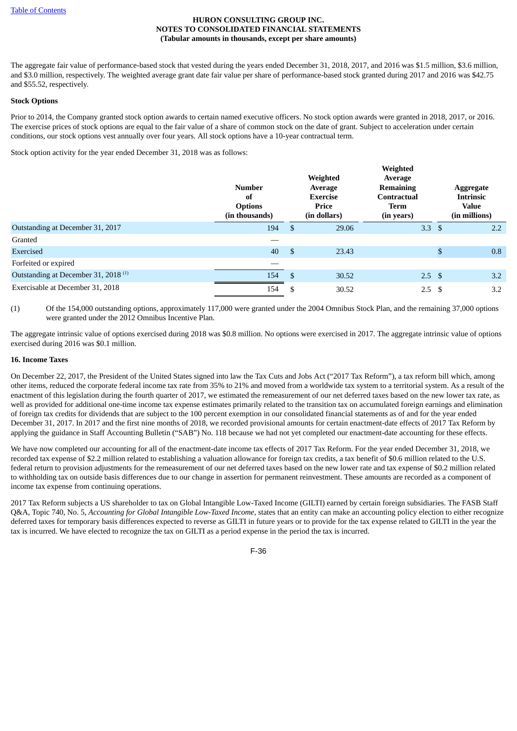HURON CONSULTING GROUP INC.
NOTES TO CONSOLIDATED FINANCIAL STATEMENTS
(Tabular amounts in thousands, except per share amounts)

The aggregate fair value of performance-based stock that vested during the years ended December 31, 2018, 2017, and 2016 was $1.5 million, $3.6 million, and $3.0 million, respectively. The weighted average grant date fair value per share of performance-based stock granted during 2017 and 2016 was $42.75 and $55.52, respectively.

**Stock Options**

Prior to 2014, the Company granted stock option awards to certain named executive officers. No stock option awards were granted in 2018, 2017, or 2016. The exercise prices of stock options are equal to the fair value of a share of common stock on the date of grant. Subject to acceleration under certain conditions, our stock options vest annually over four years. All stock options have a 10-year contractual term.

Stock option activity for the year ended December 31, 2018 was as follows:

| | Number of Options (in thousands) | Weighted Average Exercise Price (in dollars) | Weighted Average Remaining Contractual Term (in years) | Aggregate Intrinsic Value (in millions) |
|---|---|---|---|---|
| Outstanding at December 31, 2017 | 194 | $ 29.06 | 3.3 | $ 2.2 |
| Granted | — | | | |
| Exercised | 40 | $ 23.43 | | $ 0.8 |
| Forfeited or expired | — | | | |
| Outstanding at December 31, 2018 [(1)] | 154 | $ 30.52 | 2.5 | $ 3.2 |
| Exercisable at December 31, 2018 | 154 | $ 30.52 | 2.5 | $ 3.2 |

(1) Of the 154,000 outstanding options, approximately 117,000 were granted under the 2004 Omnibus Stock Plan, and the remaining 37,000 options were granted under the 2012 Omnibus Incentive Plan.

The aggregate intrinsic value of options exercised during 2018 was $0.8 million. No options were exercised in 2017. The aggregate intrinsic value of options exercised during 2016 was $0.1 million.

## 16. Income Taxes

On December 22, 2017, the President of the United States signed into law the Tax Cuts and Jobs Act ("2017 Tax Reform"), a tax reform bill which, among other items, reduced the corporate federal income tax rate from 35% to 21% and moved from a worldwide tax system to a territorial system. As a result of the enactment of this legislation during the fourth quarter of 2017, we estimated the remeasurement of our net deferred taxes based on the new lower tax rate, as well as provided for additional one-time income tax expense estimates primarily related to the transition tax on accumulated foreign earnings and elimination of foreign tax credits for dividends that are subject to the 100 percent exemption in our consolidated financial statements as of and for the year ended December 31, 2017. In 2017 and the first nine months of 2018, we recorded provisional amounts for certain enactment-date effects of 2017 Tax Reform by applying the guidance in Staff Accounting Bulletin ("SAB") No. 118 because we had not yet completed our enactment-date accounting for these effects.

We have now completed our accounting for all of the enactment-date income tax effects of 2017 Tax Reform. For the year ended December 31, 2018, we recorded tax expense of $2.2 million related to establishing a valuation allowance for foreign tax credits, a tax benefit of $0.6 million related to the U.S. federal return to provision adjustments for the remeasurement of our net deferred taxes based on the new lower rate and tax expense of $0.2 million related to withholding tax on outside basis differences due to our change in assertion for permanent reinvestment. These amounts are recorded as a component of income tax expense from continuing operations.

2017 Tax Reform subjects a US shareholder to tax on Global Intangible Low-Taxed Income (GILTI) earned by certain foreign subsidiaries. The FASB Staff Q&A, Topic 740, No. 5, *Accounting for Global Intangible Low-Taxed Income*, states that an entity can make an accounting policy election to either recognize deferred taxes for temporary basis differences expected to reverse as GILTI in future years or to provide for the tax expense related to GILTI in the year the tax is incurred. We have elected to recognize the tax on GILTI as a period expense in the period the tax is incurred.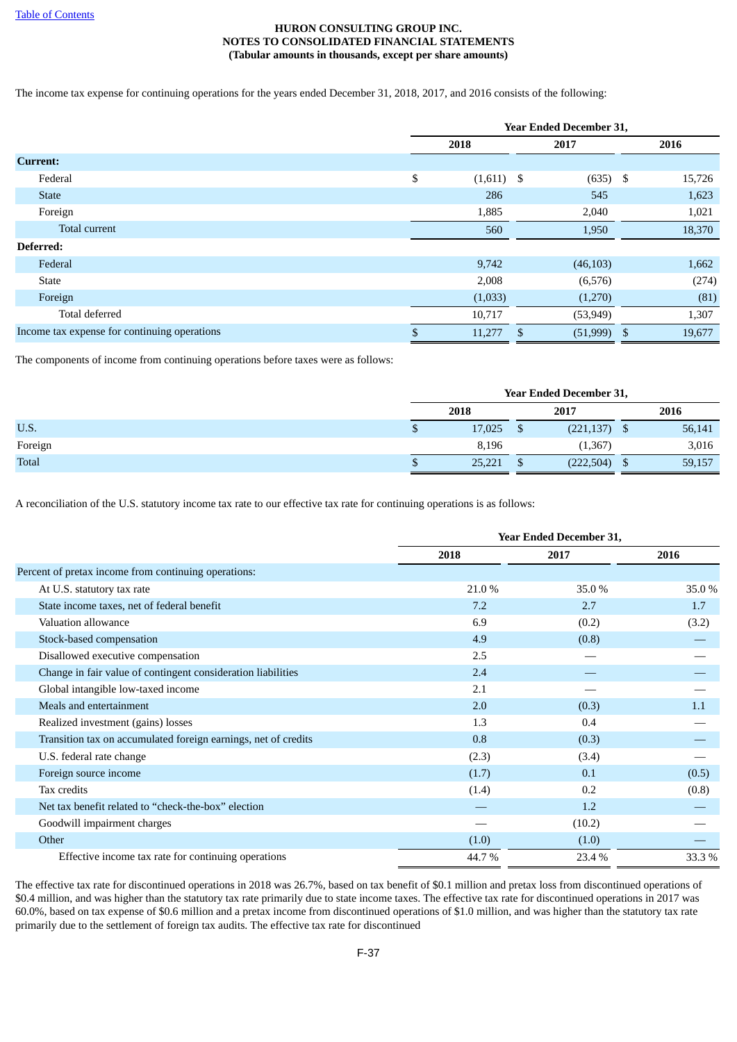**HURON CONSULTING GROUP INC.**
**NOTES TO CONSOLIDATED FINANCIAL STATEMENTS**
**(Tabular amounts in thousands, except per share amounts)**

The income tax expense for continuing operations for the years ended December 31, 2018, 2017, and 2016 consists of the following:

| | Year Ended December 31, | | |
|---|---|---|---|
| | 2018 | 2017 | 2016 |
| **Current:** | | | |
| Federal | $ (1,611) | $ (635) | $ 15,726 |
| State | 286 | 545 | 1,623 |
| Foreign | 1,885 | 2,040 | 1,021 |
| Total current | 560 | 1,950 | 18,370 |
| **Deferred:** | | | |
| Federal | 9,742 | (46,103) | 1,662 |
| State | 2,008 | (6,576) | (274) |
| Foreign | (1,033) | (1,270) | (81) |
| Total deferred | 10,717 | (53,949) | 1,307 |
| Income tax expense for continuing operations | $ 11,277 | $ (51,999) | $ 19,677 |

The components of income from continuing operations before taxes were as follows:

| | Year Ended December 31, | | |
|---|---|---|---|
| | 2018 | 2017 | 2016 |
| U.S. | $ 17,025 | $ (221,137) | $ 56,141 |
| Foreign | 8,196 | (1,367) | 3,016 |
| Total | $ 25,221 | $ (222,504) | $ 59,157 |

A reconciliation of the U.S. statutory income tax rate to our effective tax rate for continuing operations is as follows:

| | Year Ended December 31, | | |
|---|---|---|---|
| | 2018 | 2017 | 2016 |
| Percent of pretax income from continuing operations: | | | |
| At U.S. statutory tax rate | 21.0 % | 35.0 % | 35.0 % |
| State income taxes, net of federal benefit | 7.2 | 2.7 | 1.7 |
| Valuation allowance | 6.9 | (0.2) | (3.2) |
| Stock-based compensation | 4.9 | (0.8) | — |
| Disallowed executive compensation | 2.5 | — | — |
| Change in fair value of contingent consideration liabilities | 2.4 | — | — |
| Global intangible low-taxed income | 2.1 | — | — |
| Meals and entertainment | 2.0 | (0.3) | 1.1 |
| Realized investment (gains) losses | 1.3 | 0.4 | — |
| Transition tax on accumulated foreign earnings, net of credits | 0.8 | (0.3) | — |
| U.S. federal rate change | (2.3) | (3.4) | — |
| Foreign source income | (1.7) | 0.1 | (0.5) |
| Tax credits | (1.4) | 0.2 | (0.8) |
| Net tax benefit related to "check-the-box" election | — | 1.2 | — |
| Goodwill impairment charges | — | (10.2) | — |
| Other | (1.0) | (1.0) | — |
| Effective income tax rate for continuing operations | 44.7 % | 23.4 % | 33.3 % |

The effective tax rate for discontinued operations in 2018 was 26.7%, based on tax benefit of $0.1 million and pretax loss from discontinued operations of $0.4 million, and was higher than the statutory tax rate primarily due to state income taxes. The effective tax rate for discontinued operations in 2017 was 60.0%, based on tax expense of $0.6 million and a pretax income from discontinued operations of $1.0 million, and was higher than the statutory tax rate primarily due to the settlement of foreign tax audits. The effective tax rate for discontinued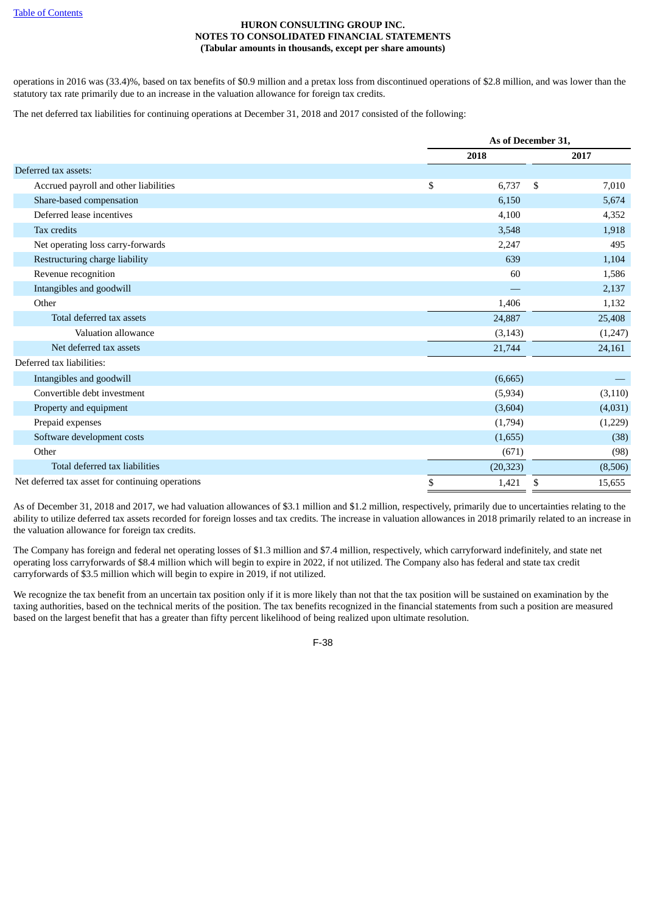operations in 2016 was (33.4)%, based on tax benefits of $0.9 million and a pretax loss from discontinued operations of $2.8 million, and was lower than the statutory tax rate primarily due to an increase in the valuation allowance for foreign tax credits.

The net deferred tax liabilities for continuing operations at December 31, 2018 and 2017 consisted of the following:

| | As of December 31, | |
|---|---|---|
| | 2018 | 2017 |
| Deferred tax assets: | | |
| Accrued payroll and other liabilities | $ 6,737 | $ 7,010 |
| Share-based compensation | 6,150 | 5,674 |
| Deferred lease incentives | 4,100 | 4,352 |
| Tax credits | 3,548 | 1,918 |
| Net operating loss carry-forwards | 2,247 | 495 |
| Restructuring charge liability | 639 | 1,104 |
| Revenue recognition | 60 | 1,586 |
| Intangibles and goodwill | — | 2,137 |
| Other | 1,406 | 1,132 |
| Total deferred tax assets | 24,887 | 25,408 |
| Valuation allowance | (3,143) | (1,247) |
| Net deferred tax assets | 21,744 | 24,161 |
| Deferred tax liabilities: | | |
| Intangibles and goodwill | (6,665) | — |
| Convertible debt investment | (5,934) | (3,110) |
| Property and equipment | (3,604) | (4,031) |
| Prepaid expenses | (1,794) | (1,229) |
| Software development costs | (1,655) | (38) |
| Other | (671) | (98) |
| Total deferred tax liabilities | (20,323) | (8,506) |
| Net deferred tax asset for continuing operations | $ 1,421 | $ 15,655 |

As of December 31, 2018 and 2017, we had valuation allowances of $3.1 million and $1.2 million, respectively, primarily due to uncertainties relating to the ability to utilize deferred tax assets recorded for foreign losses and tax credits. The increase in valuation allowances in 2018 primarily related to an increase in the valuation allowance for foreign tax credits.

The Company has foreign and federal net operating losses of $1.3 million and $7.4 million, respectively, which carryforward indefinitely, and state net operating loss carryforwards of $8.4 million which will begin to expire in 2022, if not utilized. The Company also has federal and state tax credit carryforwards of $3.5 million which will begin to expire in 2019, if not utilized.

We recognize the tax benefit from an uncertain tax position only if it is more likely than not that the tax position will be sustained on examination by the taxing authorities, based on the technical merits of the position. The tax benefits recognized in the financial statements from such a position are measured based on the largest benefit that has a greater than fifty percent likelihood of being realized upon ultimate resolution.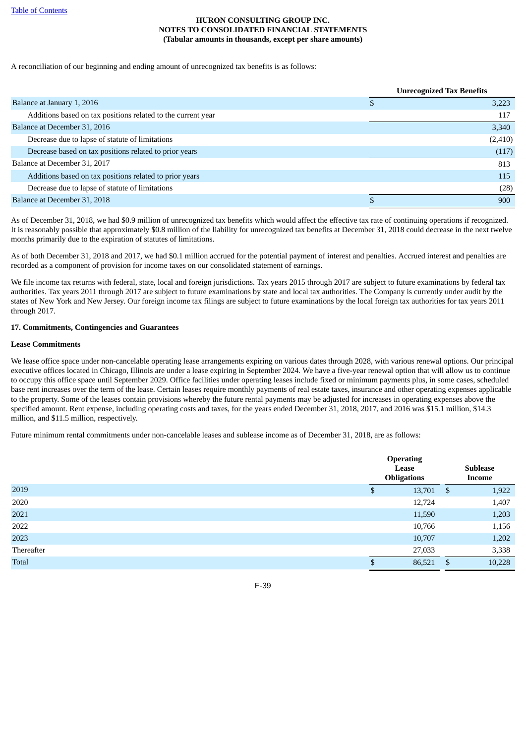A reconciliation of our beginning and ending amount of unrecognized tax benefits is as follows:

| | Unrecognized Tax Benefits |
|---|---|
| Balance at January 1, 2016 | $ 3,223 |
| Additions based on tax positions related to the current year | 117 |
| Balance at December 31, 2016 | 3,340 |
| Decrease due to lapse of statute of limitations | (2,410) |
| Decrease based on tax positions related to prior years | (117) |
| Balance at December 31, 2017 | 813 |
| Additions based on tax positions related to prior years | 115 |
| Decrease due to lapse of statute of limitations | (28) |
| Balance at December 31, 2018 | $ 900 |

As of December 31, 2018, we had $0.9 million of unrecognized tax benefits which would affect the effective tax rate of continuing operations if recognized. It is reasonably possible that approximately $0.8 million of the liability for unrecognized tax benefits at December 31, 2018 could decrease in the next twelve months primarily due to the expiration of statutes of limitations.

As of both December 31, 2018 and 2017, we had $0.1 million accrued for the potential payment of interest and penalties. Accrued interest and penalties are recorded as a component of provision for income taxes on our consolidated statement of earnings.

We file income tax returns with federal, state, local and foreign jurisdictions. Tax years 2015 through 2017 are subject to future examinations by federal tax authorities. Tax years 2011 through 2017 are subject to future examinations by state and local tax authorities. The Company is currently under audit by the states of New York and New Jersey. Our foreign income tax filings are subject to future examinations by the local foreign tax authorities for tax years 2011 through 2017.

**17. Commitments, Contingencies and Guarantees**

**Lease Commitments**

We lease office space under non-cancelable operating lease arrangements expiring on various dates through 2028, with various renewal options. Our principal executive offices located in Chicago, Illinois are under a lease expiring in September 2024. We have a five-year renewal option that will allow us to continue to occupy this office space until September 2029. Office facilities under operating leases include fixed or minimum payments plus, in some cases, scheduled base rent increases over the term of the lease. Certain leases require monthly payments of real estate taxes, insurance and other operating expenses applicable to the property. Some of the leases contain provisions whereby the future rental payments may be adjusted for increases in operating expenses above the specified amount. Rent expense, including operating costs and taxes, for the years ended December 31, 2018, 2017, and 2016 was $15.1 million, $14.3 million, and $11.5 million, respectively.

Future minimum rental commitments under non-cancelable leases and sublease income as of December 31, 2018, are as follows:

| | Operating Lease Obligations | Sublease Income |
|---|---|---|
| 2019 | $ 13,701 | $ 1,922 |
| 2020 | 12,724 | 1,407 |
| 2021 | 11,590 | 1,203 |
| 2022 | 10,766 | 1,156 |
| 2023 | 10,707 | 1,202 |
| Thereafter | 27,033 | 3,338 |
| Total | $ 86,521 | $ 10,228 |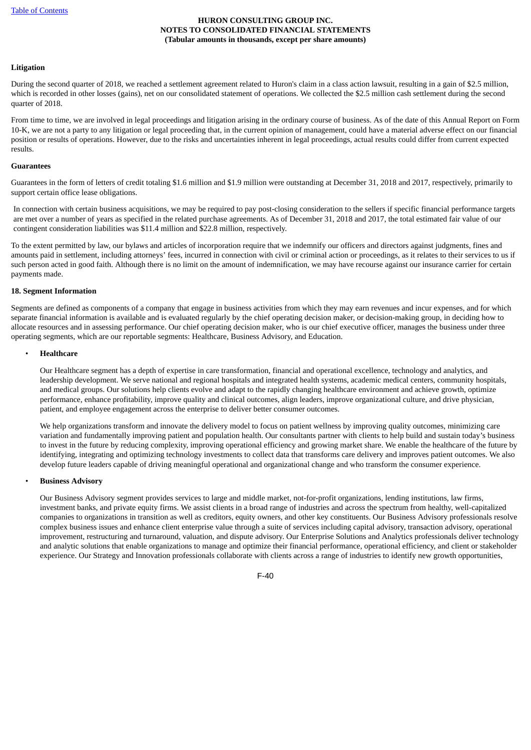**Litigation**

During the second quarter of 2018, we reached a settlement agreement related to Huron's claim in a class action lawsuit, resulting in a gain of $2.5 million, which is recorded in other losses (gains), net on our consolidated statement of operations. We collected the $2.5 million cash settlement during the second quarter of 2018.

From time to time, we are involved in legal proceedings and litigation arising in the ordinary course of business. As of the date of this Annual Report on Form 10-K, we are not a party to any litigation or legal proceeding that, in the current opinion of management, could have a material adverse effect on our financial position or results of operations. However, due to the risks and uncertainties inherent in legal proceedings, actual results could differ from current expected results.

**Guarantees**

Guarantees in the form of letters of credit totaling $1.6 million and $1.9 million were outstanding at December 31, 2018 and 2017, respectively, primarily to support certain office lease obligations.

In connection with certain business acquisitions, we may be required to pay post-closing consideration to the sellers if specific financial performance targets are met over a number of years as specified in the related purchase agreements. As of December 31, 2018 and 2017, the total estimated fair value of our contingent consideration liabilities was $11.4 million and $22.8 million, respectively.

To the extent permitted by law, our bylaws and articles of incorporation require that we indemnify our officers and directors against judgments, fines and amounts paid in settlement, including attorneys' fees, incurred in connection with civil or criminal action or proceedings, as it relates to their services to us if such person acted in good faith. Although there is no limit on the amount of indemnification, we may have recourse against our insurance carrier for certain payments made.

## 18. Segment Information

Segments are defined as components of a company that engage in business activities from which they may earn revenues and incur expenses, and for which separate financial information is available and is evaluated regularly by the chief operating decision maker, or decision-making group, in deciding how to allocate resources and in assessing performance. Our chief operating decision maker, who is our chief executive officer, manages the business under three operating segments, which are our reportable segments: Healthcare, Business Advisory, and Education.

- **Healthcare**

  Our Healthcare segment has a depth of expertise in care transformation, financial and operational excellence, technology and analytics, and leadership development. We serve national and regional hospitals and integrated health systems, academic medical centers, community hospitals, and medical groups. Our solutions help clients evolve and adapt to the rapidly changing healthcare environment and achieve growth, optimize performance, enhance profitability, improve quality and clinical outcomes, align leaders, improve organizational culture, and drive physician, patient, and employee engagement across the enterprise to deliver better consumer outcomes.

  We help organizations transform and innovate the delivery model to focus on patient wellness by improving quality outcomes, minimizing care variation and fundamentally improving patient and population health. Our consultants partner with clients to help build and sustain today's business to invest in the future by reducing complexity, improving operational efficiency and growing market share. We enable the healthcare of the future by identifying, integrating and optimizing technology investments to collect data that transforms care delivery and improves patient outcomes. We also develop future leaders capable of driving meaningful operational and organizational change and who transform the consumer experience.

- **Business Advisory**

  Our Business Advisory segment provides services to large and middle market, not-for-profit organizations, lending institutions, law firms, investment banks, and private equity firms. We assist clients in a broad range of industries and across the spectrum from healthy, well-capitalized companies to organizations in transition as well as creditors, equity owners, and other key constituents. Our Business Advisory professionals resolve complex business issues and enhance client enterprise value through a suite of services including capital advisory, transaction advisory, operational improvement, restructuring and turnaround, valuation, and dispute advisory. Our Enterprise Solutions and Analytics professionals deliver technology and analytic solutions that enable organizations to manage and optimize their financial performance, operational efficiency, and client or stakeholder experience. Our Strategy and Innovation professionals collaborate with clients across a range of industries to identify new growth opportunities,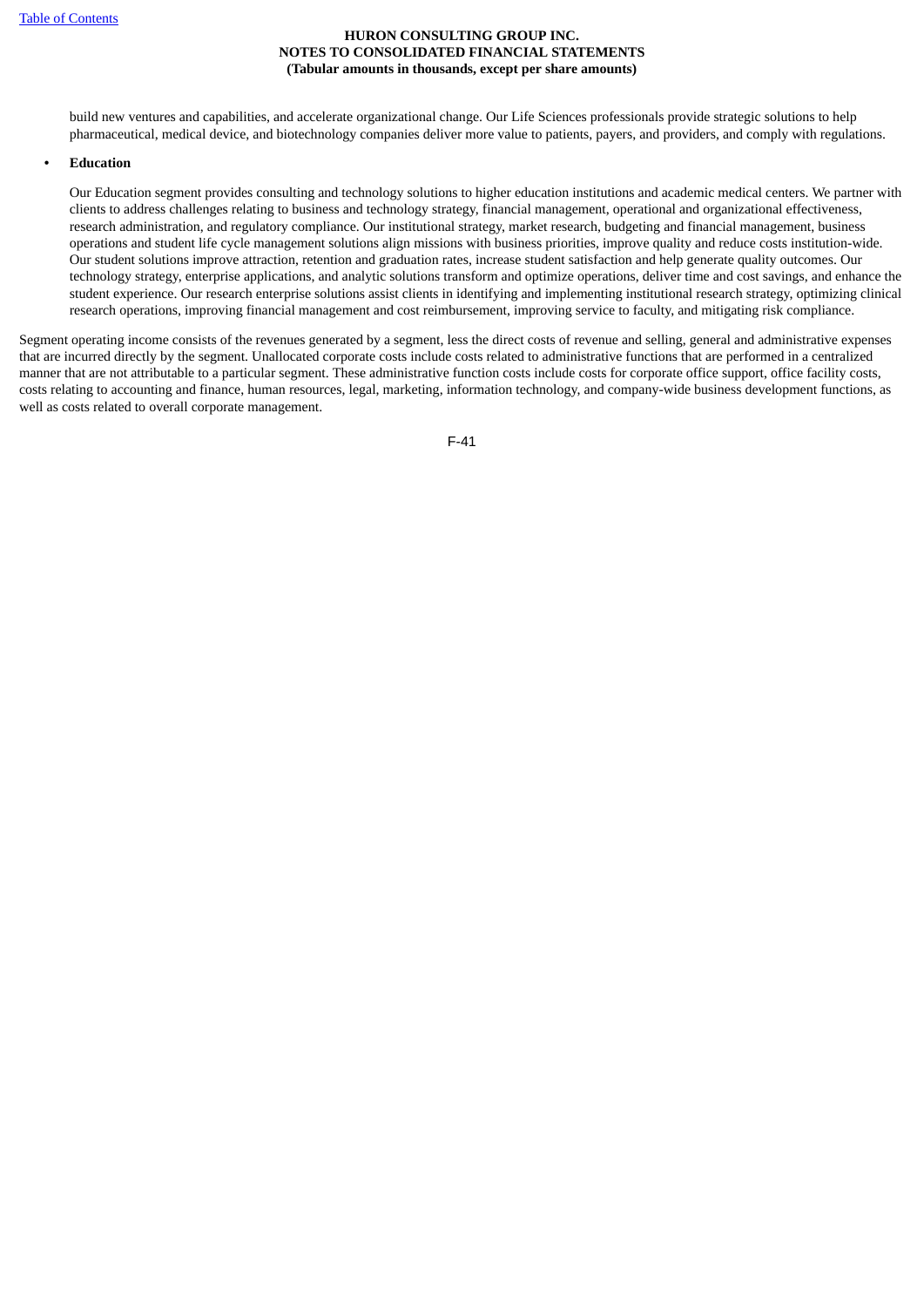build new ventures and capabilities, and accelerate organizational change. Our Life Sciences professionals provide strategic solutions to help pharmaceutical, medical device, and biotechnology companies deliver more value to patients, payers, and providers, and comply with regulations.

- **Education**

  Our Education segment provides consulting and technology solutions to higher education institutions and academic medical centers. We partner with clients to address challenges relating to business and technology strategy, financial management, operational and organizational effectiveness, research administration, and regulatory compliance. Our institutional strategy, market research, budgeting and financial management, business operations and student life cycle management solutions align missions with business priorities, improve quality and reduce costs institution-wide. Our student solutions improve attraction, retention and graduation rates, increase student satisfaction and help generate quality outcomes. Our technology strategy, enterprise applications, and analytic solutions transform and optimize operations, deliver time and cost savings, and enhance the student experience. Our research enterprise solutions assist clients in identifying and implementing institutional research strategy, optimizing clinical research operations, improving financial management and cost reimbursement, improving service to faculty, and mitigating risk compliance.

Segment operating income consists of the revenues generated by a segment, less the direct costs of revenue and selling, general and administrative expenses that are incurred directly by the segment. Unallocated corporate costs include costs related to administrative functions that are performed in a centralized manner that are not attributable to a particular segment. These administrative function costs include costs for corporate office support, office facility costs, costs relating to accounting and finance, human resources, legal, marketing, information technology, and company-wide business development functions, as well as costs related to overall corporate management.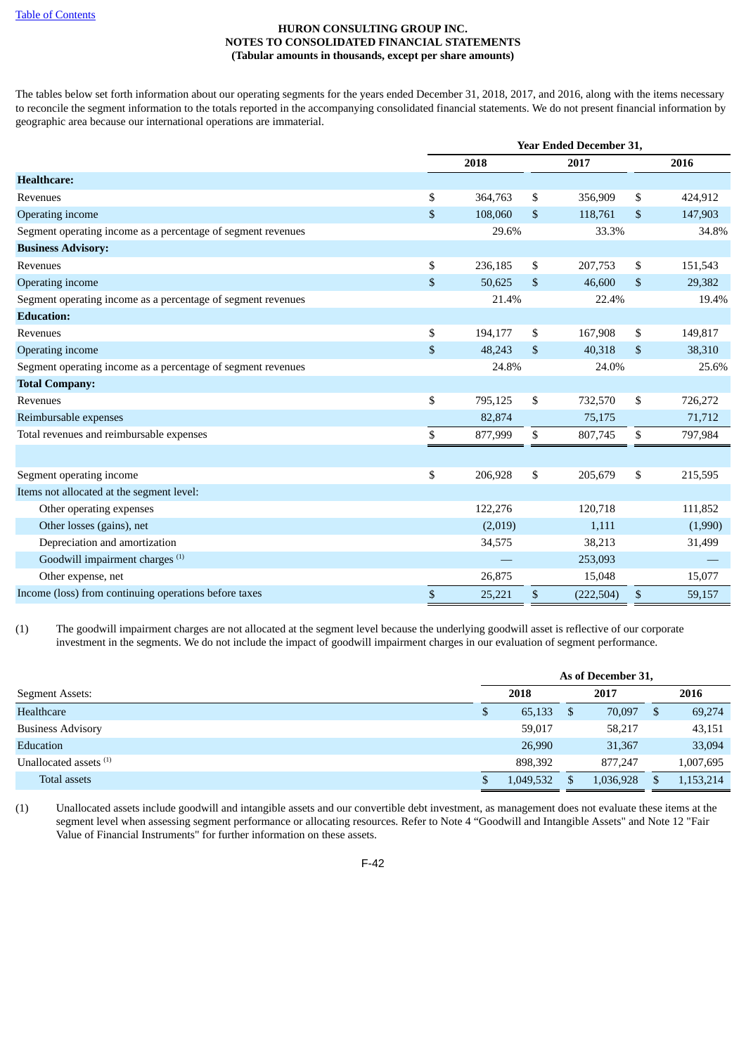**HURON CONSULTING GROUP INC.**
**NOTES TO CONSOLIDATED FINANCIAL STATEMENTS**
**(Tabular amounts in thousands, except per share amounts)**

The tables below set forth information about our operating segments for the years ended December 31, 2018, 2017, and 2016, along with the items necessary to reconcile the segment information to the totals reported in the accompanying consolidated financial statements. We do not present financial information by geographic area because our international operations are immaterial.

| | Year Ended December 31, | | |
|---|---|---|---|
| | 2018 | 2017 | 2016 |
| **Healthcare:** | | | |
| Revenues | $ 364,763 | $ 356,909 | $ 424,912 |
| Operating income | $ 108,060 | $ 118,761 | $ 147,903 |
| Segment operating income as a percentage of segment revenues | 29.6% | 33.3% | 34.8% |
| **Business Advisory:** | | | |
| Revenues | $ 236,185 | $ 207,753 | $ 151,543 |
| Operating income | $ 50,625 | $ 46,600 | $ 29,382 |
| Segment operating income as a percentage of segment revenues | 21.4% | 22.4% | 19.4% |
| **Education:** | | | |
| Revenues | $ 194,177 | $ 167,908 | $ 149,817 |
| Operating income | $ 48,243 | $ 40,318 | $ 38,310 |
| Segment operating income as a percentage of segment revenues | 24.8% | 24.0% | 25.6% |
| **Total Company:** | | | |
| Revenues | $ 795,125 | $ 732,570 | $ 726,272 |
| Reimbursable expenses | 82,874 | 75,175 | 71,712 |
| Total revenues and reimbursable expenses | $ 877,999 | $ 807,745 | $ 797,984 |
| | | | |
| Segment operating income | $ 206,928 | $ 205,679 | $ 215,595 |
| Items not allocated at the segment level: | | | |
| Other operating expenses | 122,276 | 120,718 | 111,852 |
| Other losses (gains), net | (2,019) | 1,111 | (1,990) |
| Depreciation and amortization | 34,575 | 38,213 | 31,499 |
| Goodwill impairment charges [(1)] | — | 253,093 | — |
| Other expense, net | 26,875 | 15,048 | 15,077 |
| Income (loss) from continuing operations before taxes | $ 25,221 | $ (222,504) | $ 59,157 |

(1) The goodwill impairment charges are not allocated at the segment level because the underlying goodwill asset is reflective of our corporate investment in the segments. We do not include the impact of goodwill impairment charges in our evaluation of segment performance.

| | As of December 31, | | |
|---|---|---|---|
| Segment Assets: | 2018 | 2017 | 2016 |
| Healthcare | $ 65,133 | $ 70,097 | $ 69,274 |
| Business Advisory | 59,017 | 58,217 | 43,151 |
| Education | 26,990 | 31,367 | 33,094 |
| Unallocated assets [(1)] | 898,392 | 877,247 | 1,007,695 |
| Total assets | $ 1,049,532 | $ 1,036,928 | $ 1,153,214 |

(1) Unallocated assets include goodwill and intangible assets and our convertible debt investment, as management does not evaluate these items at the segment level when assessing segment performance or allocating resources. Refer to Note 4 "Goodwill and Intangible Assets" and Note 12 "Fair Value of Financial Instruments" for further information on these assets.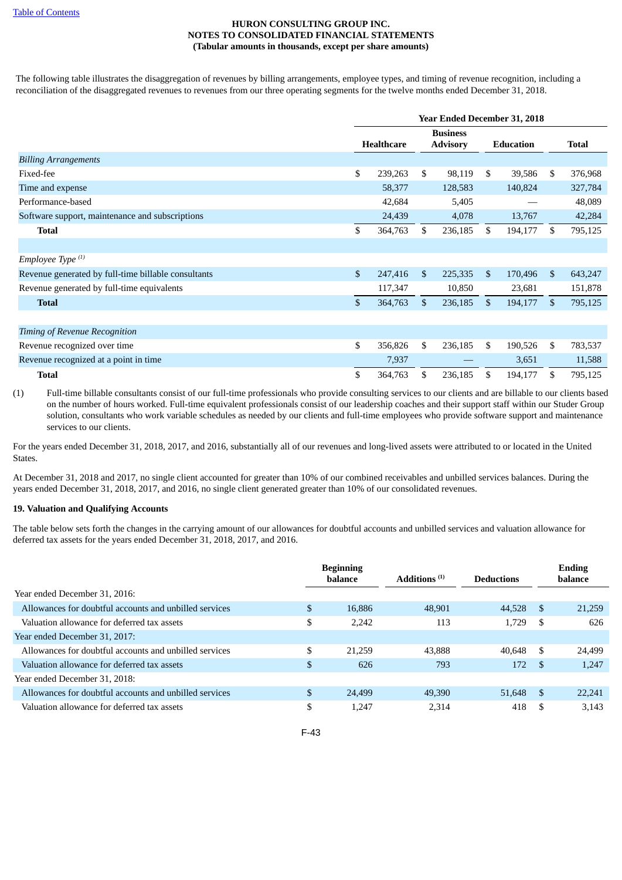HURON CONSULTING GROUP INC.
NOTES TO CONSOLIDATED FINANCIAL STATEMENTS
(Tabular amounts in thousands, except per share amounts)

The following table illustrates the disaggregation of revenues by billing arrangements, employee types, and timing of revenue recognition, including a reconciliation of the disaggregated revenues to revenues from our three operating segments for the twelve months ended December 31, 2018.

| | Year Ended December 31, 2018 | | | |
|---|---|---|---|---|
| | Healthcare | Business Advisory | Education | Total |
| *Billing Arrangements* | | | | |
| Fixed-fee | $ 239,263 | $ 98,119 | $ 39,586 | $ 376,968 |
| Time and expense | 58,377 | 128,583 | 140,824 | 327,784 |
| Performance-based | 42,684 | 5,405 | — | 48,089 |
| Software support, maintenance and subscriptions | 24,439 | 4,078 | 13,767 | 42,284 |
| **Total** | $ 364,763 | $ 236,185 | $ 194,177 | $ 795,125 |
| | | | | |
| *Employee Type* [(1)] | | | | |
| Revenue generated by full-time billable consultants | $ 247,416 | $ 225,335 | $ 170,496 | $ 643,247 |
| Revenue generated by full-time equivalents | 117,347 | 10,850 | 23,681 | 151,878 |
| **Total** | $ 364,763 | $ 236,185 | $ 194,177 | $ 795,125 |
| | | | | |
| *Timing of Revenue Recognition* | | | | |
| Revenue recognized over time | $ 356,826 | $ 236,185 | $ 190,526 | $ 783,537 |
| Revenue recognized at a point in time | 7,937 | — | 3,651 | 11,588 |
| **Total** | $ 364,763 | $ 236,185 | $ 194,177 | $ 795,125 |

(1) Full-time billable consultants consist of our full-time professionals who provide consulting services to our clients and are billable to our clients based on the number of hours worked. Full-time equivalent professionals consist of our leadership coaches and their support staff within our Studer Group solution, consultants who work variable schedules as needed by our clients and full-time employees who provide software support and maintenance services to our clients.

For the years ended December 31, 2018, 2017, and 2016, substantially all of our revenues and long-lived assets were attributed to or located in the United States.

At December 31, 2018 and 2017, no single client accounted for greater than 10% of our combined receivables and unbilled services balances. During the years ended December 31, 2018, 2017, and 2016, no single client generated greater than 10% of our consolidated revenues.

**19. Valuation and Qualifying Accounts**

The table below sets forth the changes in the carrying amount of our allowances for doubtful accounts and unbilled services and valuation allowance for deferred tax assets for the years ended December 31, 2018, 2017, and 2016.

| | Beginning balance | Additions [(1)] | Deductions | Ending balance |
|---|---|---|---|---|
| Year ended December 31, 2016: | | | | |
| Allowances for doubtful accounts and unbilled services | $ 16,886 | 48,901 | 44,528 | $ 21,259 |
| Valuation allowance for deferred tax assets | $ 2,242 | 113 | 1,729 | $ 626 |
| Year ended December 31, 2017: | | | | |
| Allowances for doubtful accounts and unbilled services | $ 21,259 | 43,888 | 40,648 | $ 24,499 |
| Valuation allowance for deferred tax assets | $ 626 | 793 | 172 | $ 1,247 |
| Year ended December 31, 2018: | | | | |
| Allowances for doubtful accounts and unbilled services | $ 24,499 | 49,390 | 51,648 | $ 22,241 |
| Valuation allowance for deferred tax assets | $ 1,247 | 2,314 | 418 | $ 3,143 |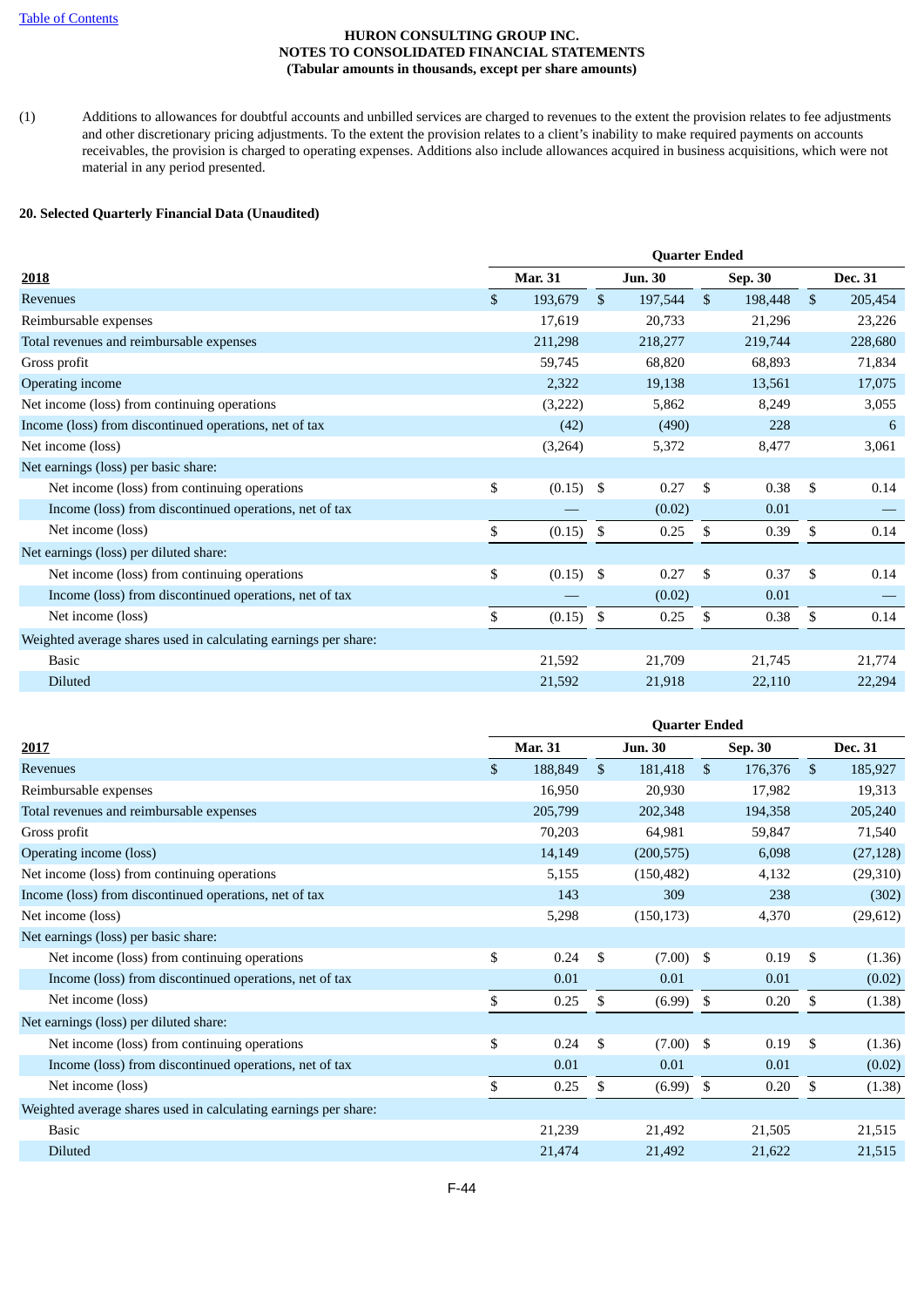**HURON CONSULTING GROUP INC.**
**NOTES TO CONSOLIDATED FINANCIAL STATEMENTS**
**(Tabular amounts in thousands, except per share amounts)**

(1) Additions to allowances for doubtful accounts and unbilled services are charged to revenues to the extent the provision relates to fee adjustments and other discretionary pricing adjustments. To the extent the provision relates to a client's inability to make required payments on accounts receivables, the provision is charged to operating expenses. Additions also include allowances acquired in business acquisitions, which were not material in any period presented.

## 20. Selected Quarterly Financial Data (Unaudited)

| | Quarter Ended | | | |
|---|---|---|---|---|
| **2018** | **Mar. 31** | **Jun. 30** | **Sep. 30** | **Dec. 31** |
| Revenues | $ 193,679 | $ 197,544 | $ 198,448 | $ 205,454 |
| Reimbursable expenses | 17,619 | 20,733 | 21,296 | 23,226 |
| Total revenues and reimbursable expenses | 211,298 | 218,277 | 219,744 | 228,680 |
| Gross profit | 59,745 | 68,820 | 68,893 | 71,834 |
| Operating income | 2,322 | 19,138 | 13,561 | 17,075 |
| Net income (loss) from continuing operations | (3,222) | 5,862 | 8,249 | 3,055 |
| Income (loss) from discontinued operations, net of tax | (42) | (490) | 228 | 6 |
| Net income (loss) | (3,264) | 5,372 | 8,477 | 3,061 |
| Net earnings (loss) per basic share: | | | | |
| Net income (loss) from continuing operations | $ (0.15) | $ 0.27 | $ 0.38 | $ 0.14 |
| Income (loss) from discontinued operations, net of tax | — | (0.02) | 0.01 | — |
| Net income (loss) | $ (0.15) | $ 0.25 | $ 0.39 | $ 0.14 |
| Net earnings (loss) per diluted share: | | | | |
| Net income (loss) from continuing operations | $ (0.15) | $ 0.27 | $ 0.37 | $ 0.14 |
| Income (loss) from discontinued operations, net of tax | — | (0.02) | 0.01 | — |
| Net income (loss) | $ (0.15) | $ 0.25 | $ 0.38 | $ 0.14 |
| Weighted average shares used in calculating earnings per share: | | | | |
| Basic | 21,592 | 21,709 | 21,745 | 21,774 |
| Diluted | 21,592 | 21,918 | 22,110 | 22,294 |

| | Quarter Ended | | | |
|---|---|---|---|---|
| **2017** | **Mar. 31** | **Jun. 30** | **Sep. 30** | **Dec. 31** |
| Revenues | $ 188,849 | $ 181,418 | $ 176,376 | $ 185,927 |
| Reimbursable expenses | 16,950 | 20,930 | 17,982 | 19,313 |
| Total revenues and reimbursable expenses | 205,799 | 202,348 | 194,358 | 205,240 |
| Gross profit | 70,203 | 64,981 | 59,847 | 71,540 |
| Operating income (loss) | 14,149 | (200,575) | 6,098 | (27,128) |
| Net income (loss) from continuing operations | 5,155 | (150,482) | 4,132 | (29,310) |
| Income (loss) from discontinued operations, net of tax | 143 | 309 | 238 | (302) |
| Net income (loss) | 5,298 | (150,173) | 4,370 | (29,612) |
| Net earnings (loss) per basic share: | | | | |
| Net income (loss) from continuing operations | $ 0.24 | $ (7.00) | $ 0.19 | $ (1.36) |
| Income (loss) from discontinued operations, net of tax | 0.01 | 0.01 | 0.01 | (0.02) |
| Net income (loss) | $ 0.25 | $ (6.99) | $ 0.20 | $ (1.38) |
| Net earnings (loss) per diluted share: | | | | |
| Net income (loss) from continuing operations | $ 0.24 | $ (7.00) | $ 0.19 | $ (1.36) |
| Income (loss) from discontinued operations, net of tax | 0.01 | 0.01 | 0.01 | (0.02) |
| Net income (loss) | $ 0.25 | $ (6.99) | $ 0.20 | $ (1.38) |
| Weighted average shares used in calculating earnings per share: | | | | |
| Basic | 21,239 | 21,492 | 21,505 | 21,515 |
| Diluted | 21,474 | 21,492 | 21,622 | 21,515 |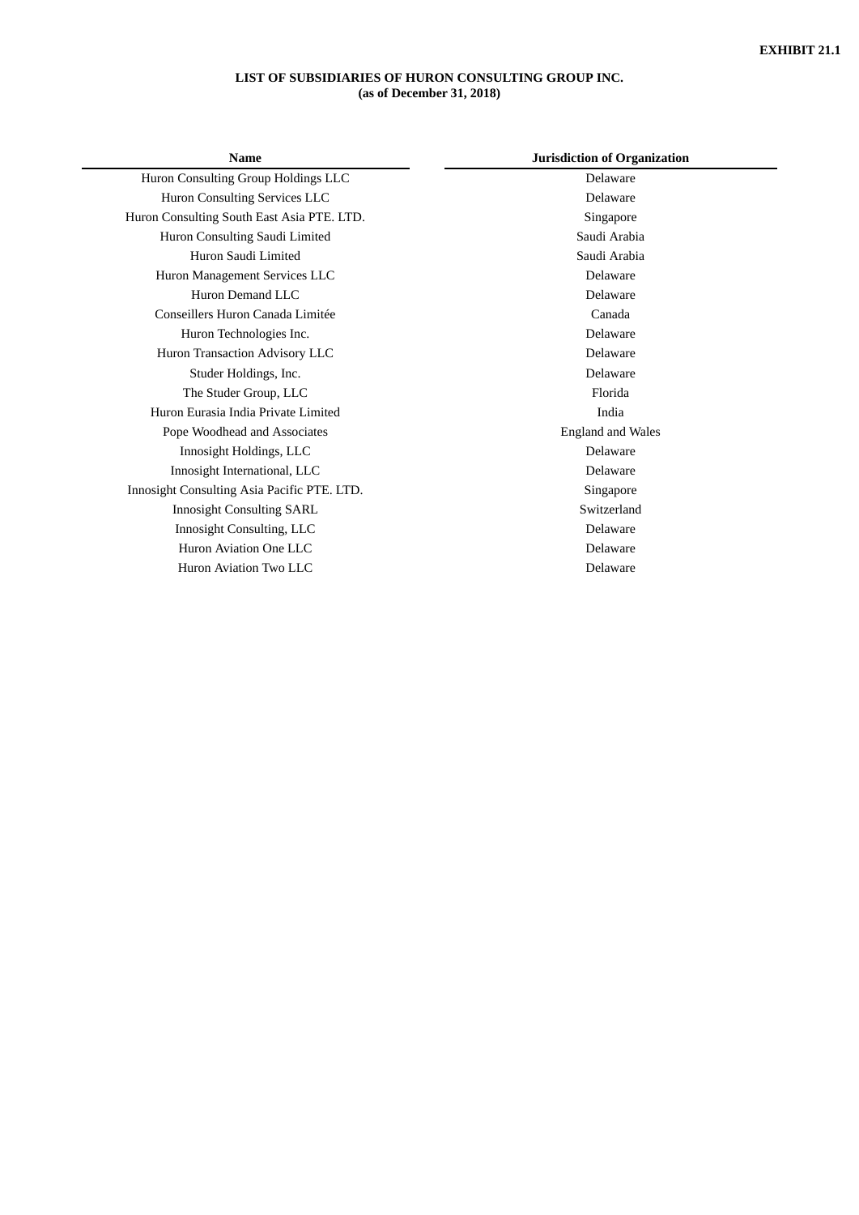**EXHIBIT 21.1**

**LIST OF SUBSIDIARIES OF HURON CONSULTING GROUP INC.**
**(as of December 31, 2018)**

| Name | Jurisdiction of Organization |
|---|---|
| Huron Consulting Group Holdings LLC | Delaware |
| Huron Consulting Services LLC | Delaware |
| Huron Consulting South East Asia PTE. LTD. | Singapore |
| Huron Consulting Saudi Limited | Saudi Arabia |
| Huron Saudi Limited | Saudi Arabia |
| Huron Management Services LLC | Delaware |
| Huron Demand LLC | Delaware |
| Conseillers Huron Canada Limitée | Canada |
| Huron Technologies Inc. | Delaware |
| Huron Transaction Advisory LLC | Delaware |
| Studer Holdings, Inc. | Delaware |
| The Studer Group, LLC | Florida |
| Huron Eurasia India Private Limited | India |
| Pope Woodhead and Associates | England and Wales |
| Innosight Holdings, LLC | Delaware |
| Innosight International, LLC | Delaware |
| Innosight Consulting Asia Pacific PTE. LTD. | Singapore |
| Innosight Consulting SARL | Switzerland |
| Innosight Consulting, LLC | Delaware |
| Huron Aviation One LLC | Delaware |
| Huron Aviation Two LLC | Delaware |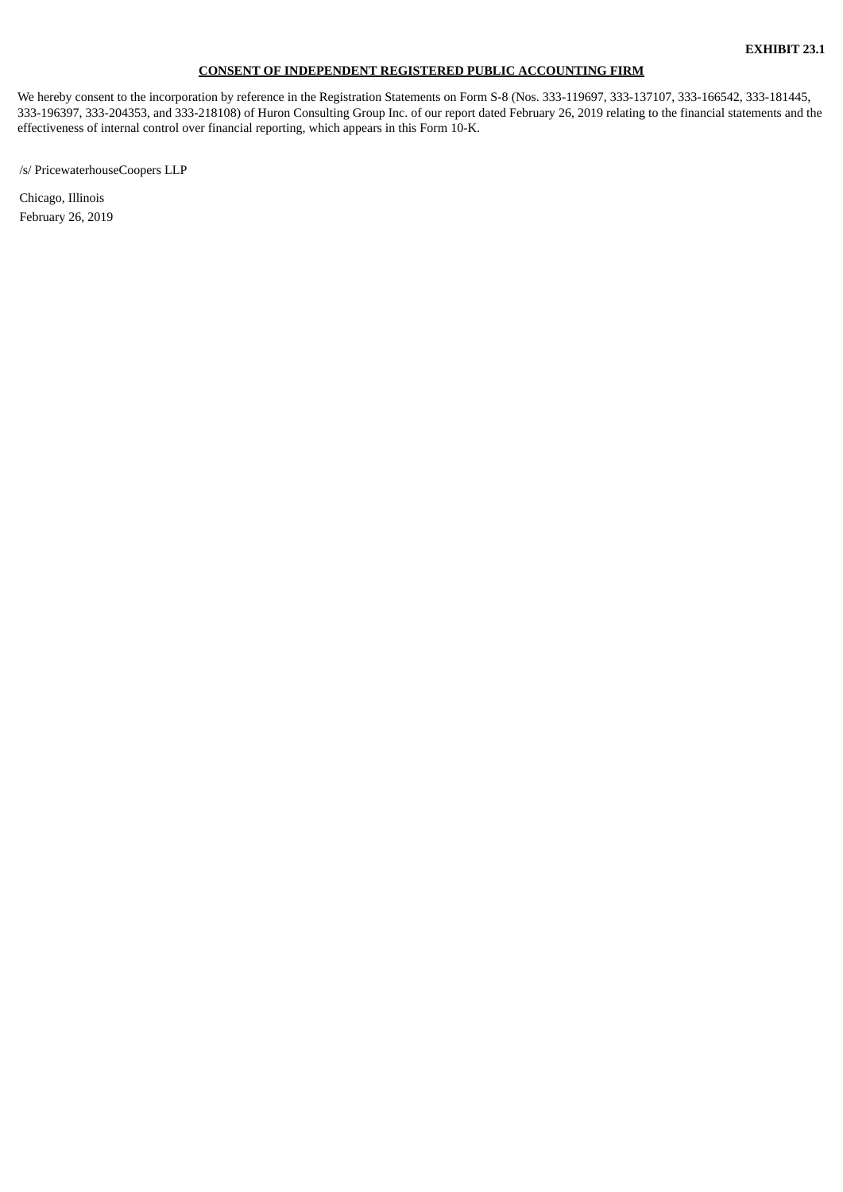**EXHIBIT 23.1**

**CONSENT OF INDEPENDENT REGISTERED PUBLIC ACCOUNTING FIRM**

We hereby consent to the incorporation by reference in the Registration Statements on Form S-8 (Nos. 333-119697, 333-137107, 333-166542, 333-181445, 333-196397, 333-204353, and 333-218108) of Huron Consulting Group Inc. of our report dated February 26, 2019 relating to the financial statements and the effectiveness of internal control over financial reporting, which appears in this Form 10-K.

/s/ PricewaterhouseCoopers LLP

Chicago, Illinois
February 26, 2019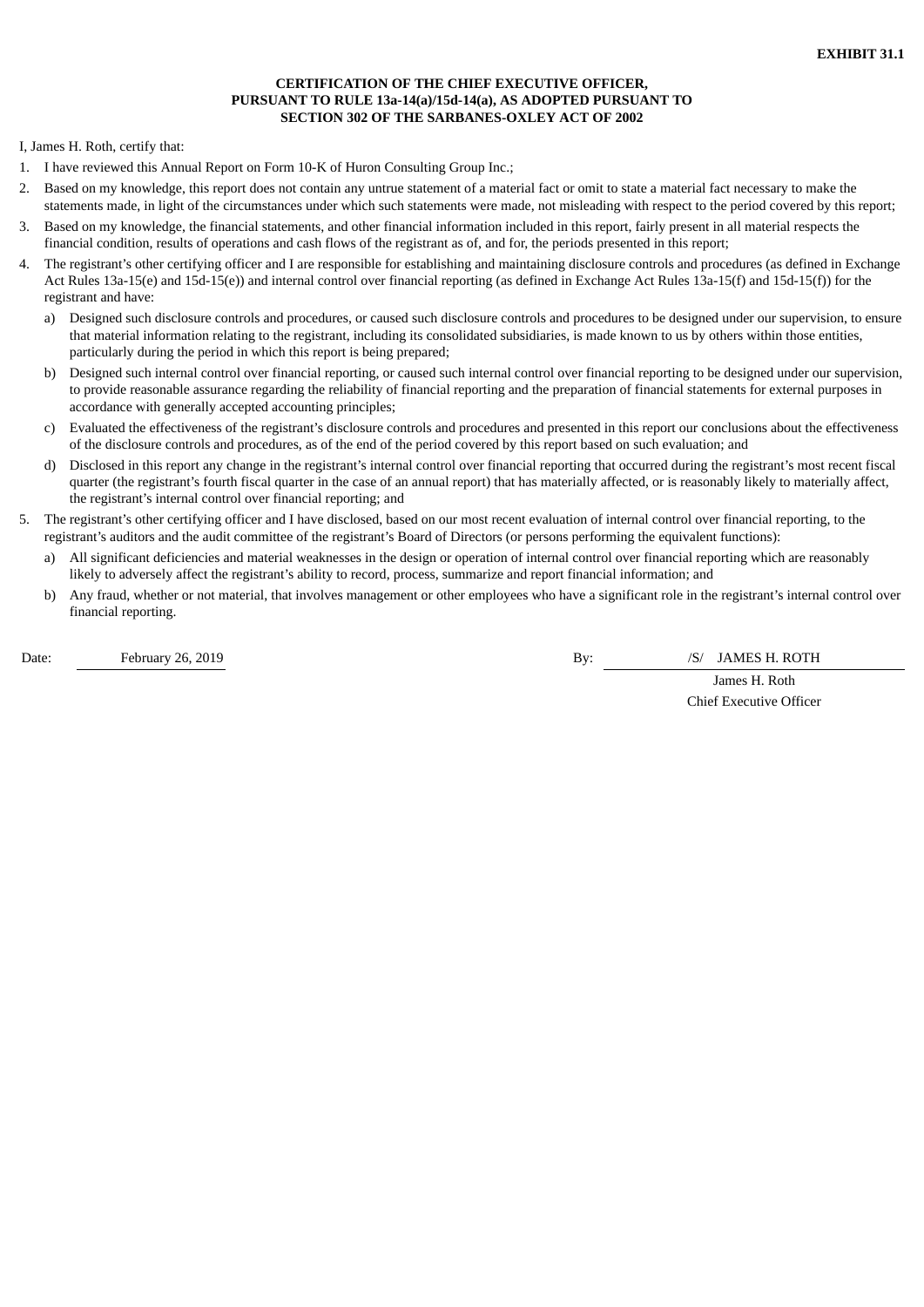**EXHIBIT 31.1**

**CERTIFICATION OF THE CHIEF EXECUTIVE OFFICER, PURSUANT TO RULE 13a-14(a)/15d-14(a), AS ADOPTED PURSUANT TO SECTION 302 OF THE SARBANES-OXLEY ACT OF 2002**

I, James H. Roth, certify that:

1. I have reviewed this Annual Report on Form 10-K of Huron Consulting Group Inc.;
2. Based on my knowledge, this report does not contain any untrue statement of a material fact or omit to state a material fact necessary to make the statements made, in light of the circumstances under which such statements were made, not misleading with respect to the period covered by this report;
3. Based on my knowledge, the financial statements, and other financial information included in this report, fairly present in all material respects the financial condition, results of operations and cash flows of the registrant as of, and for, the periods presented in this report;
4. The registrant's other certifying officer and I are responsible for establishing and maintaining disclosure controls and procedures (as defined in Exchange Act Rules 13a-15(e) and 15d-15(e)) and internal control over financial reporting (as defined in Exchange Act Rules 13a-15(f) and 15d-15(f)) for the registrant and have:
   a) Designed such disclosure controls and procedures, or caused such disclosure controls and procedures to be designed under our supervision, to ensure that material information relating to the registrant, including its consolidated subsidiaries, is made known to us by others within those entities, particularly during the period in which this report is being prepared;
   b) Designed such internal control over financial reporting, or caused such internal control over financial reporting to be designed under our supervision, to provide reasonable assurance regarding the reliability of financial reporting and the preparation of financial statements for external purposes in accordance with generally accepted accounting principles;
   c) Evaluated the effectiveness of the registrant's disclosure controls and procedures and presented in this report our conclusions about the effectiveness of the disclosure controls and procedures, as of the end of the period covered by this report based on such evaluation; and
   d) Disclosed in this report any change in the registrant's internal control over financial reporting that occurred during the registrant's most recent fiscal quarter (the registrant's fourth fiscal quarter in the case of an annual report) that has materially affected, or is reasonably likely to materially affect, the registrant's internal control over financial reporting; and
5. The registrant's other certifying officer and I have disclosed, based on our most recent evaluation of internal control over financial reporting, to the registrant's auditors and the audit committee of the registrant's Board of Directors (or persons performing the equivalent functions):
   a) All significant deficiencies and material weaknesses in the design or operation of internal control over financial reporting which are reasonably likely to adversely affect the registrant's ability to record, process, summarize and report financial information; and
   b) Any fraud, whether or not material, that involves management or other employees who have a significant role in the registrant's internal control over financial reporting.

Date: February 26, 2019

By: /S/ JAMES H. ROTH
James H. Roth
Chief Executive Officer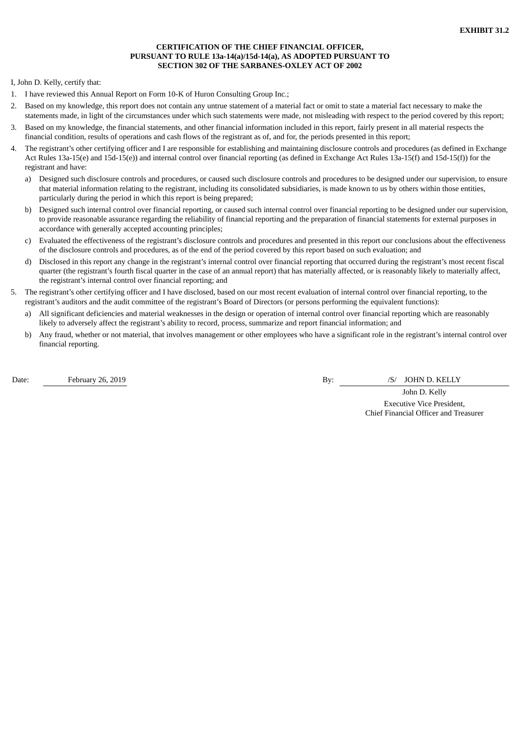**EXHIBIT 31.2**

**CERTIFICATION OF THE CHIEF FINANCIAL OFFICER, PURSUANT TO RULE 13a-14(a)/15d-14(a), AS ADOPTED PURSUANT TO SECTION 302 OF THE SARBANES-OXLEY ACT OF 2002**

I, John D. Kelly, certify that:

1. I have reviewed this Annual Report on Form 10-K of Huron Consulting Group Inc.;
2. Based on my knowledge, this report does not contain any untrue statement of a material fact or omit to state a material fact necessary to make the statements made, in light of the circumstances under which such statements were made, not misleading with respect to the period covered by this report;
3. Based on my knowledge, the financial statements, and other financial information included in this report, fairly present in all material respects the financial condition, results of operations and cash flows of the registrant as of, and for, the periods presented in this report;
4. The registrant's other certifying officer and I are responsible for establishing and maintaining disclosure controls and procedures (as defined in Exchange Act Rules 13a-15(e) and 15d-15(e)) and internal control over financial reporting (as defined in Exchange Act Rules 13a-15(f) and 15d-15(f)) for the registrant and have:
   a) Designed such disclosure controls and procedures, or caused such disclosure controls and procedures to be designed under our supervision, to ensure that material information relating to the registrant, including its consolidated subsidiaries, is made known to us by others within those entities, particularly during the period in which this report is being prepared;
   b) Designed such internal control over financial reporting, or caused such internal control over financial reporting to be designed under our supervision, to provide reasonable assurance regarding the reliability of financial reporting and the preparation of financial statements for external purposes in accordance with generally accepted accounting principles;
   c) Evaluated the effectiveness of the registrant's disclosure controls and procedures and presented in this report our conclusions about the effectiveness of the disclosure controls and procedures, as of the end of the period covered by this report based on such evaluation; and
   d) Disclosed in this report any change in the registrant's internal control over financial reporting that occurred during the registrant's most recent fiscal quarter (the registrant's fourth fiscal quarter in the case of an annual report) that has materially affected, or is reasonably likely to materially affect, the registrant's internal control over financial reporting; and
5. The registrant's other certifying officer and I have disclosed, based on our most recent evaluation of internal control over financial reporting, to the registrant's auditors and the audit committee of the registrant's Board of Directors (or persons performing the equivalent functions):
   a) All significant deficiencies and material weaknesses in the design or operation of internal control over financial reporting which are reasonably likely to adversely affect the registrant's ability to record, process, summarize and report financial information; and
   b) Any fraud, whether or not material, that involves management or other employees who have a significant role in the registrant's internal control over financial reporting.

Date: February 26, 2019

By: /S/ JOHN D. KELLY

John D. Kelly

Executive Vice President,
Chief Financial Officer and Treasurer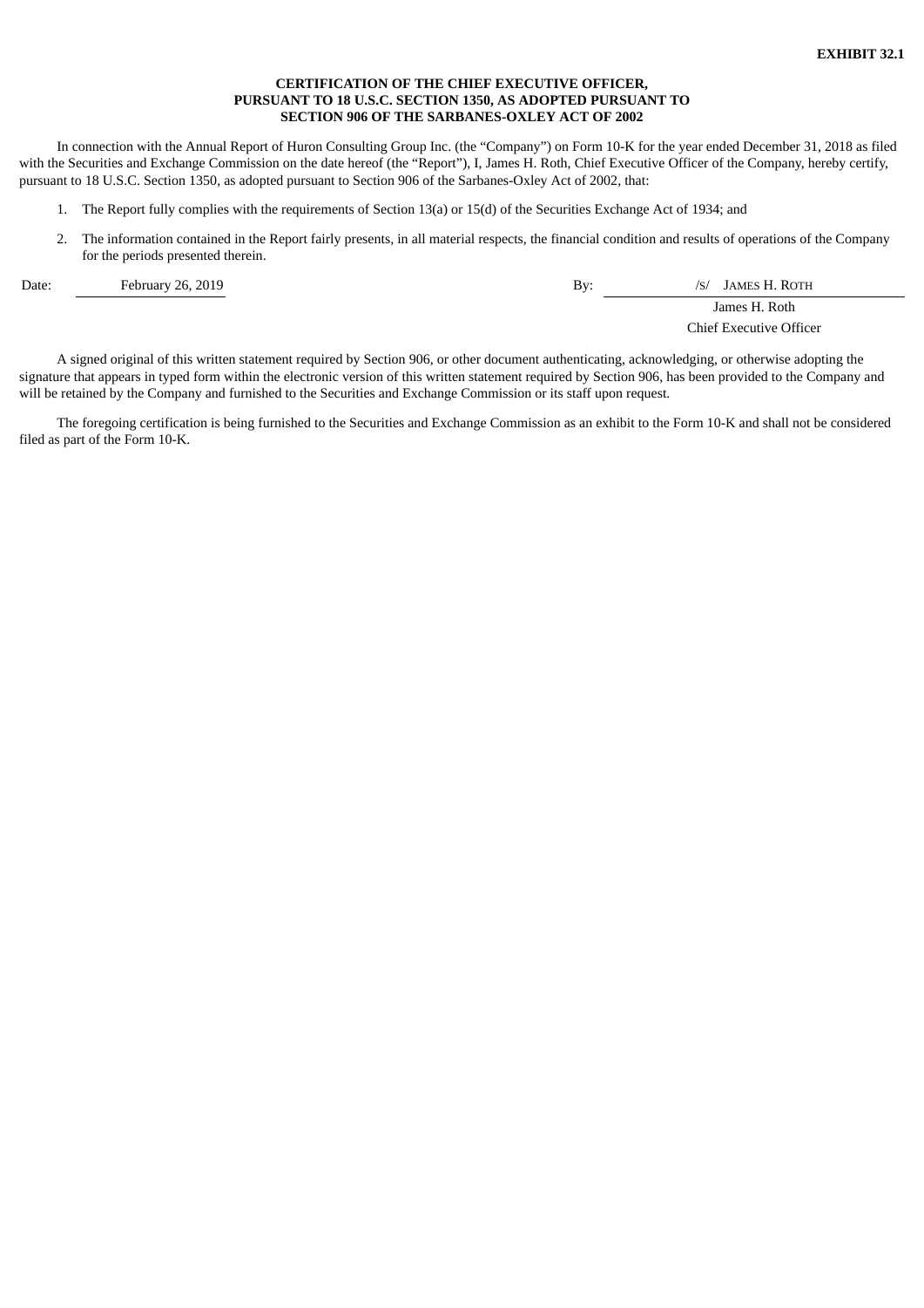**EXHIBIT 32.1**

**CERTIFICATION OF THE CHIEF EXECUTIVE OFFICER,**
**PURSUANT TO 18 U.S.C. SECTION 1350, AS ADOPTED PURSUANT TO**
**SECTION 906 OF THE SARBANES-OXLEY ACT OF 2002**

In connection with the Annual Report of Huron Consulting Group Inc. (the “Company”) on Form 10-K for the year ended December 31, 2018 as filed with the Securities and Exchange Commission on the date hereof (the “Report”), I, James H. Roth, Chief Executive Officer of the Company, hereby certify, pursuant to 18 U.S.C. Section 1350, as adopted pursuant to Section 906 of the Sarbanes-Oxley Act of 2002, that:

1. The Report fully complies with the requirements of Section 13(a) or 15(d) of the Securities Exchange Act of 1934; and
2. The information contained in the Report fairly presents, in all material respects, the financial condition and results of operations of the Company for the periods presented therein.

| Date: | February 26, 2019 | By: | /S/ JAMES H. ROTH |
|---|---|---|---|
| | | | James H. Roth |
| | | | Chief Executive Officer |

A signed original of this written statement required by Section 906, or other document authenticating, acknowledging, or otherwise adopting the signature that appears in typed form within the electronic version of this written statement required by Section 906, has been provided to the Company and will be retained by the Company and furnished to the Securities and Exchange Commission or its staff upon request.

The foregoing certification is being furnished to the Securities and Exchange Commission as an exhibit to the Form 10-K and shall not be considered filed as part of the Form 10-K.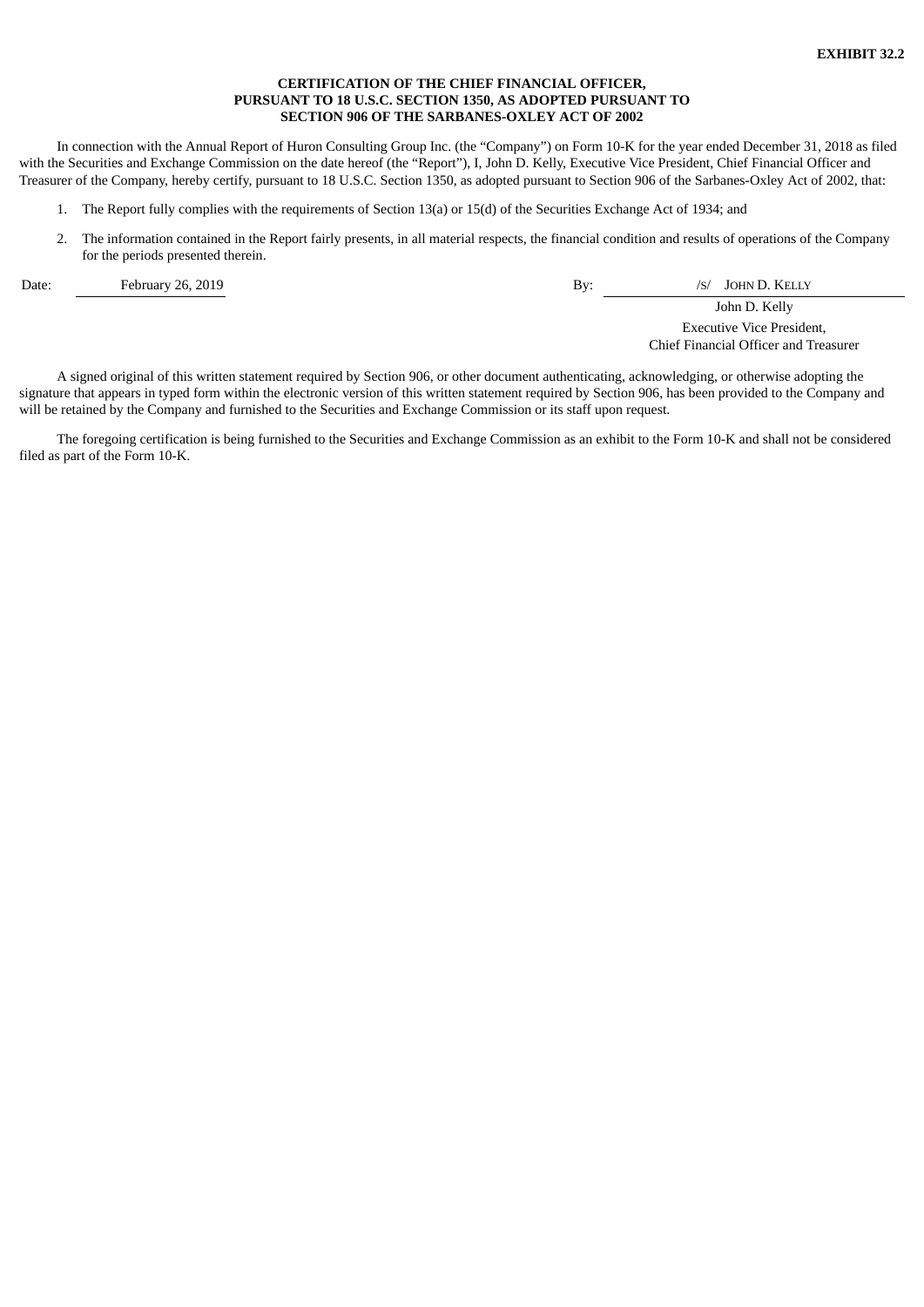**EXHIBIT 32.2**

**CERTIFICATION OF THE CHIEF FINANCIAL OFFICER,
PURSUANT TO 18 U.S.C. SECTION 1350, AS ADOPTED PURSUANT TO
SECTION 906 OF THE SARBANES-OXLEY ACT OF 2002**

In connection with the Annual Report of Huron Consulting Group Inc. (the "Company") on Form 10-K for the year ended December 31, 2018 as filed with the Securities and Exchange Commission on the date hereof (the "Report"), I, John D. Kelly, Executive Vice President, Chief Financial Officer and Treasurer of the Company, hereby certify, pursuant to 18 U.S.C. Section 1350, as adopted pursuant to Section 906 of the Sarbanes-Oxley Act of 2002, that:

1. The Report fully complies with the requirements of Section 13(a) or 15(d) of the Securities Exchange Act of 1934; and
2. The information contained in the Report fairly presents, in all material respects, the financial condition and results of operations of the Company for the periods presented therein.

Date: February 26, 2019

By: /S/ JOHN D. KELLY
John D. Kelly
Executive Vice President,
Chief Financial Officer and Treasurer

A signed original of this written statement required by Section 906, or other document authenticating, acknowledging, or otherwise adopting the signature that appears in typed form within the electronic version of this written statement required by Section 906, has been provided to the Company and will be retained by the Company and furnished to the Securities and Exchange Commission or its staff upon request.

The foregoing certification is being furnished to the Securities and Exchange Commission as an exhibit to the Form 10-K and shall not be considered filed as part of the Form 10-K.